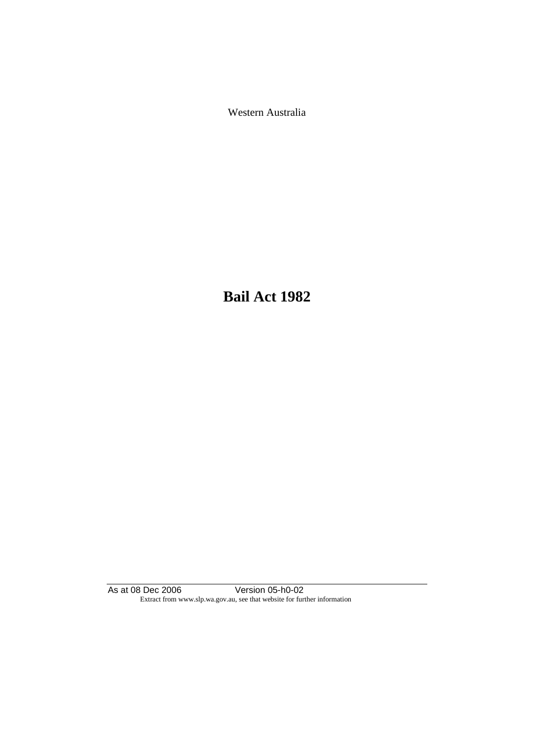Western Australia

# Bail Act 1982

As at 08 Dec 2006 Version 05-h0-02
Extract from www.slp.wa.gov.au, see that website for further information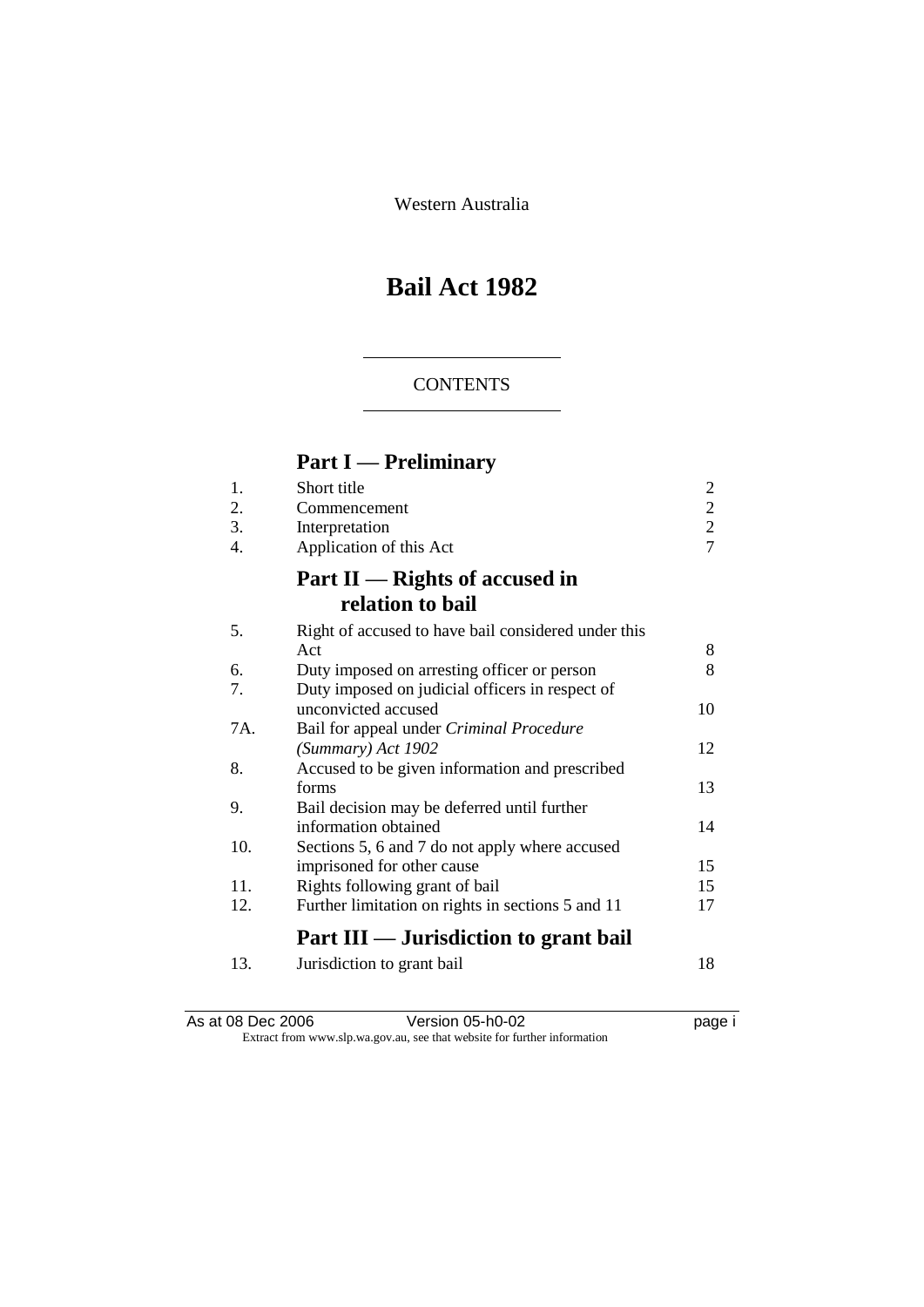Western Australia

# Bail Act 1982

CONTENTS

## Part I — Preliminary

| | | |
|---|---|---|
| 1. | Short title | 2 |
| 2. | Commencement | 2 |
| 3. | Interpretation | 2 |
| 4. | Application of this Act | 7 |

## Part II — Rights of accused in relation to bail

| | | |
|---|---|---|
| 5. | Right of accused to have bail considered under this Act | 8 |
| 6. | Duty imposed on arresting officer or person | 8 |
| 7. | Duty imposed on judicial officers in respect of unconvicted accused | 10 |
| 7A. | Bail for appeal under *Criminal Procedure (Summary) Act 1902* | 12 |
| 8. | Accused to be given information and prescribed forms | 13 |
| 9. | Bail decision may be deferred until further information obtained | 14 |
| 10. | Sections 5, 6 and 7 do not apply where accused imprisoned for other cause | 15 |
| 11. | Rights following grant of bail | 15 |
| 12. | Further limitation on rights in sections 5 and 11 | 17 |

## Part III — Jurisdiction to grant bail

| | | |
|---|---|---|
| 13. | Jurisdiction to grant bail | 18 |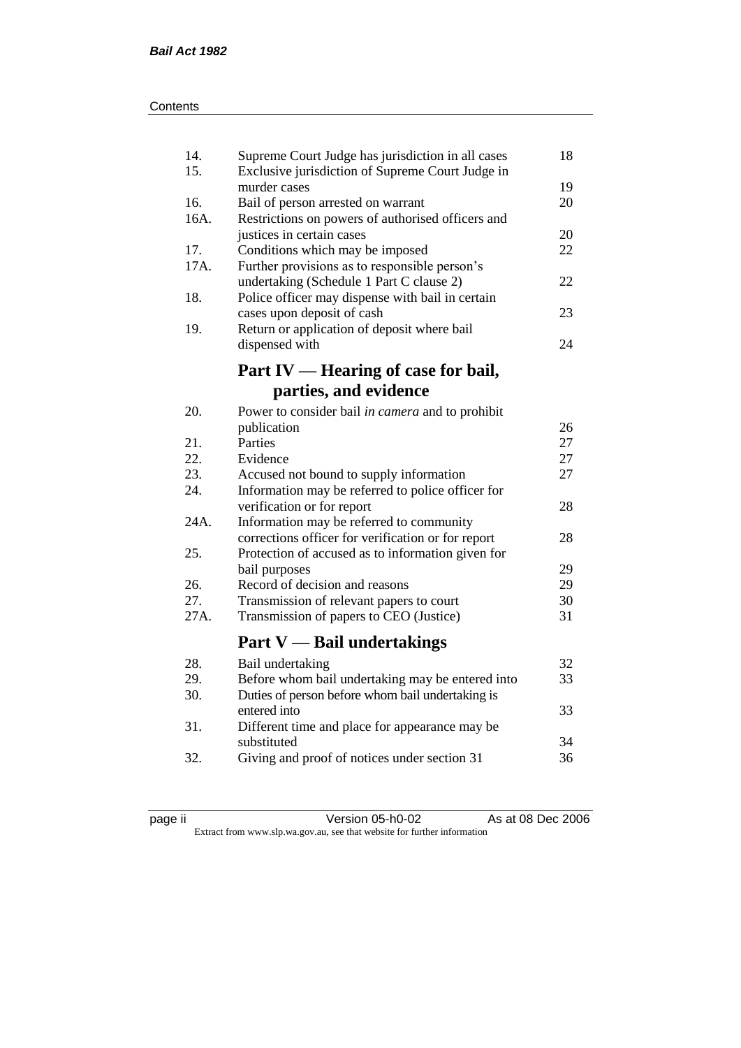| | | |
|---|---|---|
| 14. | Supreme Court Judge has jurisdiction in all cases | 18 |
| 15. | Exclusive jurisdiction of Supreme Court Judge in murder cases | 19 |
| 16. | Bail of person arrested on warrant | 20 |
| 16A. | Restrictions on powers of authorised officers and justices in certain cases | 20 |
| 17. | Conditions which may be imposed | 22 |
| 17A. | Further provisions as to responsible person's undertaking (Schedule 1 Part C clause 2) | 22 |
| 18. | Police officer may dispense with bail in certain cases upon deposit of cash | 23 |
| 19. | Return or application of deposit where bail dispensed with | 24 |

## Part IV — Hearing of case for bail, parties, and evidence

| | | |
|---|---|---|
| 20. | Power to consider bail *in camera* and to prohibit publication | 26 |
| 21. | Parties | 27 |
| 22. | Evidence | 27 |
| 23. | Accused not bound to supply information | 27 |
| 24. | Information may be referred to police officer for verification or for report | 28 |
| 24A. | Information may be referred to community corrections officer for verification or for report | 28 |
| 25. | Protection of accused as to information given for bail purposes | 29 |
| 26. | Record of decision and reasons | 29 |
| 27. | Transmission of relevant papers to court | 30 |
| 27A. | Transmission of papers to CEO (Justice) | 31 |

## Part V — Bail undertakings

| | | |
|---|---|---|
| 28. | Bail undertaking | 32 |
| 29. | Before whom bail undertaking may be entered into | 33 |
| 30. | Duties of person before whom bail undertaking is entered into | 33 |
| 31. | Different time and place for appearance may be substituted | 34 |
| 32. | Giving and proof of notices under section 31 | 36 |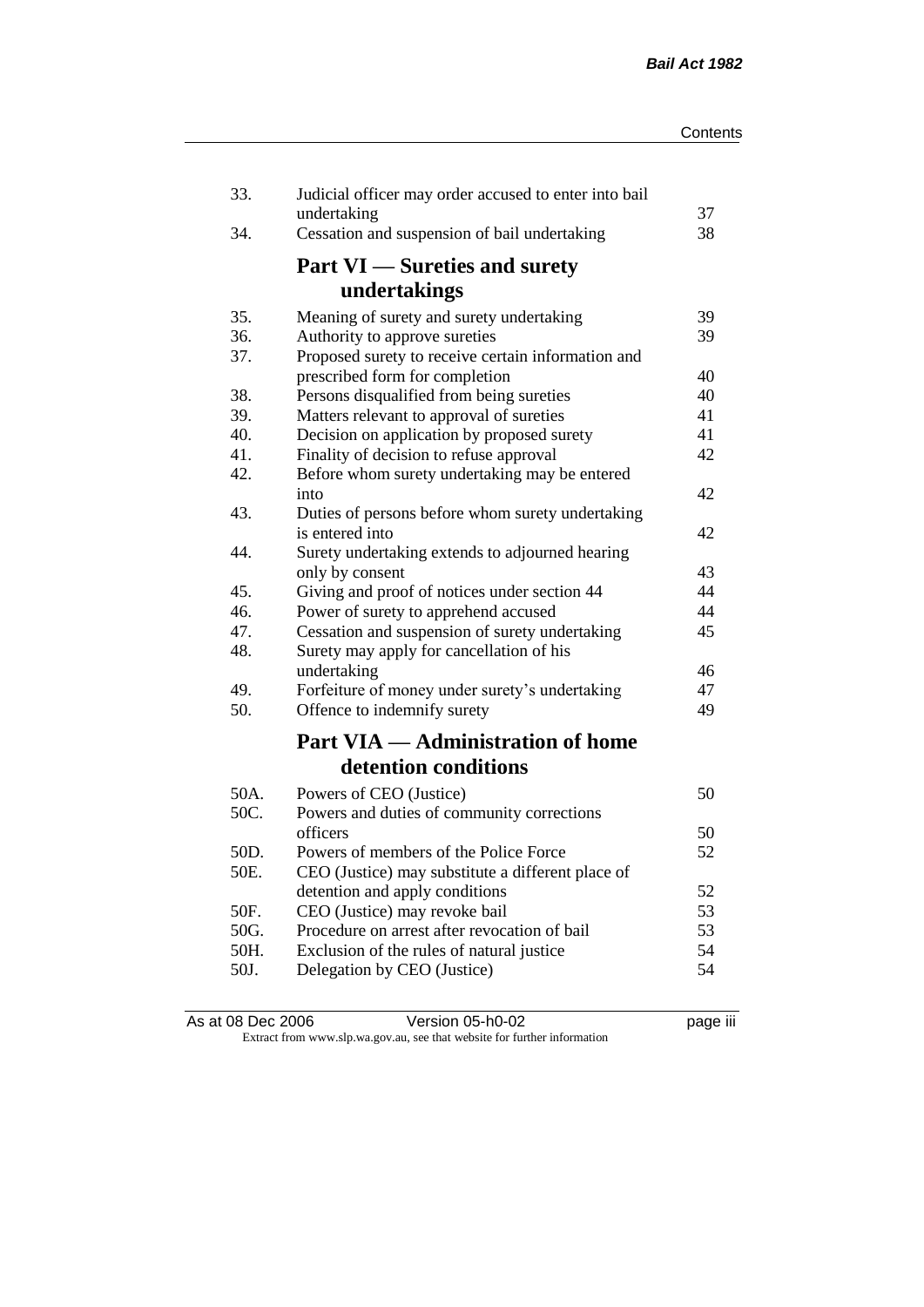| | | |
|---|---|---|
| 33. | Judicial officer may order accused to enter into bail undertaking | 37 |
| 34. | Cessation and suspension of bail undertaking | 38 |

## Part VI — Sureties and surety undertakings

| | | |
|---|---|---|
| 35. | Meaning of surety and surety undertaking | 39 |
| 36. | Authority to approve sureties | 39 |
| 37. | Proposed surety to receive certain information and prescribed form for completion | 40 |
| 38. | Persons disqualified from being sureties | 40 |
| 39. | Matters relevant to approval of sureties | 41 |
| 40. | Decision on application by proposed surety | 41 |
| 41. | Finality of decision to refuse approval | 42 |
| 42. | Before whom surety undertaking may be entered into | 42 |
| 43. | Duties of persons before whom surety undertaking is entered into | 42 |
| 44. | Surety undertaking extends to adjourned hearing only by consent | 43 |
| 45. | Giving and proof of notices under section 44 | 44 |
| 46. | Power of surety to apprehend accused | 44 |
| 47. | Cessation and suspension of surety undertaking | 45 |
| 48. | Surety may apply for cancellation of his undertaking | 46 |
| 49. | Forfeiture of money under surety's undertaking | 47 |
| 50. | Offence to indemnify surety | 49 |

## Part VIA — Administration of home detention conditions

| | | |
|---|---|---|
| 50A. | Powers of CEO (Justice) | 50 |
| 50C. | Powers and duties of community corrections officers | 50 |
| 50D. | Powers of members of the Police Force | 52 |
| 50E. | CEO (Justice) may substitute a different place of detention and apply conditions | 52 |
| 50F. | CEO (Justice) may revoke bail | 53 |
| 50G. | Procedure on arrest after revocation of bail | 53 |
| 50H. | Exclusion of the rules of natural justice | 54 |
| 50J. | Delegation by CEO (Justice) | 54 |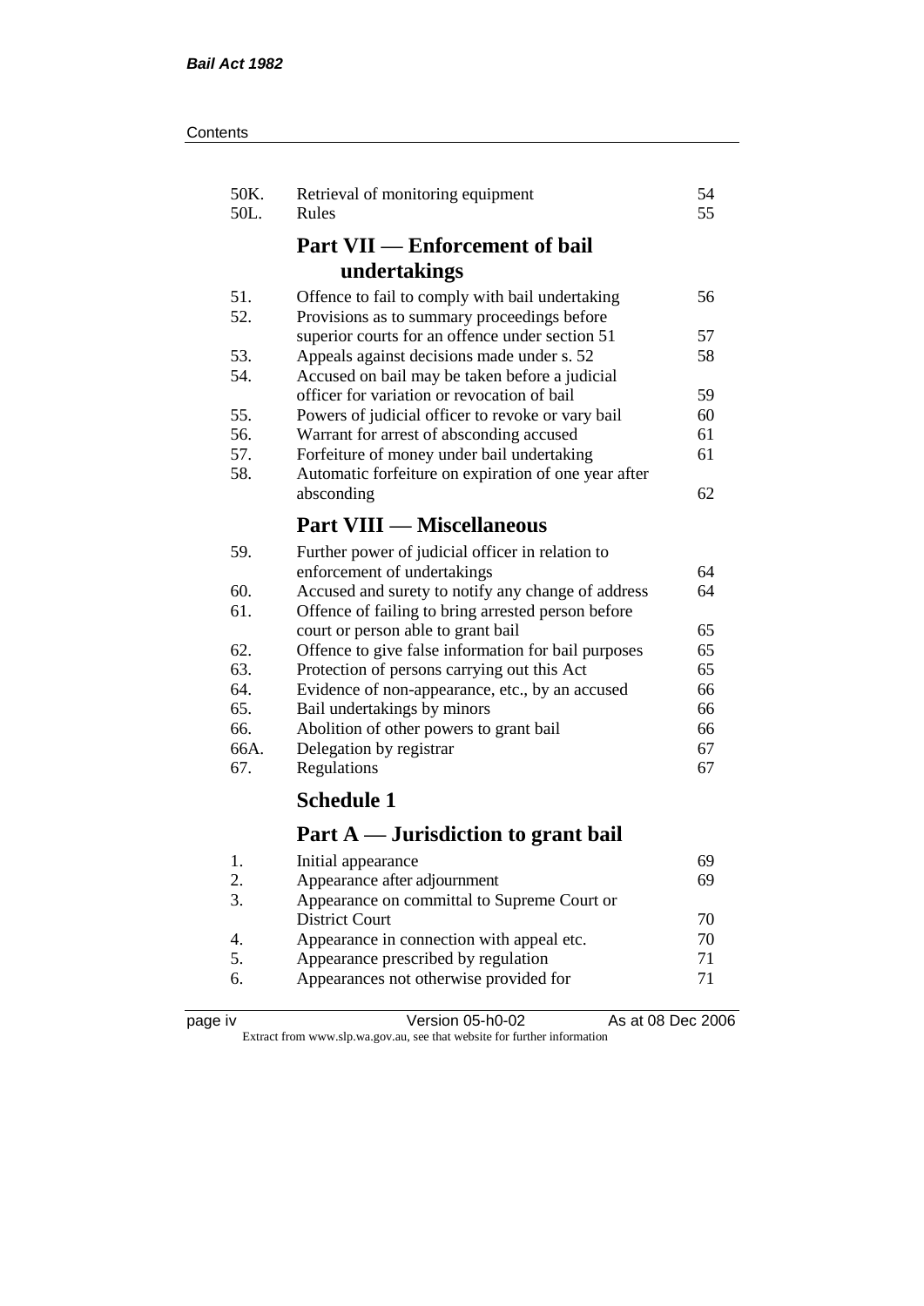| | | |
|---|---|---|
| 50K. | Retrieval of monitoring equipment | 54 |
| 50L. | Rules | 55 |

## Part VII — Enforcement of bail undertakings

| | | |
|---|---|---|
| 51. | Offence to fail to comply with bail undertaking | 56 |
| 52. | Provisions as to summary proceedings before superior courts for an offence under section 51 | 57 |
| 53. | Appeals against decisions made under s. 52 | 58 |
| 54. | Accused on bail may be taken before a judicial officer for variation or revocation of bail | 59 |
| 55. | Powers of judicial officer to revoke or vary bail | 60 |
| 56. | Warrant for arrest of absconding accused | 61 |
| 57. | Forfeiture of money under bail undertaking | 61 |
| 58. | Automatic forfeiture on expiration of one year after absconding | 62 |

## Part VIII — Miscellaneous

| | | |
|---|---|---|
| 59. | Further power of judicial officer in relation to enforcement of undertakings | 64 |
| 60. | Accused and surety to notify any change of address | 64 |
| 61. | Offence of failing to bring arrested person before court or person able to grant bail | 65 |
| 62. | Offence to give false information for bail purposes | 65 |
| 63. | Protection of persons carrying out this Act | 65 |
| 64. | Evidence of non-appearance, etc., by an accused | 66 |
| 65. | Bail undertakings by minors | 66 |
| 66. | Abolition of other powers to grant bail | 66 |
| 66A. | Delegation by registrar | 67 |
| 67. | Regulations | 67 |

## Schedule 1

## Part A — Jurisdiction to grant bail

| | | |
|---|---|---|
| 1. | Initial appearance | 69 |
| 2. | Appearance after adjournment | 69 |
| 3. | Appearance on committal to Supreme Court or District Court | 70 |
| 4. | Appearance in connection with appeal etc. | 70 |
| 5. | Appearance prescribed by regulation | 71 |
| 6. | Appearances not otherwise provided for | 71 |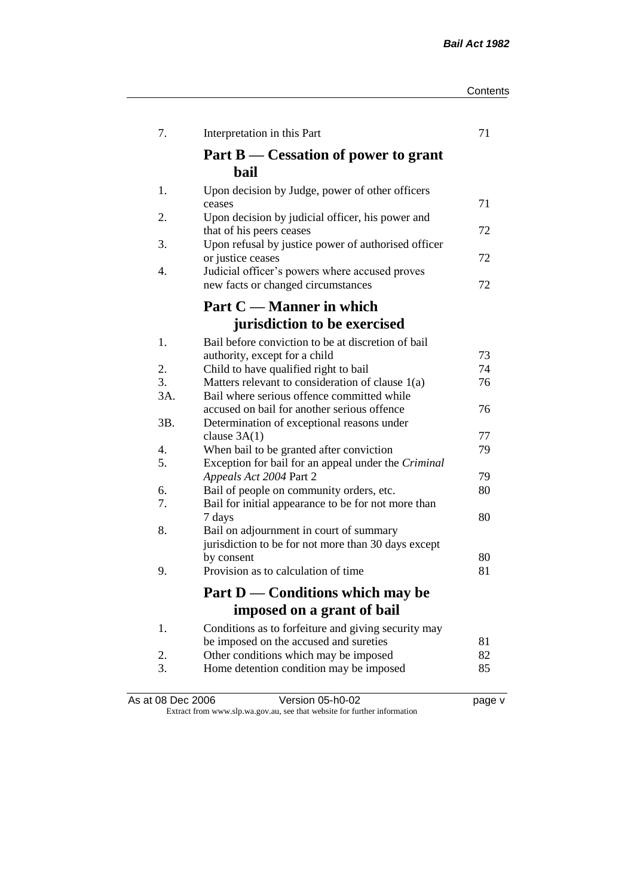| | | |
|---|---|---|
| 7. | Interpretation in this Part | 71 |

## Part B — Cessation of power to grant bail

| | | |
|---|---|---|
| 1. | Upon decision by Judge, power of other officers ceases | 71 |
| 2. | Upon decision by judicial officer, his power and that of his peers ceases | 72 |
| 3. | Upon refusal by justice power of authorised officer or justice ceases | 72 |
| 4. | Judicial officer's powers where accused proves new facts or changed circumstances | 72 |

## Part C — Manner in which jurisdiction to be exercised

| | | |
|---|---|---|
| 1. | Bail before conviction to be at discretion of bail authority, except for a child | 73 |
| 2. | Child to have qualified right to bail | 74 |
| 3. | Matters relevant to consideration of clause 1(a) | 76 |
| 3A. | Bail where serious offence committed while accused on bail for another serious offence | 76 |
| 3B. | Determination of exceptional reasons under clause 3A(1) | 77 |
| 4. | When bail to be granted after conviction | 79 |
| 5. | Exception for bail for an appeal under the *Criminal Appeals Act 2004* Part 2 | 79 |
| 6. | Bail of people on community orders, etc. | 80 |
| 7. | Bail for initial appearance to be for not more than 7 days | 80 |
| 8. | Bail on adjournment in court of summary jurisdiction to be for not more than 30 days except by consent | 80 |
| 9. | Provision as to calculation of time | 81 |

## Part D — Conditions which may be imposed on a grant of bail

| | | |
|---|---|---|
| 1. | Conditions as to forfeiture and giving security may be imposed on the accused and sureties | 81 |
| 2. | Other conditions which may be imposed | 82 |
| 3. | Home detention condition may be imposed | 85 |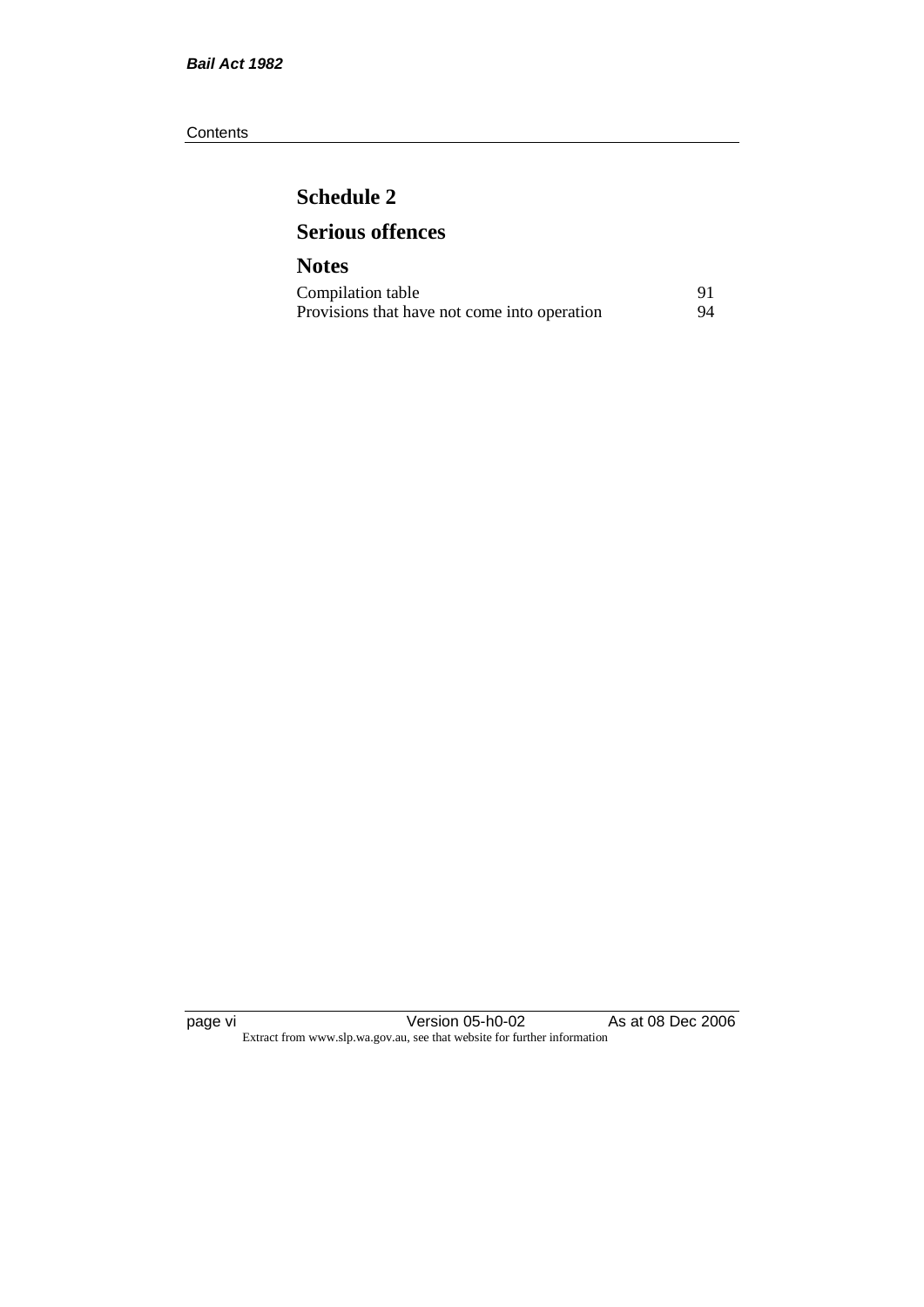## Schedule 2

## Serious offences

## Notes

| | |
|---|---|
| Compilation table | 91 |
| Provisions that have not come into operation | 94 |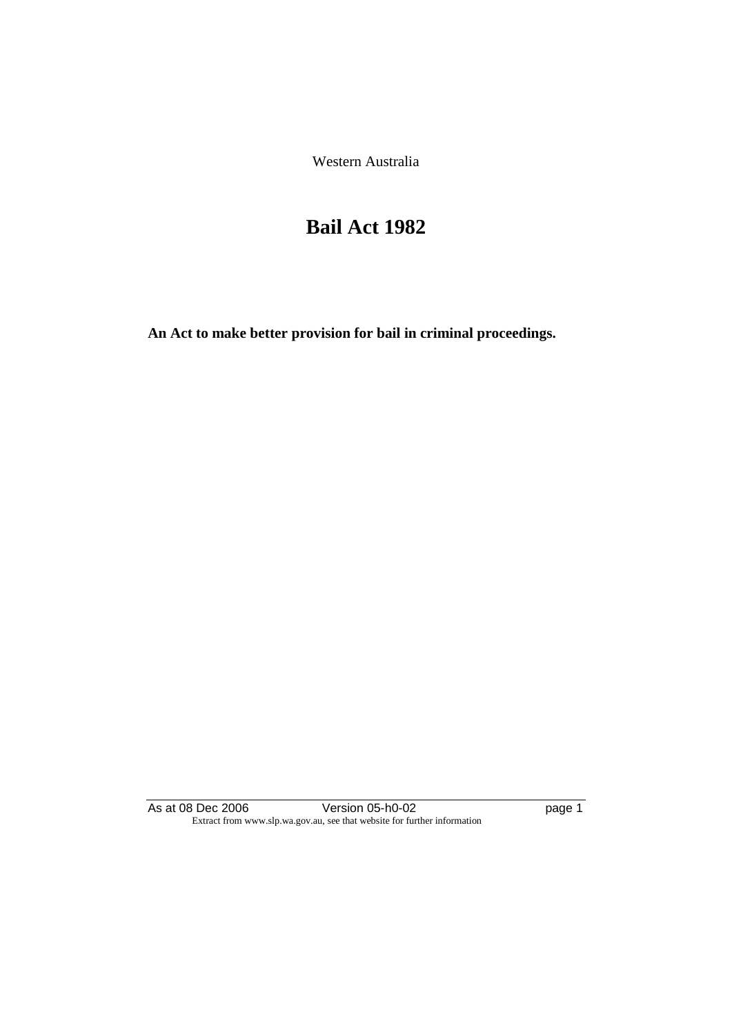Western Australia

# Bail Act 1982

**An Act to make better provision for bail in criminal proceedings.**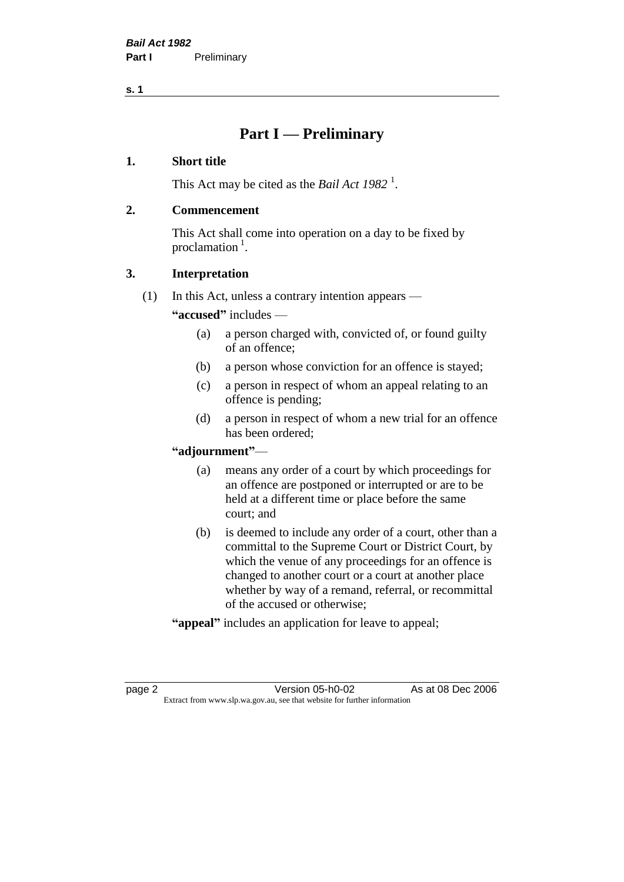# Part I — Preliminary

## 1. Short title

This Act may be cited as the *Bail Act 1982* [1].

## 2. Commencement

This Act shall come into operation on a day to be fixed by proclamation [1].

## 3. Interpretation

(1) In this Act, unless a contrary intention appears —

**"accused"** includes —

- (a) a person charged with, convicted of, or found guilty of an offence;
- (b) a person whose conviction for an offence is stayed;
- (c) a person in respect of whom an appeal relating to an offence is pending;
- (d) a person in respect of whom a new trial for an offence has been ordered;

**"adjournment"**—

- (a) means any order of a court by which proceedings for an offence are postponed or interrupted or are to be held at a different time or place before the same court; and
- (b) is deemed to include any order of a court, other than a committal to the Supreme Court or District Court, by which the venue of any proceedings for an offence is changed to another court or a court at another place whether by way of a remand, referral, or recommittal of the accused or otherwise;

**"appeal"** includes an application for leave to appeal;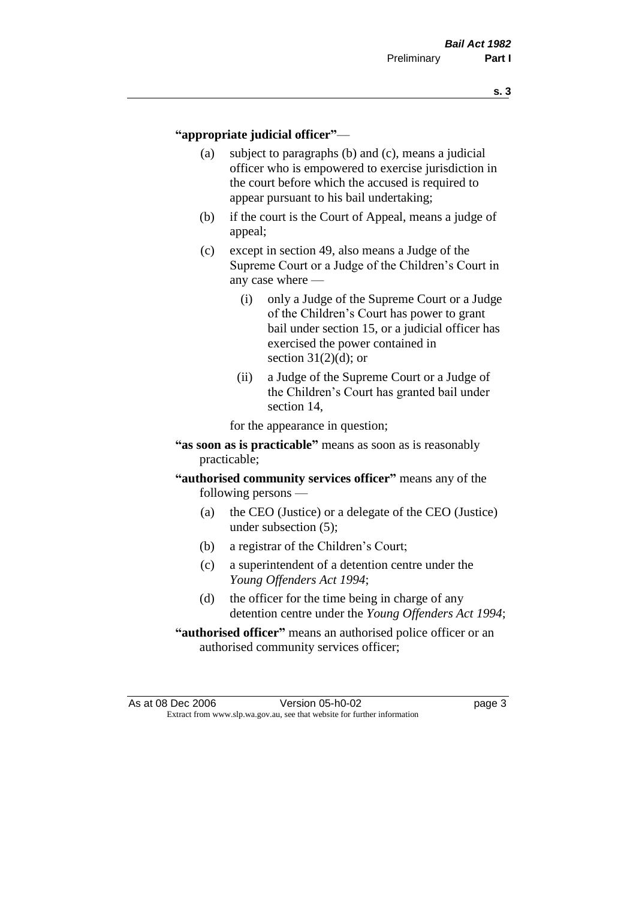**"appropriate judicial officer"**—

- (a) subject to paragraphs (b) and (c), means a judicial officer who is empowered to exercise jurisdiction in the court before which the accused is required to appear pursuant to his bail undertaking;
- (b) if the court is the Court of Appeal, means a judge of appeal;
- (c) except in section 49, also means a Judge of the Supreme Court or a Judge of the Children's Court in any case where —
  - (i) only a Judge of the Supreme Court or a Judge of the Children's Court has power to grant bail under section 15, or a judicial officer has exercised the power contained in section 31(2)(d); or
  - (ii) a Judge of the Supreme Court or a Judge of the Children's Court has granted bail under section 14,

  for the appearance in question;

**"as soon as is practicable"** means as soon as is reasonably practicable;

**"authorised community services officer"** means any of the following persons —

- (a) the CEO (Justice) or a delegate of the CEO (Justice) under subsection (5);
- (b) a registrar of the Children's Court;
- (c) a superintendent of a detention centre under the *Young Offenders Act 1994*;
- (d) the officer for the time being in charge of any detention centre under the *Young Offenders Act 1994*;

**"authorised officer"** means an authorised police officer or an authorised community services officer;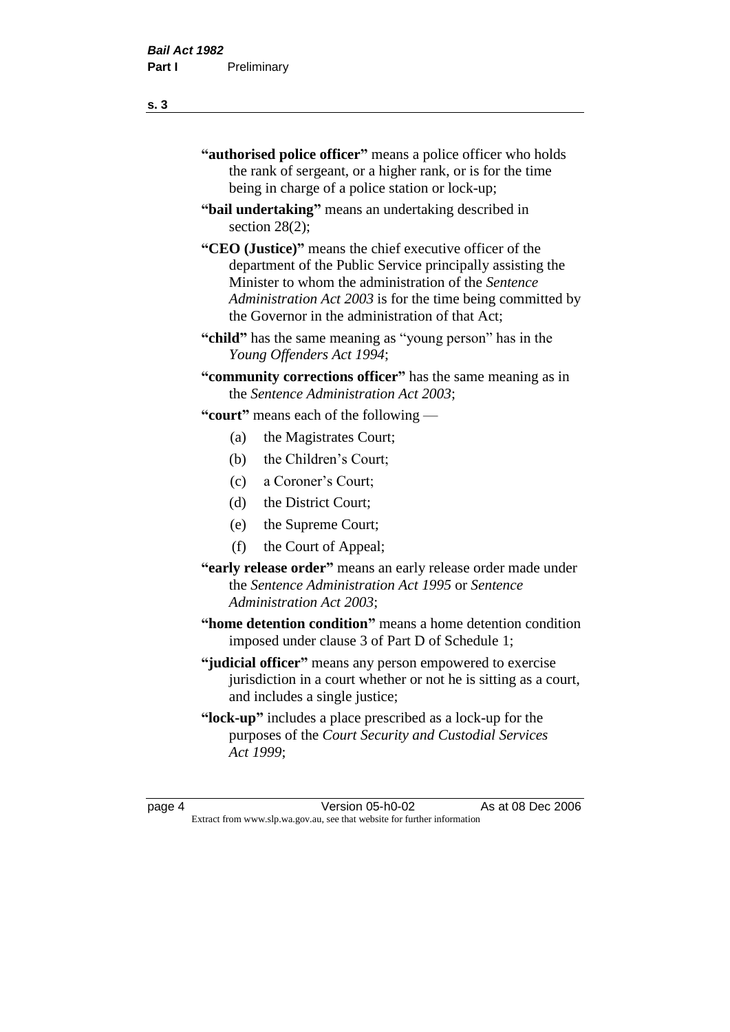**"authorised police officer"** means a police officer who holds the rank of sergeant, or a higher rank, or is for the time being in charge of a police station or lock-up;

**"bail undertaking"** means an undertaking described in section 28(2);

**"CEO (Justice)"** means the chief executive officer of the department of the Public Service principally assisting the Minister to whom the administration of the *Sentence Administration Act 2003* is for the time being committed by the Governor in the administration of that Act;

**"child"** has the same meaning as "young person" has in the *Young Offenders Act 1994*;

**"community corrections officer"** has the same meaning as in the *Sentence Administration Act 2003*;

**"court"** means each of the following —

- (a) the Magistrates Court;
- (b) the Children's Court;
- (c) a Coroner's Court;
- (d) the District Court;
- (e) the Supreme Court;
- (f) the Court of Appeal;

**"early release order"** means an early release order made under the *Sentence Administration Act 1995* or *Sentence Administration Act 2003*;

**"home detention condition"** means a home detention condition imposed under clause 3 of Part D of Schedule 1;

**"judicial officer"** means any person empowered to exercise jurisdiction in a court whether or not he is sitting as a court, and includes a single justice;

**"lock-up"** includes a place prescribed as a lock-up for the purposes of the *Court Security and Custodial Services Act 1999*;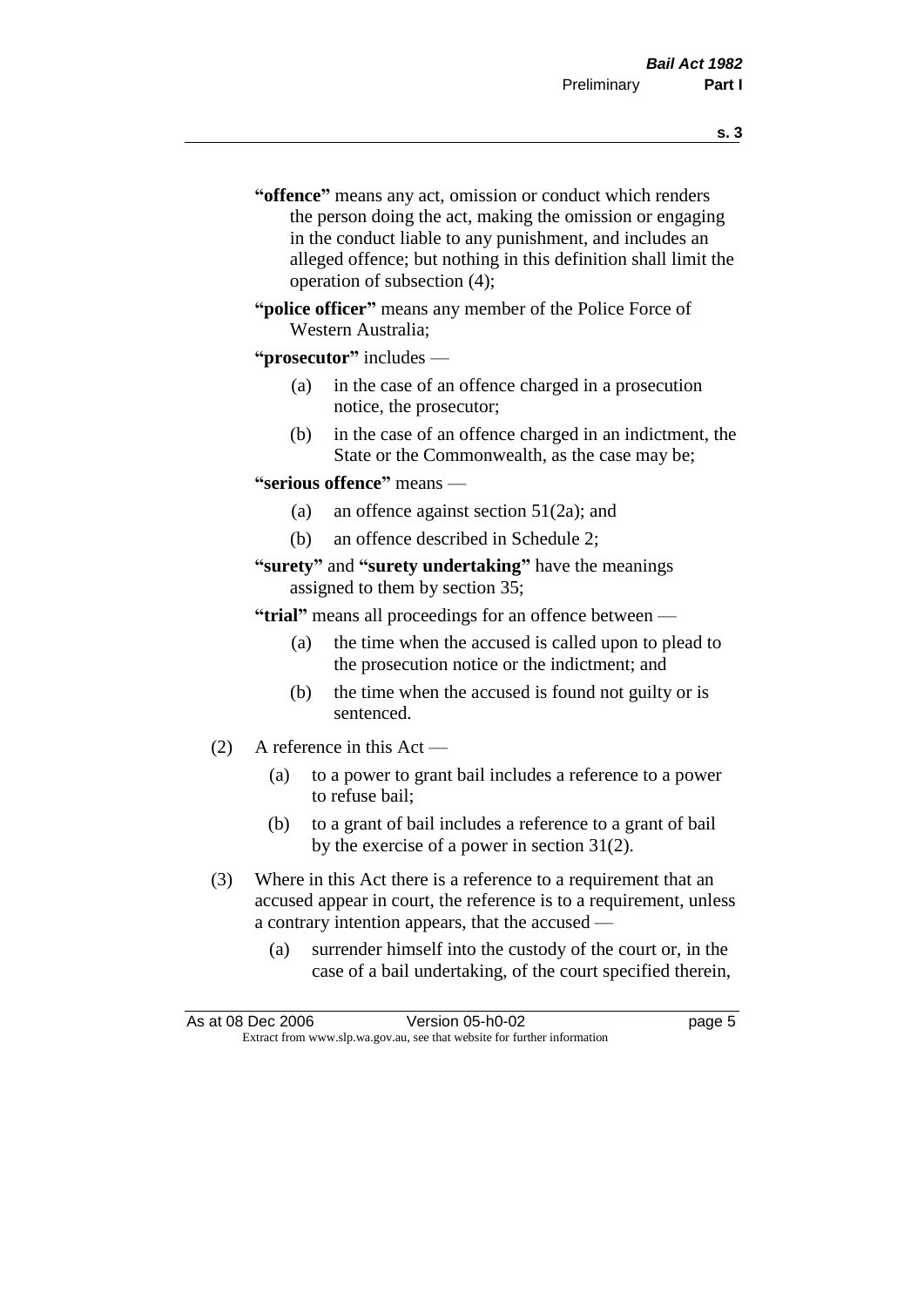**"offence"** means any act, omission or conduct which renders the person doing the act, making the omission or engaging in the conduct liable to any punishment, and includes an alleged offence; but nothing in this definition shall limit the operation of subsection (4);

**"police officer"** means any member of the Police Force of Western Australia;

**"prosecutor"** includes —

(a) in the case of an offence charged in a prosecution notice, the prosecutor;

(b) in the case of an offence charged in an indictment, the State or the Commonwealth, as the case may be;

**"serious offence"** means —

(a) an offence against section 51(2a); and

(b) an offence described in Schedule 2;

**"surety"** and **"surety undertaking"** have the meanings assigned to them by section 35;

**"trial"** means all proceedings for an offence between —

(a) the time when the accused is called upon to plead to the prosecution notice or the indictment; and

(b) the time when the accused is found not guilty or is sentenced.

(2) A reference in this Act —

(a) to a power to grant bail includes a reference to a power to refuse bail;

(b) to a grant of bail includes a reference to a grant of bail by the exercise of a power in section 31(2).

(3) Where in this Act there is a reference to a requirement that an accused appear in court, the reference is to a requirement, unless a contrary intention appears, that the accused —

(a) surrender himself into the custody of the court or, in the case of a bail undertaking, of the court specified therein,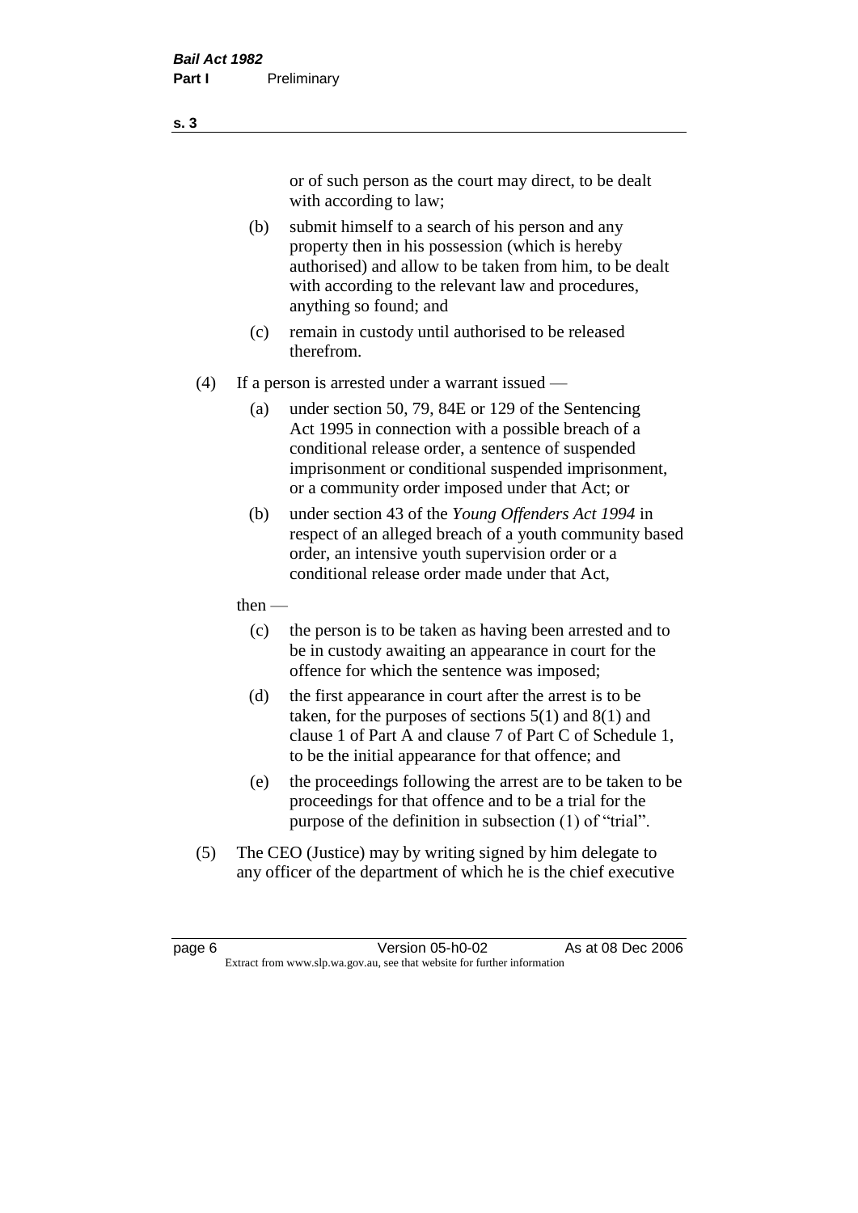or of such person as the court may direct, to be dealt with according to law;

(b) submit himself to a search of his person and any property then in his possession (which is hereby authorised) and allow to be taken from him, to be dealt with according to the relevant law and procedures, anything so found; and

(c) remain in custody until authorised to be released therefrom.

(4) If a person is arrested under a warrant issued —

(a) under section 50, 79, 84E or 129 of the Sentencing Act 1995 in connection with a possible breach of a conditional release order, a sentence of suspended imprisonment or conditional suspended imprisonment, or a community order imposed under that Act; or

(b) under section 43 of the *Young Offenders Act 1994* in respect of an alleged breach of a youth community based order, an intensive youth supervision order or a conditional release order made under that Act,

then —

(c) the person is to be taken as having been arrested and to be in custody awaiting an appearance in court for the offence for which the sentence was imposed;

(d) the first appearance in court after the arrest is to be taken, for the purposes of sections 5(1) and 8(1) and clause 1 of Part A and clause 7 of Part C of Schedule 1, to be the initial appearance for that offence; and

(e) the proceedings following the arrest are to be taken to be proceedings for that offence and to be a trial for the purpose of the definition in subsection (1) of "trial".

(5) The CEO (Justice) may by writing signed by him delegate to any officer of the department of which he is the chief executive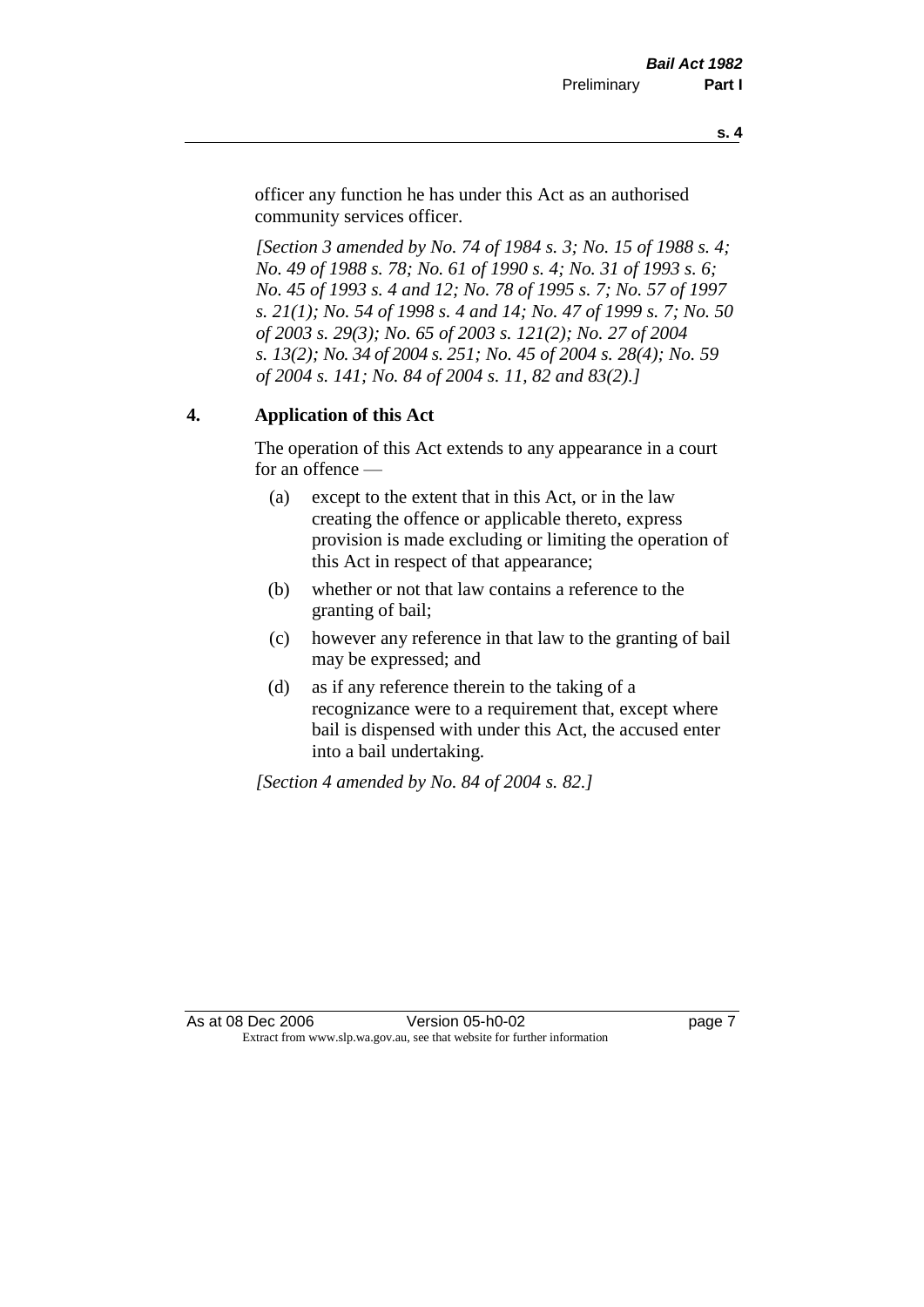officer any function he has under this Act as an authorised community services officer.

*[Section 3 amended by No. 74 of 1984 s. 3; No. 15 of 1988 s. 4; No. 49 of 1988 s. 78; No. 61 of 1990 s. 4; No. 31 of 1993 s. 6; No. 45 of 1993 s. 4 and 12; No. 78 of 1995 s. 7; No. 57 of 1997 s. 21(1); No. 54 of 1998 s. 4 and 14; No. 47 of 1999 s. 7; No. 50 of 2003 s. 29(3); No. 65 of 2003 s. 121(2); No. 27 of 2004 s. 13(2); No. 34 of 2004 s. 251; No. 45 of 2004 s. 28(4); No. 59 of 2004 s. 141; No. 84 of 2004 s. 11, 82 and 83(2).]*

## 4. Application of this Act

The operation of this Act extends to any appearance in a court for an offence —

(a) except to the extent that in this Act, or in the law creating the offence or applicable thereto, express provision is made excluding or limiting the operation of this Act in respect of that appearance;

(b) whether or not that law contains a reference to the granting of bail;

(c) however any reference in that law to the granting of bail may be expressed; and

(d) as if any reference therein to the taking of a recognizance were to a requirement that, except where bail is dispensed with under this Act, the accused enter into a bail undertaking.

*[Section 4 amended by No. 84 of 2004 s. 82.]*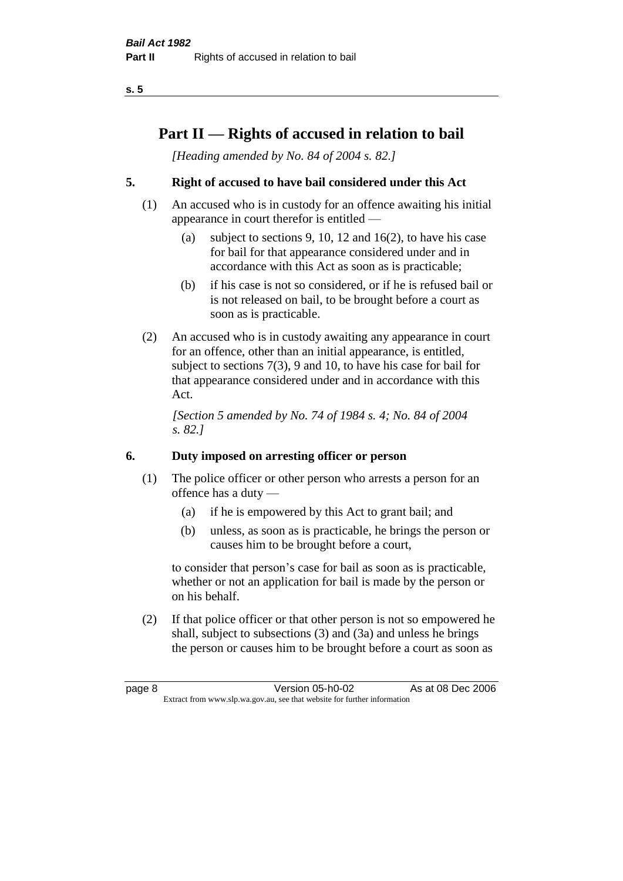# Part II — Rights of accused in relation to bail

*[Heading amended by No. 84 of 2004 s. 82.]*

## 5. Right of accused to have bail considered under this Act

(1) An accused who is in custody for an offence awaiting his initial appearance in court therefor is entitled —

(a) subject to sections 9, 10, 12 and 16(2), to have his case for bail for that appearance considered under and in accordance with this Act as soon as is practicable;

(b) if his case is not so considered, or if he is refused bail or is not released on bail, to be brought before a court as soon as is practicable.

(2) An accused who is in custody awaiting any appearance in court for an offence, other than an initial appearance, is entitled, subject to sections 7(3), 9 and 10, to have his case for bail for that appearance considered under and in accordance with this Act.

*[Section 5 amended by No. 74 of 1984 s. 4; No. 84 of 2004 s. 82.]*

## 6. Duty imposed on arresting officer or person

(1) The police officer or other person who arrests a person for an offence has a duty —

(a) if he is empowered by this Act to grant bail; and

(b) unless, as soon as is practicable, he brings the person or causes him to be brought before a court,

to consider that person's case for bail as soon as is practicable, whether or not an application for bail is made by the person or on his behalf.

(2) If that police officer or that other person is not so empowered he shall, subject to subsections (3) and (3a) and unless he brings the person or causes him to be brought before a court as soon as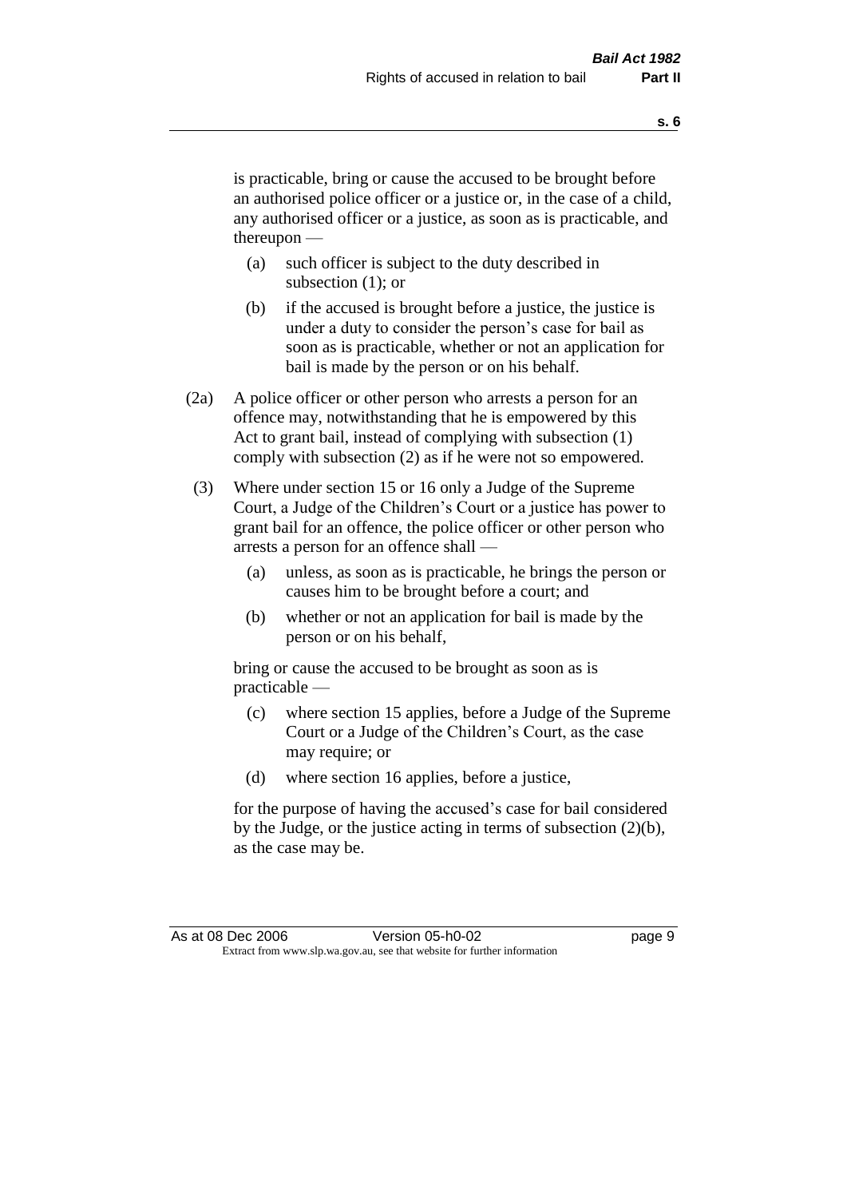is practicable, bring or cause the accused to be brought before an authorised police officer or a justice or, in the case of a child, any authorised officer or a justice, as soon as is practicable, and thereupon —

- (a) such officer is subject to the duty described in subsection (1); or
- (b) if the accused is brought before a justice, the justice is under a duty to consider the person's case for bail as soon as is practicable, whether or not an application for bail is made by the person or on his behalf.

(2a) A police officer or other person who arrests a person for an offence may, notwithstanding that he is empowered by this Act to grant bail, instead of complying with subsection (1) comply with subsection (2) as if he were not so empowered.

(3) Where under section 15 or 16 only a Judge of the Supreme Court, a Judge of the Children's Court or a justice has power to grant bail for an offence, the police officer or other person who arrests a person for an offence shall —

- (a) unless, as soon as is practicable, he brings the person or causes him to be brought before a court; and
- (b) whether or not an application for bail is made by the person or on his behalf,

bring or cause the accused to be brought as soon as is practicable —

- (c) where section 15 applies, before a Judge of the Supreme Court or a Judge of the Children's Court, as the case may require; or
- (d) where section 16 applies, before a justice,

for the purpose of having the accused's case for bail considered by the Judge, or the justice acting in terms of subsection (2)(b), as the case may be.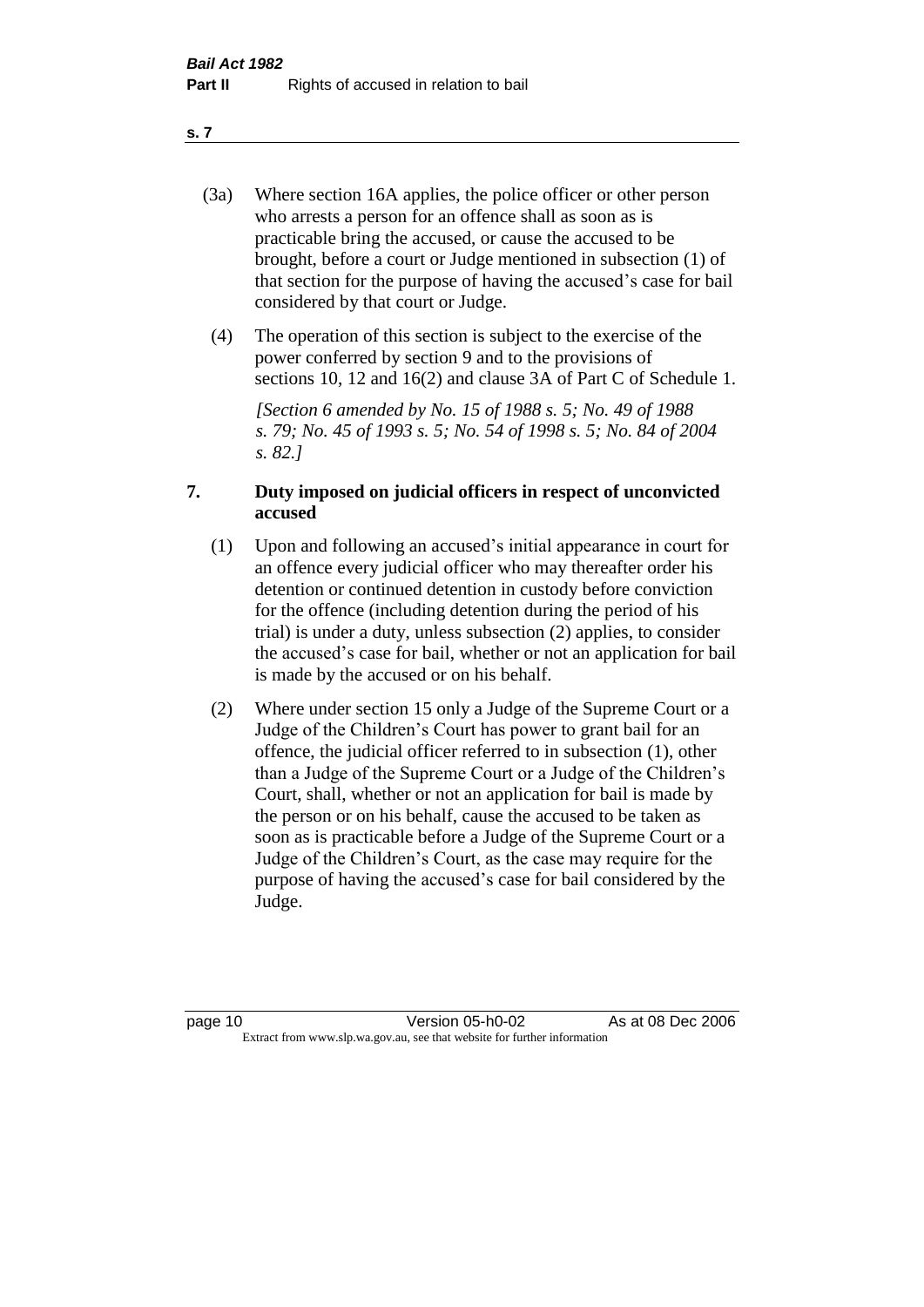(3a) Where section 16A applies, the police officer or other person who arrests a person for an offence shall as soon as is practicable bring the accused, or cause the accused to be brought, before a court or Judge mentioned in subsection (1) of that section for the purpose of having the accused's case for bail considered by that court or Judge.

(4) The operation of this section is subject to the exercise of the power conferred by section 9 and to the provisions of sections 10, 12 and 16(2) and clause 3A of Part C of Schedule 1.

*[Section 6 amended by No. 15 of 1988 s. 5; No. 49 of 1988 s. 79; No. 45 of 1993 s. 5; No. 54 of 1998 s. 5; No. 84 of 2004 s. 82.]*

### 7. Duty imposed on judicial officers in respect of unconvicted accused

(1) Upon and following an accused's initial appearance in court for an offence every judicial officer who may thereafter order his detention or continued detention in custody before conviction for the offence (including detention during the period of his trial) is under a duty, unless subsection (2) applies, to consider the accused's case for bail, whether or not an application for bail is made by the accused or on his behalf.

(2) Where under section 15 only a Judge of the Supreme Court or a Judge of the Children's Court has power to grant bail for an offence, the judicial officer referred to in subsection (1), other than a Judge of the Supreme Court or a Judge of the Children's Court, shall, whether or not an application for bail is made by the person or on his behalf, cause the accused to be taken as soon as is practicable before a Judge of the Supreme Court or a Judge of the Children's Court, as the case may require for the purpose of having the accused's case for bail considered by the Judge.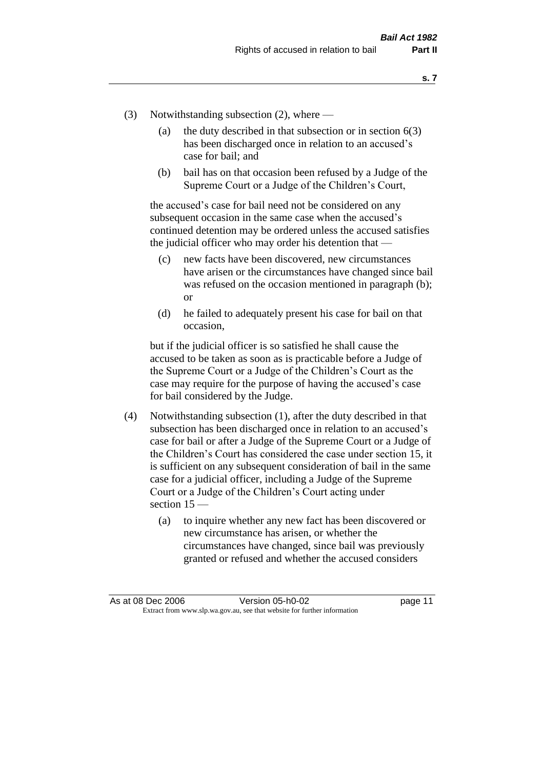(3) Notwithstanding subsection (2), where —

(a) the duty described in that subsection or in section 6(3) has been discharged once in relation to an accused's case for bail; and

(b) bail has on that occasion been refused by a Judge of the Supreme Court or a Judge of the Children's Court,

the accused's case for bail need not be considered on any subsequent occasion in the same case when the accused's continued detention may be ordered unless the accused satisfies the judicial officer who may order his detention that —

(c) new facts have been discovered, new circumstances have arisen or the circumstances have changed since bail was refused on the occasion mentioned in paragraph (b); or

(d) he failed to adequately present his case for bail on that occasion,

but if the judicial officer is so satisfied he shall cause the accused to be taken as soon as is practicable before a Judge of the Supreme Court or a Judge of the Children's Court as the case may require for the purpose of having the accused's case for bail considered by the Judge.

(4) Notwithstanding subsection (1), after the duty described in that subsection has been discharged once in relation to an accused's case for bail or after a Judge of the Supreme Court or a Judge of the Children's Court has considered the case under section 15, it is sufficient on any subsequent consideration of bail in the same case for a judicial officer, including a Judge of the Supreme Court or a Judge of the Children's Court acting under section 15 —

(a) to inquire whether any new fact has been discovered or new circumstance has arisen, or whether the circumstances have changed, since bail was previously granted or refused and whether the accused considers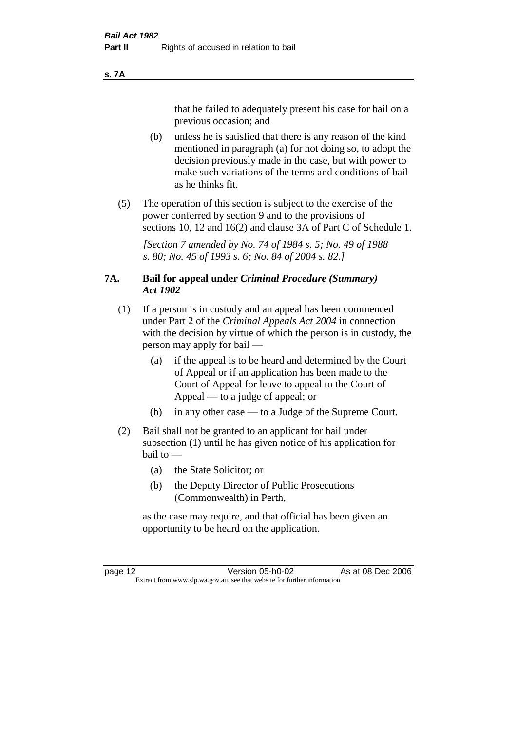that he failed to adequately present his case for bail on a previous occasion; and

(b) unless he is satisfied that there is any reason of the kind mentioned in paragraph (a) for not doing so, to adopt the decision previously made in the case, but with power to make such variations of the terms and conditions of bail as he thinks fit.

(5) The operation of this section is subject to the exercise of the power conferred by section 9 and to the provisions of sections 10, 12 and 16(2) and clause 3A of Part C of Schedule 1.

*[Section 7 amended by No. 74 of 1984 s. 5; No. 49 of 1988 s. 80; No. 45 of 1993 s. 6; No. 84 of 2004 s. 82.]*

### 7A. Bail for appeal under *Criminal Procedure (Summary) Act 1902*

(1) If a person is in custody and an appeal has been commenced under Part 2 of the *Criminal Appeals Act 2004* in connection with the decision by virtue of which the person is in custody, the person may apply for bail —

(a) if the appeal is to be heard and determined by the Court of Appeal or if an application has been made to the Court of Appeal for leave to appeal to the Court of Appeal — to a judge of appeal; or

(b) in any other case — to a Judge of the Supreme Court.

(2) Bail shall not be granted to an applicant for bail under subsection (1) until he has given notice of his application for bail to —

(a) the State Solicitor; or

(b) the Deputy Director of Public Prosecutions (Commonwealth) in Perth,

as the case may require, and that official has been given an opportunity to be heard on the application.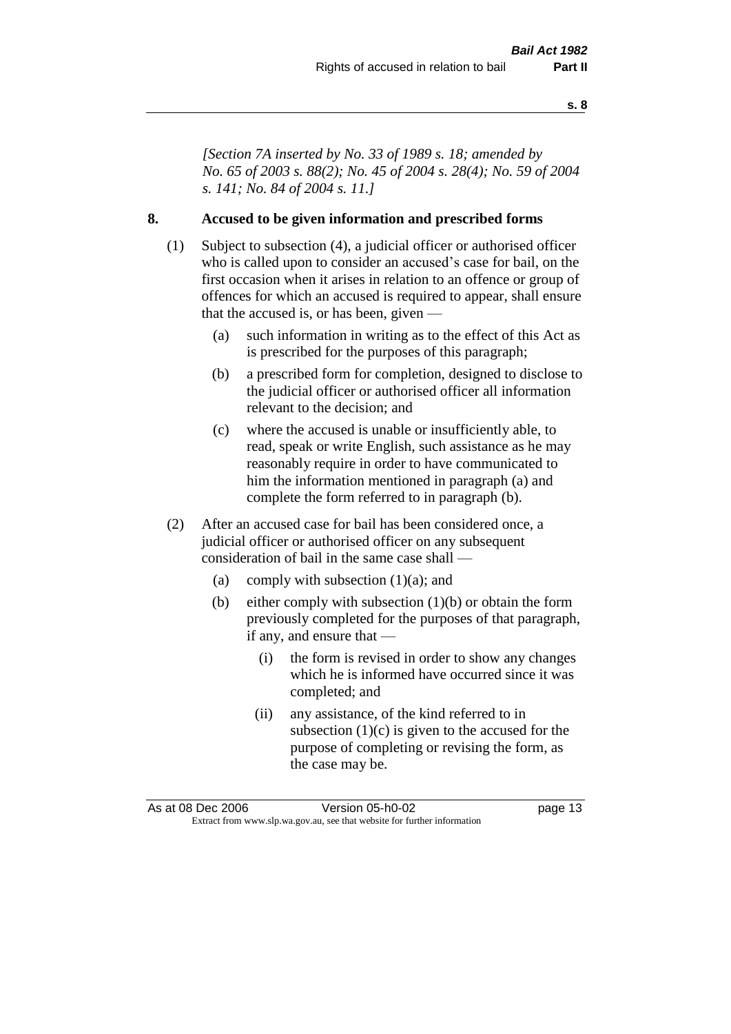*[Section 7A inserted by No. 33 of 1989 s. 18; amended by No. 65 of 2003 s. 88(2); No. 45 of 2004 s. 28(4); No. 59 of 2004 s. 141; No. 84 of 2004 s. 11.]*

## 8. Accused to be given information and prescribed forms

(1) Subject to subsection (4), a judicial officer or authorised officer who is called upon to consider an accused's case for bail, on the first occasion when it arises in relation to an offence or group of offences for which an accused is required to appear, shall ensure that the accused is, or has been, given —

- (a) such information in writing as to the effect of this Act as is prescribed for the purposes of this paragraph;
- (b) a prescribed form for completion, designed to disclose to the judicial officer or authorised officer all information relevant to the decision; and
- (c) where the accused is unable or insufficiently able, to read, speak or write English, such assistance as he may reasonably require in order to have communicated to him the information mentioned in paragraph (a) and complete the form referred to in paragraph (b).

(2) After an accused case for bail has been considered once, a judicial officer or authorised officer on any subsequent consideration of bail in the same case shall —

- (a) comply with subsection (1)(a); and
- (b) either comply with subsection (1)(b) or obtain the form previously completed for the purposes of that paragraph, if any, and ensure that —
  - (i) the form is revised in order to show any changes which he is informed have occurred since it was completed; and
  - (ii) any assistance, of the kind referred to in subsection (1)(c) is given to the accused for the purpose of completing or revising the form, as the case may be.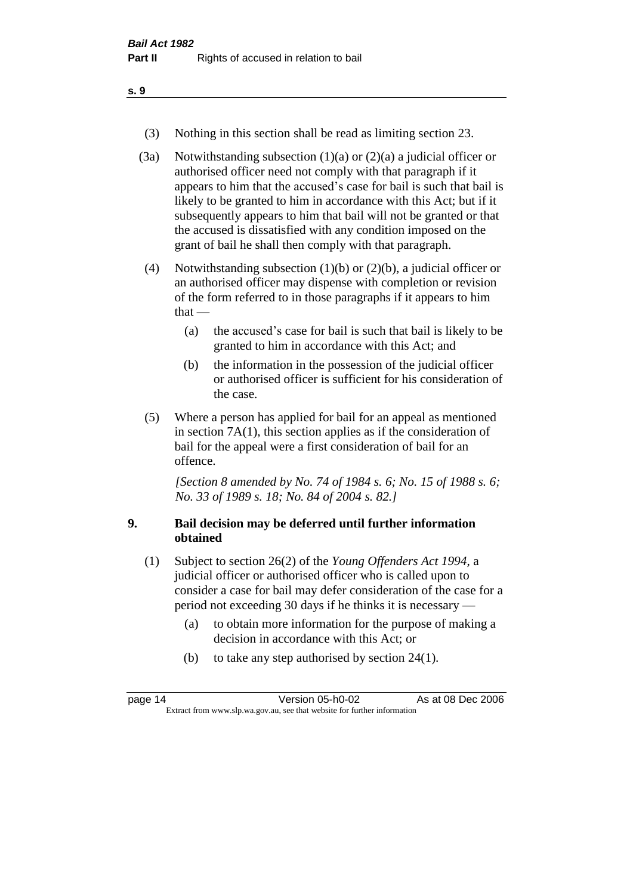(3) Nothing in this section shall be read as limiting section 23.

(3a) Notwithstanding subsection (1)(a) or (2)(a) a judicial officer or authorised officer need not comply with that paragraph if it appears to him that the accused's case for bail is such that bail is likely to be granted to him in accordance with this Act; but if it subsequently appears to him that bail will not be granted or that the accused is dissatisfied with any condition imposed on the grant of bail he shall then comply with that paragraph.

(4) Notwithstanding subsection (1)(b) or (2)(b), a judicial officer or an authorised officer may dispense with completion or revision of the form referred to in those paragraphs if it appears to him that —

- (a) the accused's case for bail is such that bail is likely to be granted to him in accordance with this Act; and
- (b) the information in the possession of the judicial officer or authorised officer is sufficient for his consideration of the case.

(5) Where a person has applied for bail for an appeal as mentioned in section 7A(1), this section applies as if the consideration of bail for the appeal were a first consideration of bail for an offence.

*[Section 8 amended by No. 74 of 1984 s. 6; No. 15 of 1988 s. 6; No. 33 of 1989 s. 18; No. 84 of 2004 s. 82.]*

## 9. Bail decision may be deferred until further information obtained

(1) Subject to section 26(2) of the *Young Offenders Act 1994*, a judicial officer or authorised officer who is called upon to consider a case for bail may defer consideration of the case for a period not exceeding 30 days if he thinks it is necessary —

- (a) to obtain more information for the purpose of making a decision in accordance with this Act; or
- (b) to take any step authorised by section 24(1).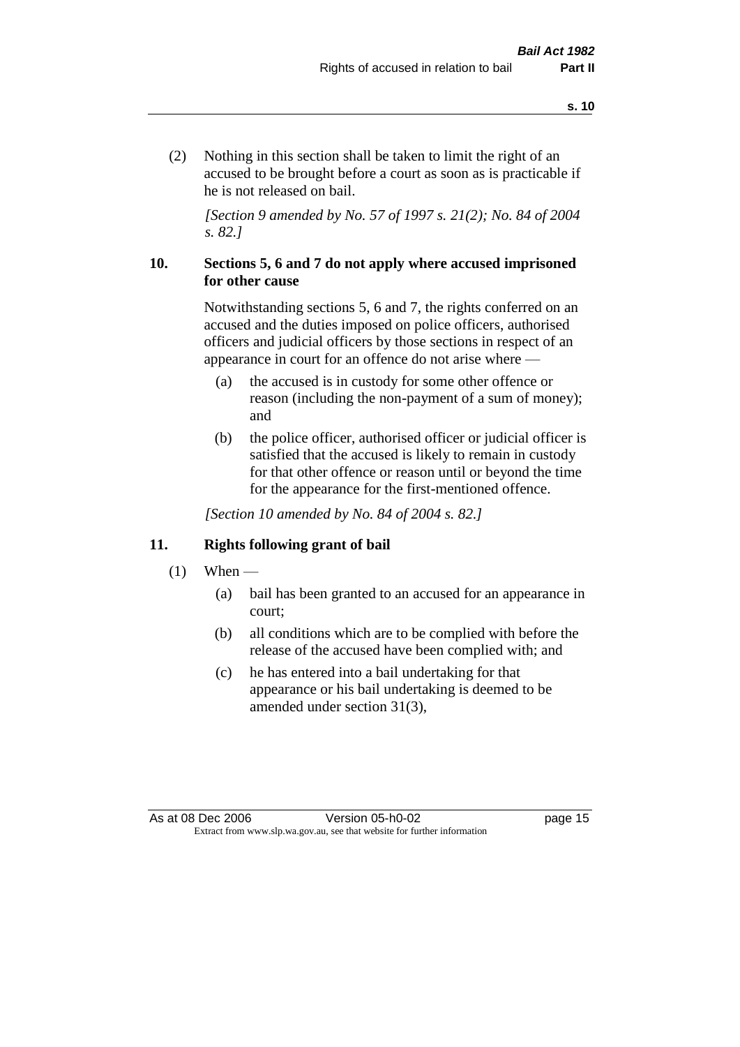(2) Nothing in this section shall be taken to limit the right of an accused to be brought before a court as soon as is practicable if he is not released on bail.

*[Section 9 amended by No. 57 of 1997 s. 21(2); No. 84 of 2004 s. 82.]*

### 10. Sections 5, 6 and 7 do not apply where accused imprisoned for other cause

Notwithstanding sections 5, 6 and 7, the rights conferred on an accused and the duties imposed on police officers, authorised officers and judicial officers by those sections in respect of an appearance in court for an offence do not arise where —

(a) the accused is in custody for some other offence or reason (including the non-payment of a sum of money); and

(b) the police officer, authorised officer or judicial officer is satisfied that the accused is likely to remain in custody for that other offence or reason until or beyond the time for the appearance for the first-mentioned offence.

*[Section 10 amended by No. 84 of 2004 s. 82.]*

### 11. Rights following grant of bail

(1) When —

(a) bail has been granted to an accused for an appearance in court;

(b) all conditions which are to be complied with before the release of the accused have been complied with; and

(c) he has entered into a bail undertaking for that appearance or his bail undertaking is deemed to be amended under section 31(3),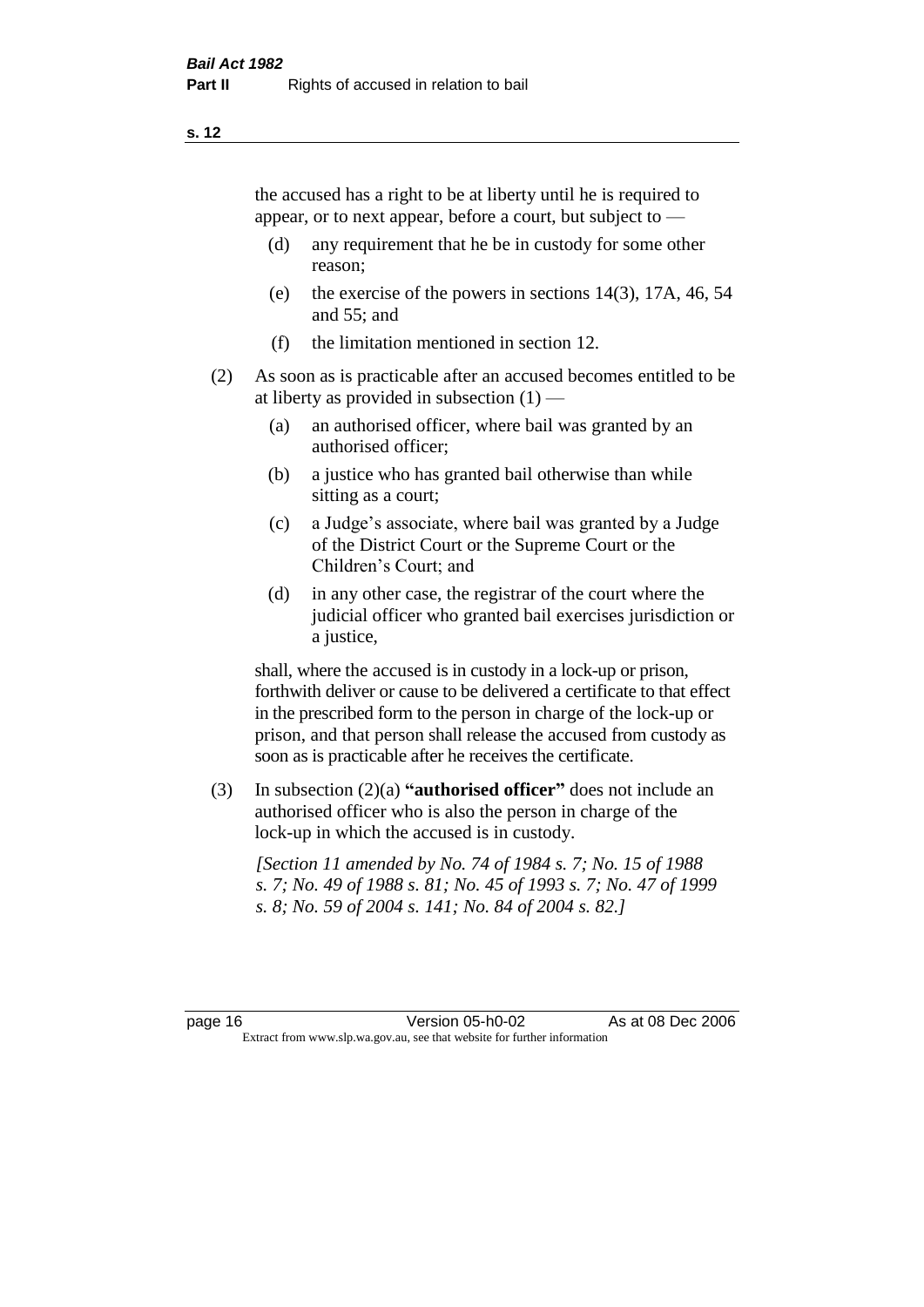the accused has a right to be at liberty until he is required to appear, or to next appear, before a court, but subject to —

- (d) any requirement that he be in custody for some other reason;
- (e) the exercise of the powers in sections 14(3), 17A, 46, 54 and 55; and
- (f) the limitation mentioned in section 12.

(2) As soon as is practicable after an accused becomes entitled to be at liberty as provided in subsection (1) —

- (a) an authorised officer, where bail was granted by an authorised officer;
- (b) a justice who has granted bail otherwise than while sitting as a court;
- (c) a Judge's associate, where bail was granted by a Judge of the District Court or the Supreme Court or the Children's Court; and
- (d) in any other case, the registrar of the court where the judicial officer who granted bail exercises jurisdiction or a justice,

shall, where the accused is in custody in a lock-up or prison, forthwith deliver or cause to be delivered a certificate to that effect in the prescribed form to the person in charge of the lock-up or prison, and that person shall release the accused from custody as soon as is practicable after he receives the certificate.

(3) In subsection (2)(a) **"authorised officer"** does not include an authorised officer who is also the person in charge of the lock-up in which the accused is in custody.

*[Section 11 amended by No. 74 of 1984 s. 7; No. 15 of 1988 s. 7; No. 49 of 1988 s. 81; No. 45 of 1993 s. 7; No. 47 of 1999 s. 8; No. 59 of 2004 s. 141; No. 84 of 2004 s. 82.]*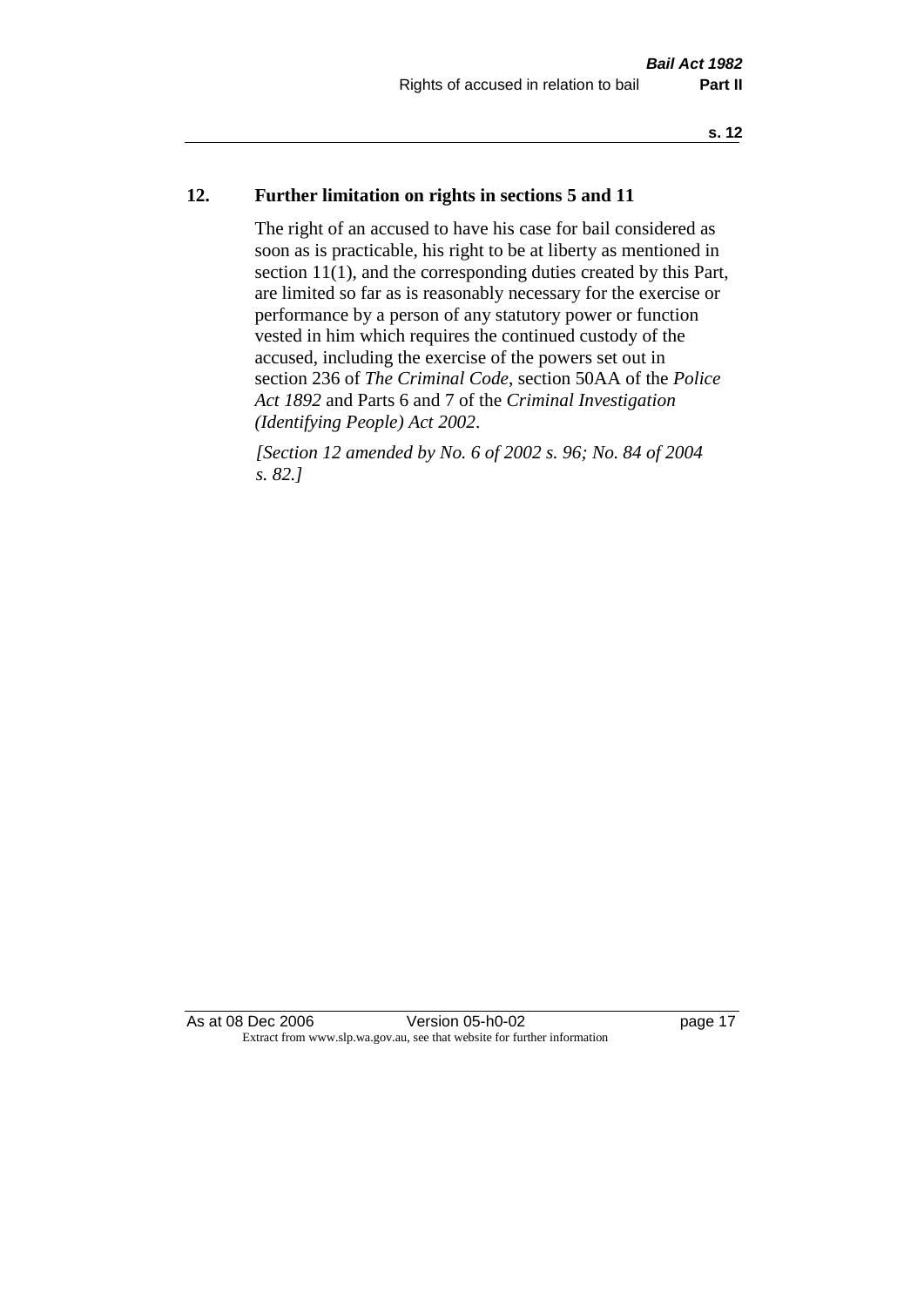## 12. Further limitation on rights in sections 5 and 11

The right of an accused to have his case for bail considered as soon as is practicable, his right to be at liberty as mentioned in section 11(1), and the corresponding duties created by this Part, are limited so far as is reasonably necessary for the exercise or performance by a person of any statutory power or function vested in him which requires the continued custody of the accused, including the exercise of the powers set out in section 236 of *The Criminal Code*, section 50AA of the *Police Act 1892* and Parts 6 and 7 of the *Criminal Investigation (Identifying People) Act 2002*.

*[Section 12 amended by No. 6 of 2002 s. 96; No. 84 of 2004 s. 82.]*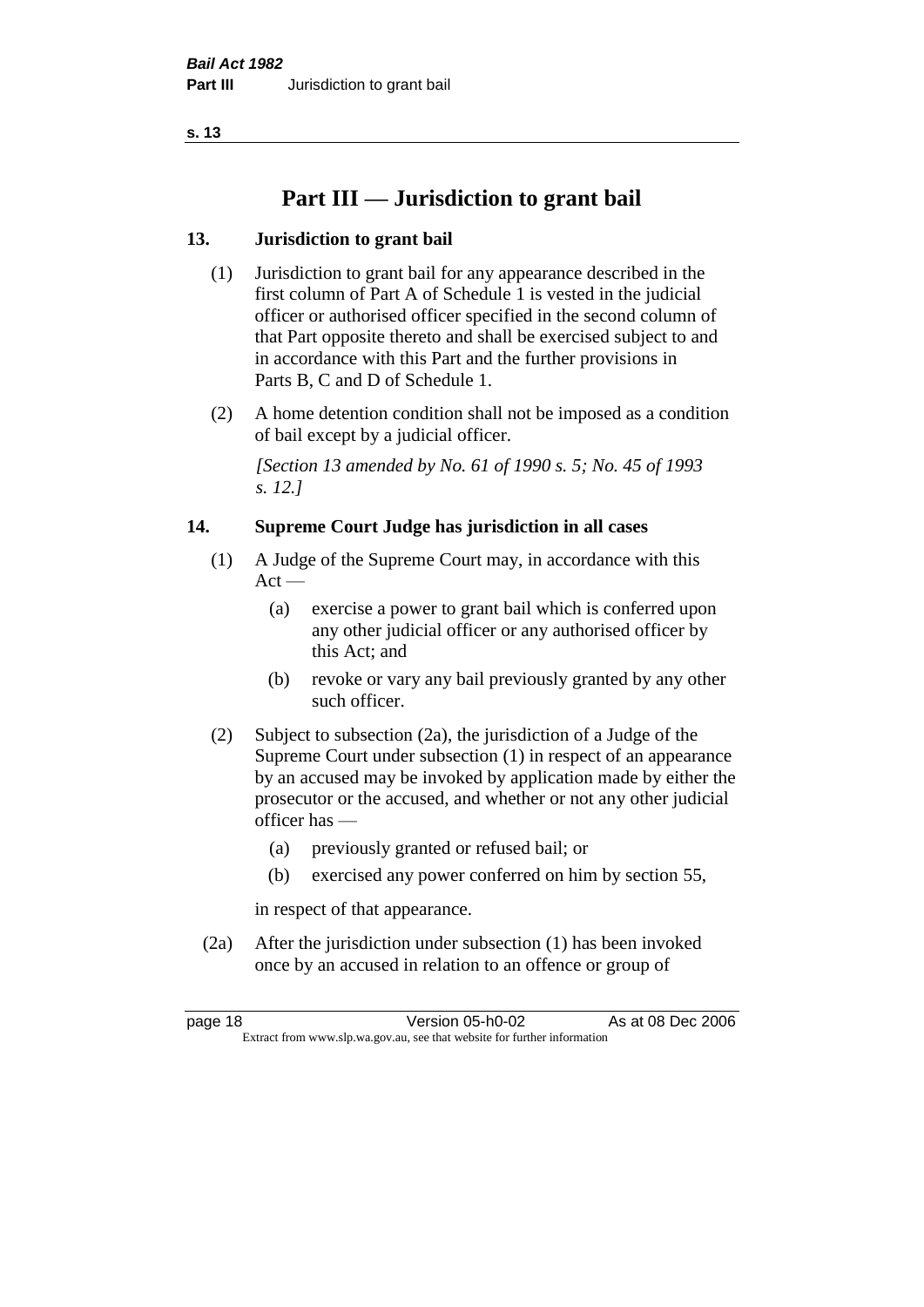# Part III — Jurisdiction to grant bail

## 13. Jurisdiction to grant bail

(1) Jurisdiction to grant bail for any appearance described in the first column of Part A of Schedule 1 is vested in the judicial officer or authorised officer specified in the second column of that Part opposite thereto and shall be exercised subject to and in accordance with this Part and the further provisions in Parts B, C and D of Schedule 1.

(2) A home detention condition shall not be imposed as a condition of bail except by a judicial officer.

*[Section 13 amended by No. 61 of 1990 s. 5; No. 45 of 1993 s. 12.]*

## 14. Supreme Court Judge has jurisdiction in all cases

(1) A Judge of the Supreme Court may, in accordance with this Act —

- (a) exercise a power to grant bail which is conferred upon any other judicial officer or any authorised officer by this Act; and
- (b) revoke or vary any bail previously granted by any other such officer.

(2) Subject to subsection (2a), the jurisdiction of a Judge of the Supreme Court under subsection (1) in respect of an appearance by an accused may be invoked by application made by either the prosecutor or the accused, and whether or not any other judicial officer has —

- (a) previously granted or refused bail; or
- (b) exercised any power conferred on him by section 55,

in respect of that appearance.

(2a) After the jurisdiction under subsection (1) has been invoked once by an accused in relation to an offence or group of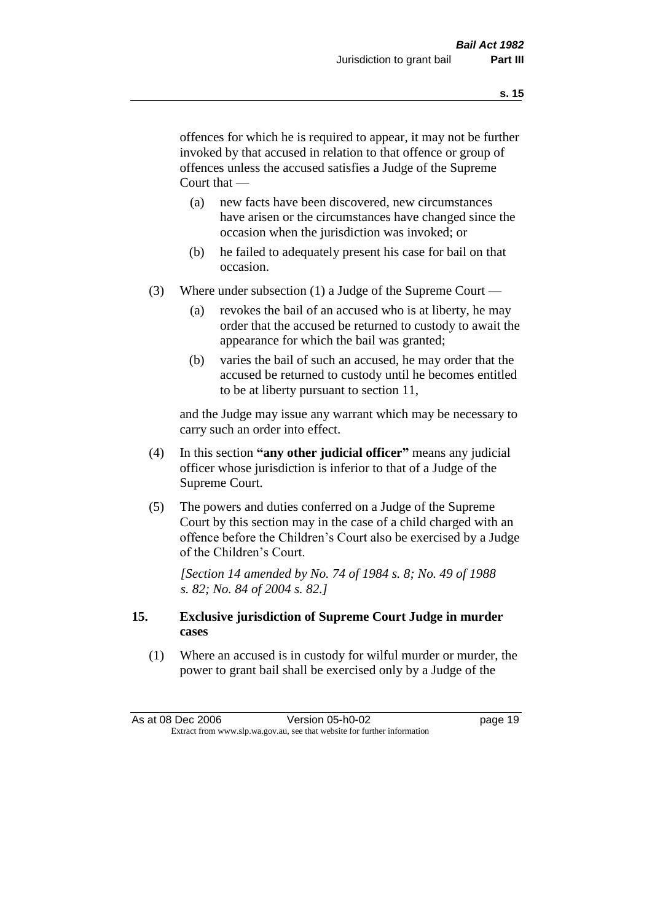offences for which he is required to appear, it may not be further invoked by that accused in relation to that offence or group of offences unless the accused satisfies a Judge of the Supreme Court that —

(a) new facts have been discovered, new circumstances have arisen or the circumstances have changed since the occasion when the jurisdiction was invoked; or

(b) he failed to adequately present his case for bail on that occasion.

(3) Where under subsection (1) a Judge of the Supreme Court —

(a) revokes the bail of an accused who is at liberty, he may order that the accused be returned to custody to await the appearance for which the bail was granted;

(b) varies the bail of such an accused, he may order that the accused be returned to custody until he becomes entitled to be at liberty pursuant to section 11,

and the Judge may issue any warrant which may be necessary to carry such an order into effect.

(4) In this section **"any other judicial officer"** means any judicial officer whose jurisdiction is inferior to that of a Judge of the Supreme Court.

(5) The powers and duties conferred on a Judge of the Supreme Court by this section may in the case of a child charged with an offence before the Children's Court also be exercised by a Judge of the Children's Court.

*[Section 14 amended by No. 74 of 1984 s. 8; No. 49 of 1988 s. 82; No. 84 of 2004 s. 82.]*

**15. Exclusive jurisdiction of Supreme Court Judge in murder cases**

(1) Where an accused is in custody for wilful murder or murder, the power to grant bail shall be exercised only by a Judge of the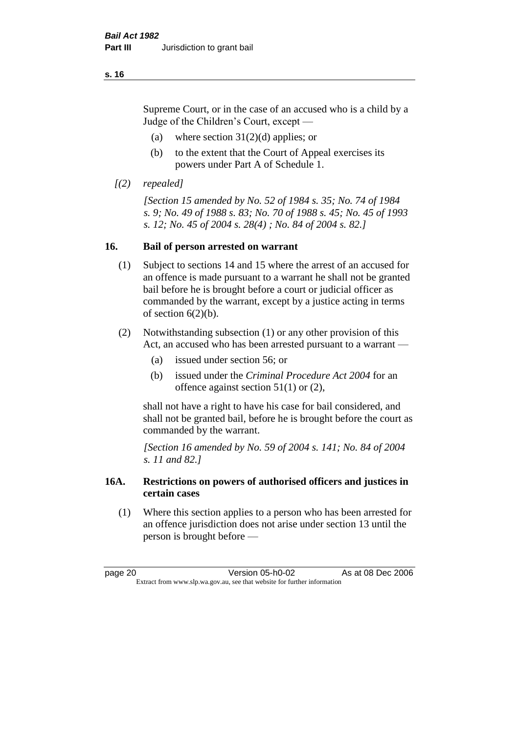Supreme Court, or in the case of an accused who is a child by a Judge of the Children's Court, except —

- (a) where section 31(2)(d) applies; or
- (b) to the extent that the Court of Appeal exercises its powers under Part A of Schedule 1.

*[(2) repealed]*

*[Section 15 amended by No. 52 of 1984 s. 35; No. 74 of 1984 s. 9; No. 49 of 1988 s. 83; No. 70 of 1988 s. 45; No. 45 of 1993 s. 12; No. 45 of 2004 s. 28(4) ; No. 84 of 2004 s. 82.]*

## 16. Bail of person arrested on warrant

(1) Subject to sections 14 and 15 where the arrest of an accused for an offence is made pursuant to a warrant he shall not be granted bail before he is brought before a court or judicial officer as commanded by the warrant, except by a justice acting in terms of section 6(2)(b).

(2) Notwithstanding subsection (1) or any other provision of this Act, an accused who has been arrested pursuant to a warrant —

- (a) issued under section 56; or
- (b) issued under the *Criminal Procedure Act 2004* for an offence against section 51(1) or (2),

shall not have a right to have his case for bail considered, and shall not be granted bail, before he is brought before the court as commanded by the warrant.

*[Section 16 amended by No. 59 of 2004 s. 141; No. 84 of 2004 s. 11 and 82.]*

## 16A. Restrictions on powers of authorised officers and justices in certain cases

(1) Where this section applies to a person who has been arrested for an offence jurisdiction does not arise under section 13 until the person is brought before —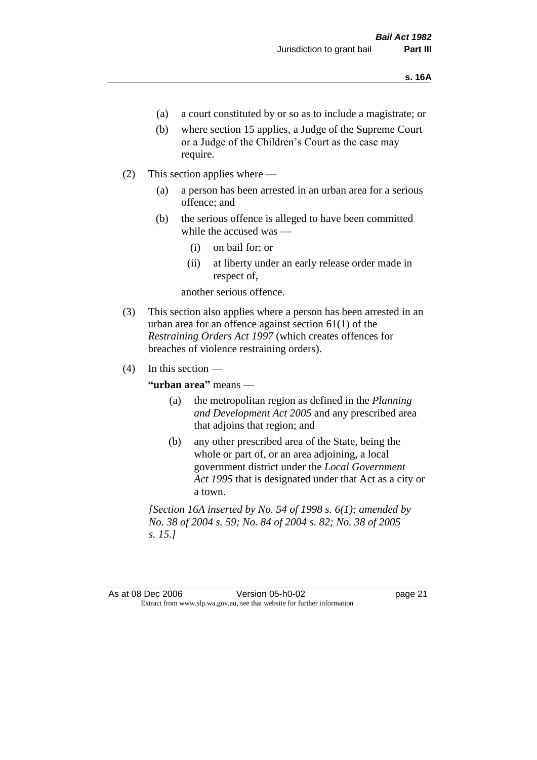(a) a court constituted by or so as to include a magistrate; or

(b) where section 15 applies, a Judge of the Supreme Court or a Judge of the Children's Court as the case may require.

(2) This section applies where —

(a) a person has been arrested in an urban area for a serious offence; and

(b) the serious offence is alleged to have been committed while the accused was —

(i) on bail for; or

(ii) at liberty under an early release order made in respect of,

another serious offence.

(3) This section also applies where a person has been arrested in an urban area for an offence against section 61(1) of the *Restraining Orders Act 1997* (which creates offences for breaches of violence restraining orders).

(4) In this section —

**"urban area"** means —

(a) the metropolitan region as defined in the *Planning and Development Act 2005* and any prescribed area that adjoins that region; and

(b) any other prescribed area of the State, being the whole or part of, or an area adjoining, a local government district under the *Local Government Act 1995* that is designated under that Act as a city or a town.

*[Section 16A inserted by No. 54 of 1998 s. 6(1); amended by No. 38 of 2004 s. 59; No. 84 of 2004 s. 82; No. 38 of 2005 s. 15.]*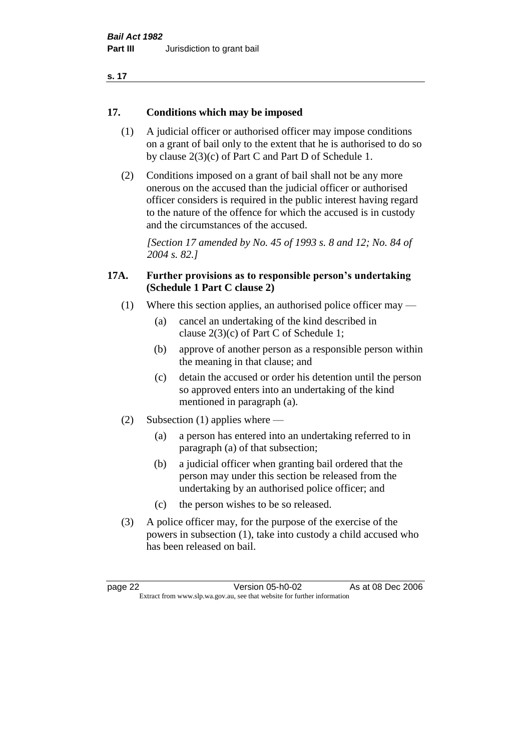## 17. Conditions which may be imposed

(1) A judicial officer or authorised officer may impose conditions on a grant of bail only to the extent that he is authorised to do so by clause 2(3)(c) of Part C and Part D of Schedule 1.

(2) Conditions imposed on a grant of bail shall not be any more onerous on the accused than the judicial officer or authorised officer considers is required in the public interest having regard to the nature of the offence for which the accused is in custody and the circumstances of the accused.

*[Section 17 amended by No. 45 of 1993 s. 8 and 12; No. 84 of 2004 s. 82.]*

## 17A. Further provisions as to responsible person's undertaking (Schedule 1 Part C clause 2)

(1) Where this section applies, an authorised police officer may —

- (a) cancel an undertaking of the kind described in clause 2(3)(c) of Part C of Schedule 1;
- (b) approve of another person as a responsible person within the meaning in that clause; and
- (c) detain the accused or order his detention until the person so approved enters into an undertaking of the kind mentioned in paragraph (a).

(2) Subsection (1) applies where —

- (a) a person has entered into an undertaking referred to in paragraph (a) of that subsection;
- (b) a judicial officer when granting bail ordered that the person may under this section be released from the undertaking by an authorised police officer; and
- (c) the person wishes to be so released.

(3) A police officer may, for the purpose of the exercise of the powers in subsection (1), take into custody a child accused who has been released on bail.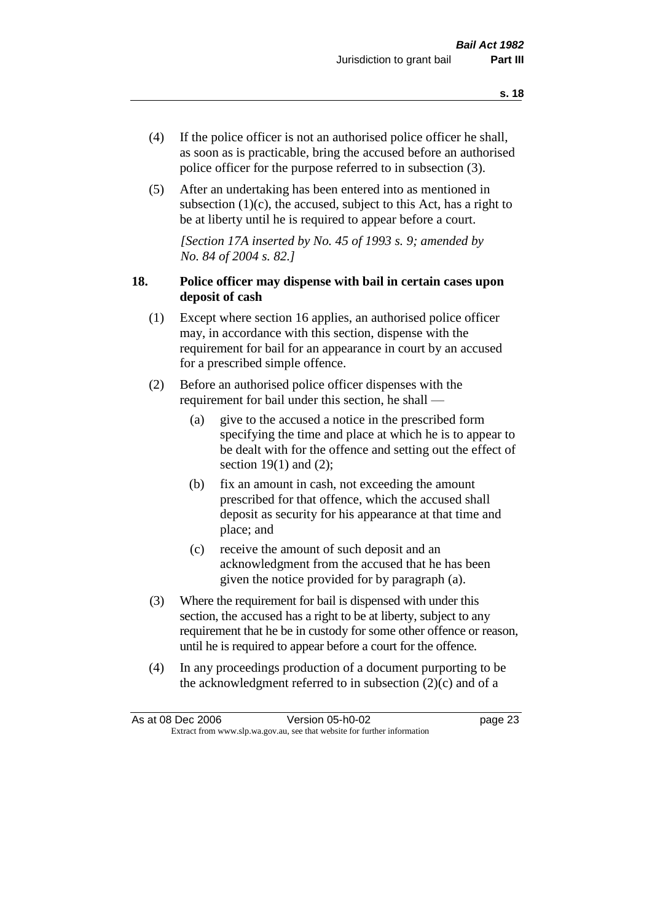(4) If the police officer is not an authorised police officer he shall, as soon as is practicable, bring the accused before an authorised police officer for the purpose referred to in subsection (3).

(5) After an undertaking has been entered into as mentioned in subsection (1)(c), the accused, subject to this Act, has a right to be at liberty until he is required to appear before a court.

*[Section 17A inserted by No. 45 of 1993 s. 9; amended by No. 84 of 2004 s. 82.]*

### 18. Police officer may dispense with bail in certain cases upon deposit of cash

(1) Except where section 16 applies, an authorised police officer may, in accordance with this section, dispense with the requirement for bail for an appearance in court by an accused for a prescribed simple offence.

(2) Before an authorised police officer dispenses with the requirement for bail under this section, he shall —

- (a) give to the accused a notice in the prescribed form specifying the time and place at which he is to appear to be dealt with for the offence and setting out the effect of section 19(1) and (2);
- (b) fix an amount in cash, not exceeding the amount prescribed for that offence, which the accused shall deposit as security for his appearance at that time and place; and
- (c) receive the amount of such deposit and an acknowledgment from the accused that he has been given the notice provided for by paragraph (a).

(3) Where the requirement for bail is dispensed with under this section, the accused has a right to be at liberty, subject to any requirement that he be in custody for some other offence or reason, until he is required to appear before a court for the offence.

(4) In any proceedings production of a document purporting to be the acknowledgment referred to in subsection (2)(c) and of a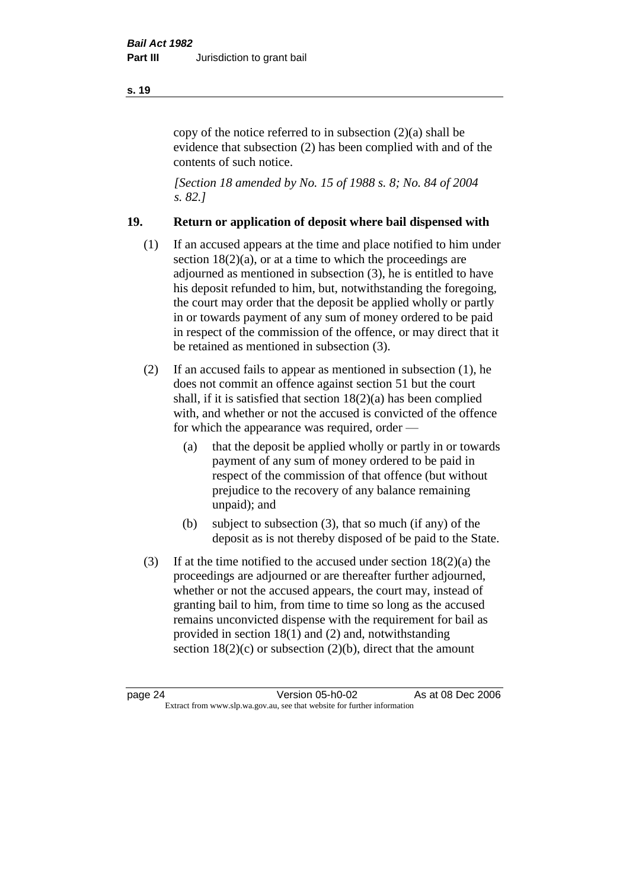copy of the notice referred to in subsection (2)(a) shall be evidence that subsection (2) has been complied with and of the contents of such notice.

*[Section 18 amended by No. 15 of 1988 s. 8; No. 84 of 2004 s. 82.]*

## 19. Return or application of deposit where bail dispensed with

(1) If an accused appears at the time and place notified to him under section 18(2)(a), or at a time to which the proceedings are adjourned as mentioned in subsection (3), he is entitled to have his deposit refunded to him, but, notwithstanding the foregoing, the court may order that the deposit be applied wholly or partly in or towards payment of any sum of money ordered to be paid in respect of the commission of the offence, or may direct that it be retained as mentioned in subsection (3).

(2) If an accused fails to appear as mentioned in subsection (1), he does not commit an offence against section 51 but the court shall, if it is satisfied that section 18(2)(a) has been complied with, and whether or not the accused is convicted of the offence for which the appearance was required, order —

- (a) that the deposit be applied wholly or partly in or towards payment of any sum of money ordered to be paid in respect of the commission of that offence (but without prejudice to the recovery of any balance remaining unpaid); and
- (b) subject to subsection (3), that so much (if any) of the deposit as is not thereby disposed of be paid to the State.

(3) If at the time notified to the accused under section 18(2)(a) the proceedings are adjourned or are thereafter further adjourned, whether or not the accused appears, the court may, instead of granting bail to him, from time to time so long as the accused remains unconvicted dispense with the requirement for bail as provided in section 18(1) and (2) and, notwithstanding section 18(2)(c) or subsection (2)(b), direct that the amount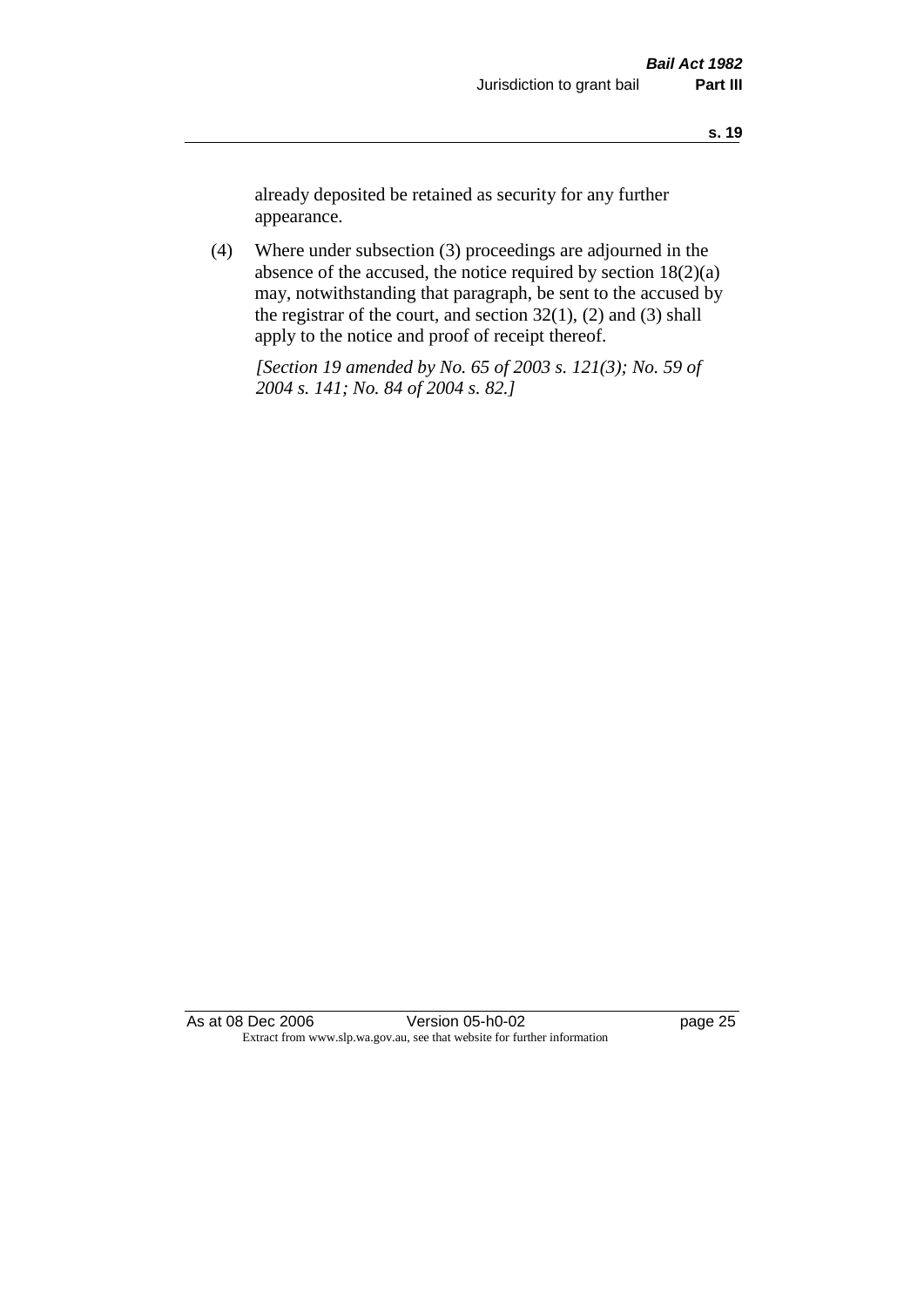already deposited be retained as security for any further appearance.

(4) Where under subsection (3) proceedings are adjourned in the absence of the accused, the notice required by section 18(2)(a) may, notwithstanding that paragraph, be sent to the accused by the registrar of the court, and section 32(1), (2) and (3) shall apply to the notice and proof of receipt thereof.

*[Section 19 amended by No. 65 of 2003 s. 121(3); No. 59 of 2004 s. 141; No. 84 of 2004 s. 82.]*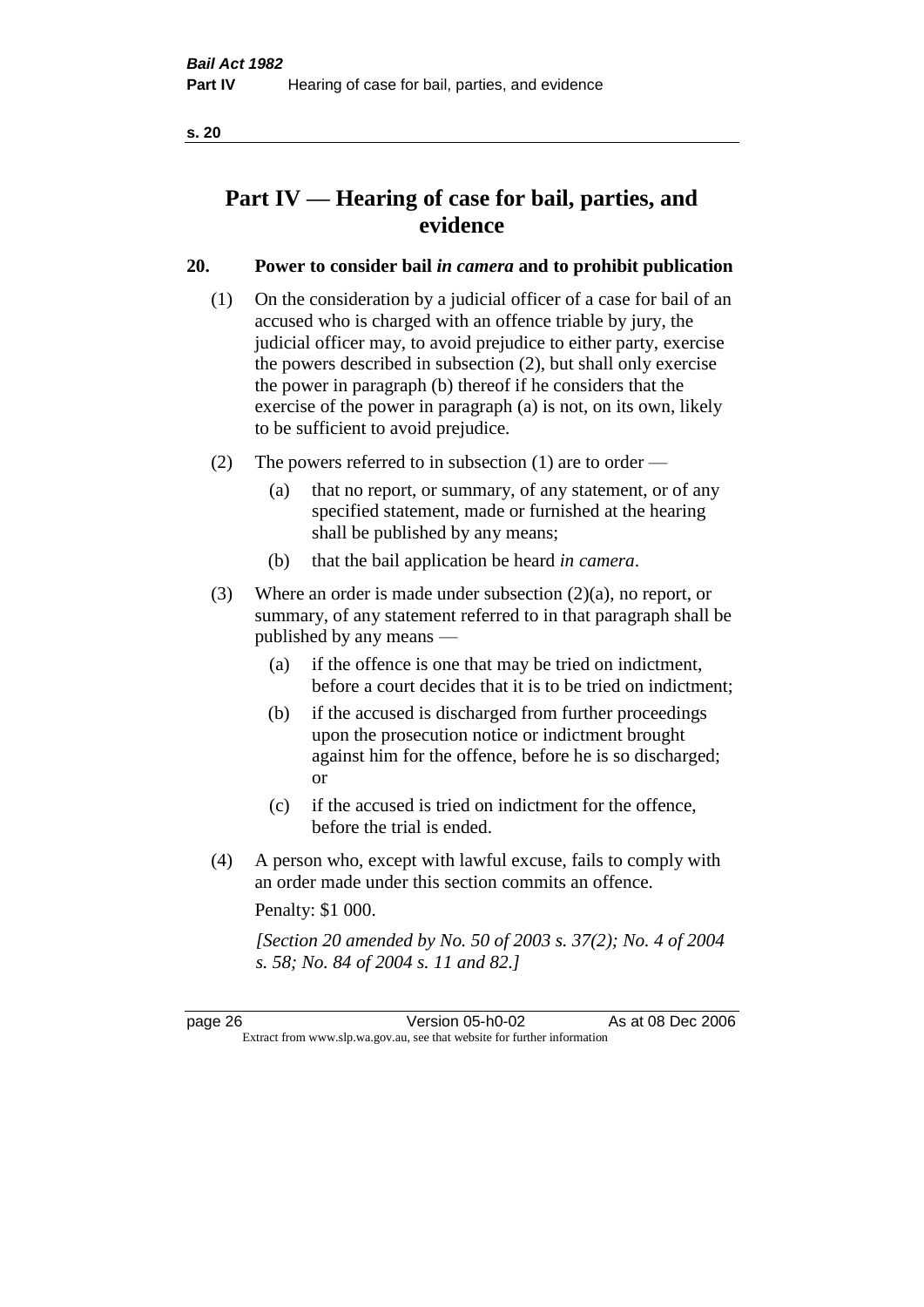# Part IV — Hearing of case for bail, parties, and evidence

## 20. Power to consider bail *in camera* and to prohibit publication

(1) On the consideration by a judicial officer of a case for bail of an accused who is charged with an offence triable by jury, the judicial officer may, to avoid prejudice to either party, exercise the powers described in subsection (2), but shall only exercise the power in paragraph (b) thereof if he considers that the exercise of the power in paragraph (a) is not, on its own, likely to be sufficient to avoid prejudice.

(2) The powers referred to in subsection (1) are to order —

- (a) that no report, or summary, of any statement, or of any specified statement, made or furnished at the hearing shall be published by any means;
- (b) that the bail application be heard *in camera*.

(3) Where an order is made under subsection (2)(a), no report, or summary, of any statement referred to in that paragraph shall be published by any means —

- (a) if the offence is one that may be tried on indictment, before a court decides that it is to be tried on indictment;
- (b) if the accused is discharged from further proceedings upon the prosecution notice or indictment brought against him for the offence, before he is so discharged; or
- (c) if the accused is tried on indictment for the offence, before the trial is ended.

(4) A person who, except with lawful excuse, fails to comply with an order made under this section commits an offence.

Penalty: $1 000.

*[Section 20 amended by No. 50 of 2003 s. 37(2); No. 4 of 2004 s. 58; No. 84 of 2004 s. 11 and 82.]*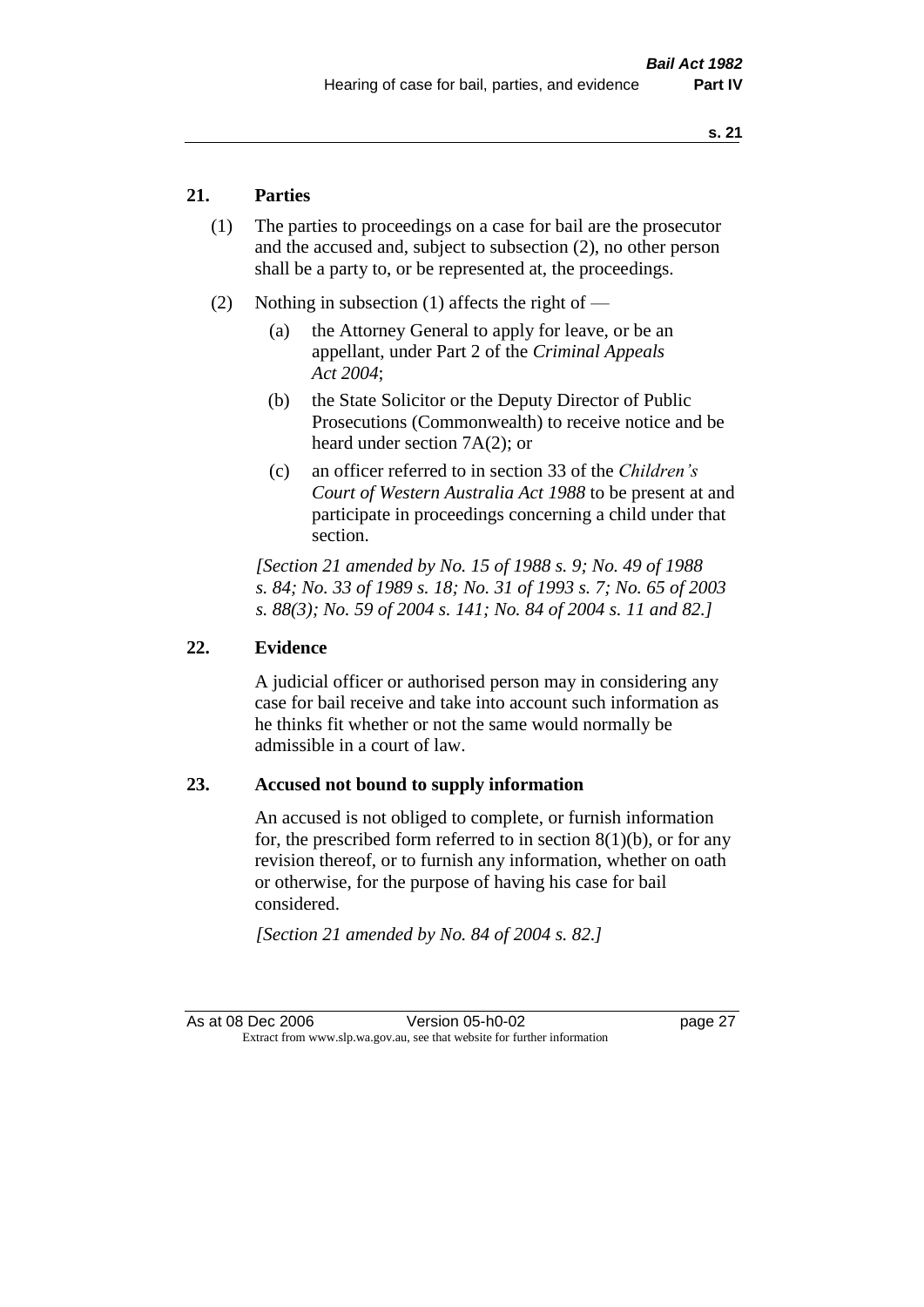## 21. Parties

(1) The parties to proceedings on a case for bail are the prosecutor and the accused and, subject to subsection (2), no other person shall be a party to, or be represented at, the proceedings.

(2) Nothing in subsection (1) affects the right of —

- (a) the Attorney General to apply for leave, or be an appellant, under Part 2 of the *Criminal Appeals Act 2004*;
- (b) the State Solicitor or the Deputy Director of Public Prosecutions (Commonwealth) to receive notice and be heard under section 7A(2); or
- (c) an officer referred to in section 33 of the *Children's Court of Western Australia Act 1988* to be present at and participate in proceedings concerning a child under that section.

*[Section 21 amended by No. 15 of 1988 s. 9; No. 49 of 1988 s. 84; No. 33 of 1989 s. 18; No. 31 of 1993 s. 7; No. 65 of 2003 s. 88(3); No. 59 of 2004 s. 141; No. 84 of 2004 s. 11 and 82.]*

## 22. Evidence

A judicial officer or authorised person may in considering any case for bail receive and take into account such information as he thinks fit whether or not the same would normally be admissible in a court of law.

## 23. Accused not bound to supply information

An accused is not obliged to complete, or furnish information for, the prescribed form referred to in section 8(1)(b), or for any revision thereof, or to furnish any information, whether on oath or otherwise, for the purpose of having his case for bail considered.

*[Section 21 amended by No. 84 of 2004 s. 82.]*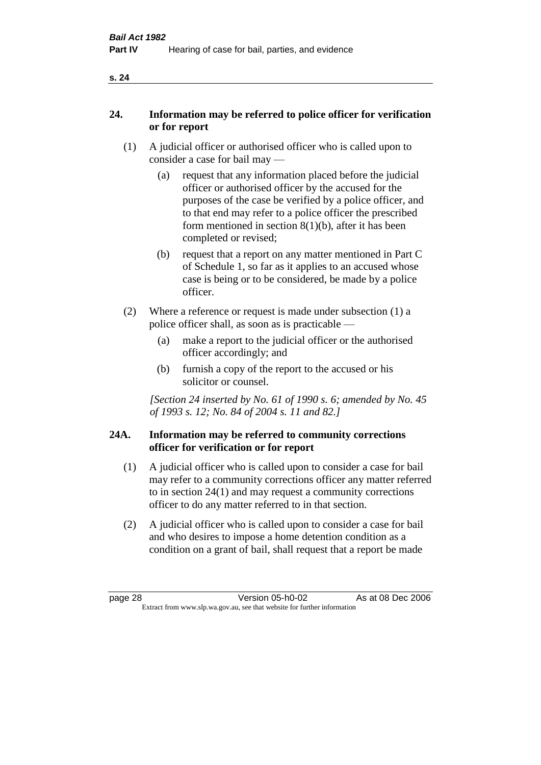## 24. Information may be referred to police officer for verification or for report

(1) A judicial officer or authorised officer who is called upon to consider a case for bail may —

(a) request that any information placed before the judicial officer or authorised officer by the accused for the purposes of the case be verified by a police officer, and to that end may refer to a police officer the prescribed form mentioned in section 8(1)(b), after it has been completed or revised;

(b) request that a report on any matter mentioned in Part C of Schedule 1, so far as it applies to an accused whose case is being or to be considered, be made by a police officer.

(2) Where a reference or request is made under subsection (1) a police officer shall, as soon as is practicable —

(a) make a report to the judicial officer or the authorised officer accordingly; and

(b) furnish a copy of the report to the accused or his solicitor or counsel.

*[Section 24 inserted by No. 61 of 1990 s. 6; amended by No. 45 of 1993 s. 12; No. 84 of 2004 s. 11 and 82.]*

## 24A. Information may be referred to community corrections officer for verification or for report

(1) A judicial officer who is called upon to consider a case for bail may refer to a community corrections officer any matter referred to in section 24(1) and may request a community corrections officer to do any matter referred to in that section.

(2) A judicial officer who is called upon to consider a case for bail and who desires to impose a home detention condition as a condition on a grant of bail, shall request that a report be made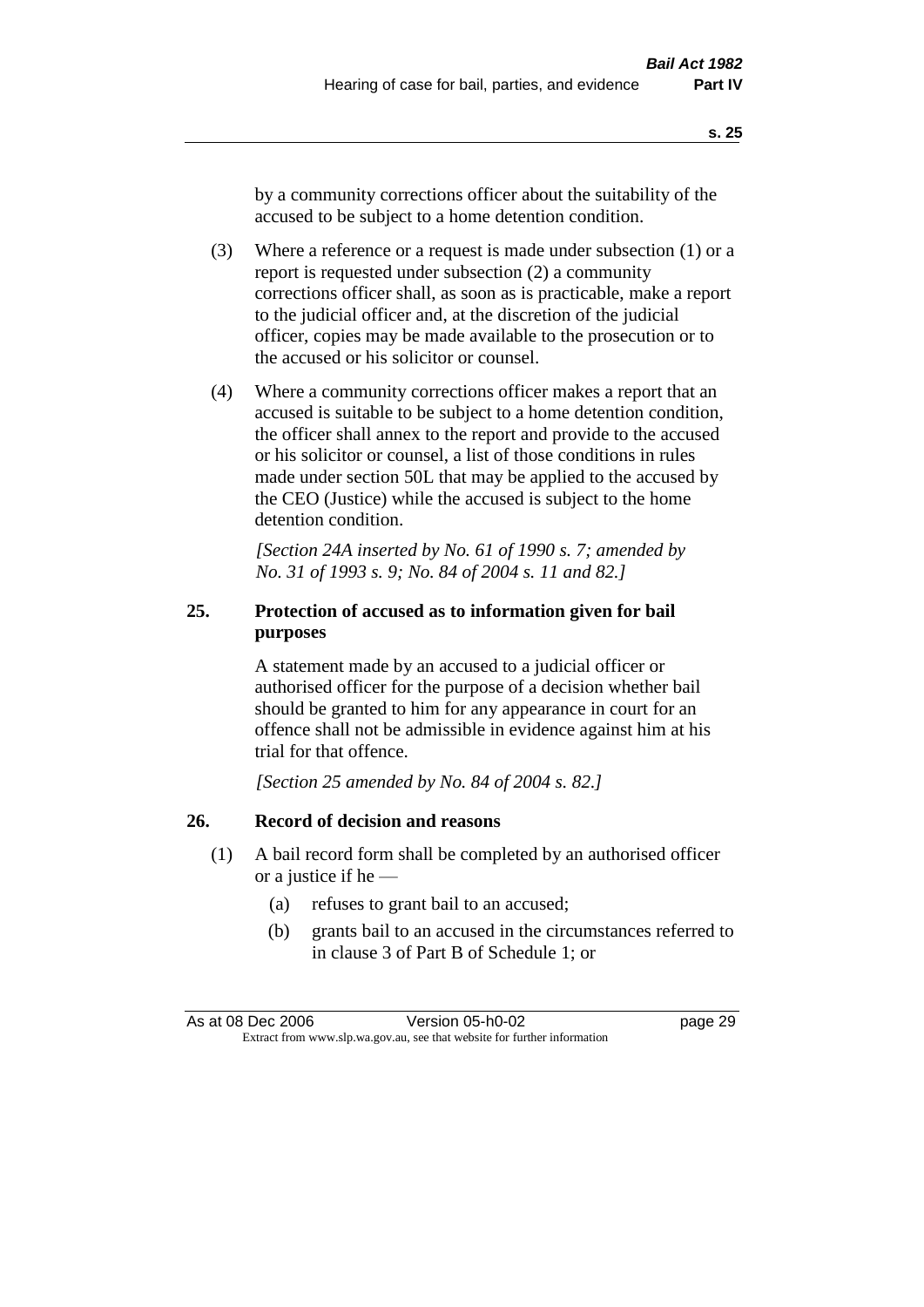by a community corrections officer about the suitability of the accused to be subject to a home detention condition.

(3) Where a reference or a request is made under subsection (1) or a report is requested under subsection (2) a community corrections officer shall, as soon as is practicable, make a report to the judicial officer and, at the discretion of the judicial officer, copies may be made available to the prosecution or to the accused or his solicitor or counsel.

(4) Where a community corrections officer makes a report that an accused is suitable to be subject to a home detention condition, the officer shall annex to the report and provide to the accused or his solicitor or counsel, a list of those conditions in rules made under section 50L that may be applied to the accused by the CEO (Justice) while the accused is subject to the home detention condition.

*[Section 24A inserted by No. 61 of 1990 s. 7; amended by No. 31 of 1993 s. 9; No. 84 of 2004 s. 11 and 82.]*

### 25. Protection of accused as to information given for bail purposes

A statement made by an accused to a judicial officer or authorised officer for the purpose of a decision whether bail should be granted to him for any appearance in court for an offence shall not be admissible in evidence against him at his trial for that offence.

*[Section 25 amended by No. 84 of 2004 s. 82.]*

### 26. Record of decision and reasons

(1) A bail record form shall be completed by an authorised officer or a justice if he —

(a) refuses to grant bail to an accused;

(b) grants bail to an accused in the circumstances referred to in clause 3 of Part B of Schedule 1; or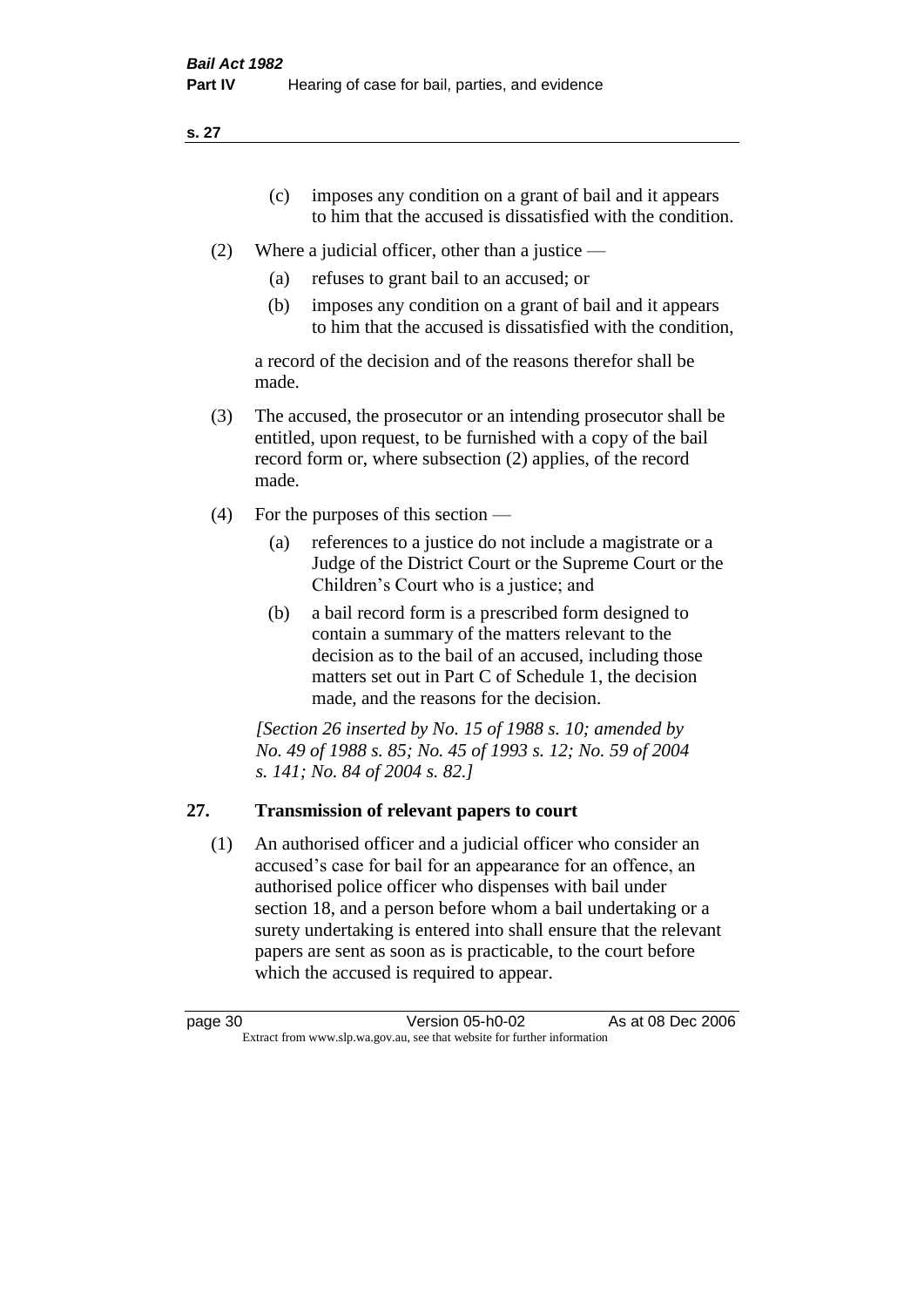(c) imposes any condition on a grant of bail and it appears to him that the accused is dissatisfied with the condition.

(2) Where a judicial officer, other than a justice —

  (a) refuses to grant bail to an accused; or

  (b) imposes any condition on a grant of bail and it appears to him that the accused is dissatisfied with the condition,

  a record of the decision and of the reasons therefor shall be made.

(3) The accused, the prosecutor or an intending prosecutor shall be entitled, upon request, to be furnished with a copy of the bail record form or, where subsection (2) applies, of the record made.

(4) For the purposes of this section —

  (a) references to a justice do not include a magistrate or a Judge of the District Court or the Supreme Court or the Children's Court who is a justice; and

  (b) a bail record form is a prescribed form designed to contain a summary of the matters relevant to the decision as to the bail of an accused, including those matters set out in Part C of Schedule 1, the decision made, and the reasons for the decision.

*[Section 26 inserted by No. 15 of 1988 s. 10; amended by No. 49 of 1988 s. 85; No. 45 of 1993 s. 12; No. 59 of 2004 s. 141; No. 84 of 2004 s. 82.]*

## 27. Transmission of relevant papers to court

(1) An authorised officer and a judicial officer who consider an accused's case for bail for an appearance for an offence, an authorised police officer who dispenses with bail under section 18, and a person before whom a bail undertaking or a surety undertaking is entered into shall ensure that the relevant papers are sent as soon as is practicable, to the court before which the accused is required to appear.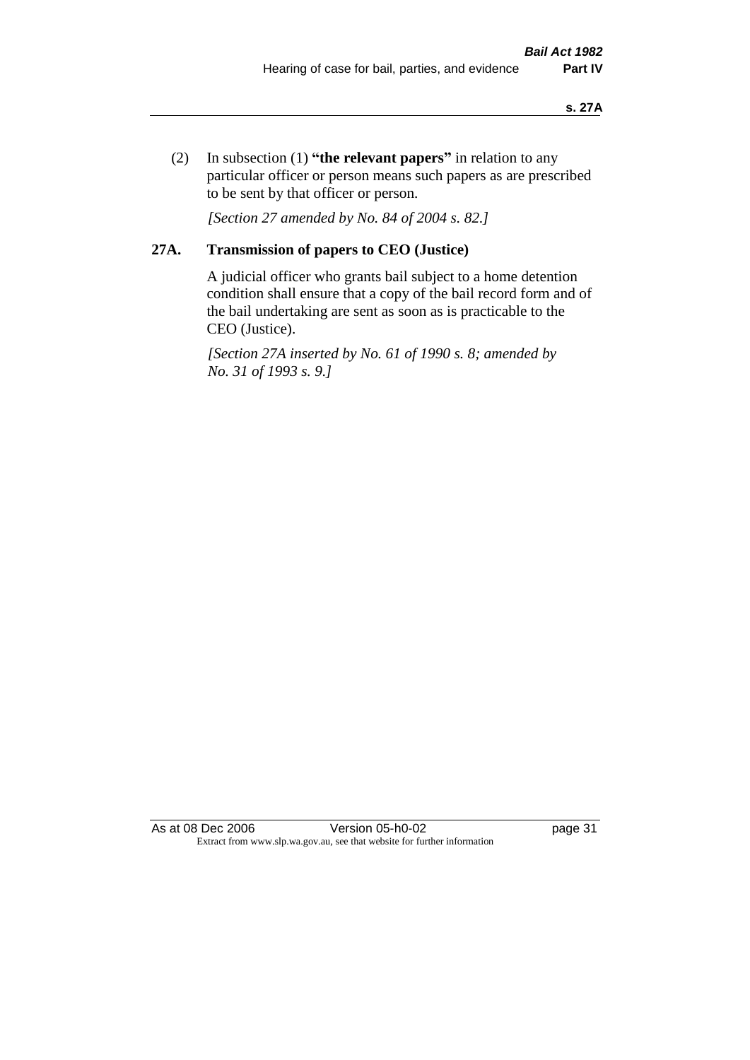(2) In subsection (1) **"the relevant papers"** in relation to any particular officer or person means such papers as are prescribed to be sent by that officer or person.

*[Section 27 amended by No. 84 of 2004 s. 82.]*

### 27A. Transmission of papers to CEO (Justice)

A judicial officer who grants bail subject to a home detention condition shall ensure that a copy of the bail record form and of the bail undertaking are sent as soon as is practicable to the CEO (Justice).

*[Section 27A inserted by No. 61 of 1990 s. 8; amended by No. 31 of 1993 s. 9.]*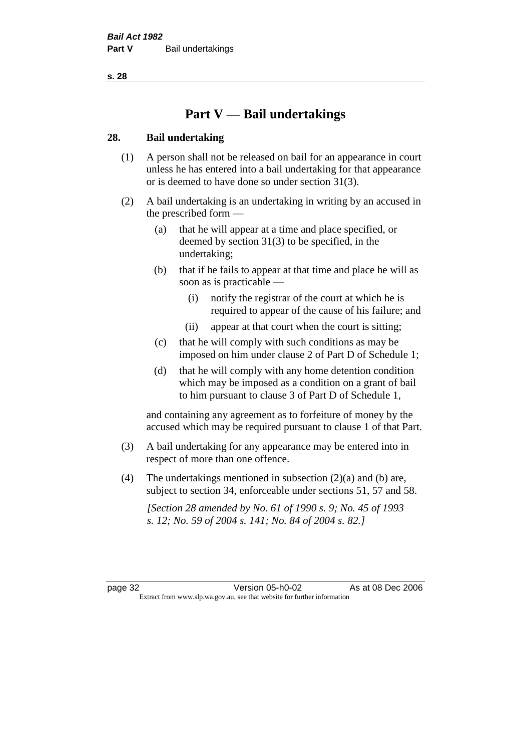# Part V — Bail undertakings

## 28. Bail undertaking

(1) A person shall not be released on bail for an appearance in court unless he has entered into a bail undertaking for that appearance or is deemed to have done so under section 31(3).

(2) A bail undertaking is an undertaking in writing by an accused in the prescribed form —

- (a) that he will appear at a time and place specified, or deemed by section 31(3) to be specified, in the undertaking;
- (b) that if he fails to appear at that time and place he will as soon as is practicable —
  - (i) notify the registrar of the court at which he is required to appear of the cause of his failure; and
  - (ii) appear at that court when the court is sitting;
- (c) that he will comply with such conditions as may be imposed on him under clause 2 of Part D of Schedule 1;
- (d) that he will comply with any home detention condition which may be imposed as a condition on a grant of bail to him pursuant to clause 3 of Part D of Schedule 1,

and containing any agreement as to forfeiture of money by the accused which may be required pursuant to clause 1 of that Part.

(3) A bail undertaking for any appearance may be entered into in respect of more than one offence.

(4) The undertakings mentioned in subsection (2)(a) and (b) are, subject to section 34, enforceable under sections 51, 57 and 58.

*[Section 28 amended by No. 61 of 1990 s. 9; No. 45 of 1993 s. 12; No. 59 of 2004 s. 141; No. 84 of 2004 s. 82.]*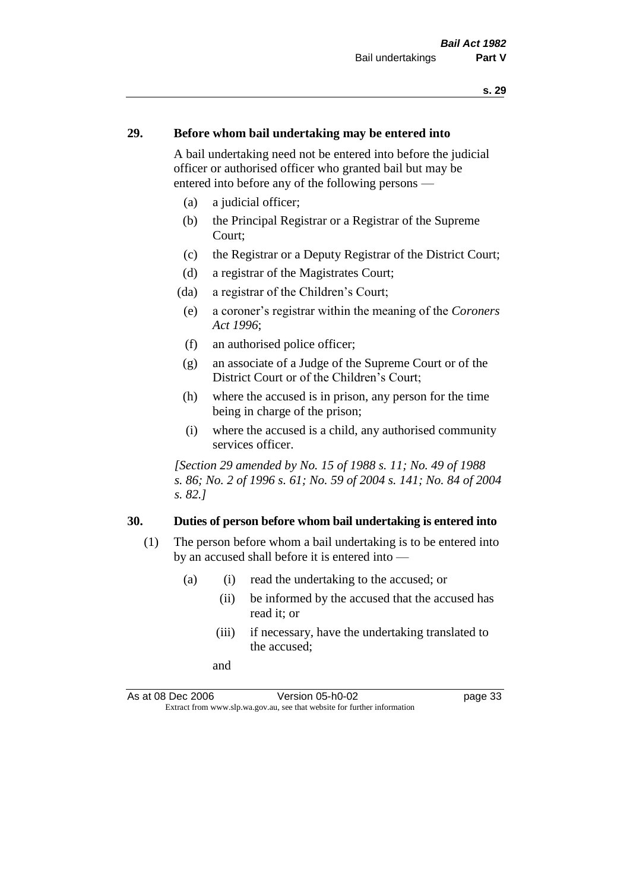## 29. Before whom bail undertaking may be entered into

A bail undertaking need not be entered into before the judicial officer or authorised officer who granted bail but may be entered into before any of the following persons —

(a) a judicial officer;

(b) the Principal Registrar or a Registrar of the Supreme Court;

(c) the Registrar or a Deputy Registrar of the District Court;

(d) a registrar of the Magistrates Court;

(da) a registrar of the Children's Court;

(e) a coroner's registrar within the meaning of the *Coroners Act 1996*;

(f) an authorised police officer;

(g) an associate of a Judge of the Supreme Court or of the District Court or of the Children's Court;

(h) where the accused is in prison, any person for the time being in charge of the prison;

(i) where the accused is a child, any authorised community services officer.

*[Section 29 amended by No. 15 of 1988 s. 11; No. 49 of 1988 s. 86; No. 2 of 1996 s. 61; No. 59 of 2004 s. 141; No. 84 of 2004 s. 82.]*

## 30. Duties of person before whom bail undertaking is entered into

(1) The person before whom a bail undertaking is to be entered into by an accused shall before it is entered into —

(a) (i) read the undertaking to the accused; or

(ii) be informed by the accused that the accused has read it; or

(iii) if necessary, have the undertaking translated to the accused;

and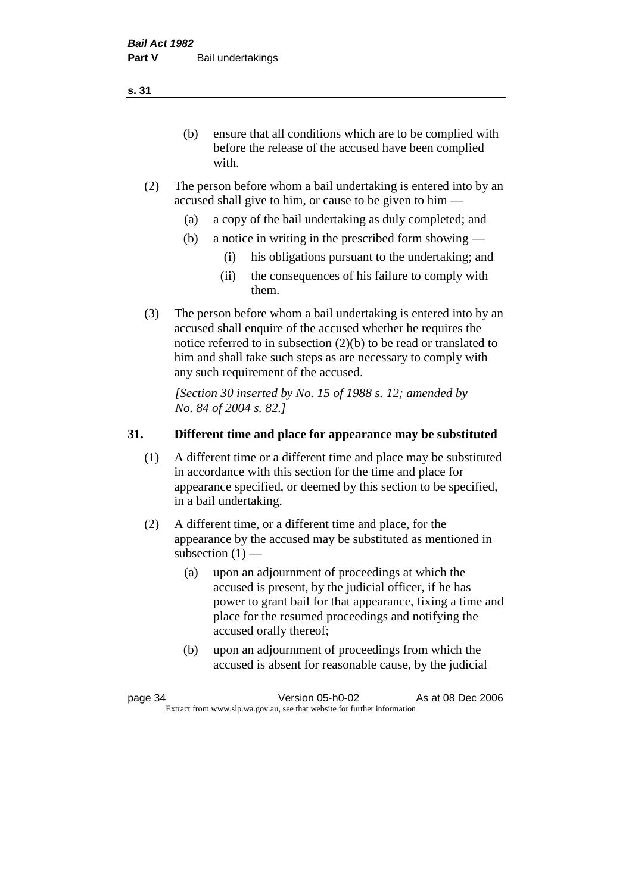(b) ensure that all conditions which are to be complied with before the release of the accused have been complied with.

(2) The person before whom a bail undertaking is entered into by an accused shall give to him, or cause to be given to him —

(a) a copy of the bail undertaking as duly completed; and

(b) a notice in writing in the prescribed form showing —

(i) his obligations pursuant to the undertaking; and

(ii) the consequences of his failure to comply with them.

(3) The person before whom a bail undertaking is entered into by an accused shall enquire of the accused whether he requires the notice referred to in subsection (2)(b) to be read or translated to him and shall take such steps as are necessary to comply with any such requirement of the accused.

*[Section 30 inserted by No. 15 of 1988 s. 12; amended by No. 84 of 2004 s. 82.]*

## 31. Different time and place for appearance may be substituted

(1) A different time or a different time and place may be substituted in accordance with this section for the time and place for appearance specified, or deemed by this section to be specified, in a bail undertaking.

(2) A different time, or a different time and place, for the appearance by the accused may be substituted as mentioned in subsection (1) —

(a) upon an adjournment of proceedings at which the accused is present, by the judicial officer, if he has power to grant bail for that appearance, fixing a time and place for the resumed proceedings and notifying the accused orally thereof;

(b) upon an adjournment of proceedings from which the accused is absent for reasonable cause, by the judicial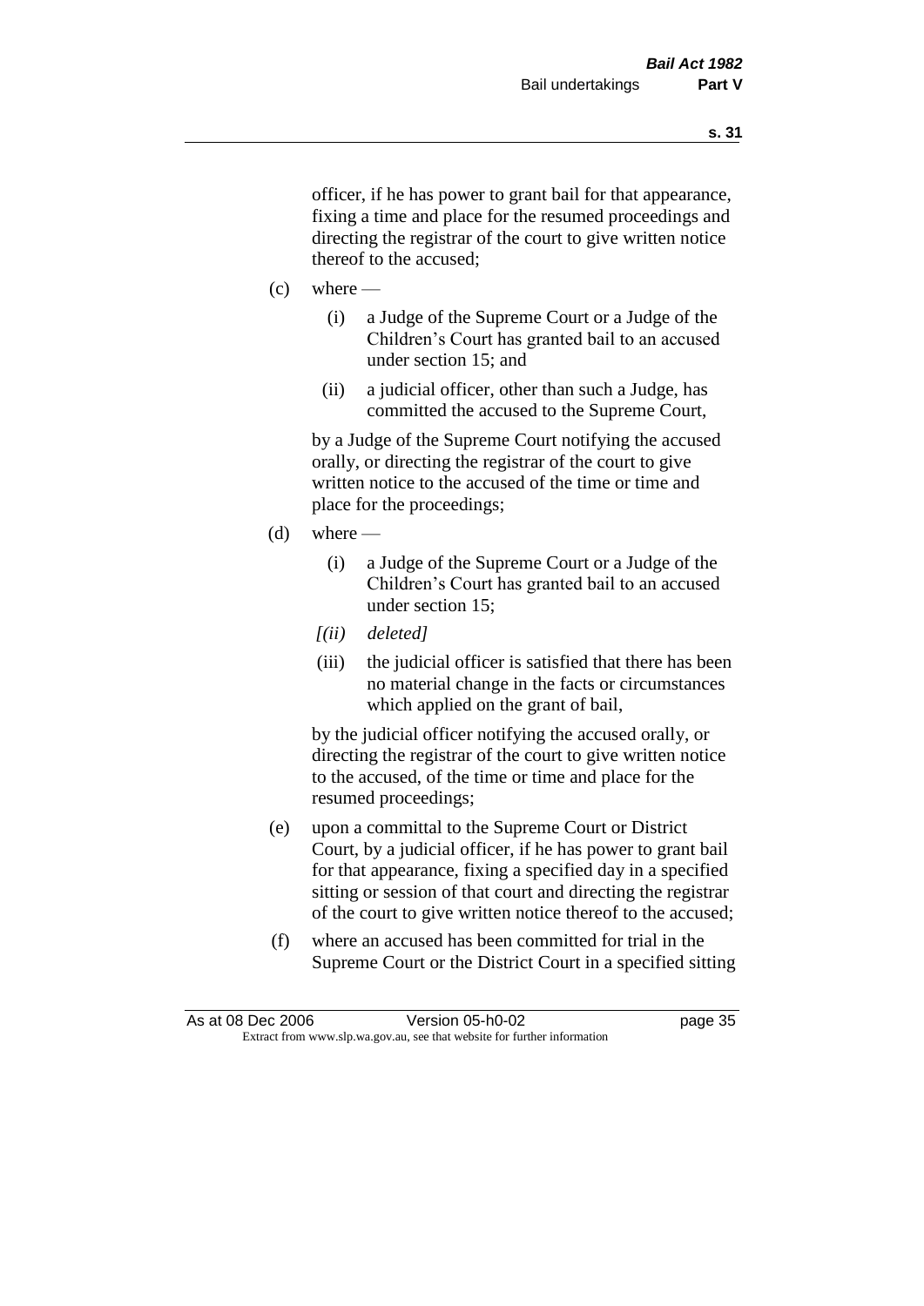officer, if he has power to grant bail for that appearance, fixing a time and place for the resumed proceedings and directing the registrar of the court to give written notice thereof to the accused;

(c) where —

  (i) a Judge of the Supreme Court or a Judge of the Children's Court has granted bail to an accused under section 15; and

  (ii) a judicial officer, other than such a Judge, has committed the accused to the Supreme Court,

  by a Judge of the Supreme Court notifying the accused orally, or directing the registrar of the court to give written notice to the accused of the time or time and place for the proceedings;

(d) where —

  (i) a Judge of the Supreme Court or a Judge of the Children's Court has granted bail to an accused under section 15;

  *[(ii) deleted]*

  (iii) the judicial officer is satisfied that there has been no material change in the facts or circumstances which applied on the grant of bail,

  by the judicial officer notifying the accused orally, or directing the registrar of the court to give written notice to the accused, of the time or time and place for the resumed proceedings;

(e) upon a committal to the Supreme Court or District Court, by a judicial officer, if he has power to grant bail for that appearance, fixing a specified day in a specified sitting or session of that court and directing the registrar of the court to give written notice thereof to the accused;

(f) where an accused has been committed for trial in the Supreme Court or the District Court in a specified sitting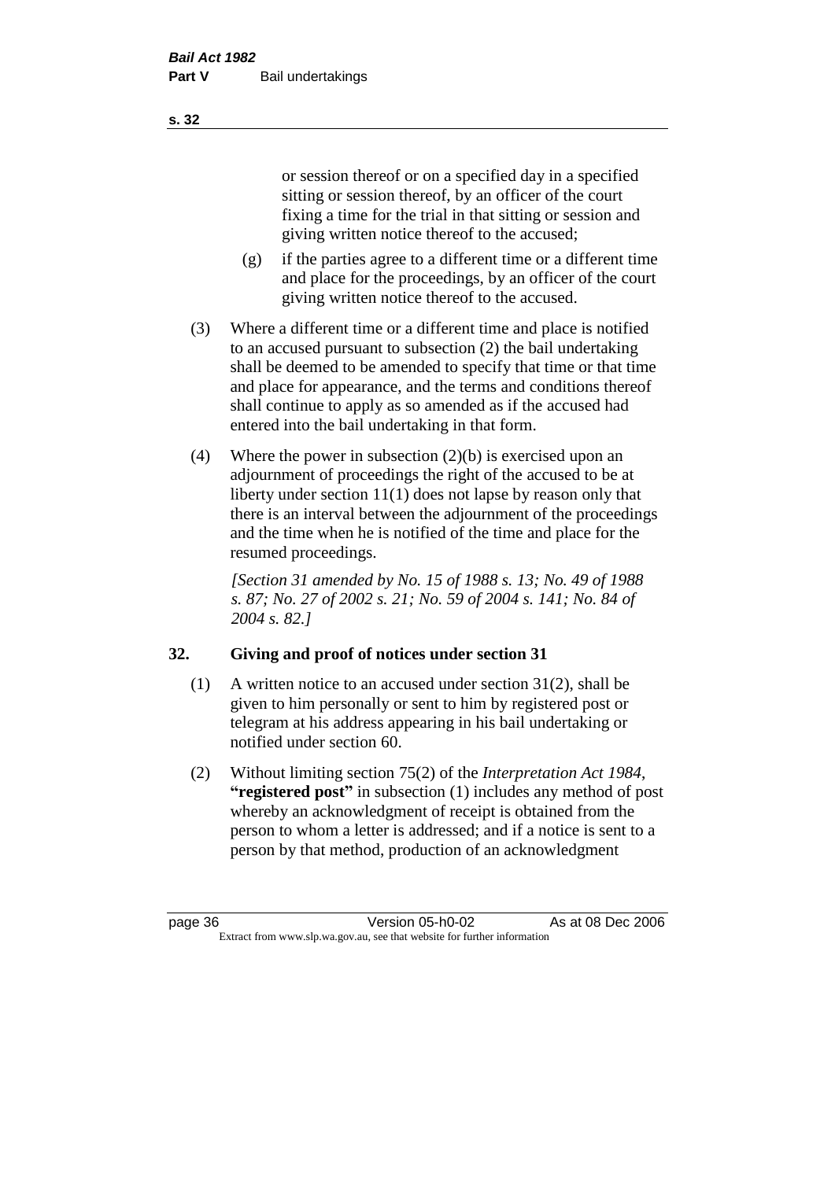or session thereof or on a specified day in a specified sitting or session thereof, by an officer of the court fixing a time for the trial in that sitting or session and giving written notice thereof to the accused;

(g) if the parties agree to a different time or a different time and place for the proceedings, by an officer of the court giving written notice thereof to the accused.

(3) Where a different time or a different time and place is notified to an accused pursuant to subsection (2) the bail undertaking shall be deemed to be amended to specify that time or that time and place for appearance, and the terms and conditions thereof shall continue to apply as so amended as if the accused had entered into the bail undertaking in that form.

(4) Where the power in subsection (2)(b) is exercised upon an adjournment of proceedings the right of the accused to be at liberty under section 11(1) does not lapse by reason only that there is an interval between the adjournment of the proceedings and the time when he is notified of the time and place for the resumed proceedings.

*[Section 31 amended by No. 15 of 1988 s. 13; No. 49 of 1988 s. 87; No. 27 of 2002 s. 21; No. 59 of 2004 s. 141; No. 84 of 2004 s. 82.]*

## 32. Giving and proof of notices under section 31

(1) A written notice to an accused under section 31(2), shall be given to him personally or sent to him by registered post or telegram at his address appearing in his bail undertaking or notified under section 60.

(2) Without limiting section 75(2) of the *Interpretation Act 1984*, **"registered post"** in subsection (1) includes any method of post whereby an acknowledgment of receipt is obtained from the person to whom a letter is addressed; and if a notice is sent to a person by that method, production of an acknowledgment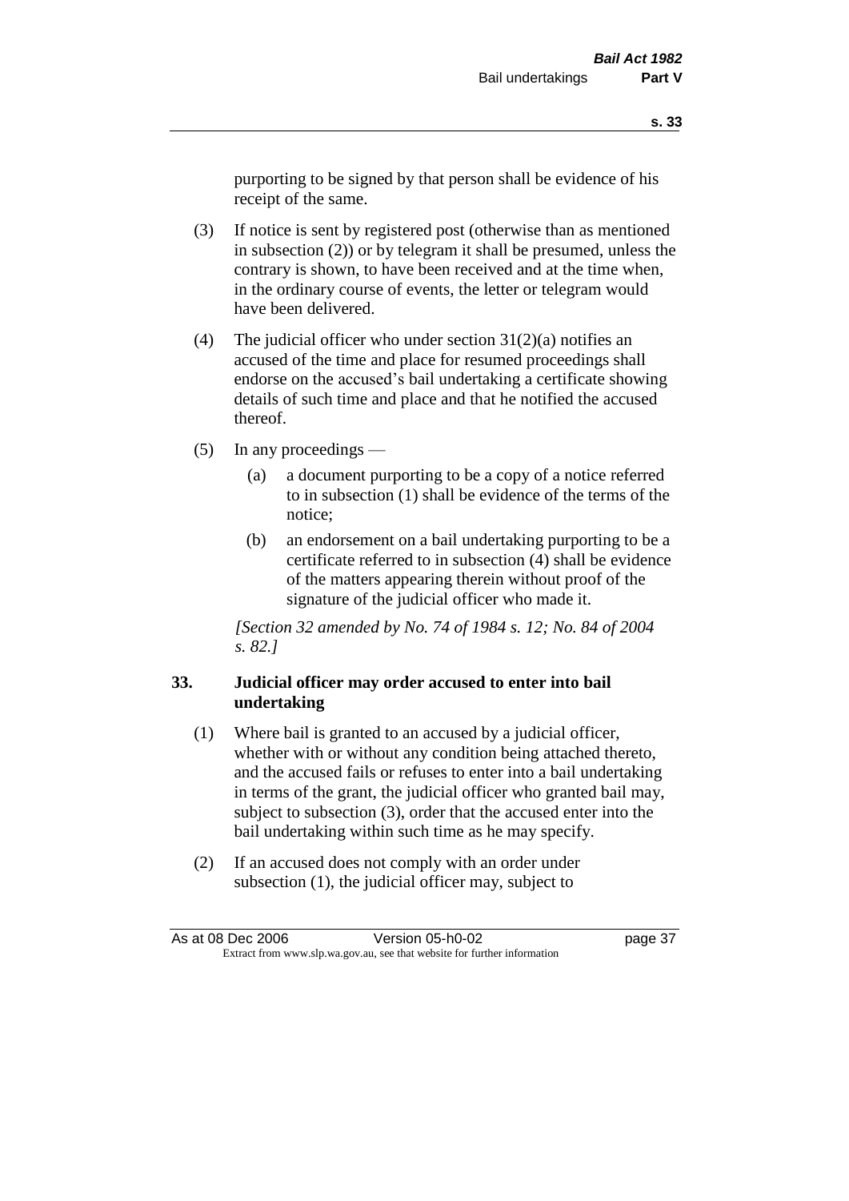purporting to be signed by that person shall be evidence of his receipt of the same.

(3) If notice is sent by registered post (otherwise than as mentioned in subsection (2)) or by telegram it shall be presumed, unless the contrary is shown, to have been received and at the time when, in the ordinary course of events, the letter or telegram would have been delivered.

(4) The judicial officer who under section 31(2)(a) notifies an accused of the time and place for resumed proceedings shall endorse on the accused's bail undertaking a certificate showing details of such time and place and that he notified the accused thereof.

(5) In any proceedings —

(a) a document purporting to be a copy of a notice referred to in subsection (1) shall be evidence of the terms of the notice;

(b) an endorsement on a bail undertaking purporting to be a certificate referred to in subsection (4) shall be evidence of the matters appearing therein without proof of the signature of the judicial officer who made it.

*[Section 32 amended by No. 74 of 1984 s. 12; No. 84 of 2004 s. 82.]*

### 33. Judicial officer may order accused to enter into bail undertaking

(1) Where bail is granted to an accused by a judicial officer, whether with or without any condition being attached thereto, and the accused fails or refuses to enter into a bail undertaking in terms of the grant, the judicial officer who granted bail may, subject to subsection (3), order that the accused enter into the bail undertaking within such time as he may specify.

(2) If an accused does not comply with an order under subsection (1), the judicial officer may, subject to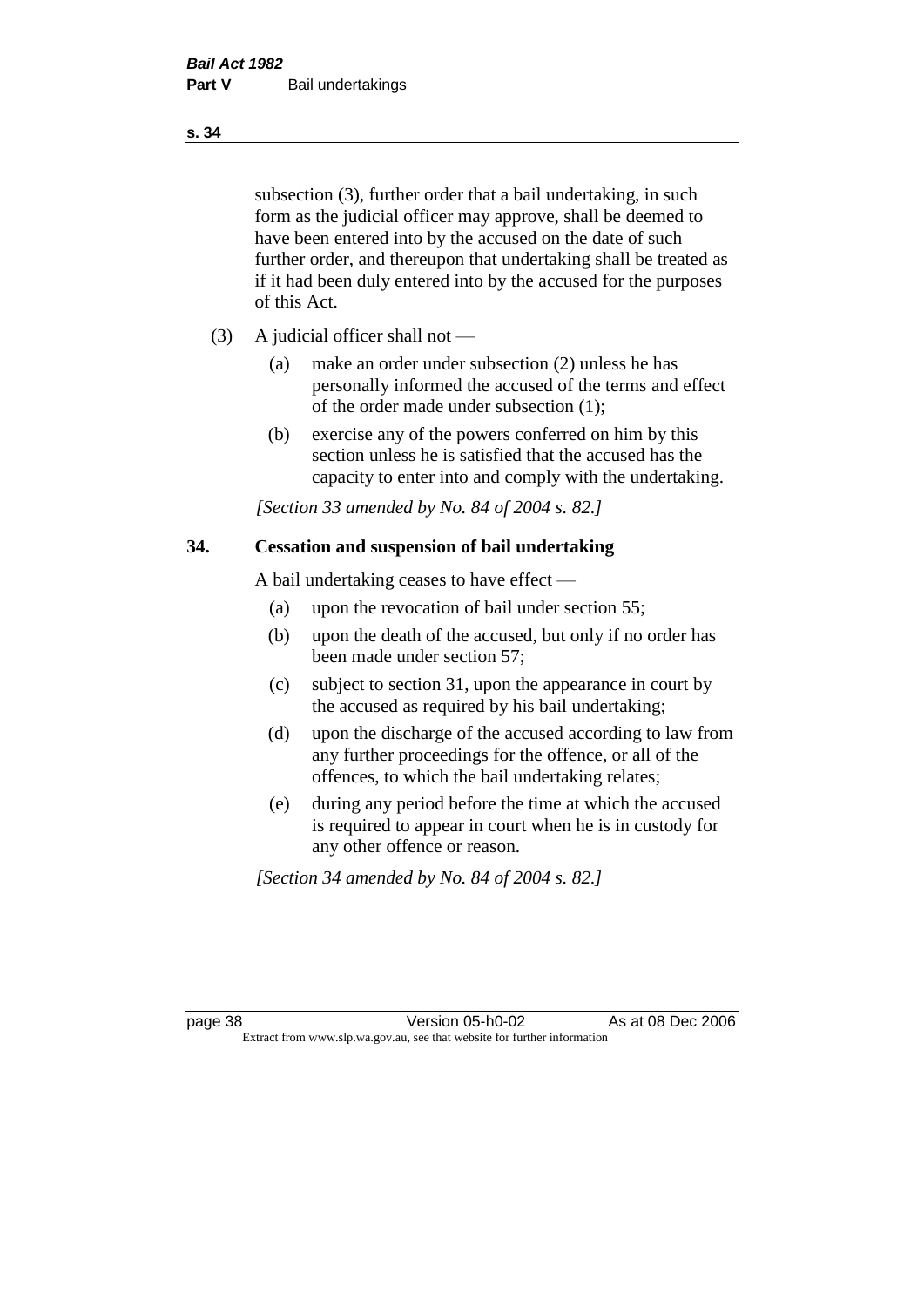subsection (3), further order that a bail undertaking, in such form as the judicial officer may approve, shall be deemed to have been entered into by the accused on the date of such further order, and thereupon that undertaking shall be treated as if it had been duly entered into by the accused for the purposes of this Act.

(3) A judicial officer shall not —

(a) make an order under subsection (2) unless he has personally informed the accused of the terms and effect of the order made under subsection (1);

(b) exercise any of the powers conferred on him by this section unless he is satisfied that the accused has the capacity to enter into and comply with the undertaking.

*[Section 33 amended by No. 84 of 2004 s. 82.]*

## 34. Cessation and suspension of bail undertaking

A bail undertaking ceases to have effect —

(a) upon the revocation of bail under section 55;

(b) upon the death of the accused, but only if no order has been made under section 57;

(c) subject to section 31, upon the appearance in court by the accused as required by his bail undertaking;

(d) upon the discharge of the accused according to law from any further proceedings for the offence, or all of the offences, to which the bail undertaking relates;

(e) during any period before the time at which the accused is required to appear in court when he is in custody for any other offence or reason.

*[Section 34 amended by No. 84 of 2004 s. 82.]*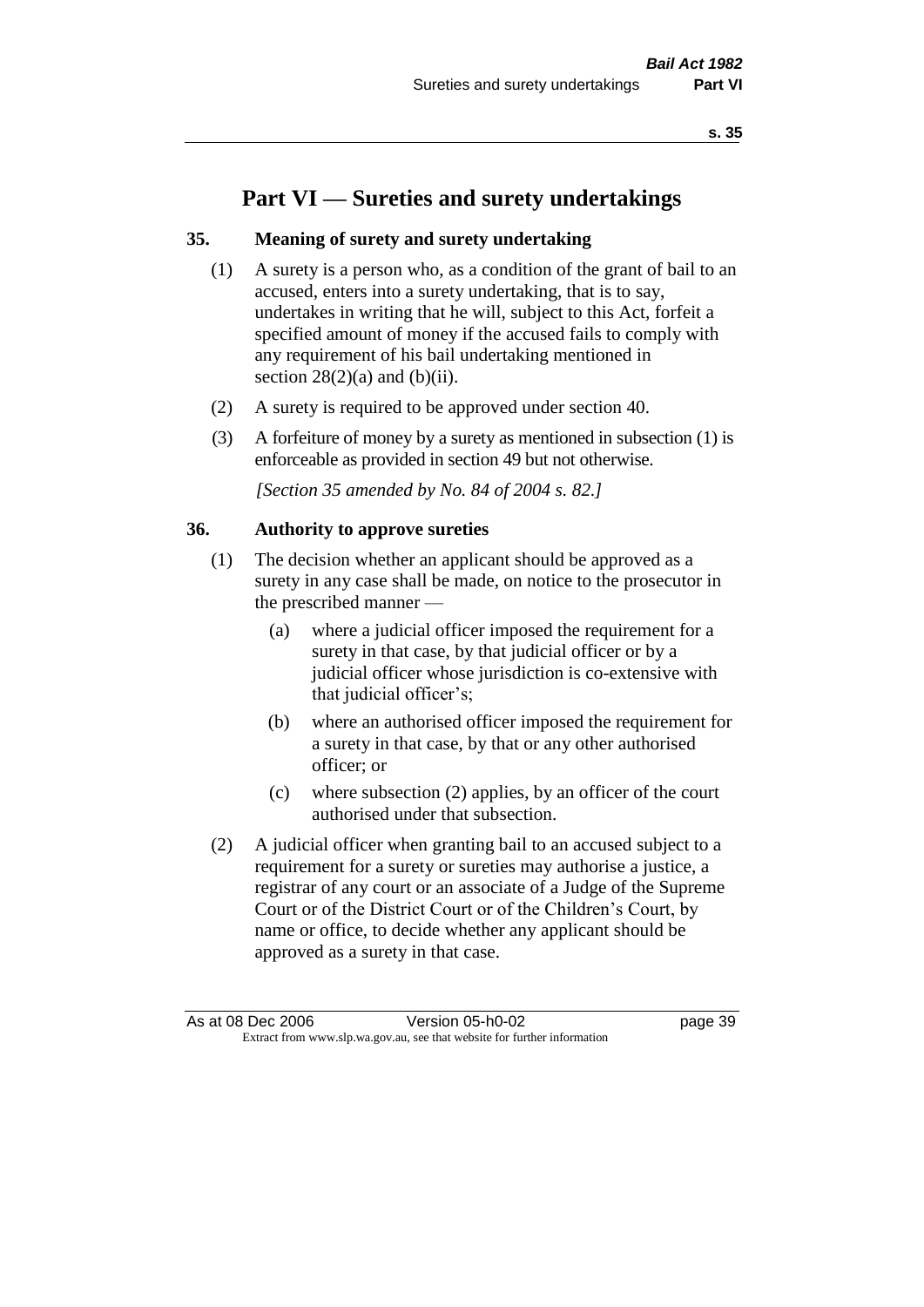# Part VI — Sureties and surety undertakings

### 35. Meaning of surety and surety undertaking

(1) A surety is a person who, as a condition of the grant of bail to an accused, enters into a surety undertaking, that is to say, undertakes in writing that he will, subject to this Act, forfeit a specified amount of money if the accused fails to comply with any requirement of his bail undertaking mentioned in section 28(2)(a) and (b)(ii).

(2) A surety is required to be approved under section 40.

(3) A forfeiture of money by a surety as mentioned in subsection (1) is enforceable as provided in section 49 but not otherwise.

*[Section 35 amended by No. 84 of 2004 s. 82.]*

### 36. Authority to approve sureties

(1) The decision whether an applicant should be approved as a surety in any case shall be made, on notice to the prosecutor in the prescribed manner —

(a) where a judicial officer imposed the requirement for a surety in that case, by that judicial officer or by a judicial officer whose jurisdiction is co-extensive with that judicial officer's;

(b) where an authorised officer imposed the requirement for a surety in that case, by that or any other authorised officer; or

(c) where subsection (2) applies, by an officer of the court authorised under that subsection.

(2) A judicial officer when granting bail to an accused subject to a requirement for a surety or sureties may authorise a justice, a registrar of any court or an associate of a Judge of the Supreme Court or of the District Court or of the Children's Court, by name or office, to decide whether any applicant should be approved as a surety in that case.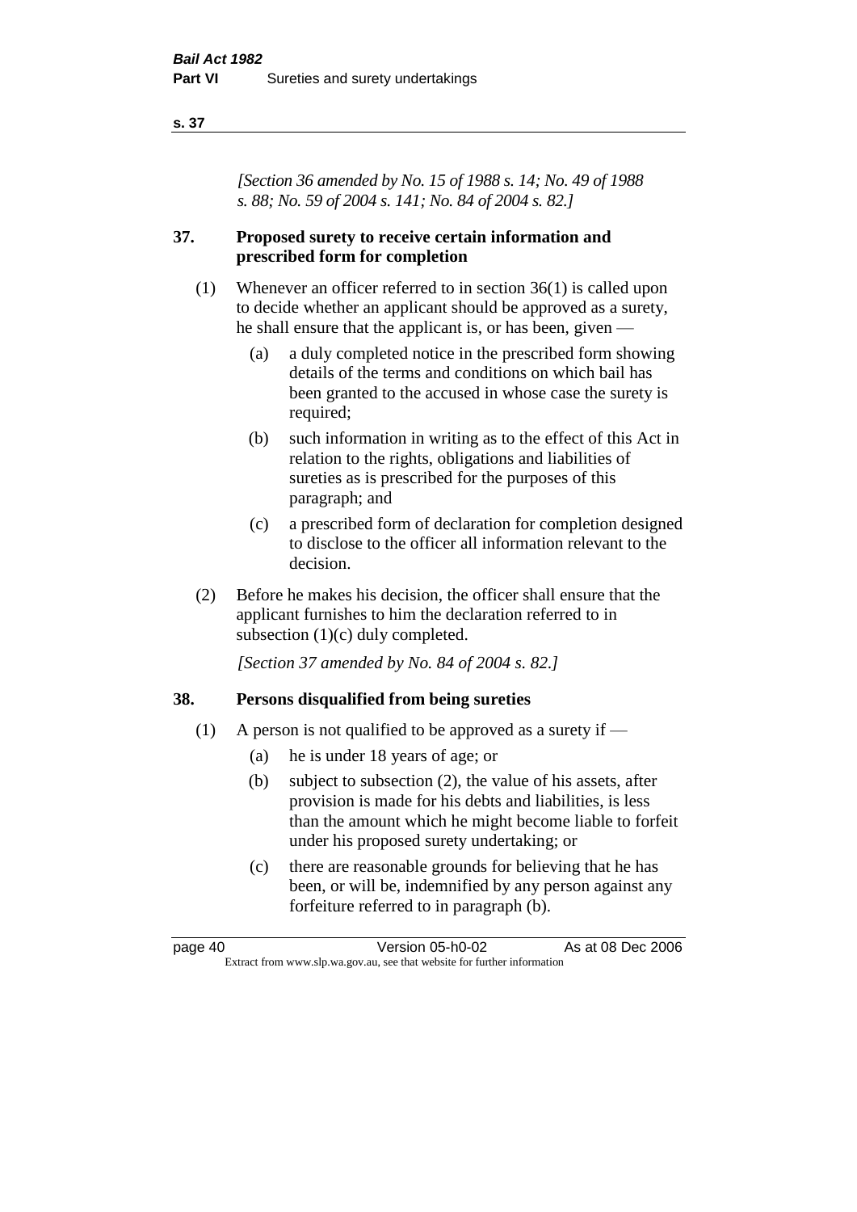*[Section 36 amended by No. 15 of 1988 s. 14; No. 49 of 1988 s. 88; No. 59 of 2004 s. 141; No. 84 of 2004 s. 82.]*

## 37. Proposed surety to receive certain information and prescribed form for completion

(1) Whenever an officer referred to in section 36(1) is called upon to decide whether an applicant should be approved as a surety, he shall ensure that the applicant is, or has been, given —

  (a) a duly completed notice in the prescribed form showing details of the terms and conditions on which bail has been granted to the accused in whose case the surety is required;

  (b) such information in writing as to the effect of this Act in relation to the rights, obligations and liabilities of sureties as is prescribed for the purposes of this paragraph; and

  (c) a prescribed form of declaration for completion designed to disclose to the officer all information relevant to the decision.

(2) Before he makes his decision, the officer shall ensure that the applicant furnishes to him the declaration referred to in subsection (1)(c) duly completed.

*[Section 37 amended by No. 84 of 2004 s. 82.]*

## 38. Persons disqualified from being sureties

(1) A person is not qualified to be approved as a surety if —

  (a) he is under 18 years of age; or

  (b) subject to subsection (2), the value of his assets, after provision is made for his debts and liabilities, is less than the amount which he might become liable to forfeit under his proposed surety undertaking; or

  (c) there are reasonable grounds for believing that he has been, or will be, indemnified by any person against any forfeiture referred to in paragraph (b).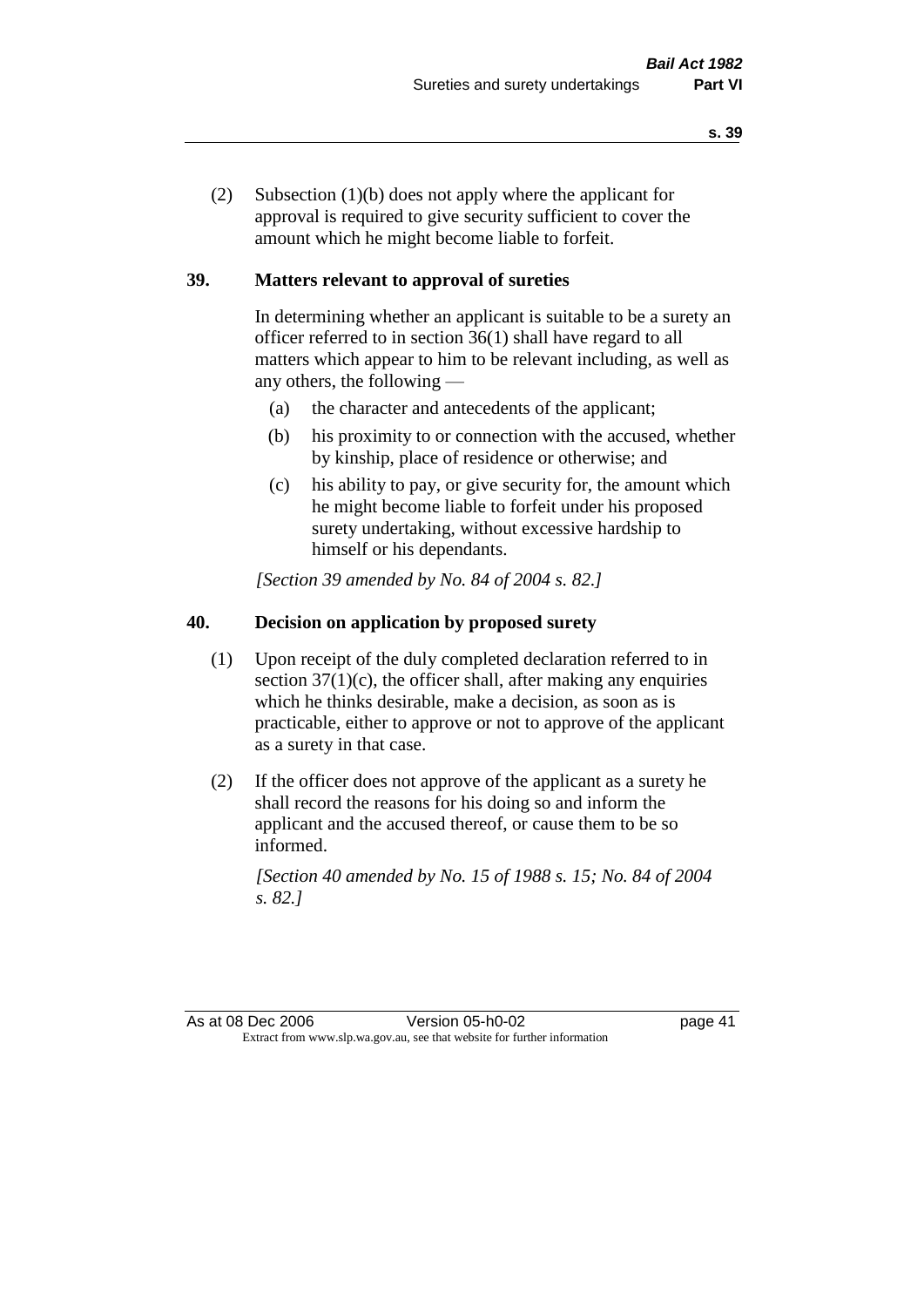(2) Subsection (1)(b) does not apply where the applicant for approval is required to give security sufficient to cover the amount which he might become liable to forfeit.

### 39. Matters relevant to approval of sureties

In determining whether an applicant is suitable to be a surety an officer referred to in section 36(1) shall have regard to all matters which appear to him to be relevant including, as well as any others, the following —

- (a) the character and antecedents of the applicant;
- (b) his proximity to or connection with the accused, whether by kinship, place of residence or otherwise; and
- (c) his ability to pay, or give security for, the amount which he might become liable to forfeit under his proposed surety undertaking, without excessive hardship to himself or his dependants.

*[Section 39 amended by No. 84 of 2004 s. 82.]*

### 40. Decision on application by proposed surety

(1) Upon receipt of the duly completed declaration referred to in section 37(1)(c), the officer shall, after making any enquiries which he thinks desirable, make a decision, as soon as is practicable, either to approve or not to approve of the applicant as a surety in that case.

(2) If the officer does not approve of the applicant as a surety he shall record the reasons for his doing so and inform the applicant and the accused thereof, or cause them to be so informed.

*[Section 40 amended by No. 15 of 1988 s. 15; No. 84 of 2004 s. 82.]*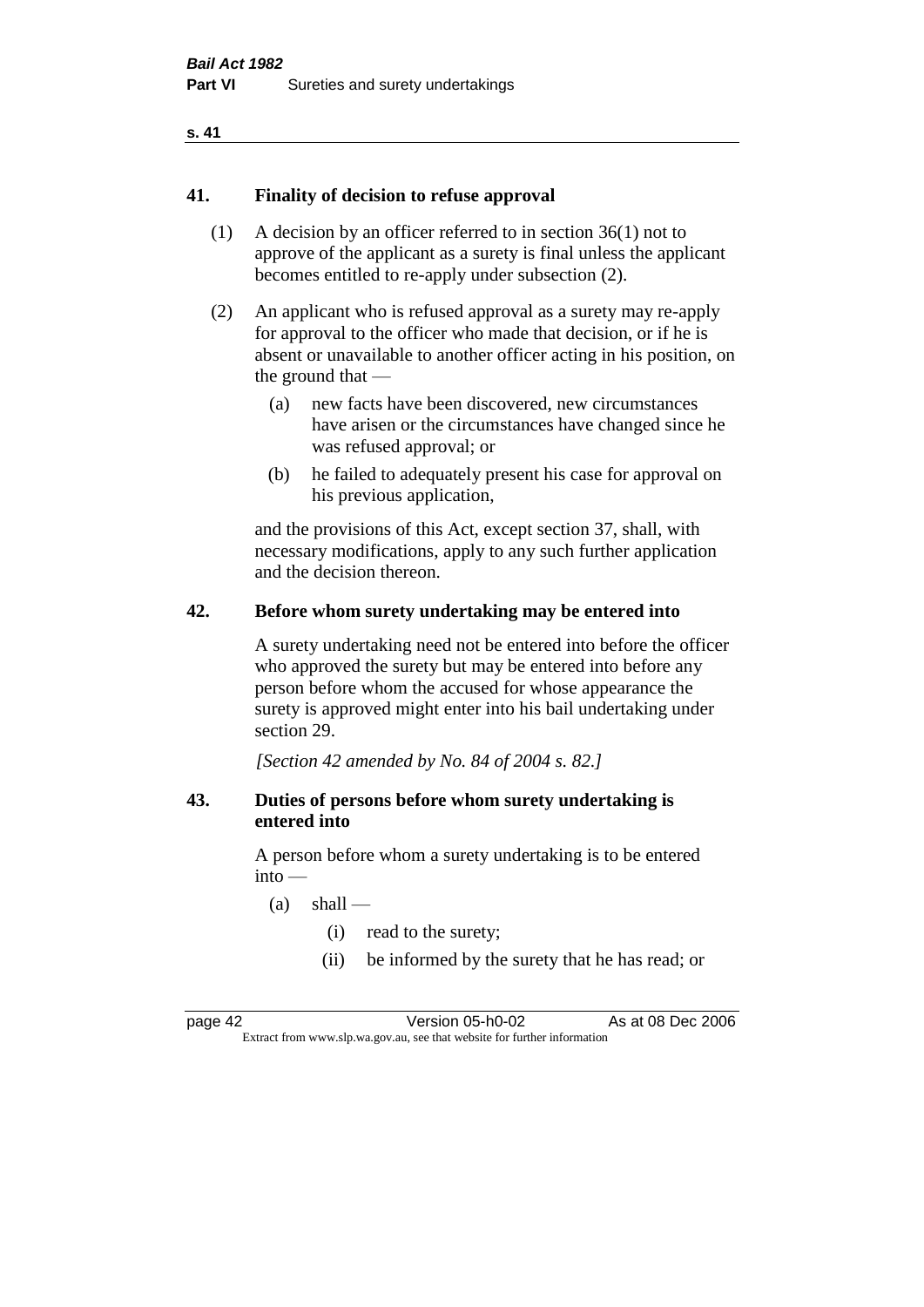## 41. Finality of decision to refuse approval

(1) A decision by an officer referred to in section 36(1) not to approve of the applicant as a surety is final unless the applicant becomes entitled to re-apply under subsection (2).

(2) An applicant who is refused approval as a surety may re-apply for approval to the officer who made that decision, or if he is absent or unavailable to another officer acting in his position, on the ground that —

- (a) new facts have been discovered, new circumstances have arisen or the circumstances have changed since he was refused approval; or
- (b) he failed to adequately present his case for approval on his previous application,

and the provisions of this Act, except section 37, shall, with necessary modifications, apply to any such further application and the decision thereon.

## 42. Before whom surety undertaking may be entered into

A surety undertaking need not be entered into before the officer who approved the surety but may be entered into before any person before whom the accused for whose appearance the surety is approved might enter into his bail undertaking under section 29.

*[Section 42 amended by No. 84 of 2004 s. 82.]*

## 43. Duties of persons before whom surety undertaking is entered into

A person before whom a surety undertaking is to be entered into —

- (a) shall —
  - (i) read to the surety;
  - (ii) be informed by the surety that he has read; or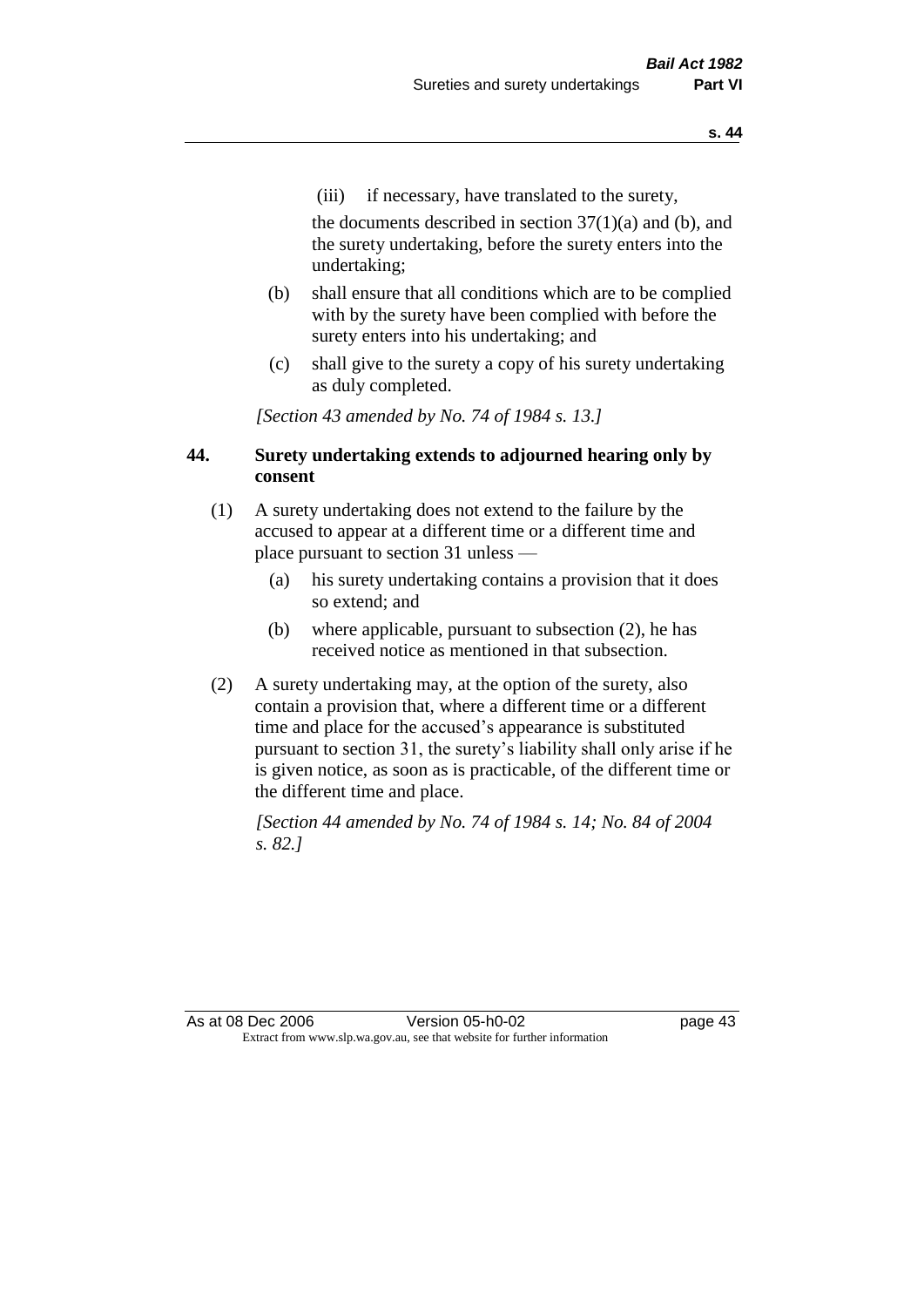(iii) if necessary, have translated to the surety,

the documents described in section 37(1)(a) and (b), and the surety undertaking, before the surety enters into the undertaking;

(b) shall ensure that all conditions which are to be complied with by the surety have been complied with before the surety enters into his undertaking; and

(c) shall give to the surety a copy of his surety undertaking as duly completed.

*[Section 43 amended by No. 74 of 1984 s. 13.]*

### 44. Surety undertaking extends to adjourned hearing only by consent

(1) A surety undertaking does not extend to the failure by the accused to appear at a different time or a different time and place pursuant to section 31 unless —

(a) his surety undertaking contains a provision that it does so extend; and

(b) where applicable, pursuant to subsection (2), he has received notice as mentioned in that subsection.

(2) A surety undertaking may, at the option of the surety, also contain a provision that, where a different time or a different time and place for the accused's appearance is substituted pursuant to section 31, the surety's liability shall only arise if he is given notice, as soon as is practicable, of the different time or the different time and place.

*[Section 44 amended by No. 74 of 1984 s. 14; No. 84 of 2004 s. 82.]*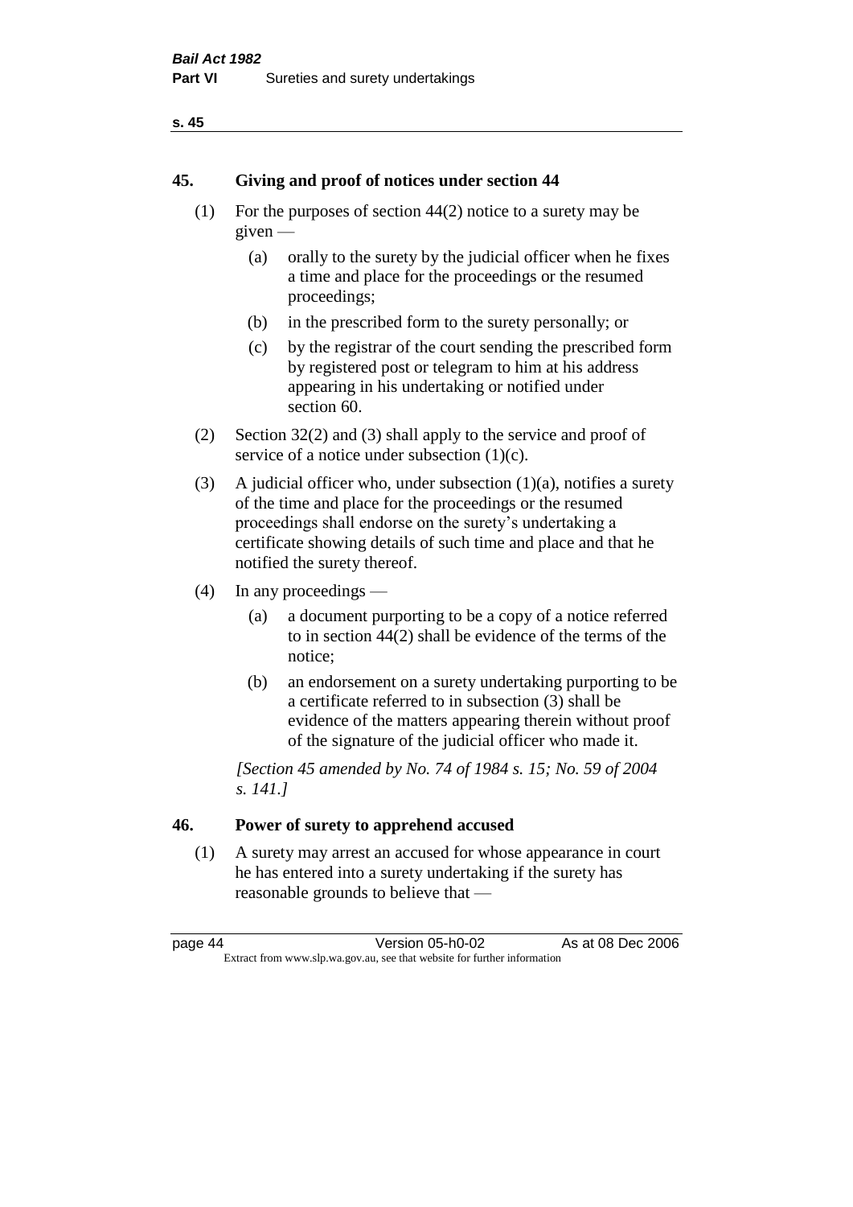## 45. Giving and proof of notices under section 44

(1) For the purposes of section 44(2) notice to a surety may be given —

(a) orally to the surety by the judicial officer when he fixes a time and place for the proceedings or the resumed proceedings;

(b) in the prescribed form to the surety personally; or

(c) by the registrar of the court sending the prescribed form by registered post or telegram to him at his address appearing in his undertaking or notified under section 60.

(2) Section 32(2) and (3) shall apply to the service and proof of service of a notice under subsection (1)(c).

(3) A judicial officer who, under subsection (1)(a), notifies a surety of the time and place for the proceedings or the resumed proceedings shall endorse on the surety's undertaking a certificate showing details of such time and place and that he notified the surety thereof.

(4) In any proceedings —

(a) a document purporting to be a copy of a notice referred to in section 44(2) shall be evidence of the terms of the notice;

(b) an endorsement on a surety undertaking purporting to be a certificate referred to in subsection (3) shall be evidence of the matters appearing therein without proof of the signature of the judicial officer who made it.

*[Section 45 amended by No. 74 of 1984 s. 15; No. 59 of 2004 s. 141.]*

## 46. Power of surety to apprehend accused

(1) A surety may arrest an accused for whose appearance in court he has entered into a surety undertaking if the surety has reasonable grounds to believe that —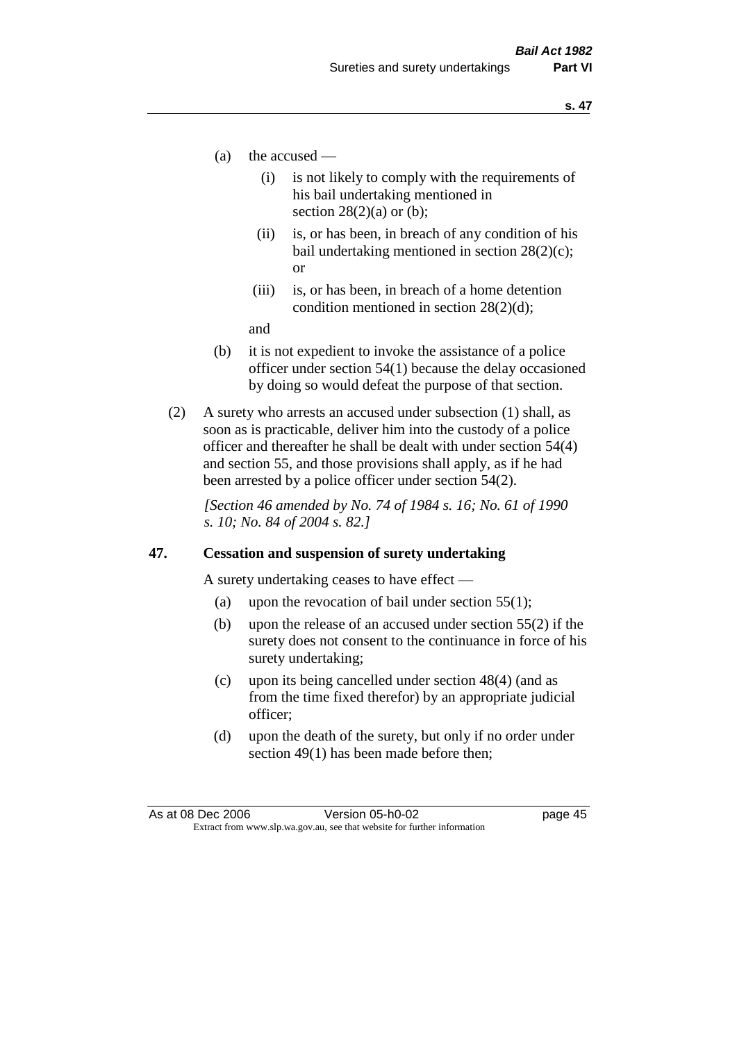(a) the accused —

  (i) is not likely to comply with the requirements of his bail undertaking mentioned in section 28(2)(a) or (b);

  (ii) is, or has been, in breach of any condition of his bail undertaking mentioned in section 28(2)(c); or

  (iii) is, or has been, in breach of a home detention condition mentioned in section 28(2)(d);

  and

(b) it is not expedient to invoke the assistance of a police officer under section 54(1) because the delay occasioned by doing so would defeat the purpose of that section.

(2) A surety who arrests an accused under subsection (1) shall, as soon as is practicable, deliver him into the custody of a police officer and thereafter he shall be dealt with under section 54(4) and section 55, and those provisions shall apply, as if he had been arrested by a police officer under section 54(2).

*[Section 46 amended by No. 74 of 1984 s. 16; No. 61 of 1990 s. 10; No. 84 of 2004 s. 82.]*

### 47. Cessation and suspension of surety undertaking

A surety undertaking ceases to have effect —

(a) upon the revocation of bail under section 55(1);

(b) upon the release of an accused under section 55(2) if the surety does not consent to the continuance in force of his surety undertaking;

(c) upon its being cancelled under section 48(4) (and as from the time fixed therefor) by an appropriate judicial officer;

(d) upon the death of the surety, but only if no order under section 49(1) has been made before then;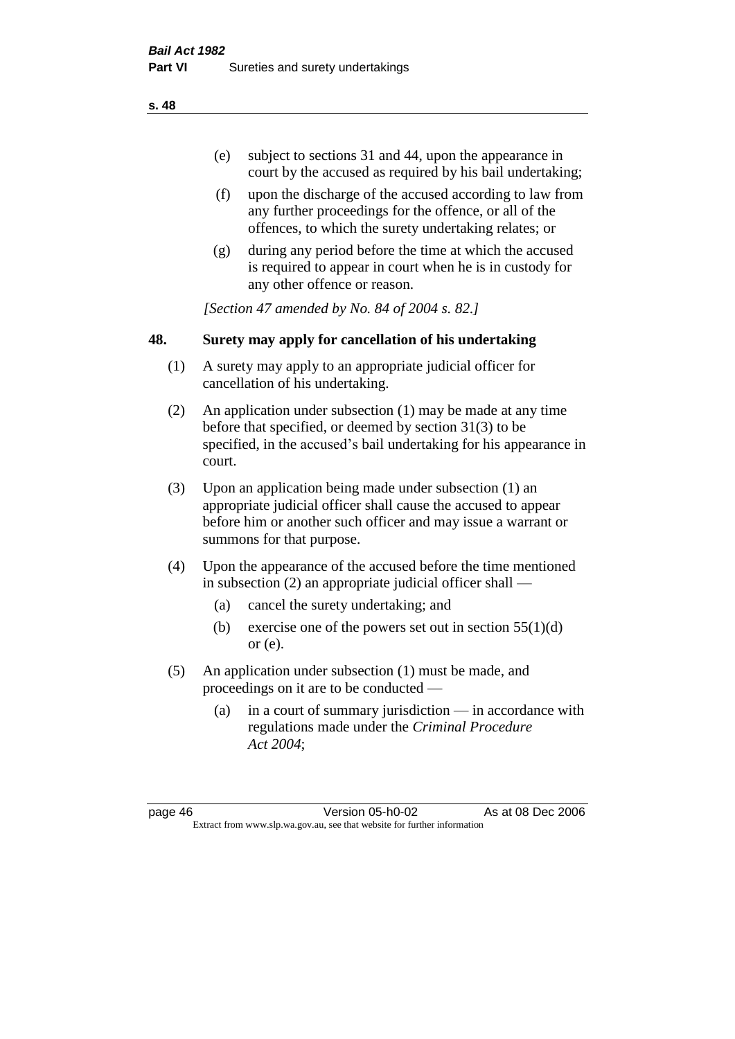- (e) subject to sections 31 and 44, upon the appearance in court by the accused as required by his bail undertaking;
- (f) upon the discharge of the accused according to law from any further proceedings for the offence, or all of the offences, to which the surety undertaking relates; or
- (g) during any period before the time at which the accused is required to appear in court when he is in custody for any other offence or reason.

*[Section 47 amended by No. 84 of 2004 s. 82.]*

## 48. Surety may apply for cancellation of his undertaking

(1) A surety may apply to an appropriate judicial officer for cancellation of his undertaking.

(2) An application under subsection (1) may be made at any time before that specified, or deemed by section 31(3) to be specified, in the accused's bail undertaking for his appearance in court.

(3) Upon an application being made under subsection (1) an appropriate judicial officer shall cause the accused to appear before him or another such officer and may issue a warrant or summons for that purpose.

(4) Upon the appearance of the accused before the time mentioned in subsection (2) an appropriate judicial officer shall —

- (a) cancel the surety undertaking; and
- (b) exercise one of the powers set out in section 55(1)(d) or (e).

(5) An application under subsection (1) must be made, and proceedings on it are to be conducted —

- (a) in a court of summary jurisdiction — in accordance with regulations made under the *Criminal Procedure Act 2004*;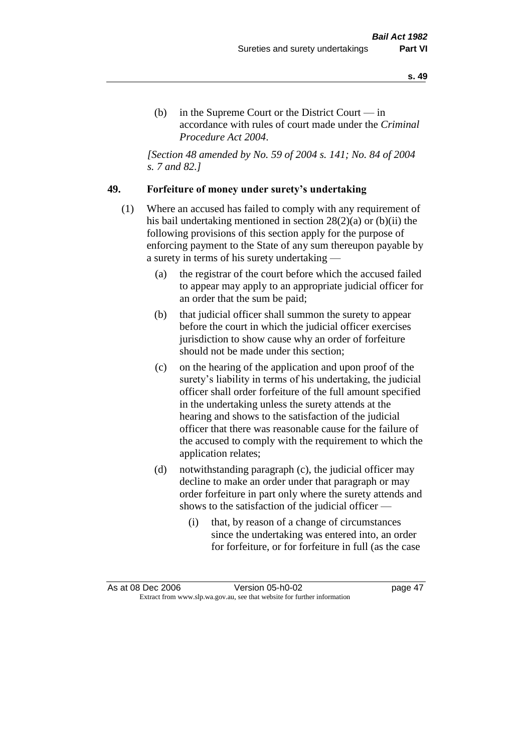(b) in the Supreme Court or the District Court — in accordance with rules of court made under the *Criminal Procedure Act 2004*.

*[Section 48 amended by No. 59 of 2004 s. 141; No. 84 of 2004 s. 7 and 82.]*

## 49. Forfeiture of money under surety's undertaking

(1) Where an accused has failed to comply with any requirement of his bail undertaking mentioned in section 28(2)(a) or (b)(ii) the following provisions of this section apply for the purpose of enforcing payment to the State of any sum thereupon payable by a surety in terms of his surety undertaking —

(a) the registrar of the court before which the accused failed to appear may apply to an appropriate judicial officer for an order that the sum be paid;

(b) that judicial officer shall summon the surety to appear before the court in which the judicial officer exercises jurisdiction to show cause why an order of forfeiture should not be made under this section;

(c) on the hearing of the application and upon proof of the surety's liability in terms of his undertaking, the judicial officer shall order forfeiture of the full amount specified in the undertaking unless the surety attends at the hearing and shows to the satisfaction of the judicial officer that there was reasonable cause for the failure of the accused to comply with the requirement to which the application relates;

(d) notwithstanding paragraph (c), the judicial officer may decline to make an order under that paragraph or may order forfeiture in part only where the surety attends and shows to the satisfaction of the judicial officer —

(i) that, by reason of a change of circumstances since the undertaking was entered into, an order for forfeiture, or for forfeiture in full (as the case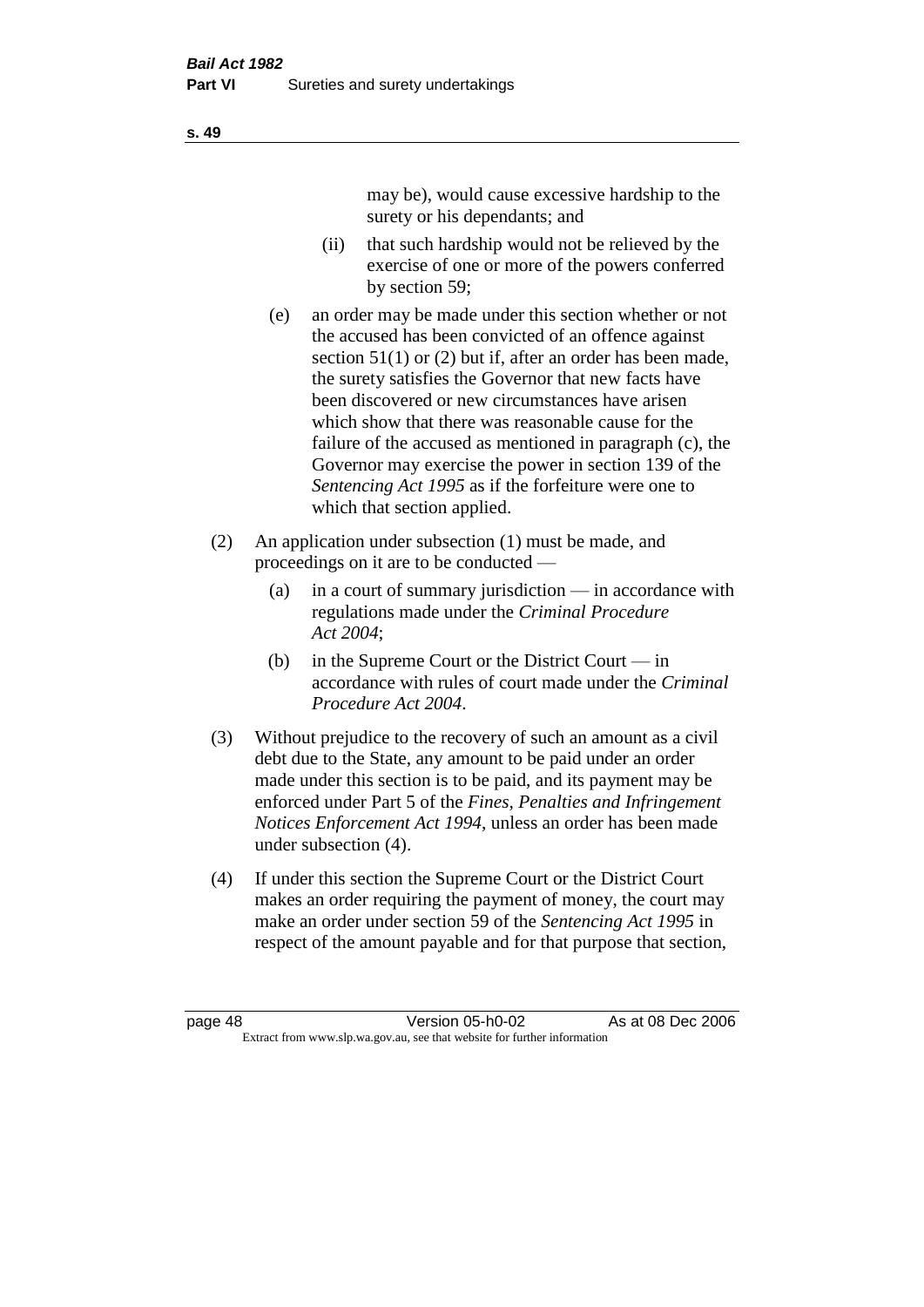may be), would cause excessive hardship to the surety or his dependants; and

(ii) that such hardship would not be relieved by the exercise of one or more of the powers conferred by section 59;

(e) an order may be made under this section whether or not the accused has been convicted of an offence against section 51(1) or (2) but if, after an order has been made, the surety satisfies the Governor that new facts have been discovered or new circumstances have arisen which show that there was reasonable cause for the failure of the accused as mentioned in paragraph (c), the Governor may exercise the power in section 139 of the *Sentencing Act 1995* as if the forfeiture were one to which that section applied.

(2) An application under subsection (1) must be made, and proceedings on it are to be conducted —

(a) in a court of summary jurisdiction — in accordance with regulations made under the *Criminal Procedure Act 2004*;

(b) in the Supreme Court or the District Court — in accordance with rules of court made under the *Criminal Procedure Act 2004*.

(3) Without prejudice to the recovery of such an amount as a civil debt due to the State, any amount to be paid under an order made under this section is to be paid, and its payment may be enforced under Part 5 of the *Fines, Penalties and Infringement Notices Enforcement Act 1994*, unless an order has been made under subsection (4).

(4) If under this section the Supreme Court or the District Court makes an order requiring the payment of money, the court may make an order under section 59 of the *Sentencing Act 1995* in respect of the amount payable and for that purpose that section,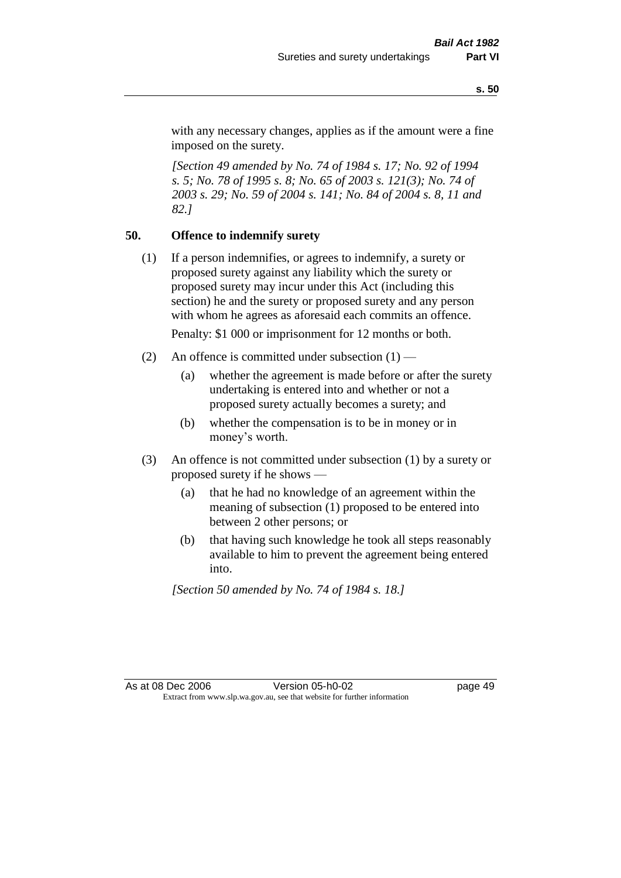with any necessary changes, applies as if the amount were a fine imposed on the surety.

*[Section 49 amended by No. 74 of 1984 s. 17; No. 92 of 1994 s. 5; No. 78 of 1995 s. 8; No. 65 of 2003 s. 121(3); No. 74 of 2003 s. 29; No. 59 of 2004 s. 141; No. 84 of 2004 s. 8, 11 and 82.]*

### 50. Offence to indemnify surety

(1) If a person indemnifies, or agrees to indemnify, a surety or proposed surety against any liability which the surety or proposed surety may incur under this Act (including this section) he and the surety or proposed surety and any person with whom he agrees as aforesaid each commits an offence.

Penalty: $1 000 or imprisonment for 12 months or both.

(2) An offence is committed under subsection (1) —

- (a) whether the agreement is made before or after the surety undertaking is entered into and whether or not a proposed surety actually becomes a surety; and
- (b) whether the compensation is to be in money or in money's worth.

(3) An offence is not committed under subsection (1) by a surety or proposed surety if he shows —

- (a) that he had no knowledge of an agreement within the meaning of subsection (1) proposed to be entered into between 2 other persons; or
- (b) that having such knowledge he took all steps reasonably available to him to prevent the agreement being entered into.

*[Section 50 amended by No. 74 of 1984 s. 18.]*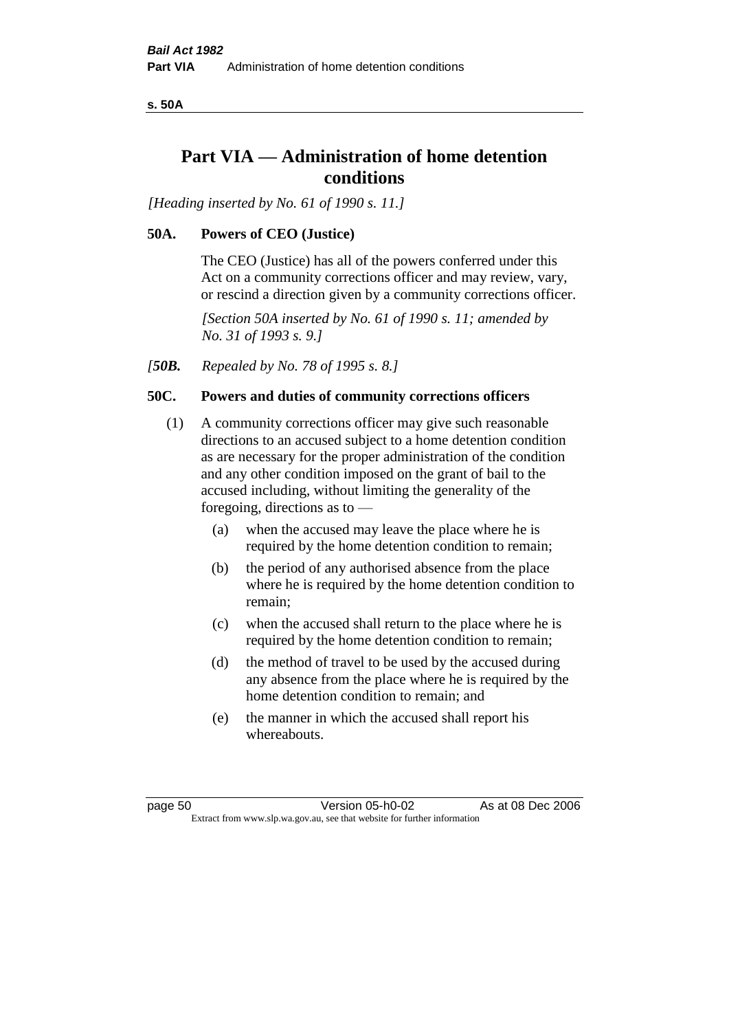# Part VIA — Administration of home detention conditions

*[Heading inserted by No. 61 of 1990 s. 11.]*

### 50A. Powers of CEO (Justice)

The CEO (Justice) has all of the powers conferred under this Act on a community corrections officer and may review, vary, or rescind a direction given by a community corrections officer.

*[Section 50A inserted by No. 61 of 1990 s. 11; amended by No. 31 of 1993 s. 9.]*

*[**50B.** Repealed by No. 78 of 1995 s. 8.]*

### 50C. Powers and duties of community corrections officers

(1) A community corrections officer may give such reasonable directions to an accused subject to a home detention condition as are necessary for the proper administration of the condition and any other condition imposed on the grant of bail to the accused including, without limiting the generality of the foregoing, directions as to —

- (a) when the accused may leave the place where he is required by the home detention condition to remain;
- (b) the period of any authorised absence from the place where he is required by the home detention condition to remain;
- (c) when the accused shall return to the place where he is required by the home detention condition to remain;
- (d) the method of travel to be used by the accused during any absence from the place where he is required by the home detention condition to remain; and
- (e) the manner in which the accused shall report his whereabouts.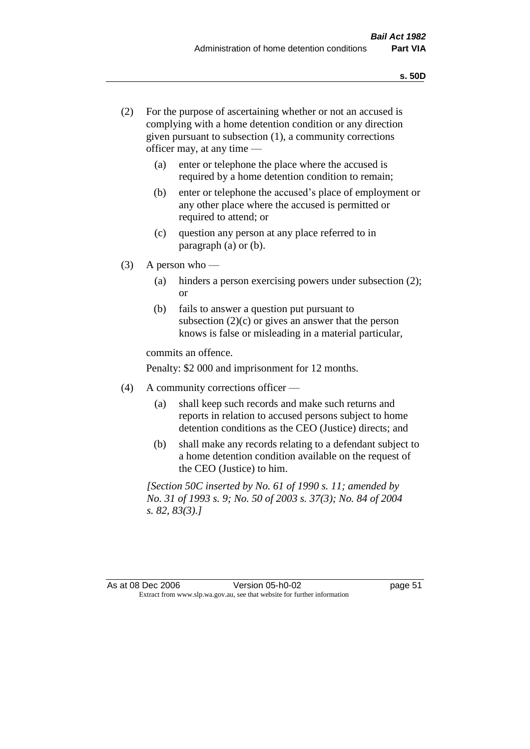(2) For the purpose of ascertaining whether or not an accused is complying with a home detention condition or any direction given pursuant to subsection (1), a community corrections officer may, at any time —

(a) enter or telephone the place where the accused is required by a home detention condition to remain;

(b) enter or telephone the accused's place of employment or any other place where the accused is permitted or required to attend; or

(c) question any person at any place referred to in paragraph (a) or (b).

(3) A person who —

(a) hinders a person exercising powers under subsection (2); or

(b) fails to answer a question put pursuant to subsection (2)(c) or gives an answer that the person knows is false or misleading in a material particular,

commits an offence.

Penalty: $2 000 and imprisonment for 12 months.

(4) A community corrections officer —

(a) shall keep such records and make such returns and reports in relation to accused persons subject to home detention conditions as the CEO (Justice) directs; and

(b) shall make any records relating to a defendant subject to a home detention condition available on the request of the CEO (Justice) to him.

*[Section 50C inserted by No. 61 of 1990 s. 11; amended by No. 31 of 1993 s. 9; No. 50 of 2003 s. 37(3); No. 84 of 2004 s. 82, 83(3).]*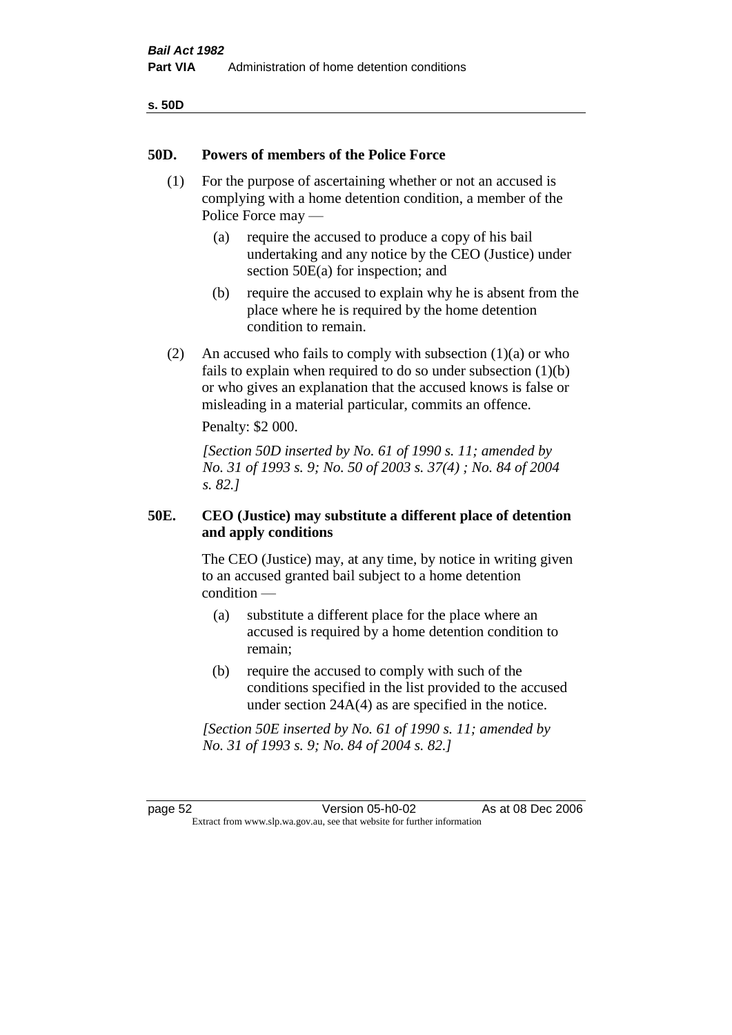## 50D. Powers of members of the Police Force

(1) For the purpose of ascertaining whether or not an accused is complying with a home detention condition, a member of the Police Force may —

(a) require the accused to produce a copy of his bail undertaking and any notice by the CEO (Justice) under section 50E(a) for inspection; and

(b) require the accused to explain why he is absent from the place where he is required by the home detention condition to remain.

(2) An accused who fails to comply with subsection (1)(a) or who fails to explain when required to do so under subsection (1)(b) or who gives an explanation that the accused knows is false or misleading in a material particular, commits an offence.

Penalty: $2 000.

*[Section 50D inserted by No. 61 of 1990 s. 11; amended by No. 31 of 1993 s. 9; No. 50 of 2003 s. 37(4) ; No. 84 of 2004 s. 82.]*

## 50E. CEO (Justice) may substitute a different place of detention and apply conditions

The CEO (Justice) may, at any time, by notice in writing given to an accused granted bail subject to a home detention condition —

(a) substitute a different place for the place where an accused is required by a home detention condition to remain;

(b) require the accused to comply with such of the conditions specified in the list provided to the accused under section 24A(4) as are specified in the notice.

*[Section 50E inserted by No. 61 of 1990 s. 11; amended by No. 31 of 1993 s. 9; No. 84 of 2004 s. 82.]*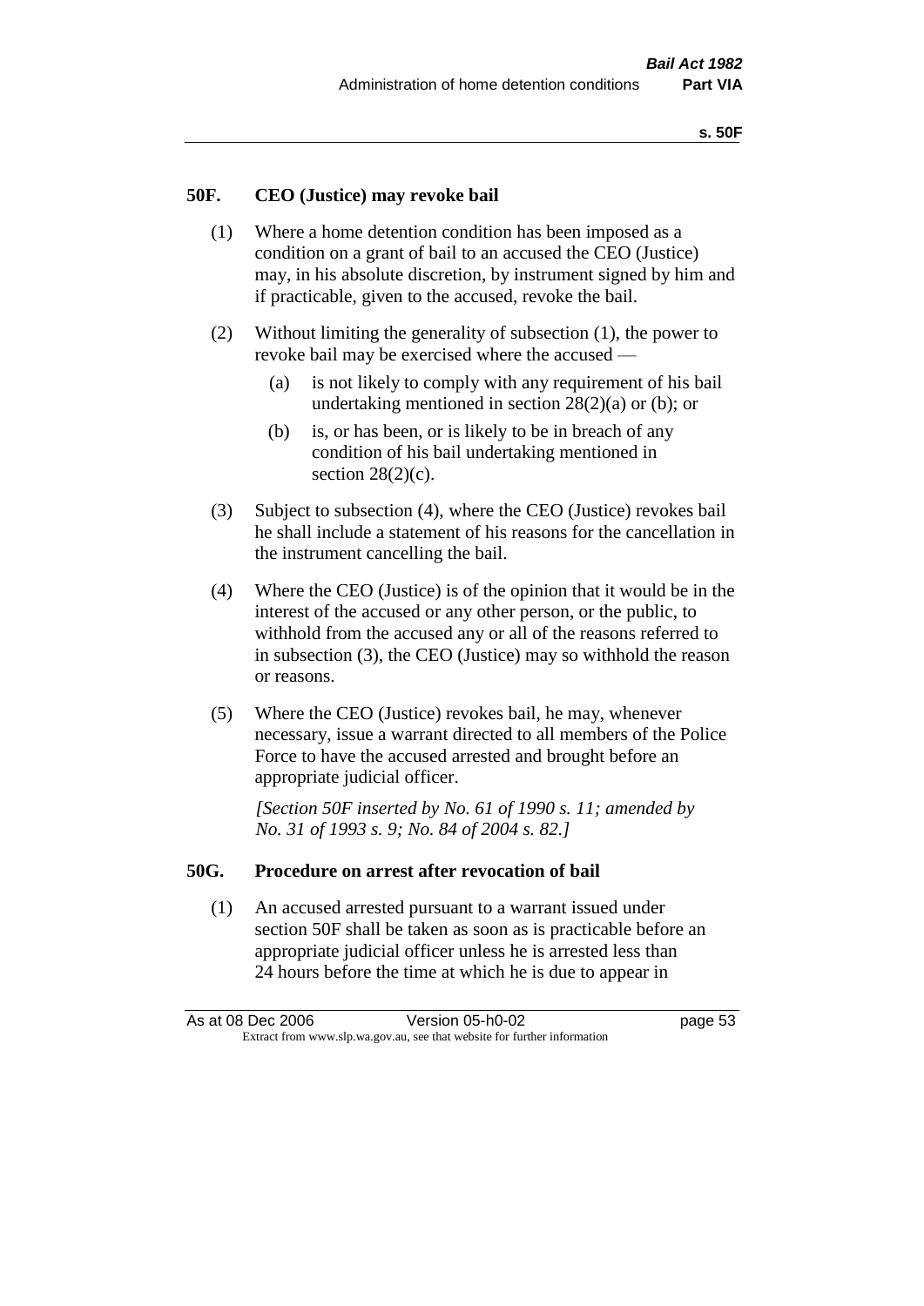## 50F. CEO (Justice) may revoke bail

(1) Where a home detention condition has been imposed as a condition on a grant of bail to an accused the CEO (Justice) may, in his absolute discretion, by instrument signed by him and if practicable, given to the accused, revoke the bail.

(2) Without limiting the generality of subsection (1), the power to revoke bail may be exercised where the accused —

- (a) is not likely to comply with any requirement of his bail undertaking mentioned in section 28(2)(a) or (b); or
- (b) is, or has been, or is likely to be in breach of any condition of his bail undertaking mentioned in section 28(2)(c).

(3) Subject to subsection (4), where the CEO (Justice) revokes bail he shall include a statement of his reasons for the cancellation in the instrument cancelling the bail.

(4) Where the CEO (Justice) is of the opinion that it would be in the interest of the accused or any other person, or the public, to withhold from the accused any or all of the reasons referred to in subsection (3), the CEO (Justice) may so withhold the reason or reasons.

(5) Where the CEO (Justice) revokes bail, he may, whenever necessary, issue a warrant directed to all members of the Police Force to have the accused arrested and brought before an appropriate judicial officer.

*[Section 50F inserted by No. 61 of 1990 s. 11; amended by No. 31 of 1993 s. 9; No. 84 of 2004 s. 82.]*

## 50G. Procedure on arrest after revocation of bail

(1) An accused arrested pursuant to a warrant issued under section 50F shall be taken as soon as is practicable before an appropriate judicial officer unless he is arrested less than 24 hours before the time at which he is due to appear in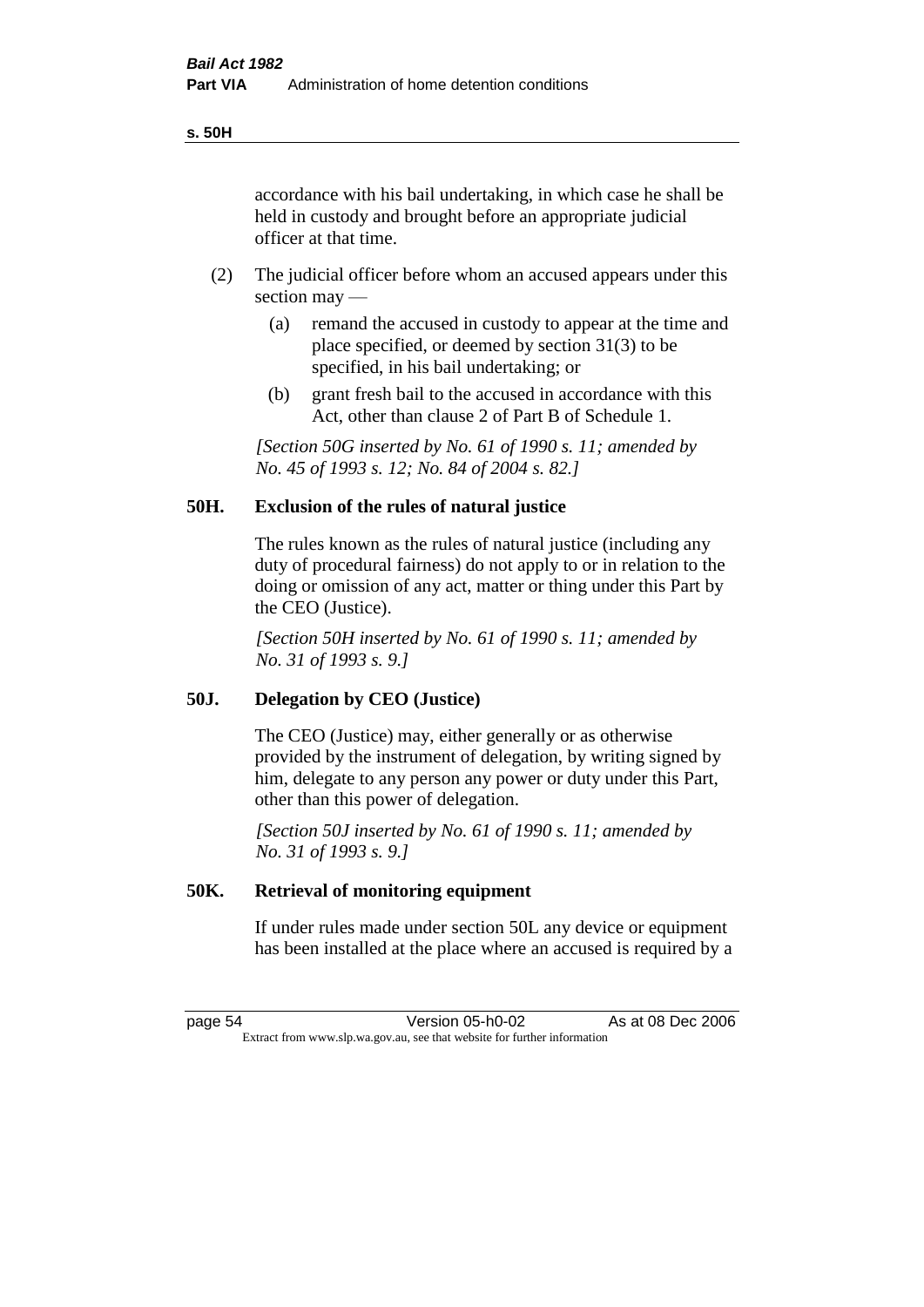accordance with his bail undertaking, in which case he shall be held in custody and brought before an appropriate judicial officer at that time.

(2) The judicial officer before whom an accused appears under this section may —

(a) remand the accused in custody to appear at the time and place specified, or deemed by section 31(3) to be specified, in his bail undertaking; or

(b) grant fresh bail to the accused in accordance with this Act, other than clause 2 of Part B of Schedule 1.

*[Section 50G inserted by No. 61 of 1990 s. 11; amended by No. 45 of 1993 s. 12; No. 84 of 2004 s. 82.]*

### 50H. Exclusion of the rules of natural justice

The rules known as the rules of natural justice (including any duty of procedural fairness) do not apply to or in relation to the doing or omission of any act, matter or thing under this Part by the CEO (Justice).

*[Section 50H inserted by No. 61 of 1990 s. 11; amended by No. 31 of 1993 s. 9.]*

### 50J. Delegation by CEO (Justice)

The CEO (Justice) may, either generally or as otherwise provided by the instrument of delegation, by writing signed by him, delegate to any person any power or duty under this Part, other than this power of delegation.

*[Section 50J inserted by No. 61 of 1990 s. 11; amended by No. 31 of 1993 s. 9.]*

### 50K. Retrieval of monitoring equipment

If under rules made under section 50L any device or equipment has been installed at the place where an accused is required by a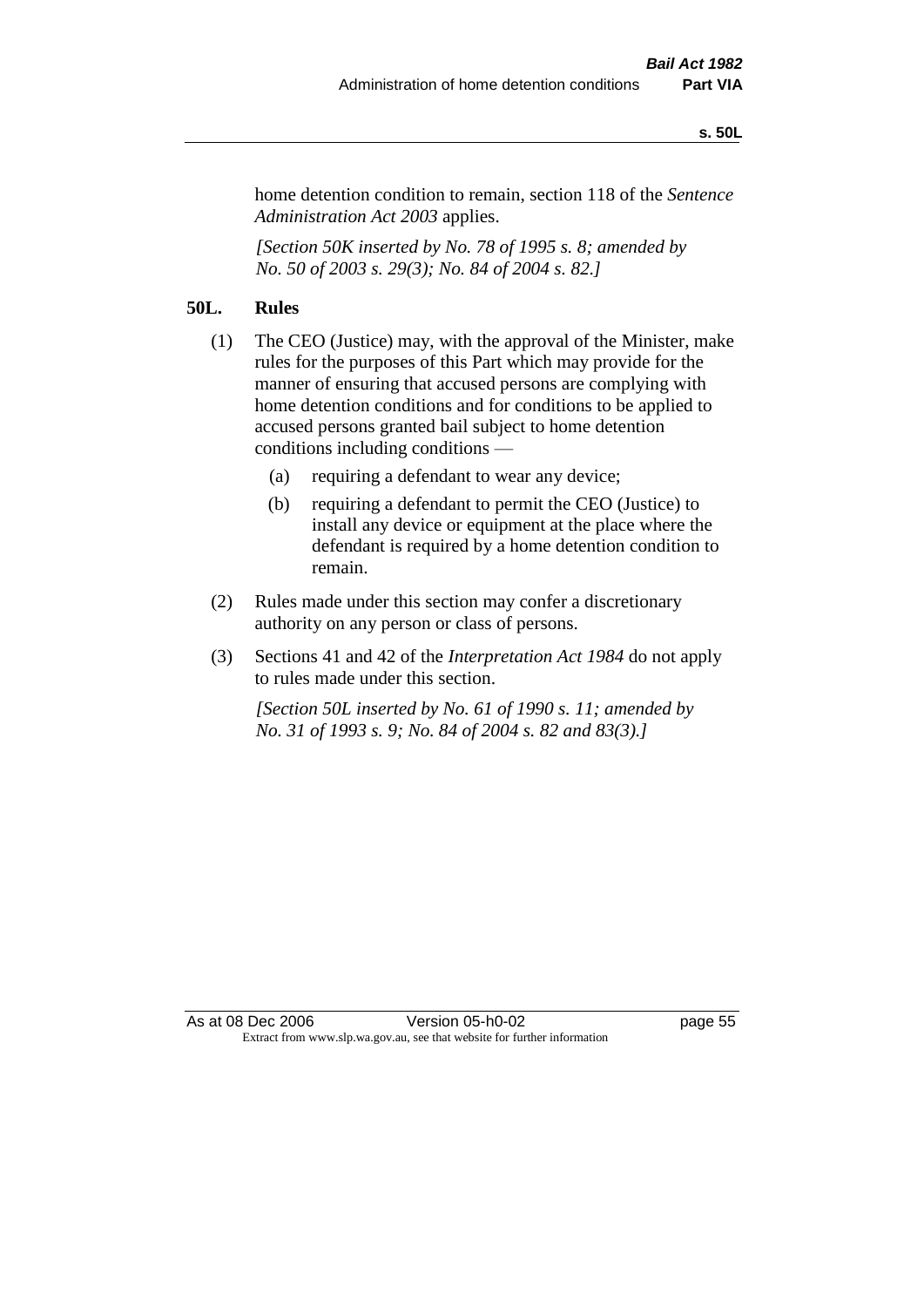home detention condition to remain, section 118 of the *Sentence Administration Act 2003* applies.

*[Section 50K inserted by No. 78 of 1995 s. 8; amended by No. 50 of 2003 s. 29(3); No. 84 of 2004 s. 82.]*

**50L. Rules**

(1) The CEO (Justice) may, with the approval of the Minister, make rules for the purposes of this Part which may provide for the manner of ensuring that accused persons are complying with home detention conditions and for conditions to be applied to accused persons granted bail subject to home detention conditions including conditions —

(a) requiring a defendant to wear any device;

(b) requiring a defendant to permit the CEO (Justice) to install any device or equipment at the place where the defendant is required by a home detention condition to remain.

(2) Rules made under this section may confer a discretionary authority on any person or class of persons.

(3) Sections 41 and 42 of the *Interpretation Act 1984* do not apply to rules made under this section.

*[Section 50L inserted by No. 61 of 1990 s. 11; amended by No. 31 of 1993 s. 9; No. 84 of 2004 s. 82 and 83(3).]*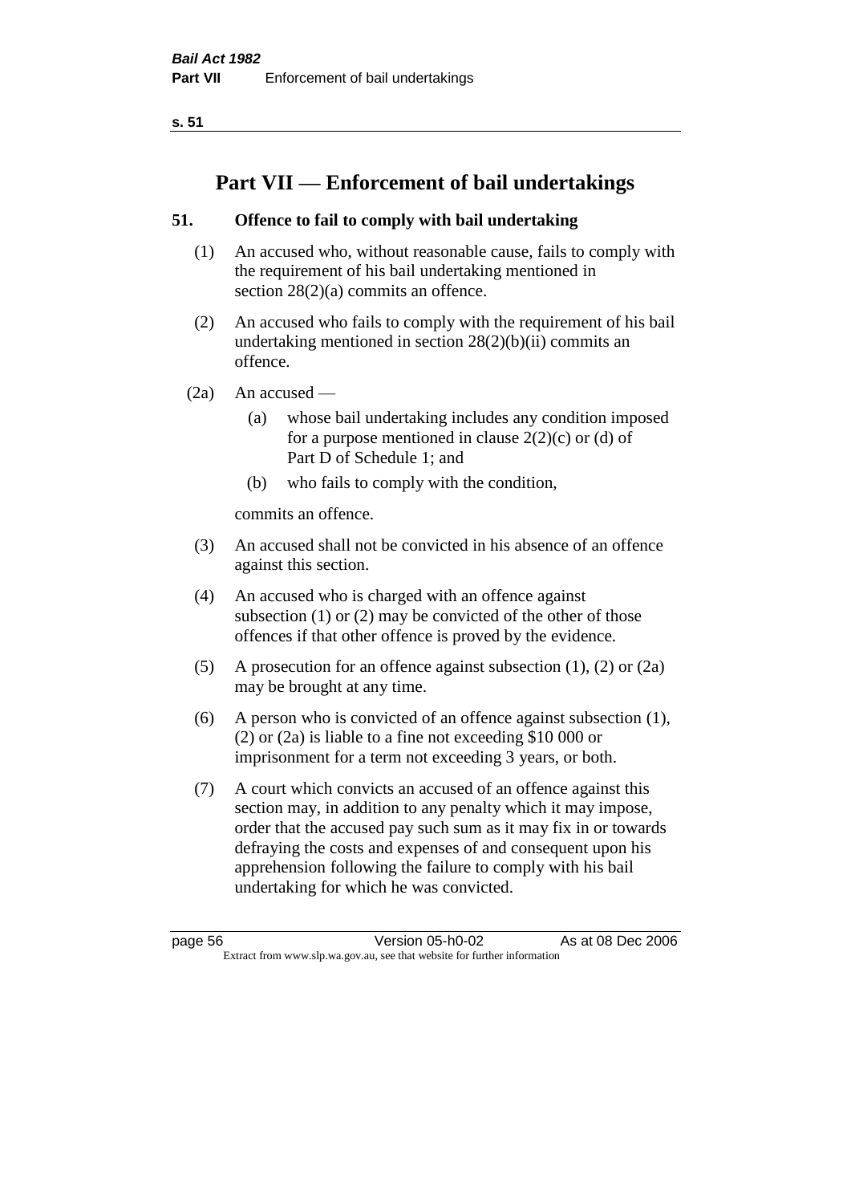# Part VII — Enforcement of bail undertakings

## 51. Offence to fail to comply with bail undertaking

(1) An accused who, without reasonable cause, fails to comply with the requirement of his bail undertaking mentioned in section 28(2)(a) commits an offence.

(2) An accused who fails to comply with the requirement of his bail undertaking mentioned in section 28(2)(b)(ii) commits an offence.

(2a) An accused —

(a) whose bail undertaking includes any condition imposed for a purpose mentioned in clause 2(2)(c) or (d) of Part D of Schedule 1; and

(b) who fails to comply with the condition,

commits an offence.

(3) An accused shall not be convicted in his absence of an offence against this section.

(4) An accused who is charged with an offence against subsection (1) or (2) may be convicted of the other of those offences if that other offence is proved by the evidence.

(5) A prosecution for an offence against subsection (1), (2) or (2a) may be brought at any time.

(6) A person who is convicted of an offence against subsection (1), (2) or (2a) is liable to a fine not exceeding $10 000 or imprisonment for a term not exceeding 3 years, or both.

(7) A court which convicts an accused of an offence against this section may, in addition to any penalty which it may impose, order that the accused pay such sum as it may fix in or towards defraying the costs and expenses of and consequent upon his apprehension following the failure to comply with his bail undertaking for which he was convicted.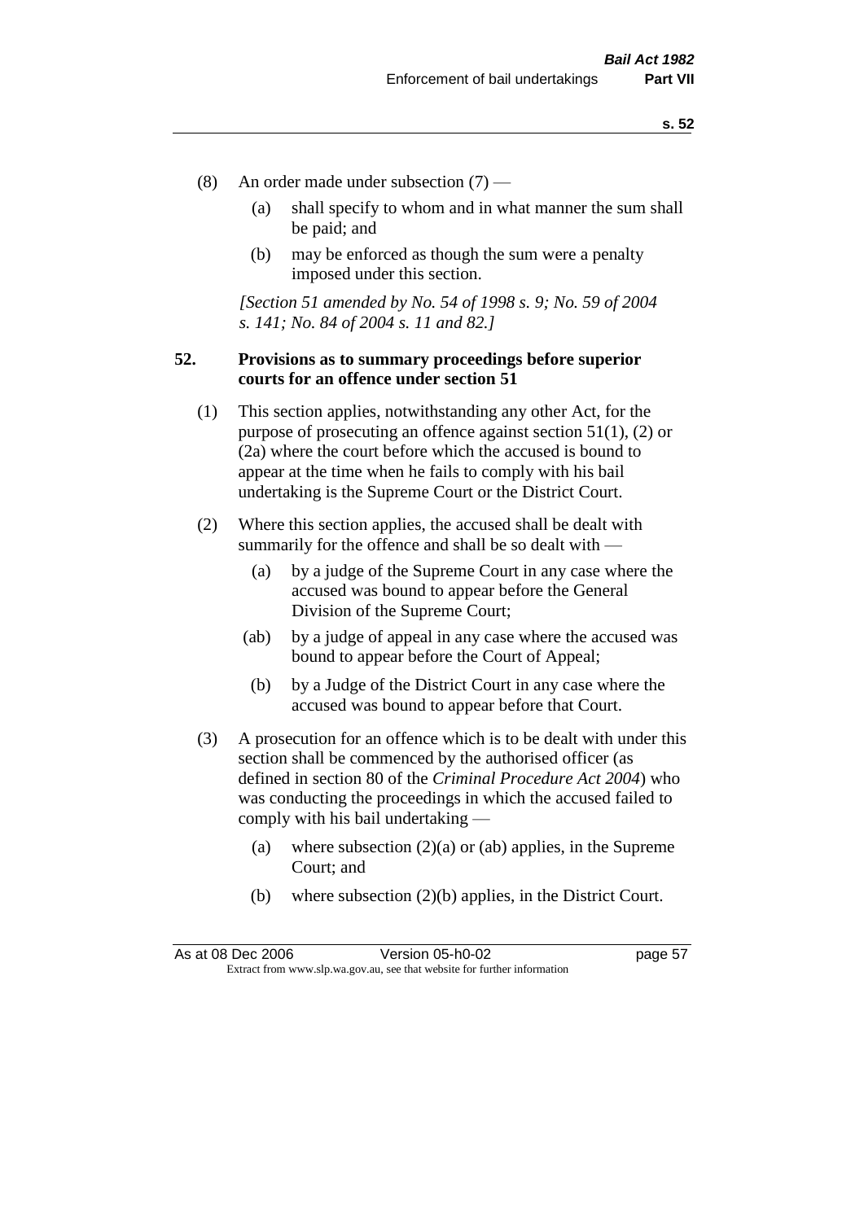(8) An order made under subsection (7) —

  (a) shall specify to whom and in what manner the sum shall be paid; and

  (b) may be enforced as though the sum were a penalty imposed under this section.

*[Section 51 amended by No. 54 of 1998 s. 9; No. 59 of 2004 s. 141; No. 84 of 2004 s. 11 and 82.]*

**52. Provisions as to summary proceedings before superior courts for an offence under section 51**

(1) This section applies, notwithstanding any other Act, for the purpose of prosecuting an offence against section 51(1), (2) or (2a) where the court before which the accused is bound to appear at the time when he fails to comply with his bail undertaking is the Supreme Court or the District Court.

(2) Where this section applies, the accused shall be dealt with summarily for the offence and shall be so dealt with —

  (a) by a judge of the Supreme Court in any case where the accused was bound to appear before the General Division of the Supreme Court;

  (ab) by a judge of appeal in any case where the accused was bound to appear before the Court of Appeal;

  (b) by a Judge of the District Court in any case where the accused was bound to appear before that Court.

(3) A prosecution for an offence which is to be dealt with under this section shall be commenced by the authorised officer (as defined in section 80 of the *Criminal Procedure Act 2004*) who was conducting the proceedings in which the accused failed to comply with his bail undertaking —

  (a) where subsection (2)(a) or (ab) applies, in the Supreme Court; and

  (b) where subsection (2)(b) applies, in the District Court.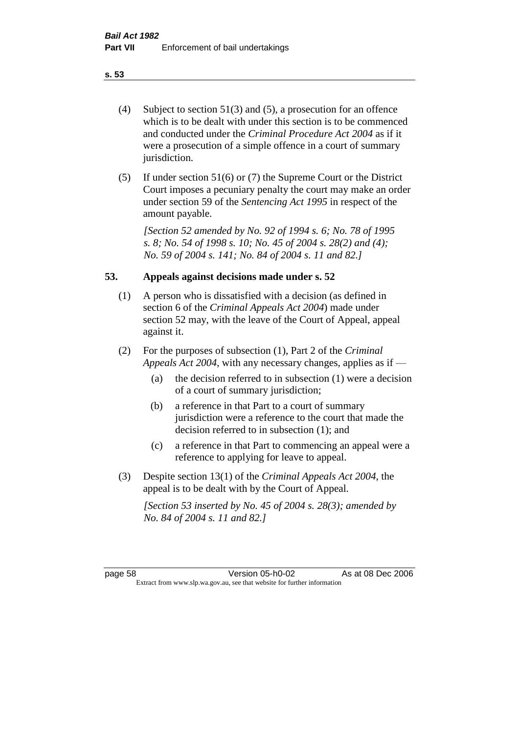(4) Subject to section 51(3) and (5), a prosecution for an offence which is to be dealt with under this section is to be commenced and conducted under the *Criminal Procedure Act 2004* as if it were a prosecution of a simple offence in a court of summary jurisdiction.

(5) If under section 51(6) or (7) the Supreme Court or the District Court imposes a pecuniary penalty the court may make an order under section 59 of the *Sentencing Act 1995* in respect of the amount payable.

*[Section 52 amended by No. 92 of 1994 s. 6; No. 78 of 1995 s. 8; No. 54 of 1998 s. 10; No. 45 of 2004 s. 28(2) and (4); No. 59 of 2004 s. 141; No. 84 of 2004 s. 11 and 82.]*

## 53. Appeals against decisions made under s. 52

(1) A person who is dissatisfied with a decision (as defined in section 6 of the *Criminal Appeals Act 2004*) made under section 52 may, with the leave of the Court of Appeal, appeal against it.

(2) For the purposes of subsection (1), Part 2 of the *Criminal Appeals Act 2004*, with any necessary changes, applies as if —

(a) the decision referred to in subsection (1) were a decision of a court of summary jurisdiction;

(b) a reference in that Part to a court of summary jurisdiction were a reference to the court that made the decision referred to in subsection (1); and

(c) a reference in that Part to commencing an appeal were a reference to applying for leave to appeal.

(3) Despite section 13(1) of the *Criminal Appeals Act 2004*, the appeal is to be dealt with by the Court of Appeal.

*[Section 53 inserted by No. 45 of 2004 s. 28(3); amended by No. 84 of 2004 s. 11 and 82.]*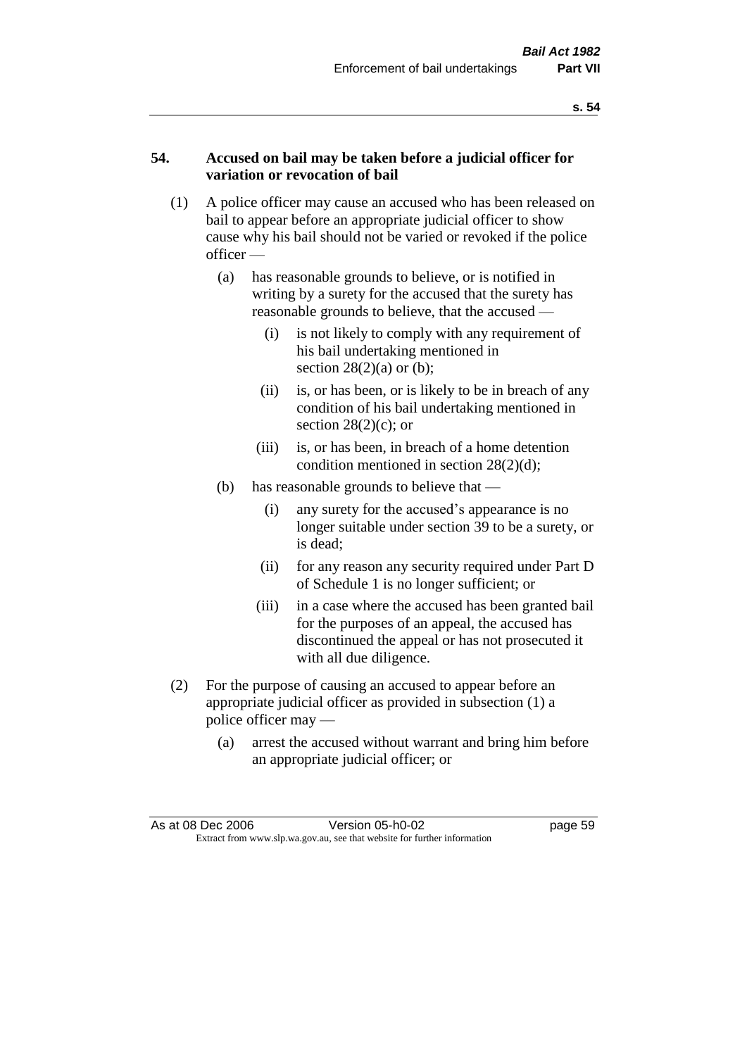### 54. Accused on bail may be taken before a judicial officer for variation or revocation of bail

(1) A police officer may cause an accused who has been released on bail to appear before an appropriate judicial officer to show cause why his bail should not be varied or revoked if the police officer —

  (a) has reasonable grounds to believe, or is notified in writing by a surety for the accused that the surety has reasonable grounds to believe, that the accused —

    (i) is not likely to comply with any requirement of his bail undertaking mentioned in section 28(2)(a) or (b);

    (ii) is, or has been, or is likely to be in breach of any condition of his bail undertaking mentioned in section 28(2)(c); or

    (iii) is, or has been, in breach of a home detention condition mentioned in section 28(2)(d);

  (b) has reasonable grounds to believe that —

    (i) any surety for the accused's appearance is no longer suitable under section 39 to be a surety, or is dead;

    (ii) for any reason any security required under Part D of Schedule 1 is no longer sufficient; or

    (iii) in a case where the accused has been granted bail for the purposes of an appeal, the accused has discontinued the appeal or has not prosecuted it with all due diligence.

(2) For the purpose of causing an accused to appear before an appropriate judicial officer as provided in subsection (1) a police officer may —

  (a) arrest the accused without warrant and bring him before an appropriate judicial officer; or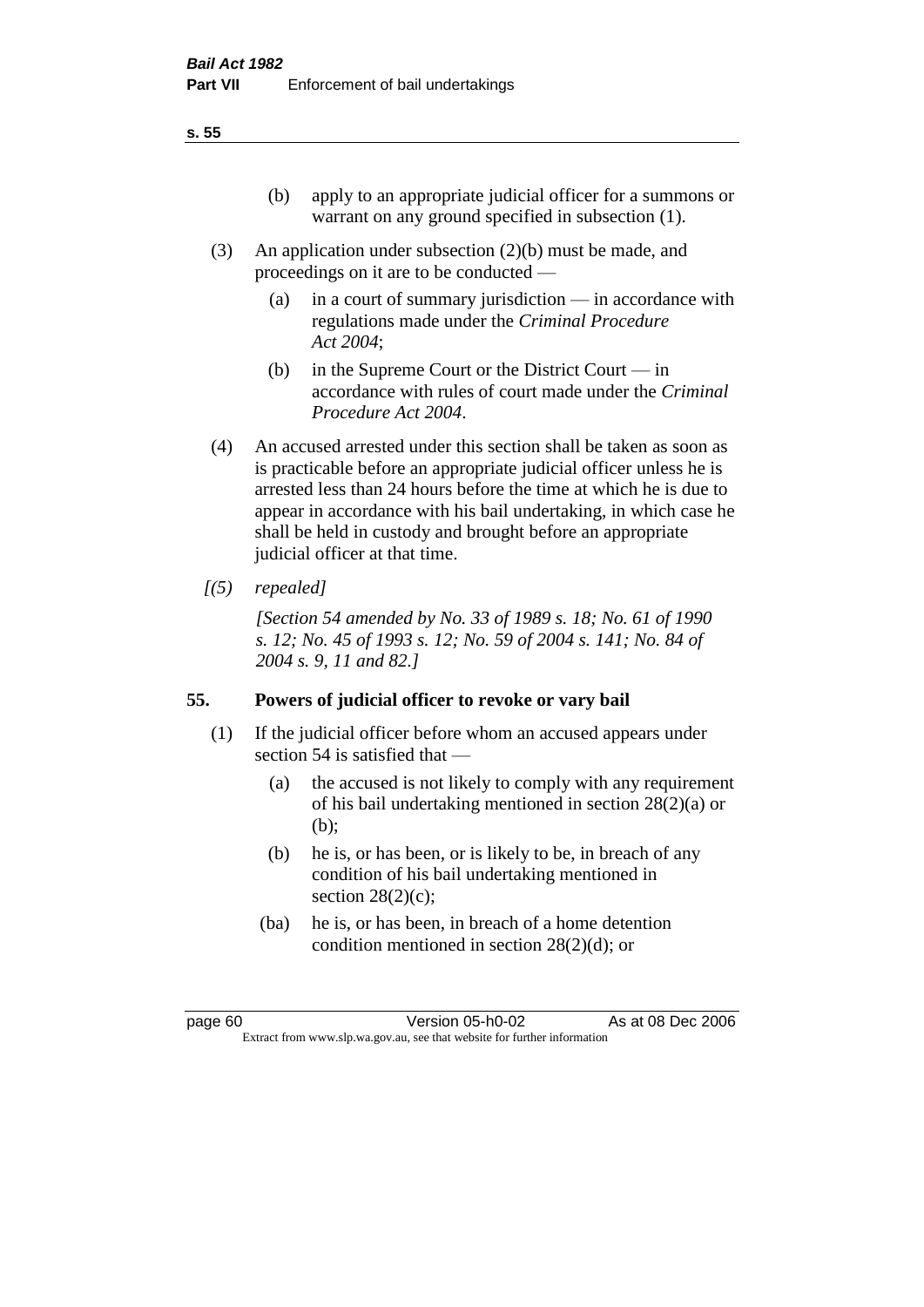(b) apply to an appropriate judicial officer for a summons or warrant on any ground specified in subsection (1).

(3) An application under subsection (2)(b) must be made, and proceedings on it are to be conducted —

(a) in a court of summary jurisdiction — in accordance with regulations made under the *Criminal Procedure Act 2004*;

(b) in the Supreme Court or the District Court — in accordance with rules of court made under the *Criminal Procedure Act 2004*.

(4) An accused arrested under this section shall be taken as soon as is practicable before an appropriate judicial officer unless he is arrested less than 24 hours before the time at which he is due to appear in accordance with his bail undertaking, in which case he shall be held in custody and brought before an appropriate judicial officer at that time.

*[(5) repealed]*

*[Section 54 amended by No. 33 of 1989 s. 18; No. 61 of 1990 s. 12; No. 45 of 1993 s. 12; No. 59 of 2004 s. 141; No. 84 of 2004 s. 9, 11 and 82.]*

## 55. Powers of judicial officer to revoke or vary bail

(1) If the judicial officer before whom an accused appears under section 54 is satisfied that —

(a) the accused is not likely to comply with any requirement of his bail undertaking mentioned in section 28(2)(a) or (b);

(b) he is, or has been, or is likely to be, in breach of any condition of his bail undertaking mentioned in section 28(2)(c);

(ba) he is, or has been, in breach of a home detention condition mentioned in section 28(2)(d); or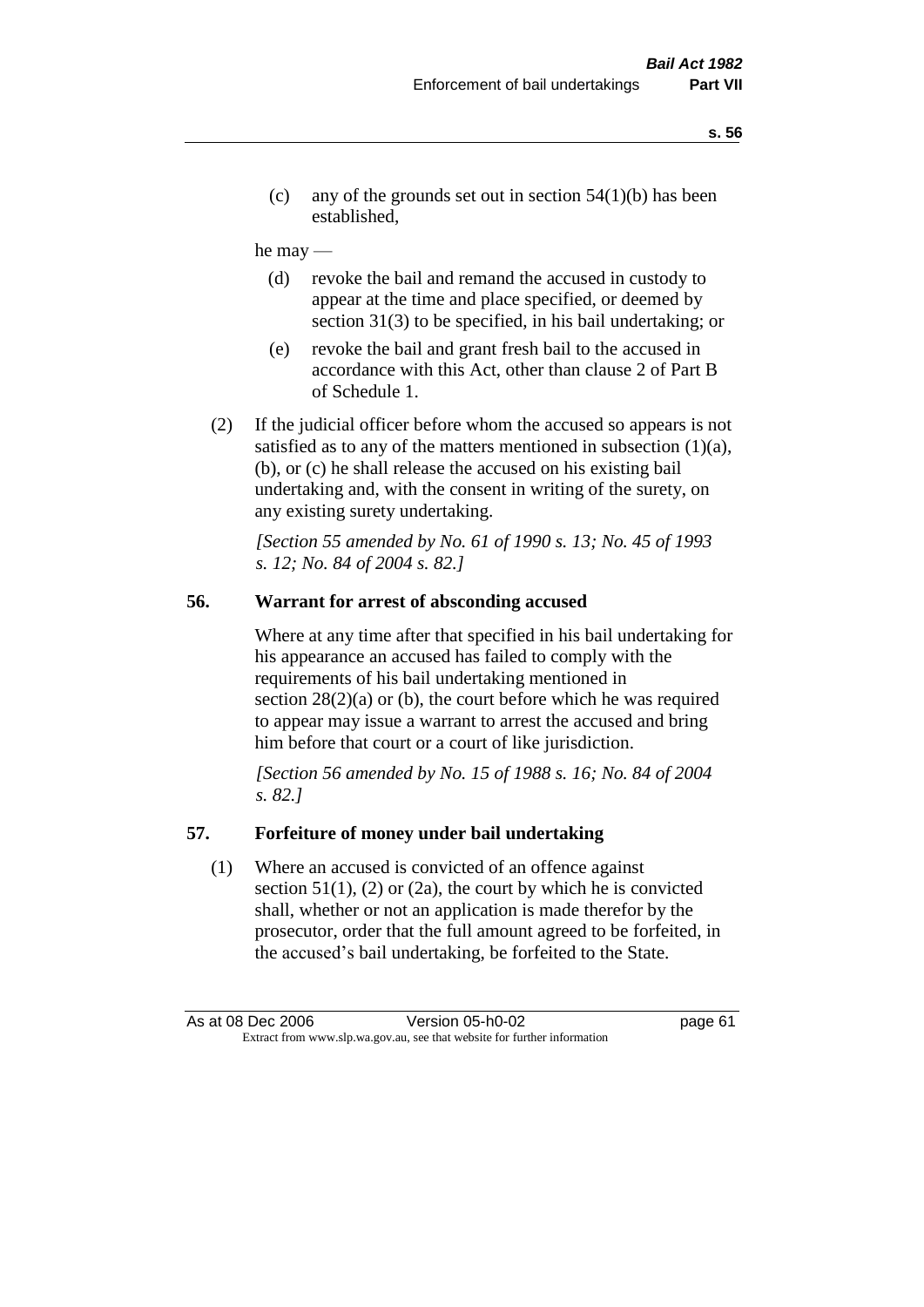(c) any of the grounds set out in section 54(1)(b) has been established,

he may —

(d) revoke the bail and remand the accused in custody to appear at the time and place specified, or deemed by section 31(3) to be specified, in his bail undertaking; or

(e) revoke the bail and grant fresh bail to the accused in accordance with this Act, other than clause 2 of Part B of Schedule 1.

(2) If the judicial officer before whom the accused so appears is not satisfied as to any of the matters mentioned in subsection (1)(a), (b), or (c) he shall release the accused on his existing bail undertaking and, with the consent in writing of the surety, on any existing surety undertaking.

*[Section 55 amended by No. 61 of 1990 s. 13; No. 45 of 1993 s. 12; No. 84 of 2004 s. 82.]*

## 56. Warrant for arrest of absconding accused

Where at any time after that specified in his bail undertaking for his appearance an accused has failed to comply with the requirements of his bail undertaking mentioned in section 28(2)(a) or (b), the court before which he was required to appear may issue a warrant to arrest the accused and bring him before that court or a court of like jurisdiction.

*[Section 56 amended by No. 15 of 1988 s. 16; No. 84 of 2004 s. 82.]*

## 57. Forfeiture of money under bail undertaking

(1) Where an accused is convicted of an offence against section 51(1), (2) or (2a), the court by which he is convicted shall, whether or not an application is made therefor by the prosecutor, order that the full amount agreed to be forfeited, in the accused's bail undertaking, be forfeited to the State.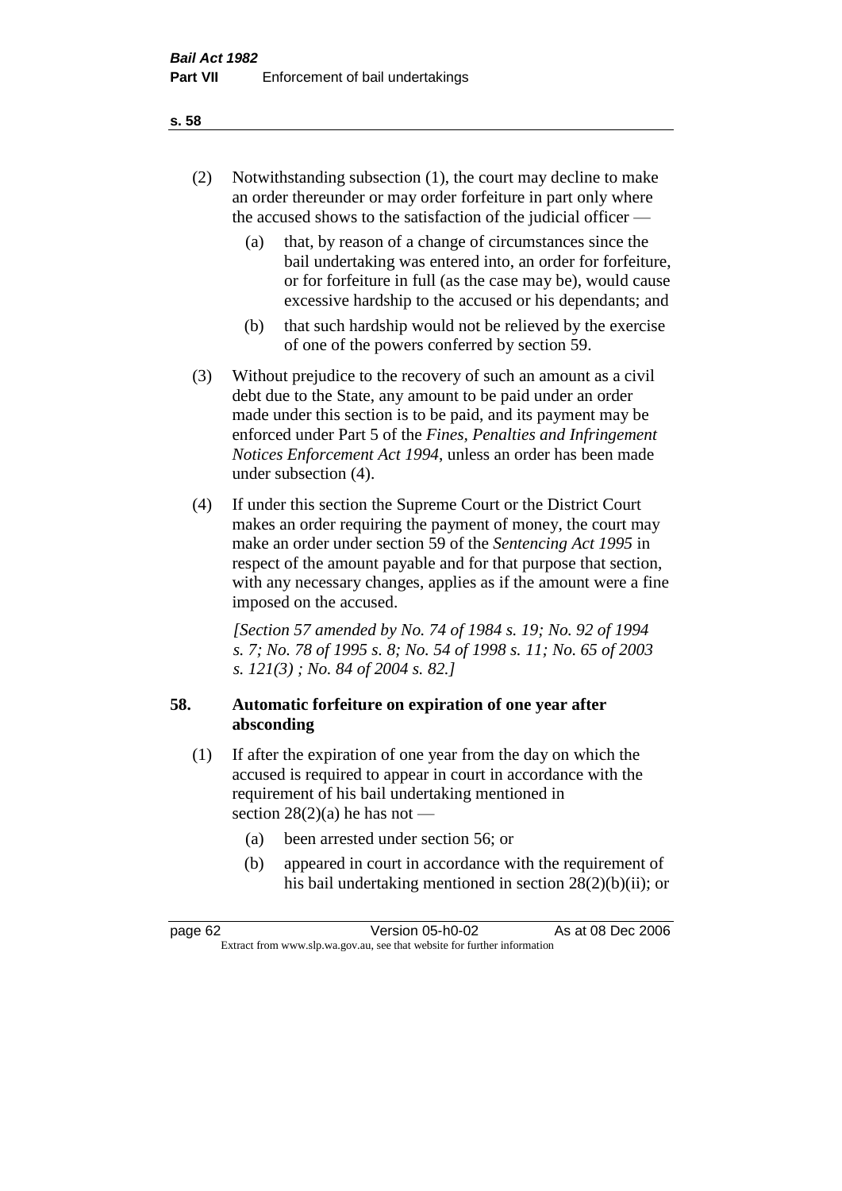(2) Notwithstanding subsection (1), the court may decline to make an order thereunder or may order forfeiture in part only where the accused shows to the satisfaction of the judicial officer —

(a) that, by reason of a change of circumstances since the bail undertaking was entered into, an order for forfeiture, or for forfeiture in full (as the case may be), would cause excessive hardship to the accused or his dependants; and

(b) that such hardship would not be relieved by the exercise of one of the powers conferred by section 59.

(3) Without prejudice to the recovery of such an amount as a civil debt due to the State, any amount to be paid under an order made under this section is to be paid, and its payment may be enforced under Part 5 of the *Fines, Penalties and Infringement Notices Enforcement Act 1994*, unless an order has been made under subsection (4).

(4) If under this section the Supreme Court or the District Court makes an order requiring the payment of money, the court may make an order under section 59 of the *Sentencing Act 1995* in respect of the amount payable and for that purpose that section, with any necessary changes, applies as if the amount were a fine imposed on the accused.

*[Section 57 amended by No. 74 of 1984 s. 19; No. 92 of 1994 s. 7; No. 78 of 1995 s. 8; No. 54 of 1998 s. 11; No. 65 of 2003 s. 121(3) ; No. 84 of 2004 s. 82.]*

### 58. Automatic forfeiture on expiration of one year after absconding

(1) If after the expiration of one year from the day on which the accused is required to appear in court in accordance with the requirement of his bail undertaking mentioned in section 28(2)(a) he has not —

(a) been arrested under section 56; or

(b) appeared in court in accordance with the requirement of his bail undertaking mentioned in section 28(2)(b)(ii); or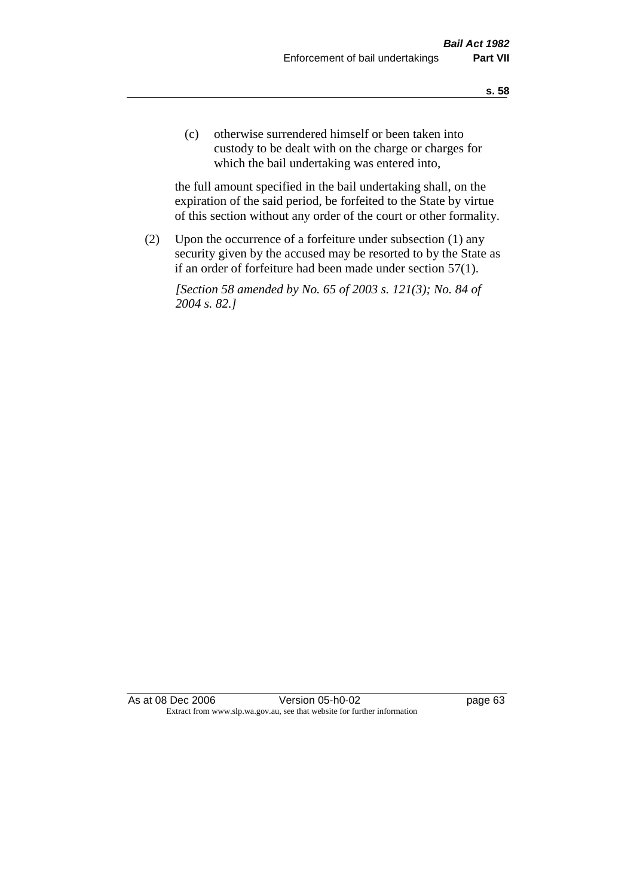(c) otherwise surrendered himself or been taken into custody to be dealt with on the charge or charges for which the bail undertaking was entered into,

the full amount specified in the bail undertaking shall, on the expiration of the said period, be forfeited to the State by virtue of this section without any order of the court or other formality.

(2) Upon the occurrence of a forfeiture under subsection (1) any security given by the accused may be resorted to by the State as if an order of forfeiture had been made under section 57(1).

*[Section 58 amended by No. 65 of 2003 s. 121(3); No. 84 of 2004 s. 82.]*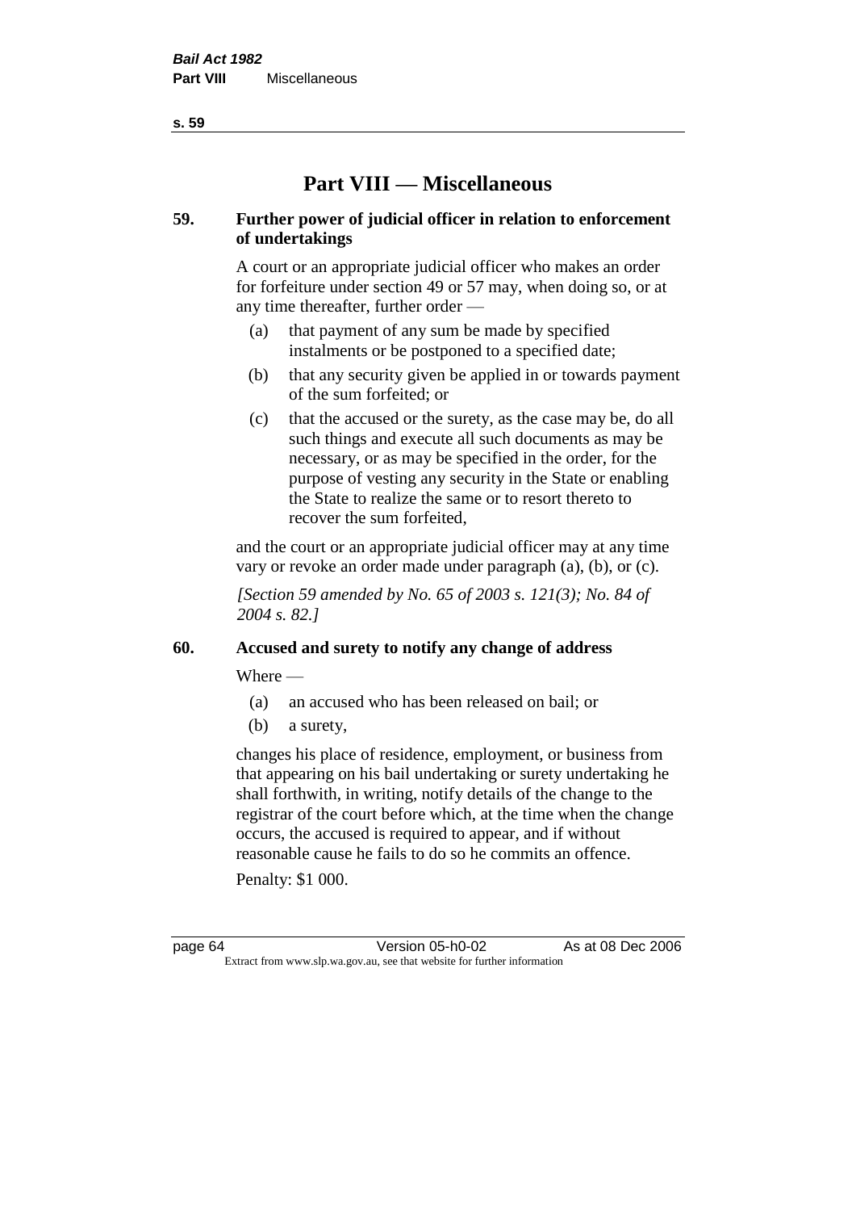# Part VIII — Miscellaneous

## 59. Further power of judicial officer in relation to enforcement of undertakings

A court or an appropriate judicial officer who makes an order for forfeiture under section 49 or 57 may, when doing so, or at any time thereafter, further order —

- (a) that payment of any sum be made by specified instalments or be postponed to a specified date;
- (b) that any security given be applied in or towards payment of the sum forfeited; or
- (c) that the accused or the surety, as the case may be, do all such things and execute all such documents as may be necessary, or as may be specified in the order, for the purpose of vesting any security in the State or enabling the State to realize the same or to resort thereto to recover the sum forfeited,

and the court or an appropriate judicial officer may at any time vary or revoke an order made under paragraph (a), (b), or (c).

*[Section 59 amended by No. 65 of 2003 s. 121(3); No. 84 of 2004 s. 82.]*

## 60. Accused and surety to notify any change of address

Where —

- (a) an accused who has been released on bail; or
- (b) a surety,

changes his place of residence, employment, or business from that appearing on his bail undertaking or surety undertaking he shall forthwith, in writing, notify details of the change to the registrar of the court before which, at the time when the change occurs, the accused is required to appear, and if without reasonable cause he fails to do so he commits an offence.

Penalty: $1 000.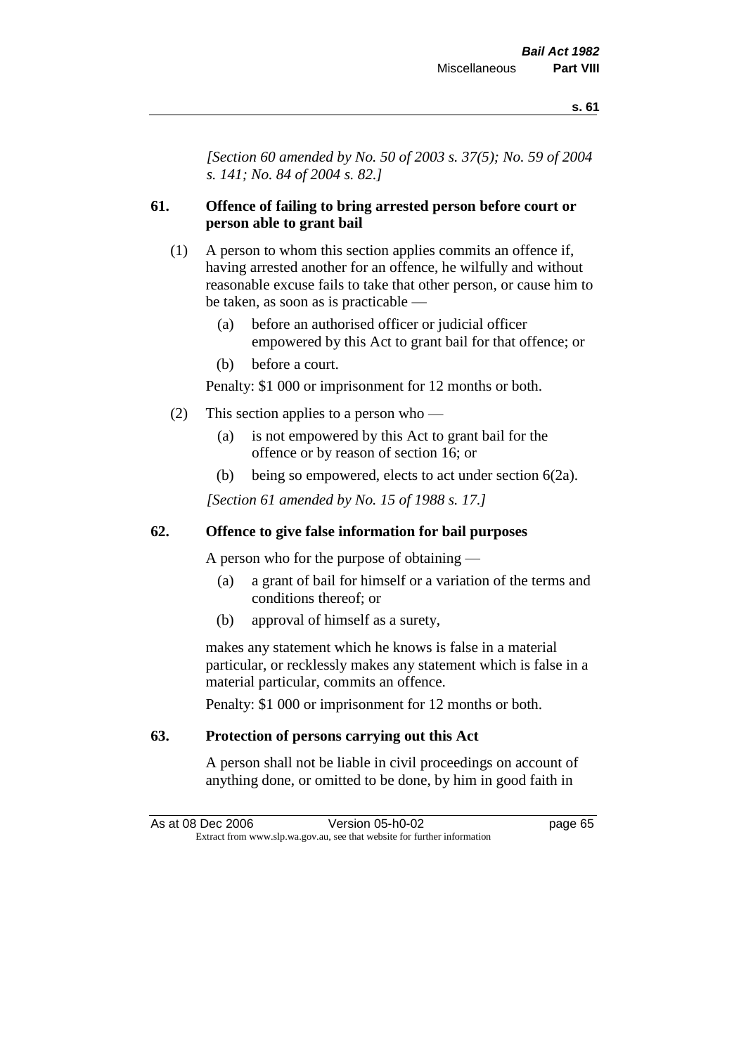*[Section 60 amended by No. 50 of 2003 s. 37(5); No. 59 of 2004 s. 141; No. 84 of 2004 s. 82.]*

### 61. Offence of failing to bring arrested person before court or person able to grant bail

(1) A person to whom this section applies commits an offence if, having arrested another for an offence, he wilfully and without reasonable excuse fails to take that other person, or cause him to be taken, as soon as is practicable —

- (a) before an authorised officer or judicial officer empowered by this Act to grant bail for that offence; or
- (b) before a court.

Penalty: $1 000 or imprisonment for 12 months or both.

(2) This section applies to a person who —

- (a) is not empowered by this Act to grant bail for the offence or by reason of section 16; or
- (b) being so empowered, elects to act under section 6(2a).

*[Section 61 amended by No. 15 of 1988 s. 17.]*

### 62. Offence to give false information for bail purposes

A person who for the purpose of obtaining —

- (a) a grant of bail for himself or a variation of the terms and conditions thereof; or
- (b) approval of himself as a surety,

makes any statement which he knows is false in a material particular, or recklessly makes any statement which is false in a material particular, commits an offence.

Penalty: $1 000 or imprisonment for 12 months or both.

### 63. Protection of persons carrying out this Act

A person shall not be liable in civil proceedings on account of anything done, or omitted to be done, by him in good faith in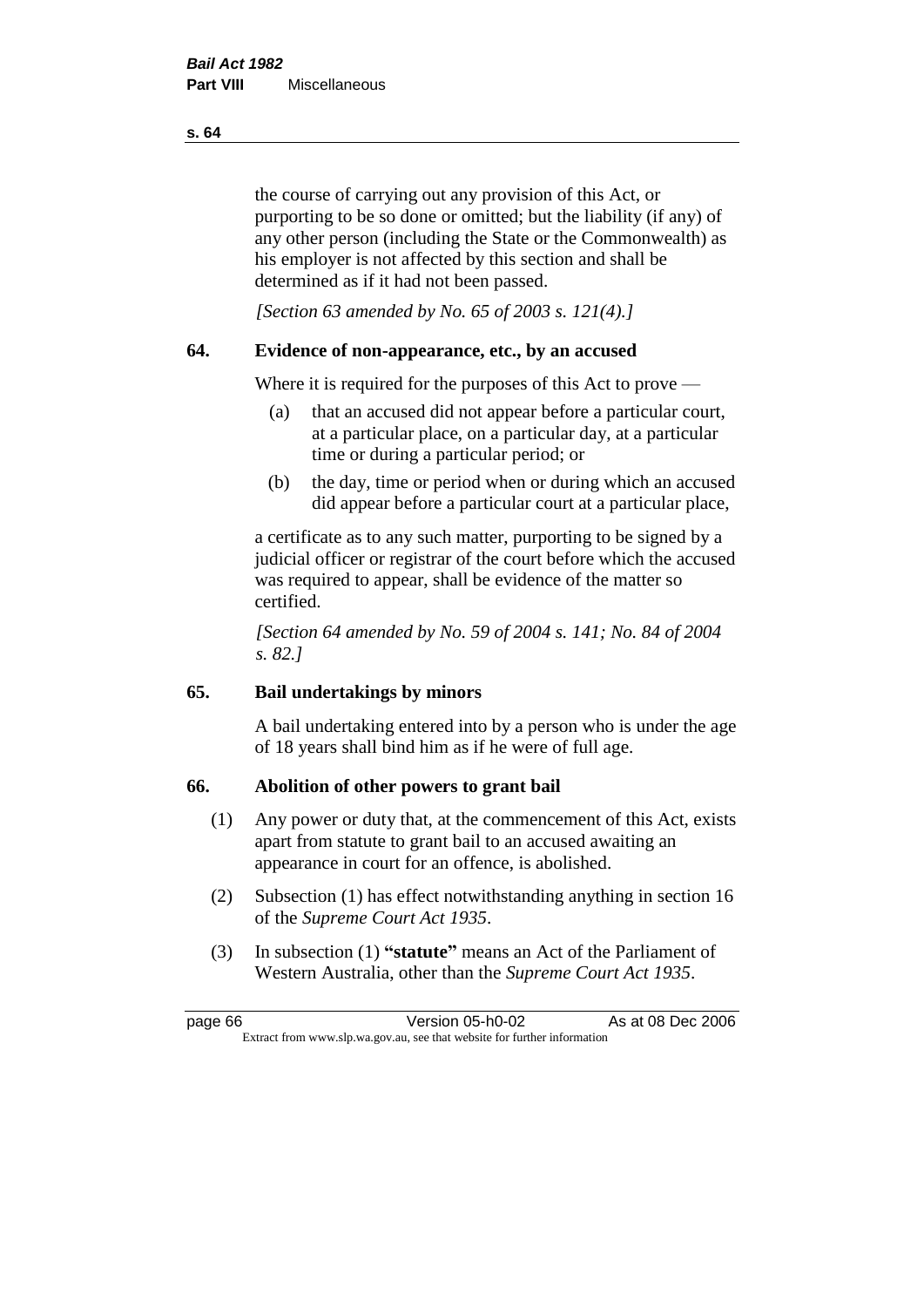the course of carrying out any provision of this Act, or purporting to be so done or omitted; but the liability (if any) of any other person (including the State or the Commonwealth) as his employer is not affected by this section and shall be determined as if it had not been passed.

*[Section 63 amended by No. 65 of 2003 s. 121(4).]*

## 64. Evidence of non-appearance, etc., by an accused

Where it is required for the purposes of this Act to prove —

(a) that an accused did not appear before a particular court, at a particular place, on a particular day, at a particular time or during a particular period; or

(b) the day, time or period when or during which an accused did appear before a particular court at a particular place,

a certificate as to any such matter, purporting to be signed by a judicial officer or registrar of the court before which the accused was required to appear, shall be evidence of the matter so certified.

*[Section 64 amended by No. 59 of 2004 s. 141; No. 84 of 2004 s. 82.]*

## 65. Bail undertakings by minors

A bail undertaking entered into by a person who is under the age of 18 years shall bind him as if he were of full age.

## 66. Abolition of other powers to grant bail

(1) Any power or duty that, at the commencement of this Act, exists apart from statute to grant bail to an accused awaiting an appearance in court for an offence, is abolished.

(2) Subsection (1) has effect notwithstanding anything in section 16 of the *Supreme Court Act 1935*.

(3) In subsection (1) **"statute"** means an Act of the Parliament of Western Australia, other than the *Supreme Court Act 1935*.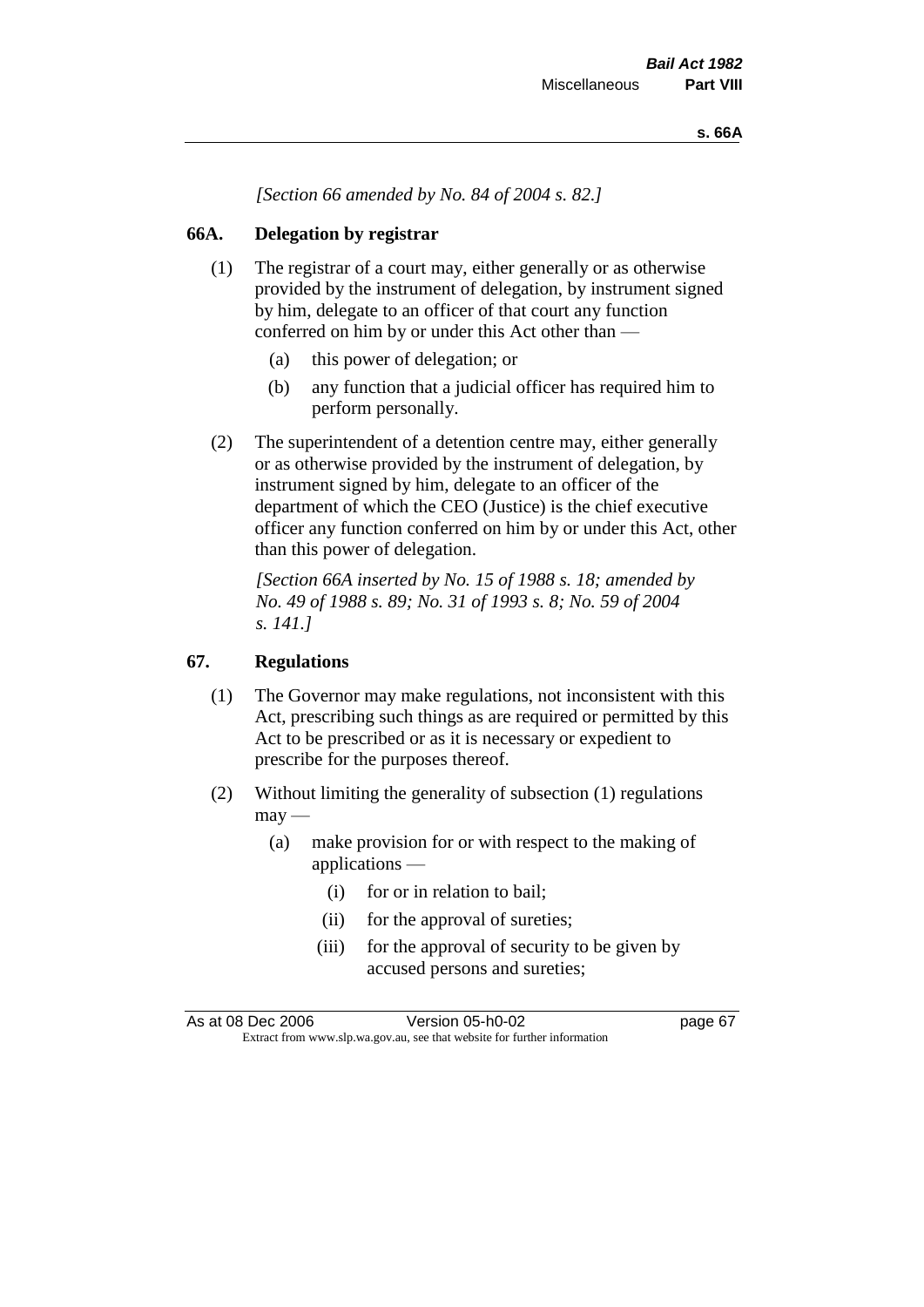*[Section 66 amended by No. 84 of 2004 s. 82.]*

## 66A. Delegation by registrar

(1) The registrar of a court may, either generally or as otherwise provided by the instrument of delegation, by instrument signed by him, delegate to an officer of that court any function conferred on him by or under this Act other than —

- (a) this power of delegation; or
- (b) any function that a judicial officer has required him to perform personally.

(2) The superintendent of a detention centre may, either generally or as otherwise provided by the instrument of delegation, by instrument signed by him, delegate to an officer of the department of which the CEO (Justice) is the chief executive officer any function conferred on him by or under this Act, other than this power of delegation.

*[Section 66A inserted by No. 15 of 1988 s. 18; amended by No. 49 of 1988 s. 89; No. 31 of 1993 s. 8; No. 59 of 2004 s. 141.]*

## 67. Regulations

(1) The Governor may make regulations, not inconsistent with this Act, prescribing such things as are required or permitted by this Act to be prescribed or as it is necessary or expedient to prescribe for the purposes thereof.

(2) Without limiting the generality of subsection (1) regulations may —

- (a) make provision for or with respect to the making of applications —
  - (i) for or in relation to bail;
  - (ii) for the approval of sureties;
  - (iii) for the approval of security to be given by accused persons and sureties;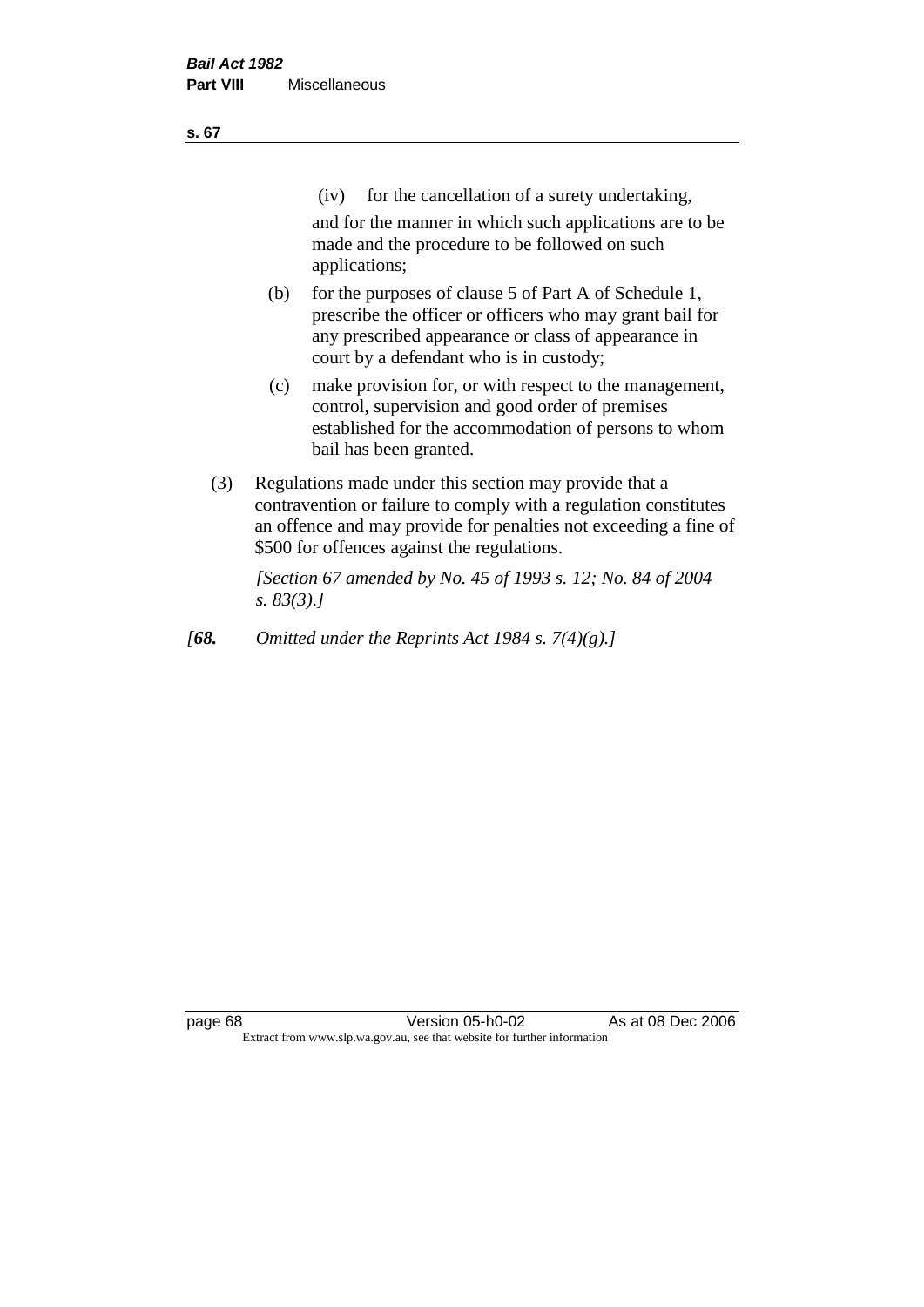(iv) for the cancellation of a surety undertaking,

and for the manner in which such applications are to be made and the procedure to be followed on such applications;

(b) for the purposes of clause 5 of Part A of Schedule 1, prescribe the officer or officers who may grant bail for any prescribed appearance or class of appearance in court by a defendant who is in custody;

(c) make provision for, or with respect to the management, control, supervision and good order of premises established for the accommodation of persons to whom bail has been granted.

(3) Regulations made under this section may provide that a contravention or failure to comply with a regulation constitutes an offence and may provide for penalties not exceeding a fine of $500 for offences against the regulations.

*[Section 67 amended by No. 45 of 1993 s. 12; No. 84 of 2004 s. 83(3).]*

*[**68.** Omitted under the Reprints Act 1984 s. 7(4)(g).]*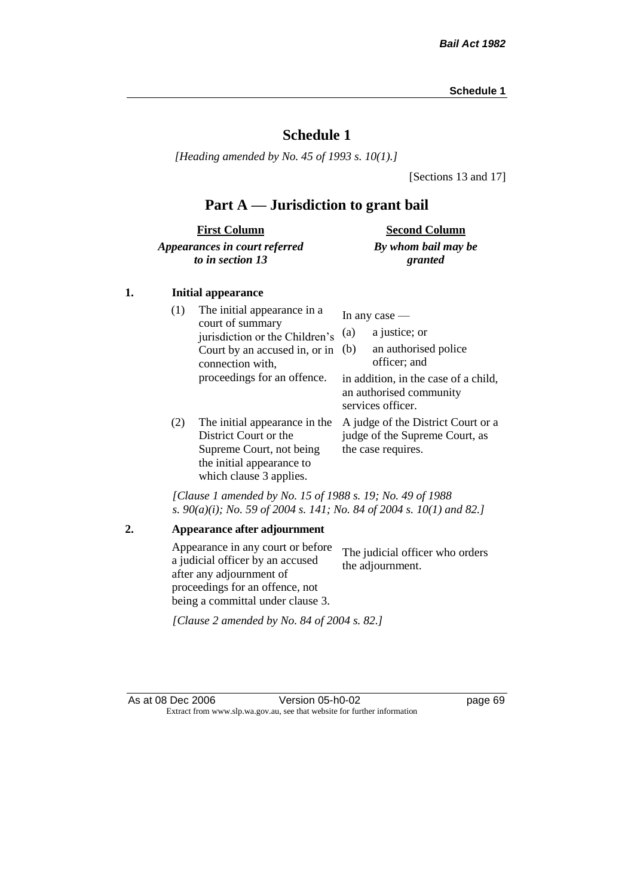# Schedule 1

*[Heading amended by No. 45 of 1993 s. 10(1).]*

[Sections 13 and 17]

## Part A — Jurisdiction to grant bail

| First Column<br>*Appearances in court referred to in section 13* | Second Column<br>*By whom bail may be granted* |
|---|---|
| **1. Initial appearance** | |
| (1) The initial appearance in a court of summary jurisdiction or the Children's Court by an accused in, or in connection with, proceedings for an offence. | In any case —<br>(a) a justice; or<br>(b) an authorised police officer; and<br>in addition, in the case of a child, an authorised community services officer. |
| (2) The initial appearance in the District Court or the Supreme Court, not being the initial appearance to which clause 3 applies. | A judge of the District Court or a judge of the Supreme Court, as the case requires. |

*[Clause 1 amended by No. 15 of 1988 s. 19; No. 49 of 1988 s. 90(a)(i); No. 59 of 2004 s. 141; No. 84 of 2004 s. 10(1) and 82.]*

| | |
|---|---|
| **2. Appearance after adjournment** | |
| Appearance in any court or before a judicial officer by an accused after any adjournment of proceedings for an offence, not being a committal under clause 3. | The judicial officer who orders the adjournment. |

*[Clause 2 amended by No. 84 of 2004 s. 82.]*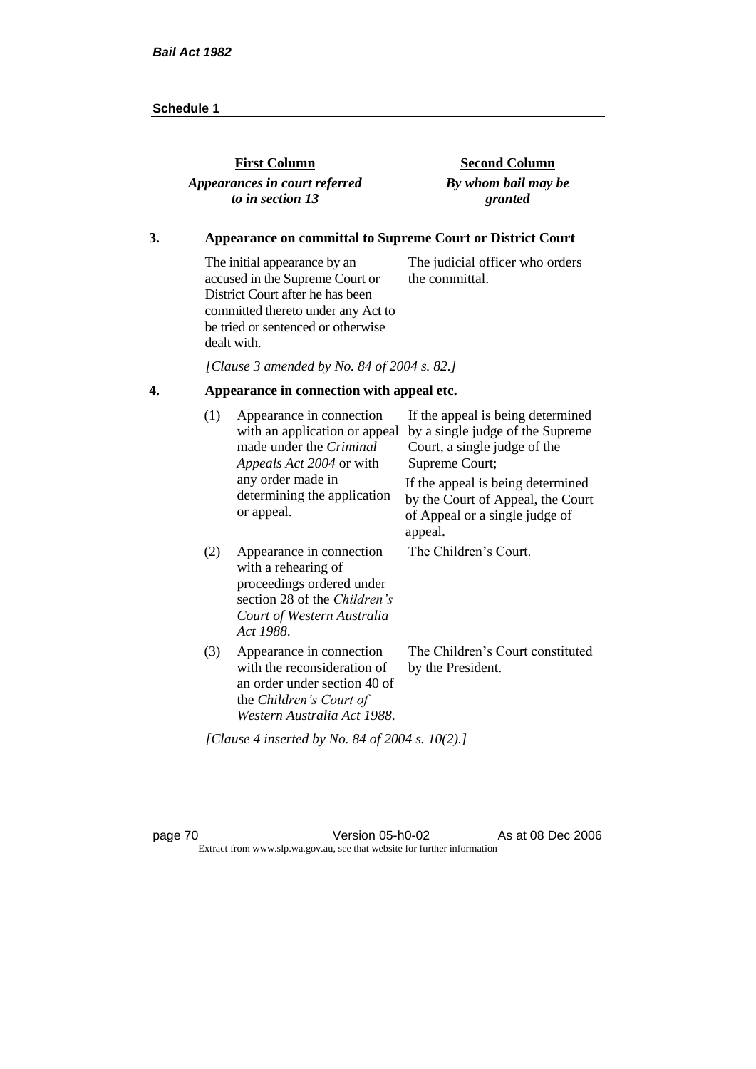| First Column *Appearances in court referred to in section 13* | Second Column *By whom bail may be granted* |
|---|---|

**3. Appearance on committal to Supreme Court or District Court**

| | |
|---|---|
| The initial appearance by an accused in the Supreme Court or District Court after he has been committed thereto under any Act to be tried or sentenced or otherwise dealt with. | The judicial officer who orders the committal. |

*[Clause 3 amended by No. 84 of 2004 s. 82.]*

**4. Appearance in connection with appeal etc.**

| | | |
|---|---|---|
| (1) | Appearance in connection with an application or appeal made under the *Criminal Appeals Act 2004* or with any order made in determining the application or appeal. | If the appeal is being determined by a single judge of the Supreme Court, a single judge of the Supreme Court; If the appeal is being determined by the Court of Appeal, the Court of Appeal or a single judge of appeal. |
| (2) | Appearance in connection with a rehearing of proceedings ordered under section 28 of the *Children's Court of Western Australia Act 1988*. | The Children's Court. |
| (3) | Appearance in connection with the reconsideration of an order under section 40 of the *Children's Court of Western Australia Act 1988*. | The Children's Court constituted by the President. |

*[Clause 4 inserted by No. 84 of 2004 s. 10(2).]*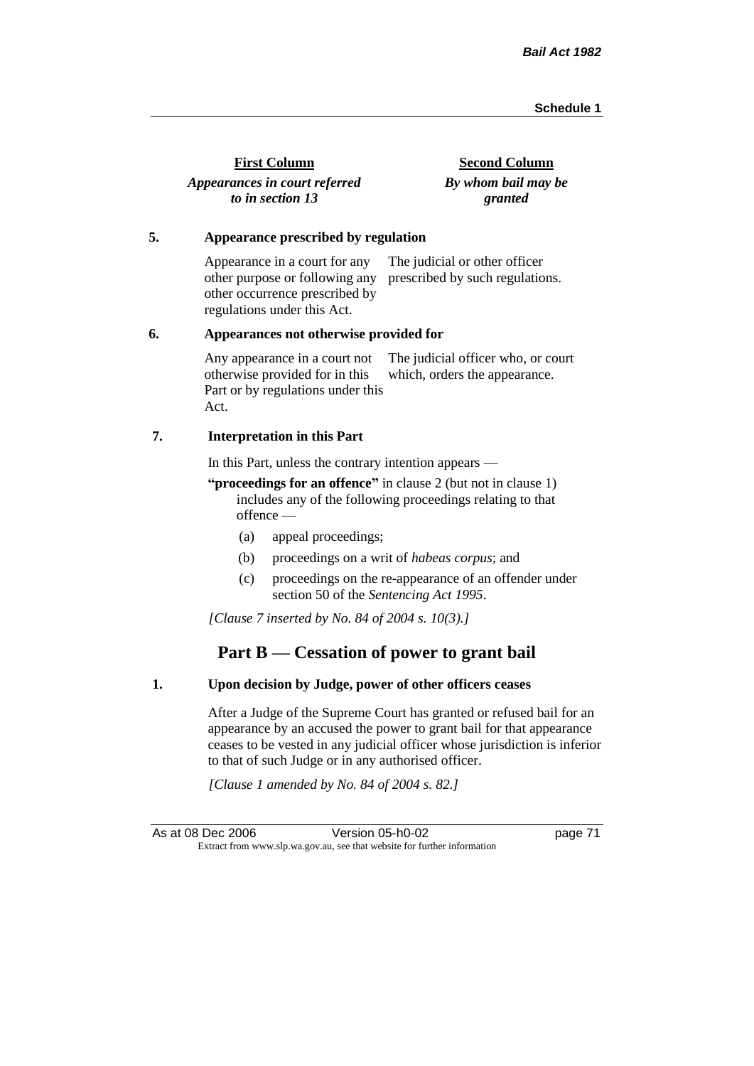| First Column | Second Column |
|---|---|
| *Appearances in court referred to in section 13* | *By whom bail may be granted* |

**5. Appearance prescribed by regulation**

| | |
|---|---|
| Appearance in a court for any other purpose or following any other occurrence prescribed by regulations under this Act. | The judicial or other officer prescribed by such regulations. |

**6. Appearances not otherwise provided for**

| | |
|---|---|
| Any appearance in a court not otherwise provided for in this Part or by regulations under this Act. | The judicial officer who, or court which, orders the appearance. |

**7. Interpretation in this Part**

In this Part, unless the contrary intention appears —

**"proceedings for an offence"** in clause 2 (but not in clause 1) includes any of the following proceedings relating to that offence —

(a) appeal proceedings;

(b) proceedings on a writ of *habeas corpus*; and

(c) proceedings on the re-appearance of an offender under section 50 of the *Sentencing Act 1995*.

*[Clause 7 inserted by No. 84 of 2004 s. 10(3).]*

## Part B — Cessation of power to grant bail

**1. Upon decision by Judge, power of other officers ceases**

After a Judge of the Supreme Court has granted or refused bail for an appearance by an accused the power to grant bail for that appearance ceases to be vested in any judicial officer whose jurisdiction is inferior to that of such Judge or in any authorised officer.

*[Clause 1 amended by No. 84 of 2004 s. 82.]*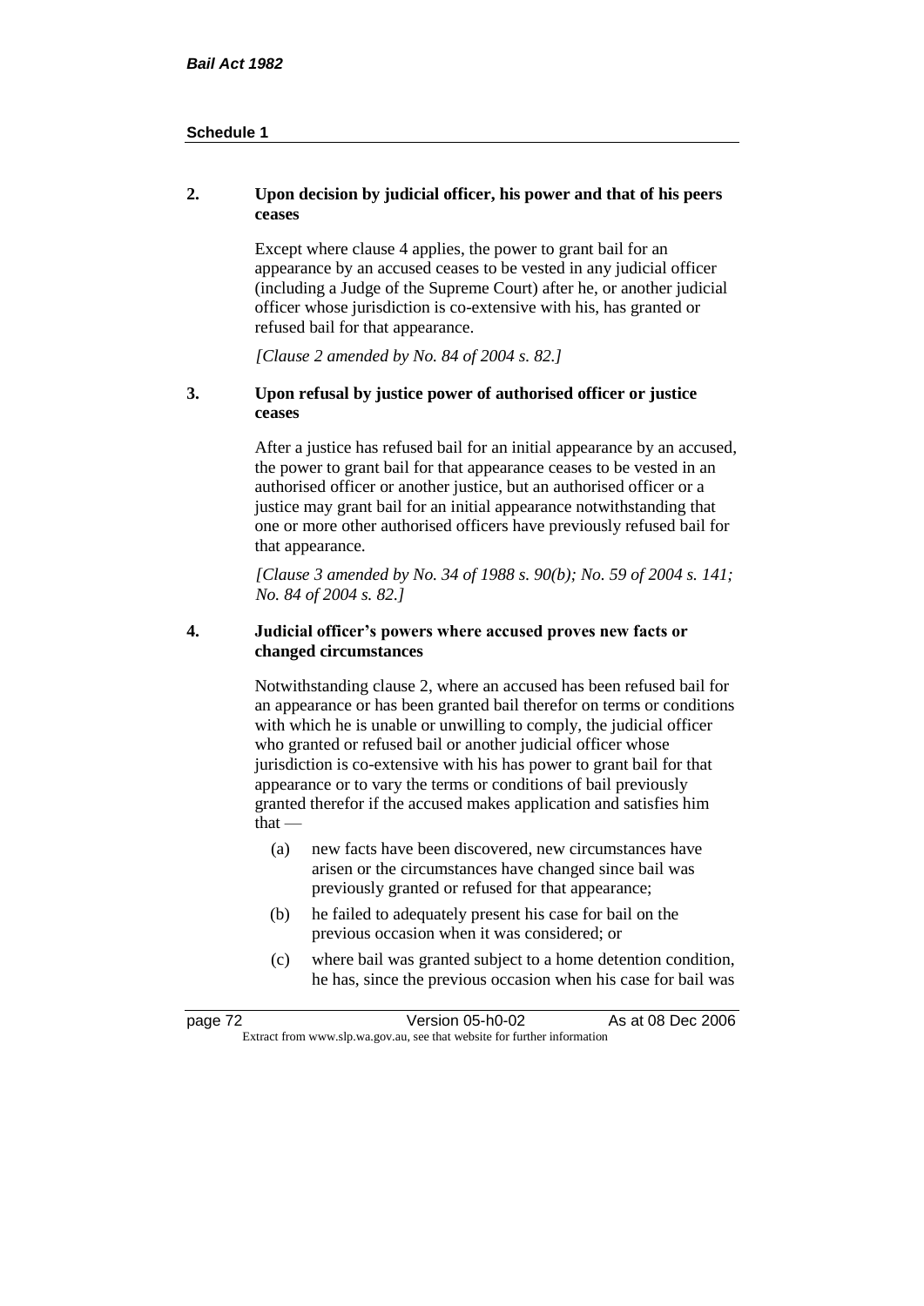**2. Upon decision by judicial officer, his power and that of his peers ceases**

Except where clause 4 applies, the power to grant bail for an appearance by an accused ceases to be vested in any judicial officer (including a Judge of the Supreme Court) after he, or another judicial officer whose jurisdiction is co-extensive with his, has granted or refused bail for that appearance.

*[Clause 2 amended by No. 84 of 2004 s. 82.]*

**3. Upon refusal by justice power of authorised officer or justice ceases**

After a justice has refused bail for an initial appearance by an accused, the power to grant bail for that appearance ceases to be vested in an authorised officer or another justice, but an authorised officer or a justice may grant bail for an initial appearance notwithstanding that one or more other authorised officers have previously refused bail for that appearance.

*[Clause 3 amended by No. 34 of 1988 s. 90(b); No. 59 of 2004 s. 141; No. 84 of 2004 s. 82.]*

**4. Judicial officer's powers where accused proves new facts or changed circumstances**

Notwithstanding clause 2, where an accused has been refused bail for an appearance or has been granted bail therefor on terms or conditions with which he is unable or unwilling to comply, the judicial officer who granted or refused bail or another judicial officer whose jurisdiction is co-extensive with his has power to grant bail for that appearance or to vary the terms or conditions of bail previously granted therefor if the accused makes application and satisfies him that —

(a) new facts have been discovered, new circumstances have arisen or the circumstances have changed since bail was previously granted or refused for that appearance;

(b) he failed to adequately present his case for bail on the previous occasion when it was considered; or

(c) where bail was granted subject to a home detention condition, he has, since the previous occasion when his case for bail was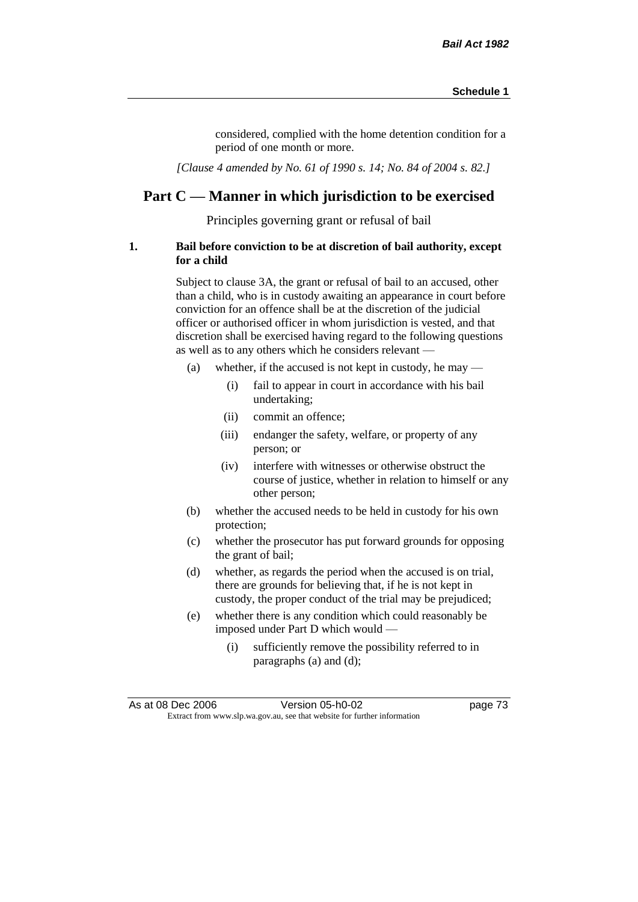considered, complied with the home detention condition for a period of one month or more.

*[Clause 4 amended by No. 61 of 1990 s. 14; No. 84 of 2004 s. 82.]*

## Part C — Manner in which jurisdiction to be exercised

Principles governing grant or refusal of bail

**1. Bail before conviction to be at discretion of bail authority, except for a child**

Subject to clause 3A, the grant or refusal of bail to an accused, other than a child, who is in custody awaiting an appearance in court before conviction for an offence shall be at the discretion of the judicial officer or authorised officer in whom jurisdiction is vested, and that discretion shall be exercised having regard to the following questions as well as to any others which he considers relevant —

- (a) whether, if the accused is not kept in custody, he may —
  - (i) fail to appear in court in accordance with his bail undertaking;
  - (ii) commit an offence;
  - (iii) endanger the safety, welfare, or property of any person; or
  - (iv) interfere with witnesses or otherwise obstruct the course of justice, whether in relation to himself or any other person;
- (b) whether the accused needs to be held in custody for his own protection;
- (c) whether the prosecutor has put forward grounds for opposing the grant of bail;
- (d) whether, as regards the period when the accused is on trial, there are grounds for believing that, if he is not kept in custody, the proper conduct of the trial may be prejudiced;
- (e) whether there is any condition which could reasonably be imposed under Part D which would —
  - (i) sufficiently remove the possibility referred to in paragraphs (a) and (d);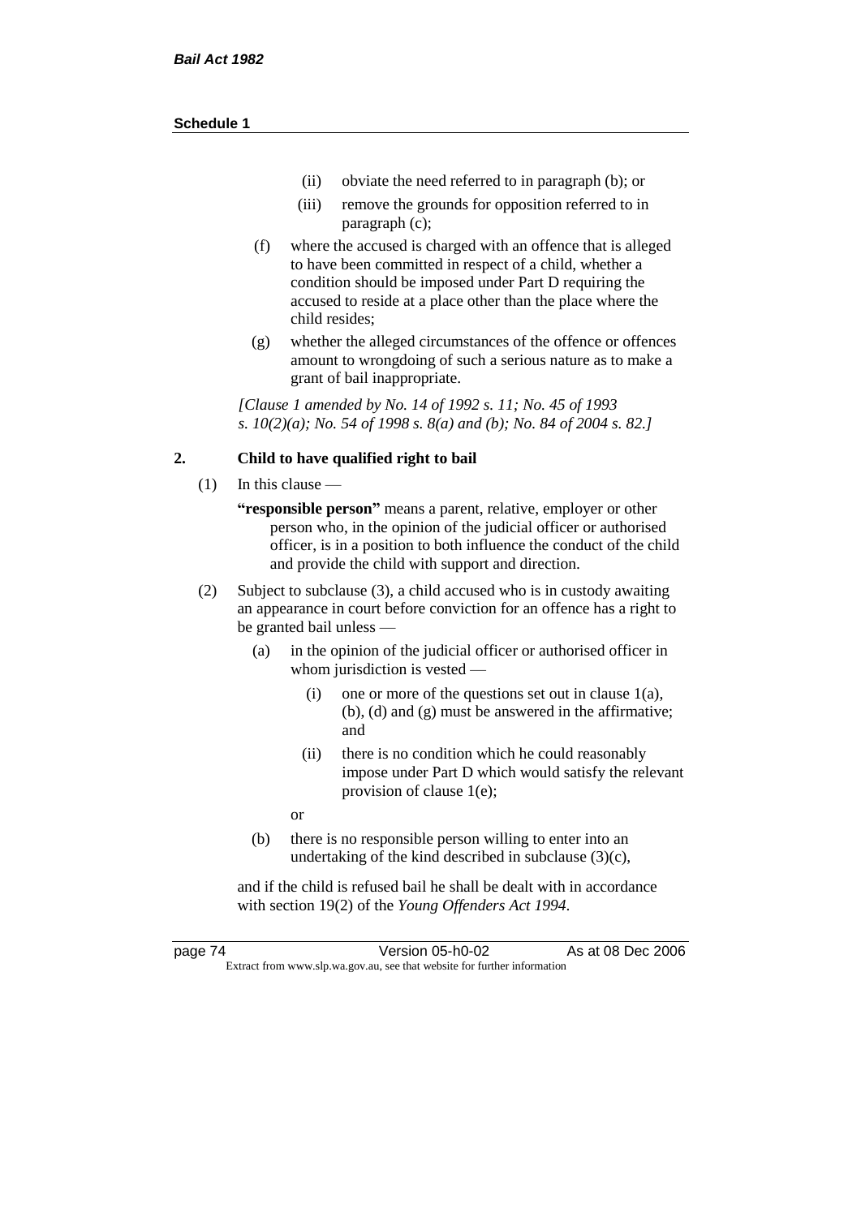(ii) obviate the need referred to in paragraph (b); or

(iii) remove the grounds for opposition referred to in paragraph (c);

(f) where the accused is charged with an offence that is alleged to have been committed in respect of a child, whether a condition should be imposed under Part D requiring the accused to reside at a place other than the place where the child resides;

(g) whether the alleged circumstances of the offence or offences amount to wrongdoing of such a serious nature as to make a grant of bail inappropriate.

*[Clause 1 amended by No. 14 of 1992 s. 11; No. 45 of 1993 s. 10(2)(a); No. 54 of 1998 s. 8(a) and (b); No. 84 of 2004 s. 82.]*

## 2. Child to have qualified right to bail

(1) In this clause —

**"responsible person"** means a parent, relative, employer or other person who, in the opinion of the judicial officer or authorised officer, is in a position to both influence the conduct of the child and provide the child with support and direction.

(2) Subject to subclause (3), a child accused who is in custody awaiting an appearance in court before conviction for an offence has a right to be granted bail unless —

(a) in the opinion of the judicial officer or authorised officer in whom jurisdiction is vested —

(i) one or more of the questions set out in clause 1(a), (b), (d) and (g) must be answered in the affirmative; and

(ii) there is no condition which he could reasonably impose under Part D which would satisfy the relevant provision of clause 1(e);

or

(b) there is no responsible person willing to enter into an undertaking of the kind described in subclause (3)(c),

and if the child is refused bail he shall be dealt with in accordance with section 19(2) of the *Young Offenders Act 1994*.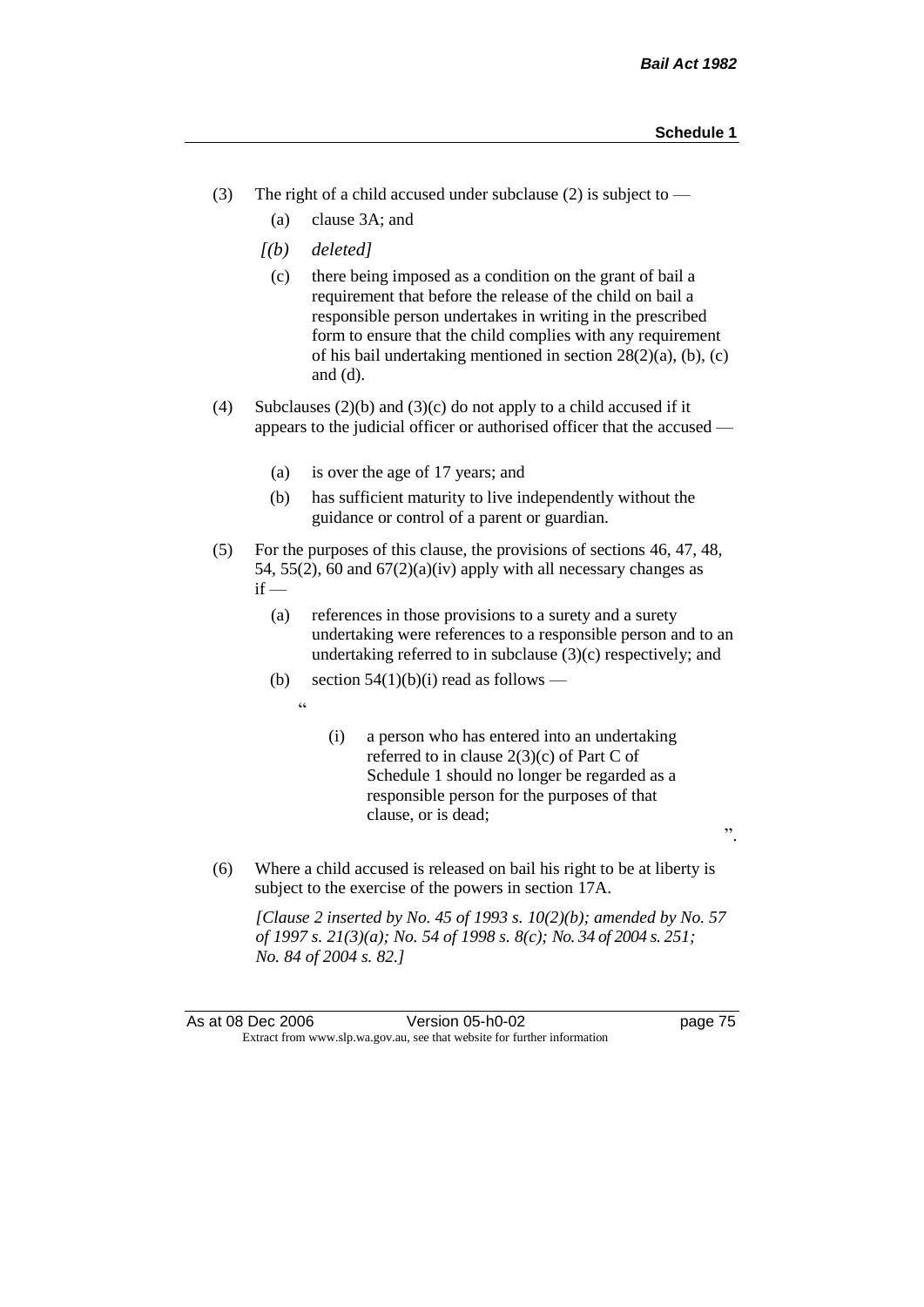(3) The right of a child accused under subclause (2) is subject to —

(a) clause 3A; and

*[(b) deleted]*

(c) there being imposed as a condition on the grant of bail a requirement that before the release of the child on bail a responsible person undertakes in writing in the prescribed form to ensure that the child complies with any requirement of his bail undertaking mentioned in section 28(2)(a), (b), (c) and (d).

(4) Subclauses (2)(b) and (3)(c) do not apply to a child accused if it appears to the judicial officer or authorised officer that the accused —

(a) is over the age of 17 years; and

(b) has sufficient maturity to live independently without the guidance or control of a parent or guardian.

(5) For the purposes of this clause, the provisions of sections 46, 47, 48, 54, 55(2), 60 and 67(2)(a)(iv) apply with all necessary changes as if —

(a) references in those provisions to a surety and a surety undertaking were references to a responsible person and to an undertaking referred to in subclause (3)(c) respectively; and

(b) section 54(1)(b)(i) read as follows —

"

(i) a person who has entered into an undertaking referred to in clause 2(3)(c) of Part C of Schedule 1 should no longer be regarded as a responsible person for the purposes of that clause, or is dead;

".

(6) Where a child accused is released on bail his right to be at liberty is subject to the exercise of the powers in section 17A.

*[Clause 2 inserted by No. 45 of 1993 s. 10(2)(b); amended by No. 57 of 1997 s. 21(3)(a); No. 54 of 1998 s. 8(c); No. 34 of 2004 s. 251; No. 84 of 2004 s. 82.]*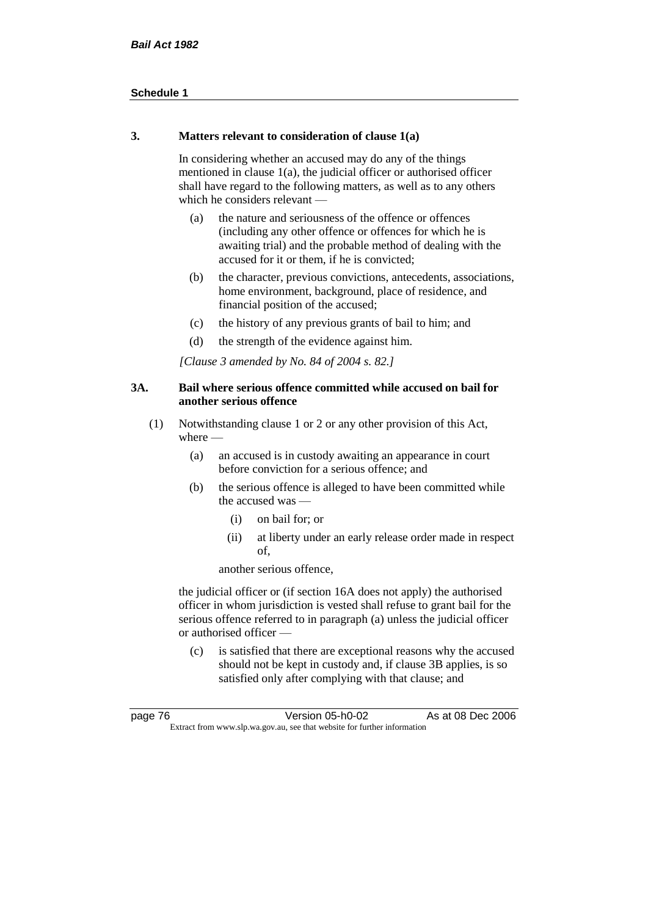### 3. Matters relevant to consideration of clause 1(a)

In considering whether an accused may do any of the things mentioned in clause 1(a), the judicial officer or authorised officer shall have regard to the following matters, as well as to any others which he considers relevant —

(a) the nature and seriousness of the offence or offences (including any other offence or offences for which he is awaiting trial) and the probable method of dealing with the accused for it or them, if he is convicted;

(b) the character, previous convictions, antecedents, associations, home environment, background, place of residence, and financial position of the accused;

(c) the history of any previous grants of bail to him; and

(d) the strength of the evidence against him.

*[Clause 3 amended by No. 84 of 2004 s. 82.]*

### 3A. Bail where serious offence committed while accused on bail for another serious offence

(1) Notwithstanding clause 1 or 2 or any other provision of this Act, where —

(a) an accused is in custody awaiting an appearance in court before conviction for a serious offence; and

(b) the serious offence is alleged to have been committed while the accused was —

(i) on bail for; or

(ii) at liberty under an early release order made in respect of,

another serious offence,

the judicial officer or (if section 16A does not apply) the authorised officer in whom jurisdiction is vested shall refuse to grant bail for the serious offence referred to in paragraph (a) unless the judicial officer or authorised officer —

(c) is satisfied that there are exceptional reasons why the accused should not be kept in custody and, if clause 3B applies, is so satisfied only after complying with that clause; and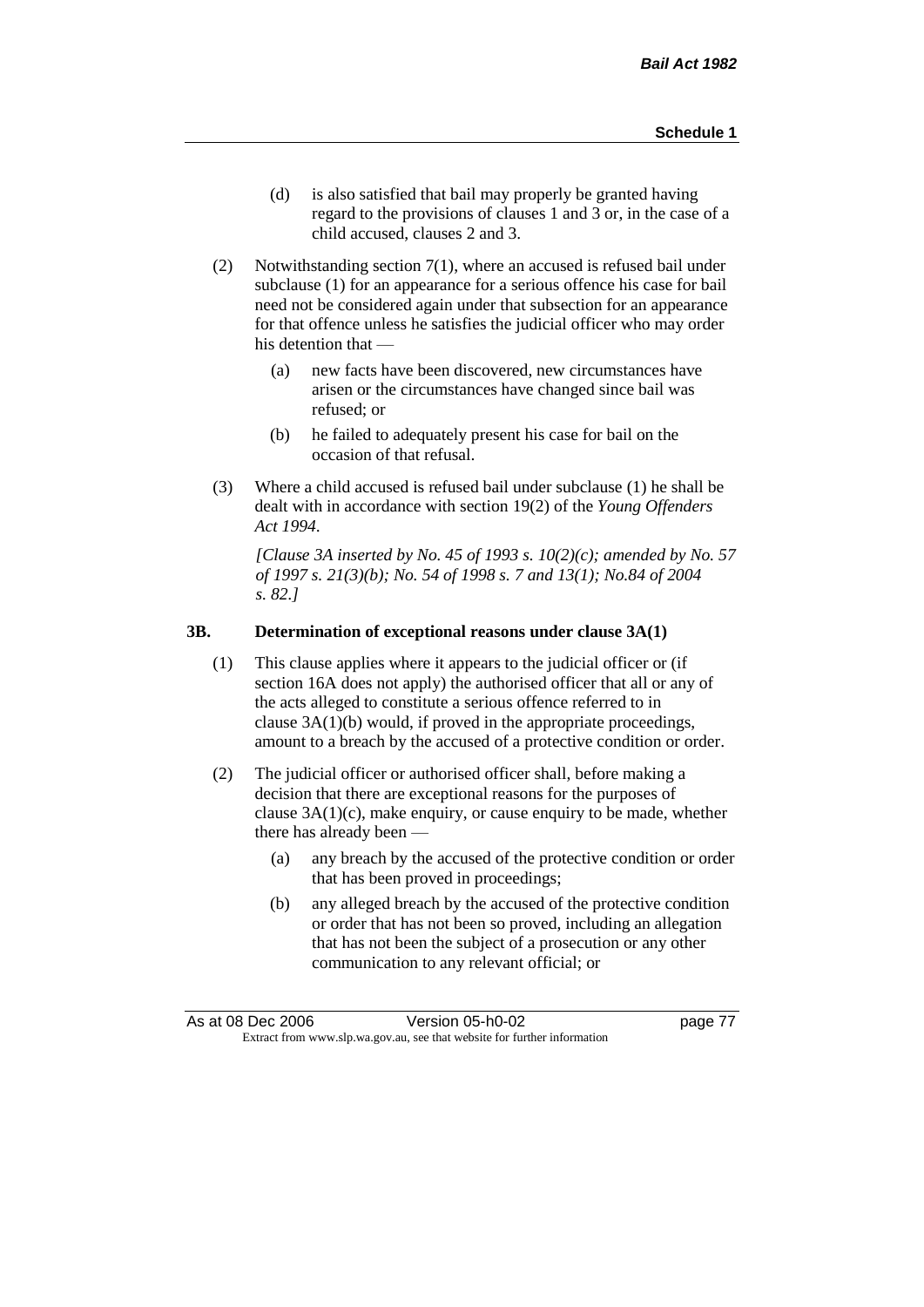(d) is also satisfied that bail may properly be granted having regard to the provisions of clauses 1 and 3 or, in the case of a child accused, clauses 2 and 3.

(2) Notwithstanding section 7(1), where an accused is refused bail under subclause (1) for an appearance for a serious offence his case for bail need not be considered again under that subsection for an appearance for that offence unless he satisfies the judicial officer who may order his detention that —

(a) new facts have been discovered, new circumstances have arisen or the circumstances have changed since bail was refused; or

(b) he failed to adequately present his case for bail on the occasion of that refusal.

(3) Where a child accused is refused bail under subclause (1) he shall be dealt with in accordance with section 19(2) of the *Young Offenders Act 1994*.

*[Clause 3A inserted by No. 45 of 1993 s. 10(2)(c); amended by No. 57 of 1997 s. 21(3)(b); No. 54 of 1998 s. 7 and 13(1); No.84 of 2004 s. 82.]*

### 3B. Determination of exceptional reasons under clause 3A(1)

(1) This clause applies where it appears to the judicial officer or (if section 16A does not apply) the authorised officer that all or any of the acts alleged to constitute a serious offence referred to in clause 3A(1)(b) would, if proved in the appropriate proceedings, amount to a breach by the accused of a protective condition or order.

(2) The judicial officer or authorised officer shall, before making a decision that there are exceptional reasons for the purposes of clause 3A(1)(c), make enquiry, or cause enquiry to be made, whether there has already been —

(a) any breach by the accused of the protective condition or order that has been proved in proceedings;

(b) any alleged breach by the accused of the protective condition or order that has not been so proved, including an allegation that has not been the subject of a prosecution or any other communication to any relevant official; or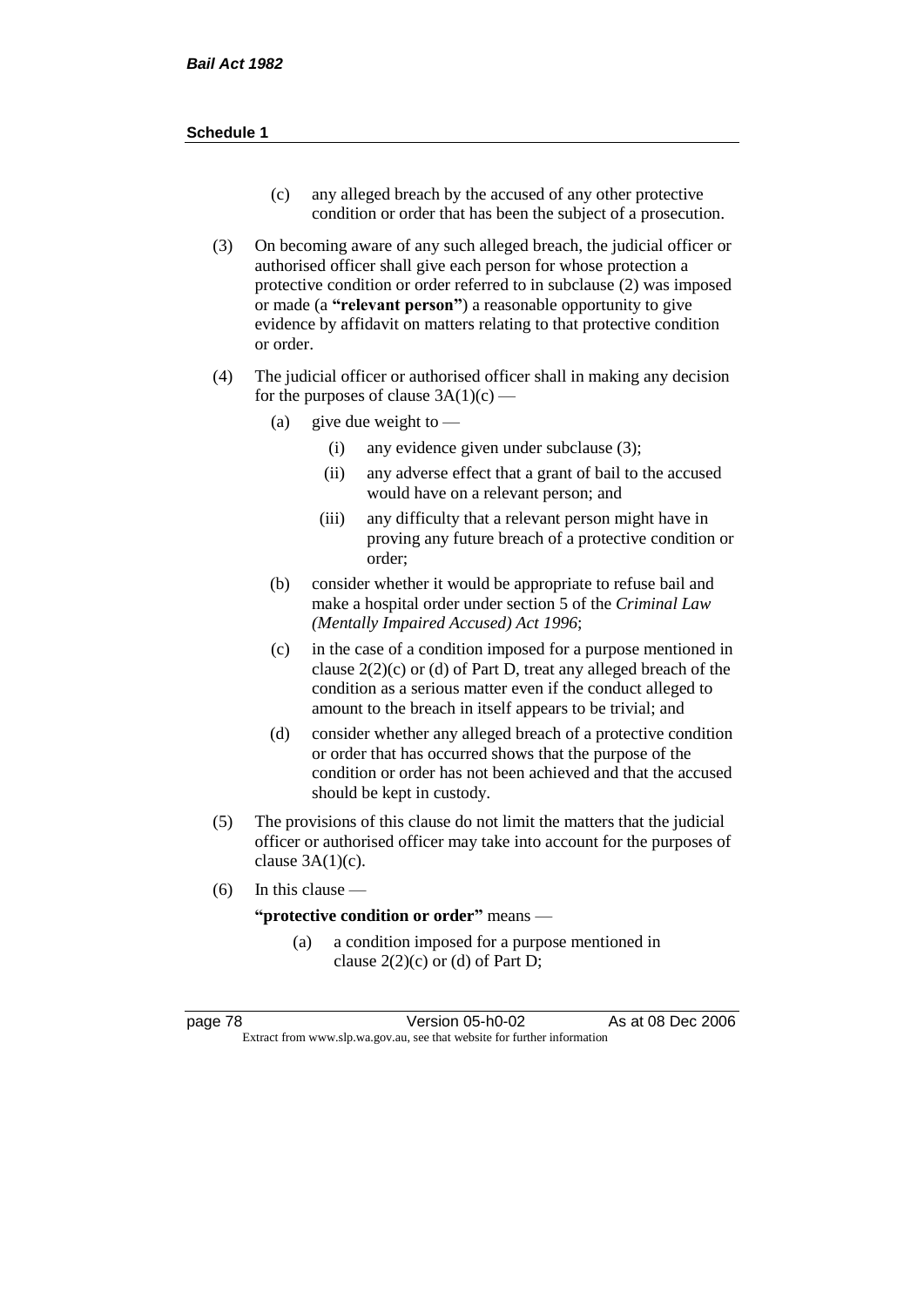(c) any alleged breach by the accused of any other protective condition or order that has been the subject of a prosecution.

(3) On becoming aware of any such alleged breach, the judicial officer or authorised officer shall give each person for whose protection a protective condition or order referred to in subclause (2) was imposed or made (a **"relevant person"**) a reasonable opportunity to give evidence by affidavit on matters relating to that protective condition or order.

(4) The judicial officer or authorised officer shall in making any decision for the purposes of clause 3A(1)(c) —

- (a) give due weight to —
  - (i) any evidence given under subclause (3);
  - (ii) any adverse effect that a grant of bail to the accused would have on a relevant person; and
  - (iii) any difficulty that a relevant person might have in proving any future breach of a protective condition or order;
- (b) consider whether it would be appropriate to refuse bail and make a hospital order under section 5 of the *Criminal Law (Mentally Impaired Accused) Act 1996*;
- (c) in the case of a condition imposed for a purpose mentioned in clause 2(2)(c) or (d) of Part D, treat any alleged breach of the condition as a serious matter even if the conduct alleged to amount to the breach in itself appears to be trivial; and
- (d) consider whether any alleged breach of a protective condition or order that has occurred shows that the purpose of the condition or order has not been achieved and that the accused should be kept in custody.

(5) The provisions of this clause do not limit the matters that the judicial officer or authorised officer may take into account for the purposes of clause 3A(1)(c).

(6) In this clause —

**"protective condition or order"** means —

- (a) a condition imposed for a purpose mentioned in clause 2(2)(c) or (d) of Part D;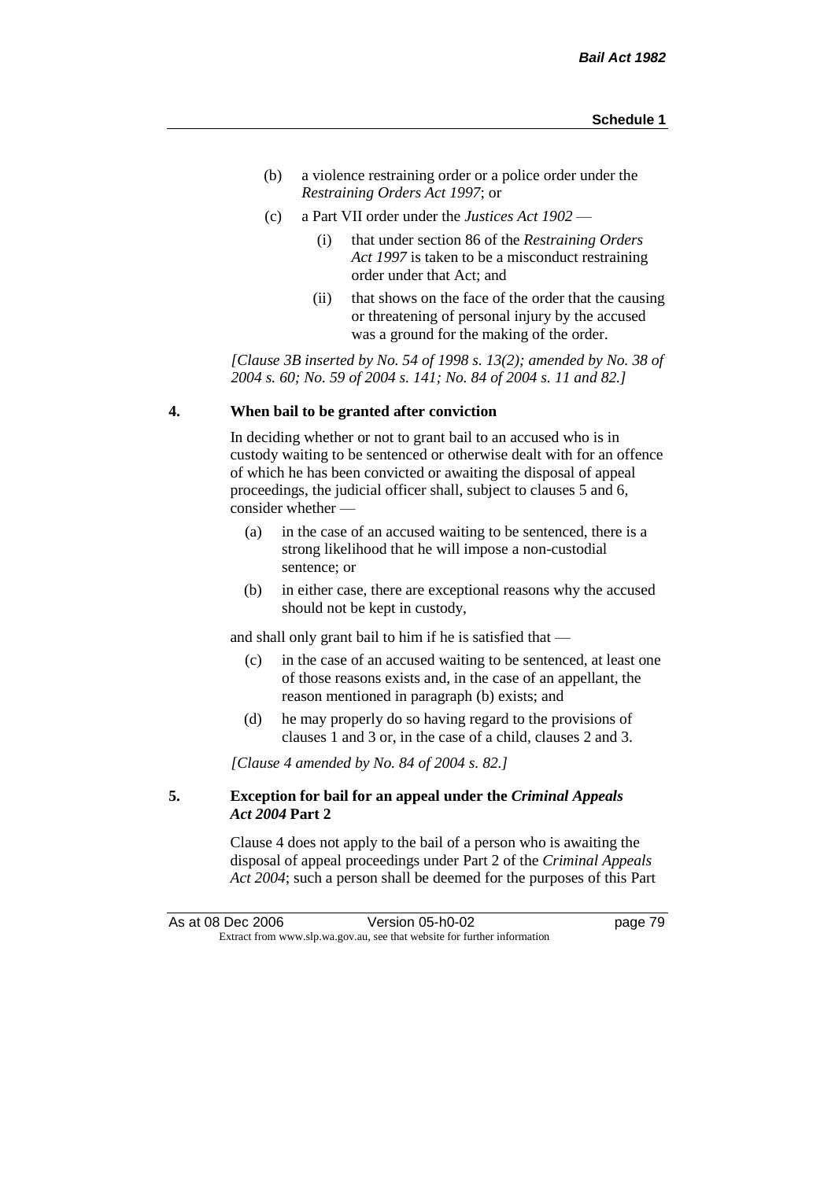(b) a violence restraining order or a police order under the *Restraining Orders Act 1997*; or

(c) a Part VII order under the *Justices Act 1902* —

  (i) that under section 86 of the *Restraining Orders Act 1997* is taken to be a misconduct restraining order under that Act; and

  (ii) that shows on the face of the order that the causing or threatening of personal injury by the accused was a ground for the making of the order.

*[Clause 3B inserted by No. 54 of 1998 s. 13(2); amended by No. 38 of 2004 s. 60; No. 59 of 2004 s. 141; No. 84 of 2004 s. 11 and 82.]*

### 4. When bail to be granted after conviction

In deciding whether or not to grant bail to an accused who is in custody waiting to be sentenced or otherwise dealt with for an offence of which he has been convicted or awaiting the disposal of appeal proceedings, the judicial officer shall, subject to clauses 5 and 6, consider whether —

(a) in the case of an accused waiting to be sentenced, there is a strong likelihood that he will impose a non-custodial sentence; or

(b) in either case, there are exceptional reasons why the accused should not be kept in custody,

and shall only grant bail to him if he is satisfied that —

(c) in the case of an accused waiting to be sentenced, at least one of those reasons exists and, in the case of an appellant, the reason mentioned in paragraph (b) exists; and

(d) he may properly do so having regard to the provisions of clauses 1 and 3 or, in the case of a child, clauses 2 and 3.

*[Clause 4 amended by No. 84 of 2004 s. 82.]*

### 5. Exception for bail for an appeal under the *Criminal Appeals Act 2004* Part 2

Clause 4 does not apply to the bail of a person who is awaiting the disposal of appeal proceedings under Part 2 of the *Criminal Appeals Act 2004*; such a person shall be deemed for the purposes of this Part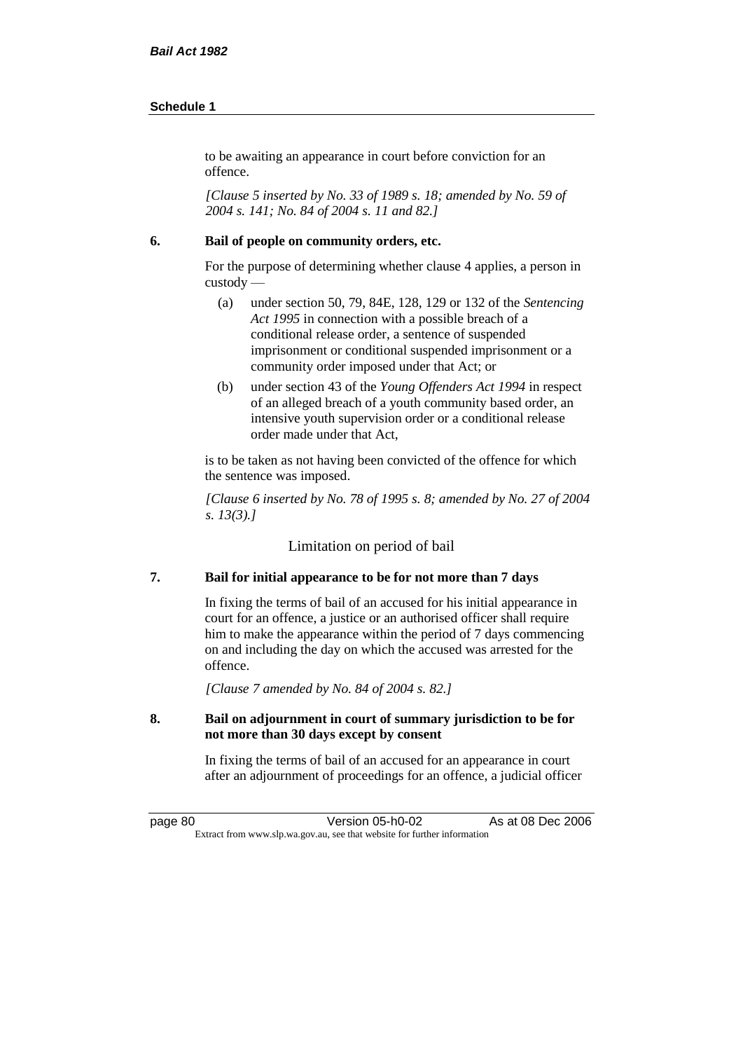to be awaiting an appearance in court before conviction for an offence.

*[Clause 5 inserted by No. 33 of 1989 s. 18; amended by No. 59 of 2004 s. 141; No. 84 of 2004 s. 11 and 82.]*

**6. Bail of people on community orders, etc.**

For the purpose of determining whether clause 4 applies, a person in custody —

(a) under section 50, 79, 84E, 128, 129 or 132 of the *Sentencing Act 1995* in connection with a possible breach of a conditional release order, a sentence of suspended imprisonment or conditional suspended imprisonment or a community order imposed under that Act; or

(b) under section 43 of the *Young Offenders Act 1994* in respect of an alleged breach of a youth community based order, an intensive youth supervision order or a conditional release order made under that Act,

is to be taken as not having been convicted of the offence for which the sentence was imposed.

*[Clause 6 inserted by No. 78 of 1995 s. 8; amended by No. 27 of 2004 s. 13(3).]*

Limitation on period of bail

**7. Bail for initial appearance to be for not more than 7 days**

In fixing the terms of bail of an accused for his initial appearance in court for an offence, a justice or an authorised officer shall require him to make the appearance within the period of 7 days commencing on and including the day on which the accused was arrested for the offence.

*[Clause 7 amended by No. 84 of 2004 s. 82.]*

**8. Bail on adjournment in court of summary jurisdiction to be for not more than 30 days except by consent**

In fixing the terms of bail of an accused for an appearance in court after an adjournment of proceedings for an offence, a judicial officer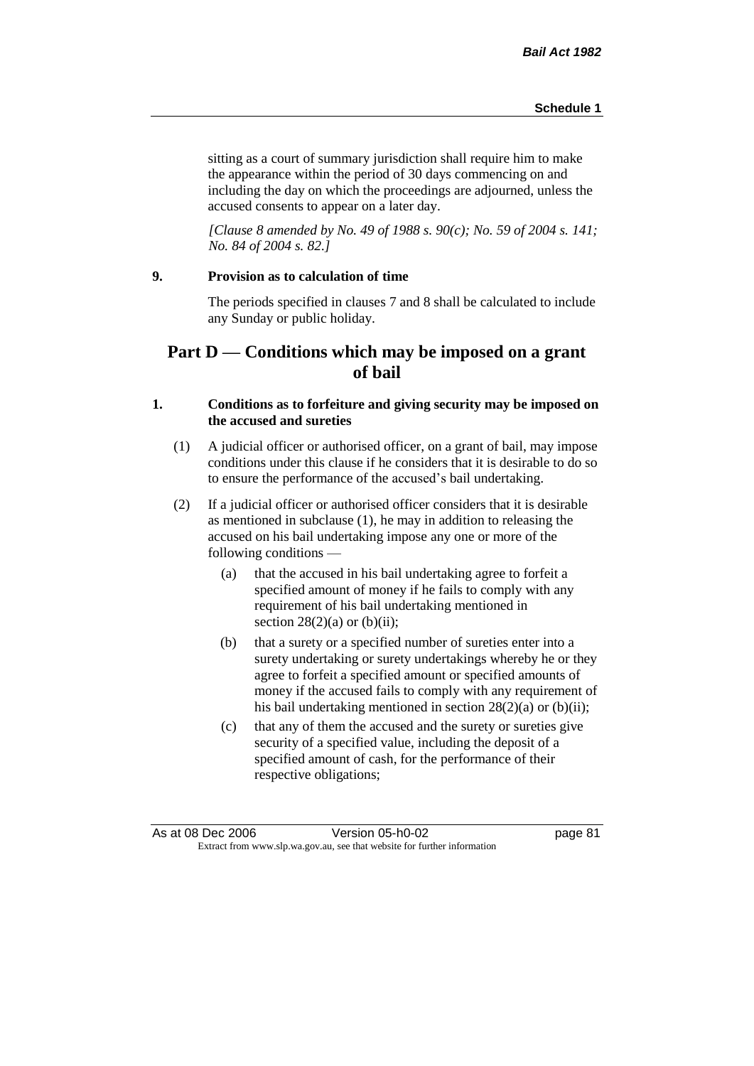sitting as a court of summary jurisdiction shall require him to make the appearance within the period of 30 days commencing on and including the day on which the proceedings are adjourned, unless the accused consents to appear on a later day.

*[Clause 8 amended by No. 49 of 1988 s. 90(c); No. 59 of 2004 s. 141; No. 84 of 2004 s. 82.]*

**9. Provision as to calculation of time**

The periods specified in clauses 7 and 8 shall be calculated to include any Sunday or public holiday.

## Part D — Conditions which may be imposed on a grant of bail

**1. Conditions as to forfeiture and giving security may be imposed on the accused and sureties**

(1) A judicial officer or authorised officer, on a grant of bail, may impose conditions under this clause if he considers that it is desirable to do so to ensure the performance of the accused's bail undertaking.

(2) If a judicial officer or authorised officer considers that it is desirable as mentioned in subclause (1), he may in addition to releasing the accused on his bail undertaking impose any one or more of the following conditions —

(a) that the accused in his bail undertaking agree to forfeit a specified amount of money if he fails to comply with any requirement of his bail undertaking mentioned in section 28(2)(a) or (b)(ii);

(b) that a surety or a specified number of sureties enter into a surety undertaking or surety undertakings whereby he or they agree to forfeit a specified amount or specified amounts of money if the accused fails to comply with any requirement of his bail undertaking mentioned in section 28(2)(a) or (b)(ii);

(c) that any of them the accused and the surety or sureties give security of a specified value, including the deposit of a specified amount of cash, for the performance of their respective obligations;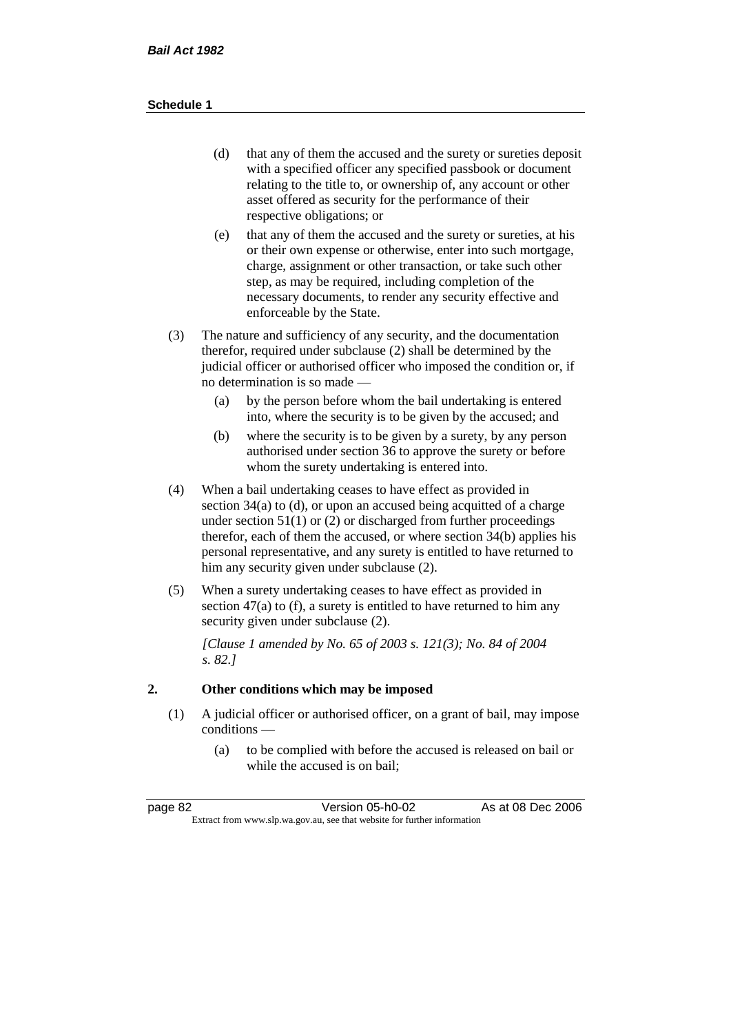(d) that any of them the accused and the surety or sureties deposit with a specified officer any specified passbook or document relating to the title to, or ownership of, any account or other asset offered as security for the performance of their respective obligations; or

(e) that any of them the accused and the surety or sureties, at his or their own expense or otherwise, enter into such mortgage, charge, assignment or other transaction, or take such other step, as may be required, including completion of the necessary documents, to render any security effective and enforceable by the State.

(3) The nature and sufficiency of any security, and the documentation therefor, required under subclause (2) shall be determined by the judicial officer or authorised officer who imposed the condition or, if no determination is so made —

(a) by the person before whom the bail undertaking is entered into, where the security is to be given by the accused; and

(b) where the security is to be given by a surety, by any person authorised under section 36 to approve the surety or before whom the surety undertaking is entered into.

(4) When a bail undertaking ceases to have effect as provided in section 34(a) to (d), or upon an accused being acquitted of a charge under section 51(1) or (2) or discharged from further proceedings therefor, each of them the accused, or where section 34(b) applies his personal representative, and any surety is entitled to have returned to him any security given under subclause (2).

(5) When a surety undertaking ceases to have effect as provided in section 47(a) to (f), a surety is entitled to have returned to him any security given under subclause (2).

*[Clause 1 amended by No. 65 of 2003 s. 121(3); No. 84 of 2004 s. 82.]*

## 2. Other conditions which may be imposed

(1) A judicial officer or authorised officer, on a grant of bail, may impose conditions —

(a) to be complied with before the accused is released on bail or while the accused is on bail;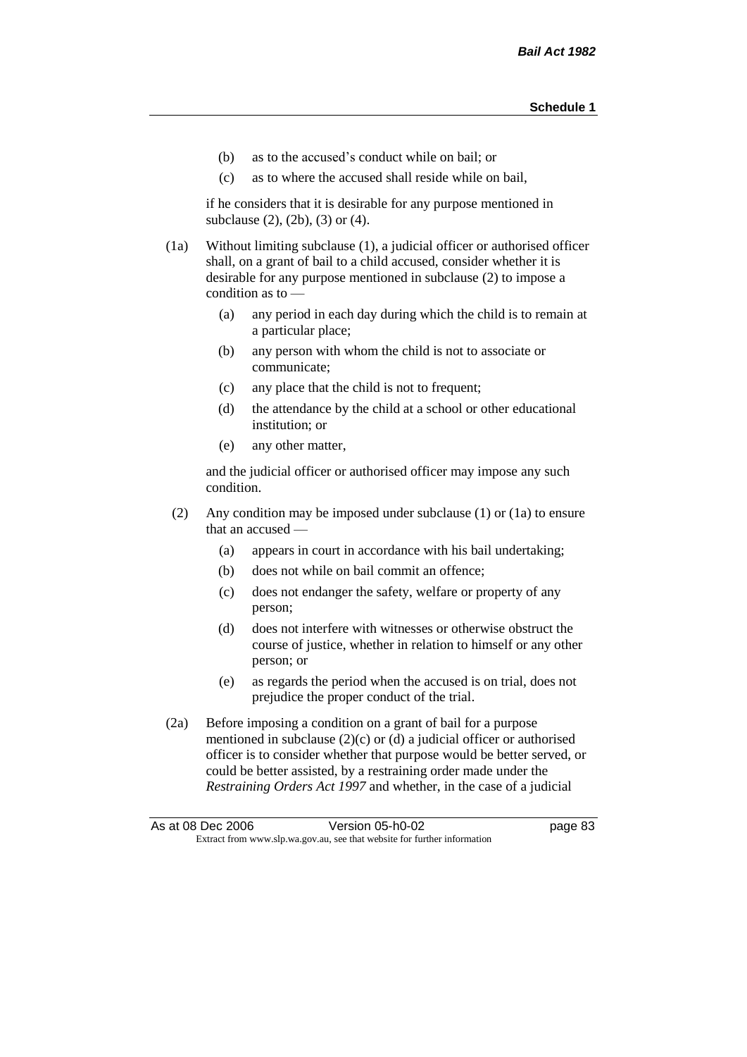(b) as to the accused's conduct while on bail; or

(c) as to where the accused shall reside while on bail,

if he considers that it is desirable for any purpose mentioned in subclause (2), (2b), (3) or (4).

(1a) Without limiting subclause (1), a judicial officer or authorised officer shall, on a grant of bail to a child accused, consider whether it is desirable for any purpose mentioned in subclause (2) to impose a condition as to —

(a) any period in each day during which the child is to remain at a particular place;

(b) any person with whom the child is not to associate or communicate;

(c) any place that the child is not to frequent;

(d) the attendance by the child at a school or other educational institution; or

(e) any other matter,

and the judicial officer or authorised officer may impose any such condition.

(2) Any condition may be imposed under subclause (1) or (1a) to ensure that an accused —

(a) appears in court in accordance with his bail undertaking;

(b) does not while on bail commit an offence;

(c) does not endanger the safety, welfare or property of any person;

(d) does not interfere with witnesses or otherwise obstruct the course of justice, whether in relation to himself or any other person; or

(e) as regards the period when the accused is on trial, does not prejudice the proper conduct of the trial.

(2a) Before imposing a condition on a grant of bail for a purpose mentioned in subclause (2)(c) or (d) a judicial officer or authorised officer is to consider whether that purpose would be better served, or could be better assisted, by a restraining order made under the *Restraining Orders Act 1997* and whether, in the case of a judicial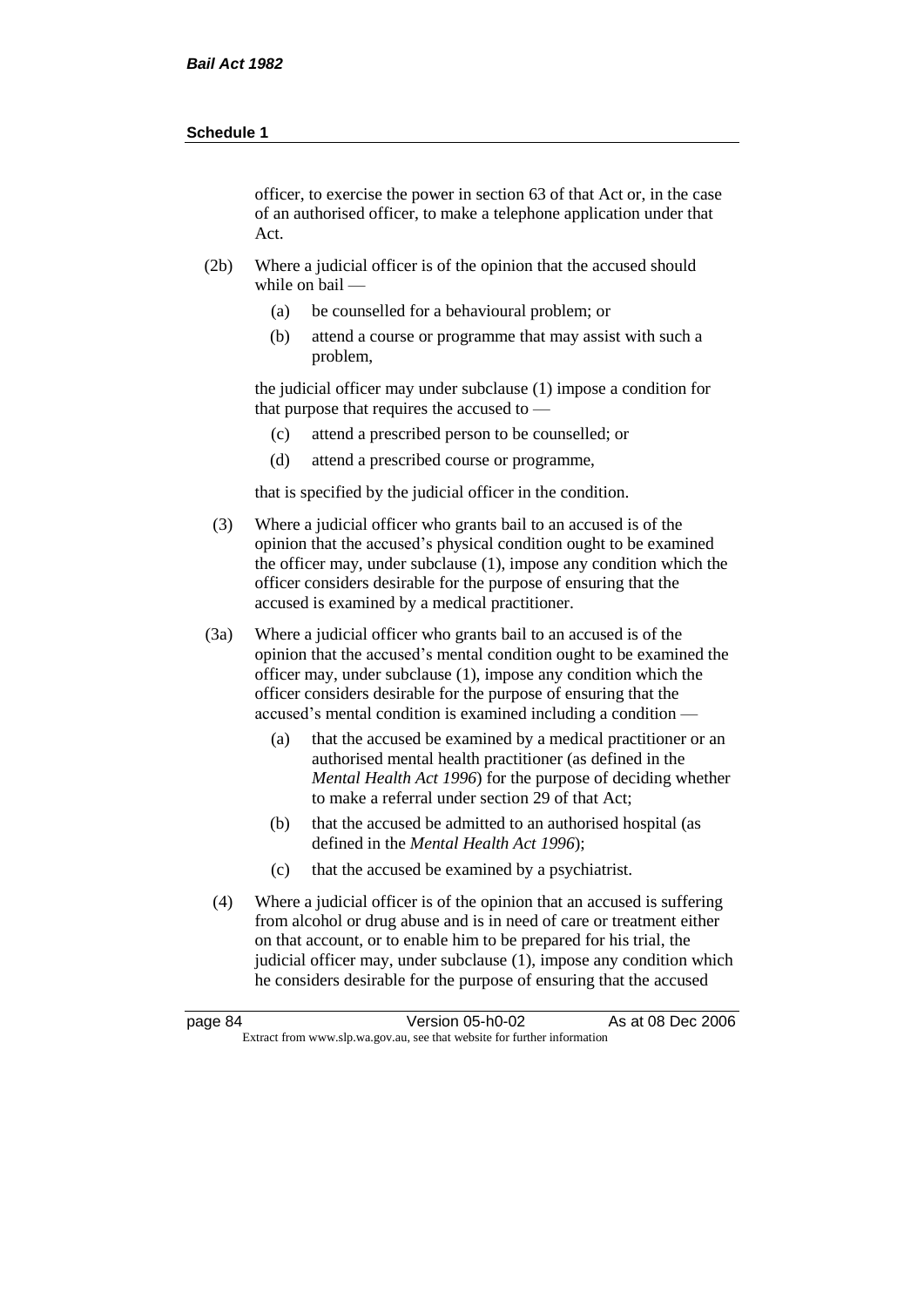officer, to exercise the power in section 63 of that Act or, in the case of an authorised officer, to make a telephone application under that Act.

(2b) Where a judicial officer is of the opinion that the accused should while on bail —

(a) be counselled for a behavioural problem; or

(b) attend a course or programme that may assist with such a problem,

the judicial officer may under subclause (1) impose a condition for that purpose that requires the accused to —

(c) attend a prescribed person to be counselled; or

(d) attend a prescribed course or programme,

that is specified by the judicial officer in the condition.

(3) Where a judicial officer who grants bail to an accused is of the opinion that the accused's physical condition ought to be examined the officer may, under subclause (1), impose any condition which the officer considers desirable for the purpose of ensuring that the accused is examined by a medical practitioner.

(3a) Where a judicial officer who grants bail to an accused is of the opinion that the accused's mental condition ought to be examined the officer may, under subclause (1), impose any condition which the officer considers desirable for the purpose of ensuring that the accused's mental condition is examined including a condition —

(a) that the accused be examined by a medical practitioner or an authorised mental health practitioner (as defined in the *Mental Health Act 1996*) for the purpose of deciding whether to make a referral under section 29 of that Act;

(b) that the accused be admitted to an authorised hospital (as defined in the *Mental Health Act 1996*);

(c) that the accused be examined by a psychiatrist.

(4) Where a judicial officer is of the opinion that an accused is suffering from alcohol or drug abuse and is in need of care or treatment either on that account, or to enable him to be prepared for his trial, the judicial officer may, under subclause (1), impose any condition which he considers desirable for the purpose of ensuring that the accused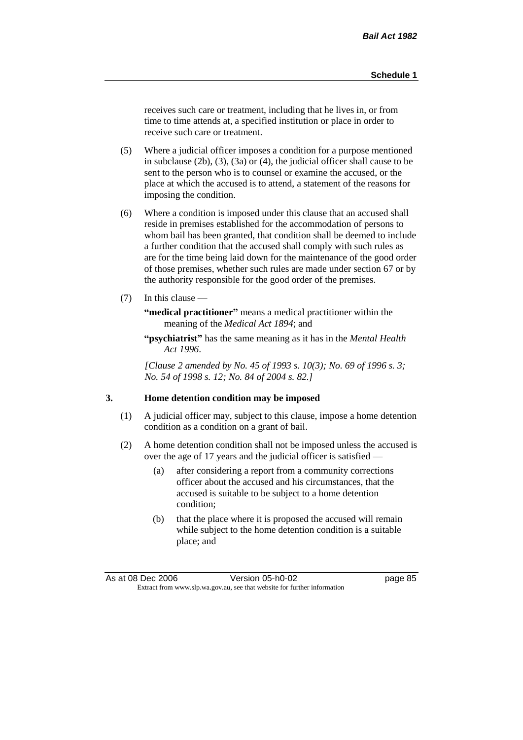receives such care or treatment, including that he lives in, or from time to time attends at, a specified institution or place in order to receive such care or treatment.

(5) Where a judicial officer imposes a condition for a purpose mentioned in subclause (2b), (3), (3a) or (4), the judicial officer shall cause to be sent to the person who is to counsel or examine the accused, or the place at which the accused is to attend, a statement of the reasons for imposing the condition.

(6) Where a condition is imposed under this clause that an accused shall reside in premises established for the accommodation of persons to whom bail has been granted, that condition shall be deemed to include a further condition that the accused shall comply with such rules as are for the time being laid down for the maintenance of the good order of those premises, whether such rules are made under section 67 or by the authority responsible for the good order of the premises.

(7) In this clause —

**"medical practitioner"** means a medical practitioner within the meaning of the *Medical Act 1894*; and

**"psychiatrist"** has the same meaning as it has in the *Mental Health Act 1996*.

*[Clause 2 amended by No. 45 of 1993 s. 10(3); No. 69 of 1996 s. 3; No. 54 of 1998 s. 12; No. 84 of 2004 s. 82.]*

### 3. Home detention condition may be imposed

(1) A judicial officer may, subject to this clause, impose a home detention condition as a condition on a grant of bail.

(2) A home detention condition shall not be imposed unless the accused is over the age of 17 years and the judicial officer is satisfied —

(a) after considering a report from a community corrections officer about the accused and his circumstances, that the accused is suitable to be subject to a home detention condition;

(b) that the place where it is proposed the accused will remain while subject to the home detention condition is a suitable place; and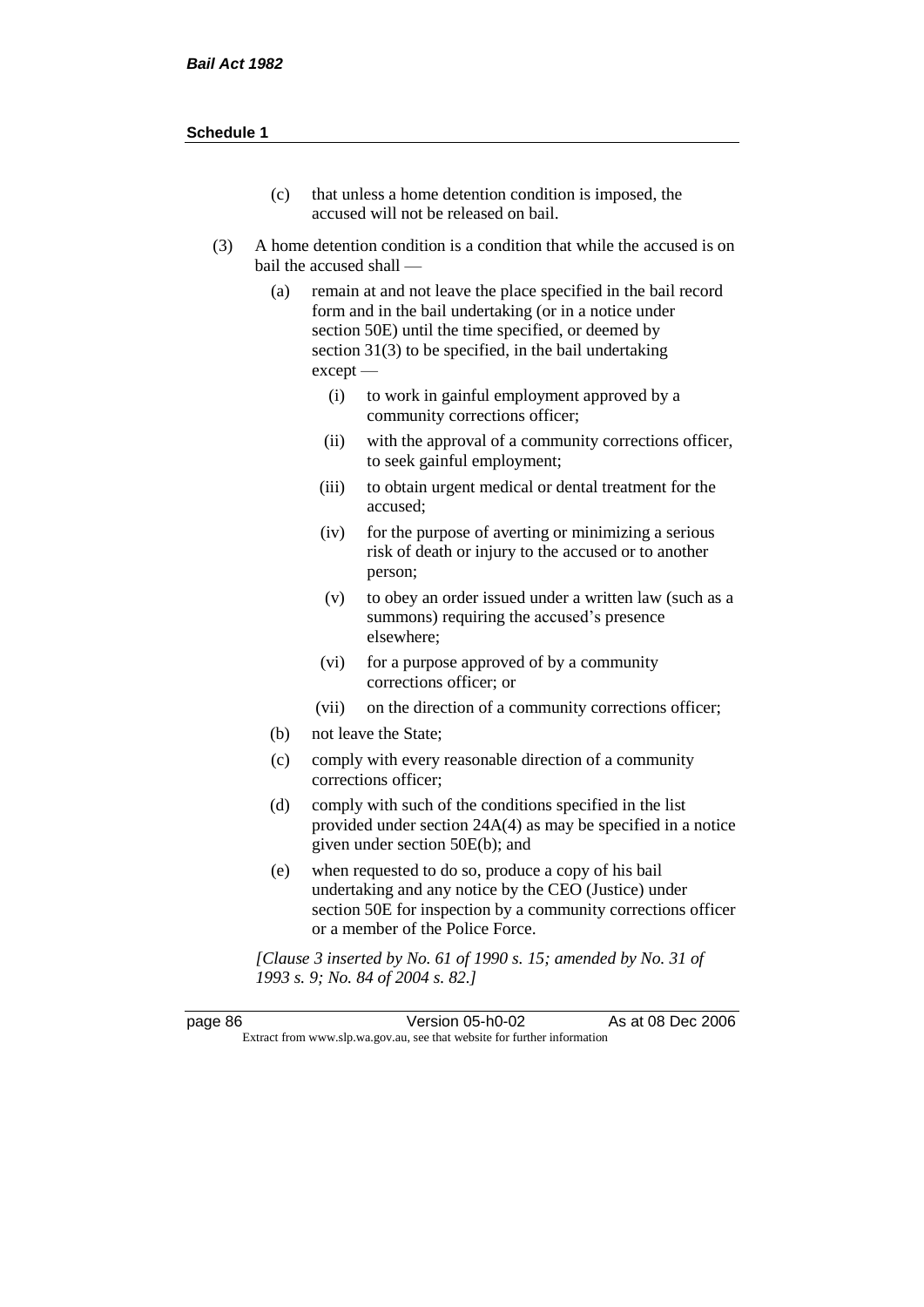(c) that unless a home detention condition is imposed, the accused will not be released on bail.

(3) A home detention condition is a condition that while the accused is on bail the accused shall —

(a) remain at and not leave the place specified in the bail record form and in the bail undertaking (or in a notice under section 50E) until the time specified, or deemed by section 31(3) to be specified, in the bail undertaking except —

(i) to work in gainful employment approved by a community corrections officer;

(ii) with the approval of a community corrections officer, to seek gainful employment;

(iii) to obtain urgent medical or dental treatment for the accused;

(iv) for the purpose of averting or minimizing a serious risk of death or injury to the accused or to another person;

(v) to obey an order issued under a written law (such as a summons) requiring the accused's presence elsewhere;

(vi) for a purpose approved of by a community corrections officer; or

(vii) on the direction of a community corrections officer;

(b) not leave the State;

(c) comply with every reasonable direction of a community corrections officer;

(d) comply with such of the conditions specified in the list provided under section 24A(4) as may be specified in a notice given under section 50E(b); and

(e) when requested to do so, produce a copy of his bail undertaking and any notice by the CEO (Justice) under section 50E for inspection by a community corrections officer or a member of the Police Force.

*[Clause 3 inserted by No. 61 of 1990 s. 15; amended by No. 31 of 1993 s. 9; No. 84 of 2004 s. 82.]*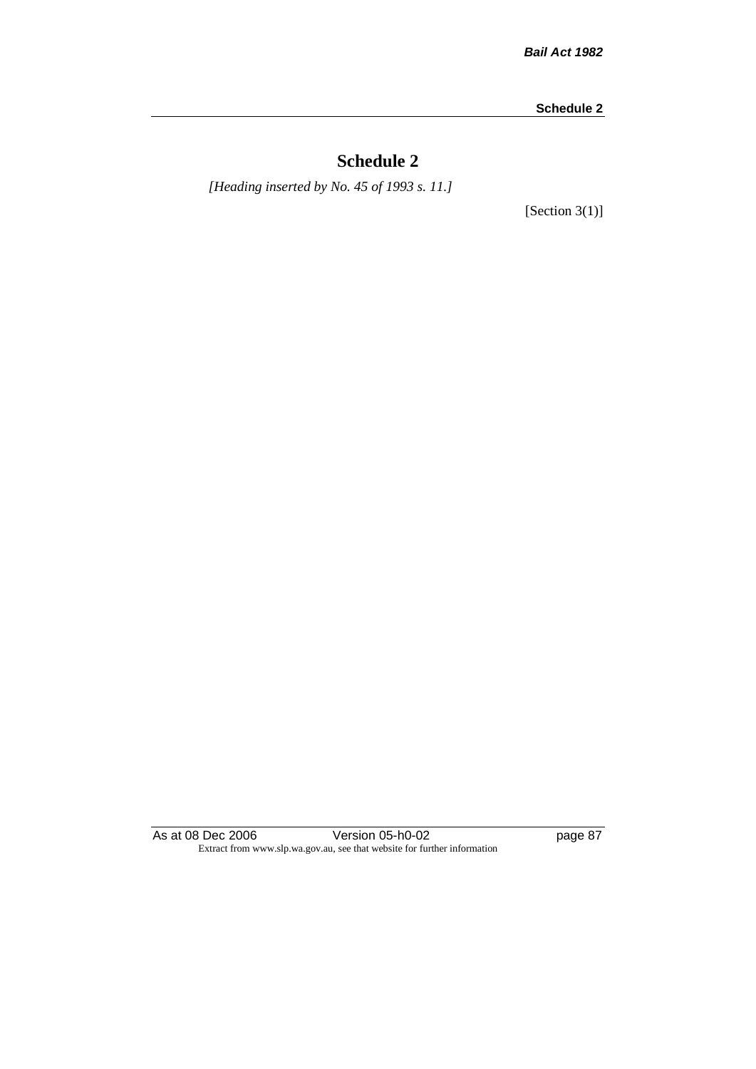# Schedule 2

*[Heading inserted by No. 45 of 1993 s. 11.]*

[Section 3(1)]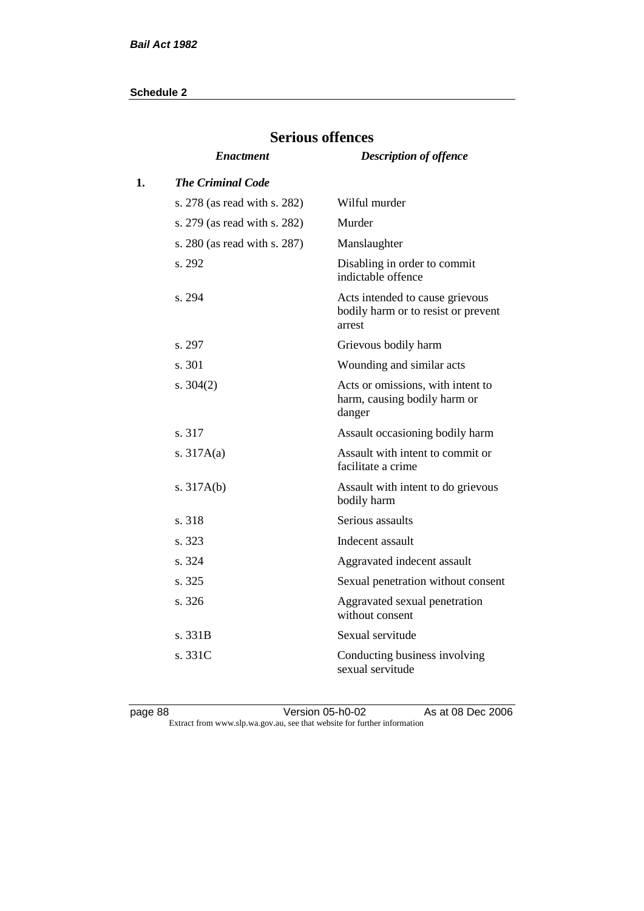## Serious offences

| | *Enactment* | *Description of offence* |
|---|---|---|
| **1.** | ***The Criminal Code*** | |
| | s. 278 (as read with s. 282) | Wilful murder |
| | s. 279 (as read with s. 282) | Murder |
| | s. 280 (as read with s. 287) | Manslaughter |
| | s. 292 | Disabling in order to commit indictable offence |
| | s. 294 | Acts intended to cause grievous bodily harm or to resist or prevent arrest |
| | s. 297 | Grievous bodily harm |
| | s. 301 | Wounding and similar acts |
| | s. 304(2) | Acts or omissions, with intent to harm, causing bodily harm or danger |
| | s. 317 | Assault occasioning bodily harm |
| | s. 317A(a) | Assault with intent to commit or facilitate a crime |
| | s. 317A(b) | Assault with intent to do grievous bodily harm |
| | s. 318 | Serious assaults |
| | s. 323 | Indecent assault |
| | s. 324 | Aggravated indecent assault |
| | s. 325 | Sexual penetration without consent |
| | s. 326 | Aggravated sexual penetration without consent |
| | s. 331B | Sexual servitude |
| | s. 331C | Conducting business involving sexual servitude |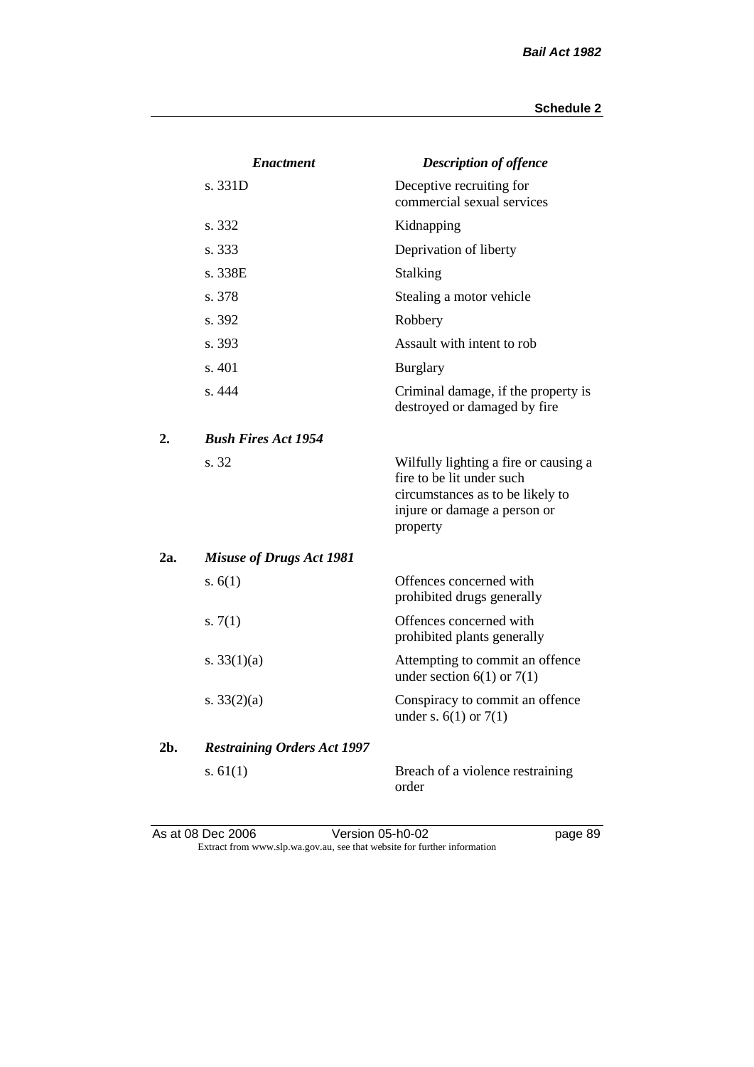| | *Enactment* | *Description of offence* |
|---|---|---|
| | s. 331D | Deceptive recruiting for commercial sexual services |
| | s. 332 | Kidnapping |
| | s. 333 | Deprivation of liberty |
| | s. 338E | Stalking |
| | s. 378 | Stealing a motor vehicle |
| | s. 392 | Robbery |
| | s. 393 | Assault with intent to rob |
| | s. 401 | Burglary |
| | s. 444 | Criminal damage, if the property is destroyed or damaged by fire |
| **2.** | ***Bush Fires Act 1954*** | |
| | s. 32 | Wilfully lighting a fire or causing a fire to be lit under such circumstances as to be likely to injure or damage a person or property |
| **2a.** | ***Misuse of Drugs Act 1981*** | |
| | s. 6(1) | Offences concerned with prohibited drugs generally |
| | s. 7(1) | Offences concerned with prohibited plants generally |
| | s. 33(1)(a) | Attempting to commit an offence under section 6(1) or 7(1) |
| | s. 33(2)(a) | Conspiracy to commit an offence under s. 6(1) or 7(1) |
| **2b.** | ***Restraining Orders Act 1997*** | |
| | s. 61(1) | Breach of a violence restraining order |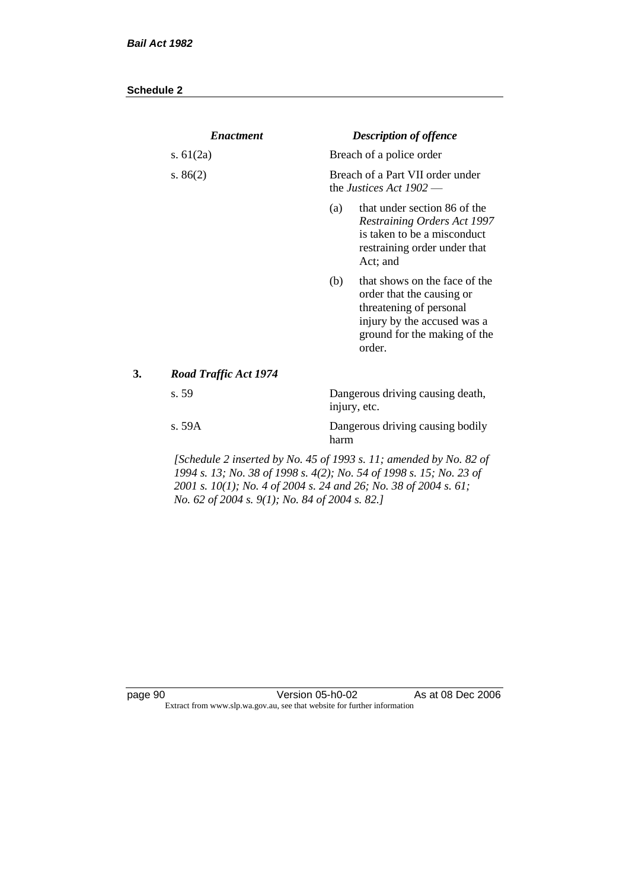| *Enactment* | *Description of offence* |
|---|---|
| s. 61(2a) | Breach of a police order |
| s. 86(2) | Breach of a Part VII order under the *Justices Act 1902* — (a) that under section 86 of the *Restraining Orders Act 1997* is taken to be a misconduct restraining order under that Act; and (b) that shows on the face of the order that the causing or threatening of personal injury by the accused was a ground for the making of the order. |

**3. *Road Traffic Act 1974***

| | |
|---|---|
| s. 59 | Dangerous driving causing death, injury, etc. |
| s. 59A | Dangerous driving causing bodily harm |

*[Schedule 2 inserted by No. 45 of 1993 s. 11; amended by No. 82 of 1994 s. 13; No. 38 of 1998 s. 4(2); No. 54 of 1998 s. 15; No. 23 of 2001 s. 10(1); No. 4 of 2004 s. 24 and 26; No. 38 of 2004 s. 61; No. 62 of 2004 s. 9(1); No. 84 of 2004 s. 82.]*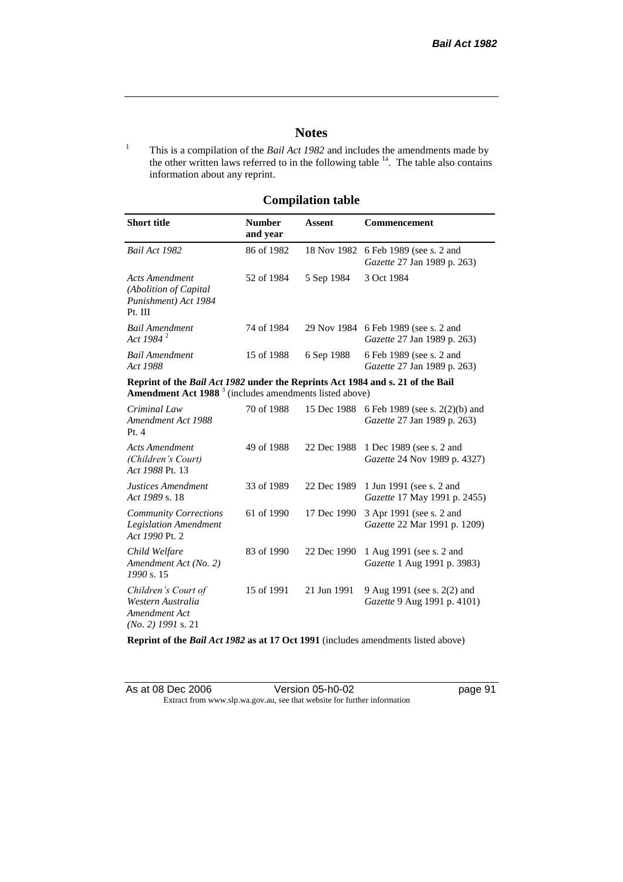## Notes

[1] This is a compilation of the *Bail Act 1982* and includes the amendments made by the other written laws referred to in the following table [1a]. The table also contains information about any reprint.

### Compilation table

| Short title | Number and year | Assent | Commencement |
|---|---|---|---|
| *Bail Act 1982* | 86 of 1982 | 18 Nov 1982 | 6 Feb 1989 (see s. 2 and *Gazette* 27 Jan 1989 p. 263) |
| *Acts Amendment (Abolition of Capital Punishment) Act 1984* Pt. III | 52 of 1984 | 5 Sep 1984 | 3 Oct 1984 |
| *Bail Amendment Act 1984* [2] | 74 of 1984 | 29 Nov 1984 | 6 Feb 1989 (see s. 2 and *Gazette* 27 Jan 1989 p. 263) |
| *Bail Amendment Act 1988* | 15 of 1988 | 6 Sep 1988 | 6 Feb 1989 (see s. 2 and *Gazette* 27 Jan 1989 p. 263) |
| **Reprint of the *Bail Act 1982* under the Reprints Act 1984 and s. 21 of the Bail Amendment Act 1988** [3] (includes amendments listed above) | | | |
| *Criminal Law Amendment Act 1988* Pt. 4 | 70 of 1988 | 15 Dec 1988 | 6 Feb 1989 (see s. 2(2)(b) and *Gazette* 27 Jan 1989 p. 263) |
| *Acts Amendment (Children's Court) Act 1988* Pt. 13 | 49 of 1988 | 22 Dec 1988 | 1 Dec 1989 (see s. 2 and *Gazette* 24 Nov 1989 p. 4327) |
| *Justices Amendment Act 1989* s. 18 | 33 of 1989 | 22 Dec 1989 | 1 Jun 1991 (see s. 2 and *Gazette* 17 May 1991 p. 2455) |
| *Community Corrections Legislation Amendment Act 1990* Pt. 2 | 61 of 1990 | 17 Dec 1990 | 3 Apr 1991 (see s. 2 and *Gazette* 22 Mar 1991 p. 1209) |
| *Child Welfare Amendment Act (No. 2) 1990* s. 15 | 83 of 1990 | 22 Dec 1990 | 1 Aug 1991 (see s. 2 and *Gazette* 1 Aug 1991 p. 3983) |
| *Children's Court of Western Australia Amendment Act (No. 2) 1991* s. 21 | 15 of 1991 | 21 Jun 1991 | 9 Aug 1991 (see s. 2(2) and *Gazette* 9 Aug 1991 p. 4101) |
| **Reprint of the *Bail Act 1982* as at 17 Oct 1991** (includes amendments listed above) | | | |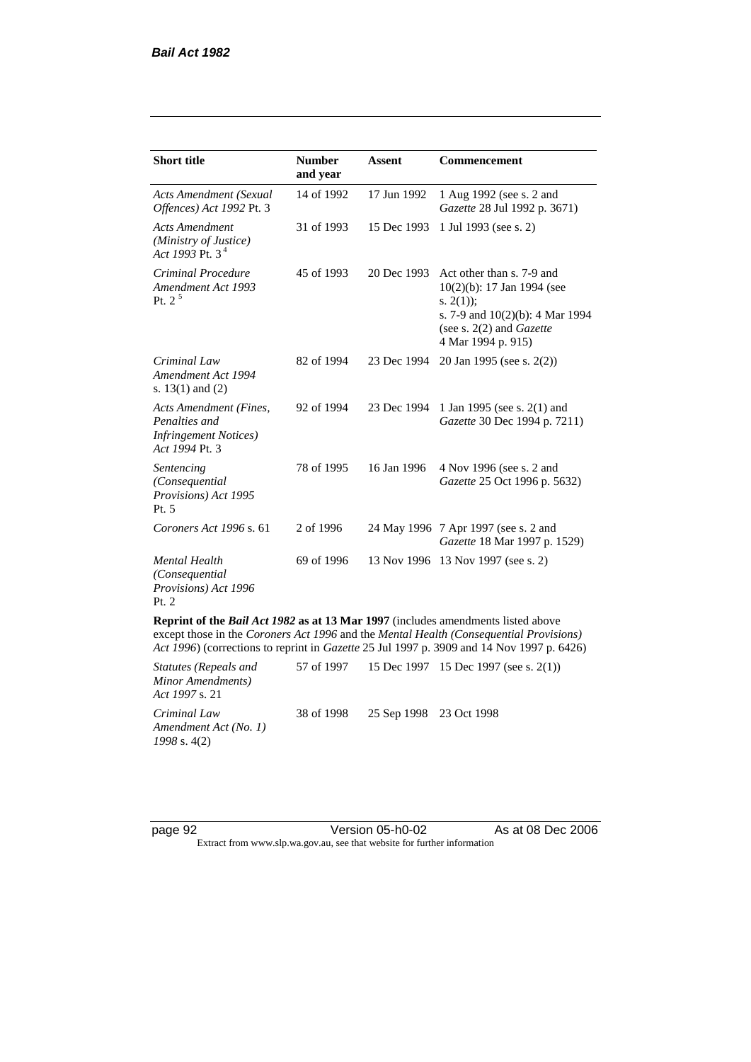| Short title | Number and year | Assent | Commencement |
|---|---|---|---|
| *Acts Amendment (Sexual Offences) Act 1992* Pt. 3 | 14 of 1992 | 17 Jun 1992 | 1 Aug 1992 (see s. 2 and *Gazette* 28 Jul 1992 p. 3671) |
| *Acts Amendment (Ministry of Justice) Act 1993* Pt. 3 [4] | 31 of 1993 | 15 Dec 1993 | 1 Jul 1993 (see s. 2) |
| *Criminal Procedure Amendment Act 1993* Pt. 2 [5] | 45 of 1993 | 20 Dec 1993 | Act other than s. 7-9 and 10(2)(b): 17 Jan 1994 (see s. 2(1)); s. 7-9 and 10(2)(b): 4 Mar 1994 (see s. 2(2) and *Gazette* 4 Mar 1994 p. 915) |
| *Criminal Law Amendment Act 1994* s. 13(1) and (2) | 82 of 1994 | 23 Dec 1994 | 20 Jan 1995 (see s. 2(2)) |
| *Acts Amendment (Fines, Penalties and Infringement Notices) Act 1994* Pt. 3 | 92 of 1994 | 23 Dec 1994 | 1 Jan 1995 (see s. 2(1) and *Gazette* 30 Dec 1994 p. 7211) |
| *Sentencing (Consequential Provisions) Act 1995* Pt. 5 | 78 of 1995 | 16 Jan 1996 | 4 Nov 1996 (see s. 2 and *Gazette* 25 Oct 1996 p. 5632) |
| *Coroners Act 1996* s. 61 | 2 of 1996 | 24 May 1996 | 7 Apr 1997 (see s. 2 and *Gazette* 18 Mar 1997 p. 1529) |
| *Mental Health (Consequential Provisions) Act 1996* Pt. 2 | 69 of 1996 | 13 Nov 1996 | 13 Nov 1997 (see s. 2) |
| **Reprint of the *Bail Act 1982* as at 13 Mar 1997** (includes amendments listed above except those in the *Coroners Act 1996* and the *Mental Health (Consequential Provisions) Act 1996*) (corrections to reprint in *Gazette* 25 Jul 1997 p. 3909 and 14 Nov 1997 p. 6426) | | | |
| *Statutes (Repeals and Minor Amendments) Act 1997* s. 21 | 57 of 1997 | 15 Dec 1997 | 15 Dec 1997 (see s. 2(1)) |
| *Criminal Law Amendment Act (No. 1) 1998* s. 4(2) | 38 of 1998 | 25 Sep 1998 | 23 Oct 1998 |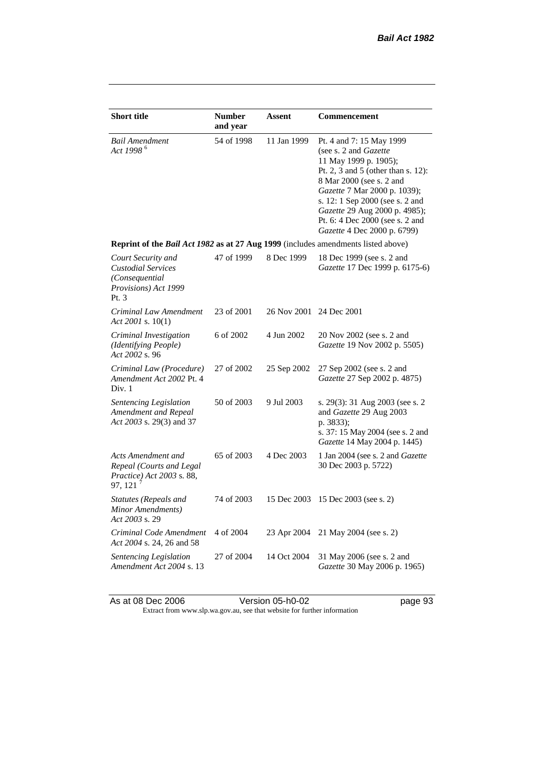| Short title | Number and year | Assent | Commencement |
|---|---|---|---|
| *Bail Amendment Act 1998* [6] | 54 of 1998 | 11 Jan 1999 | Pt. 4 and 7: 15 May 1999 (see s. 2 and *Gazette* 11 May 1999 p. 1905); Pt. 2, 3 and 5 (other than s. 12): 8 Mar 2000 (see s. 2 and *Gazette* 7 Mar 2000 p. 1039); s. 12: 1 Sep 2000 (see s. 2 and *Gazette* 29 Aug 2000 p. 4985); Pt. 6: 4 Dec 2000 (see s. 2 and *Gazette* 4 Dec 2000 p. 6799) |
| **Reprint of the *Bail Act 1982* as at 27 Aug 1999** (includes amendments listed above) | | | |
| *Court Security and Custodial Services (Consequential Provisions) Act 1999* Pt. 3 | 47 of 1999 | 8 Dec 1999 | 18 Dec 1999 (see s. 2 and *Gazette* 17 Dec 1999 p. 6175-6) |
| *Criminal Law Amendment Act 2001* s. 10(1) | 23 of 2001 | 26 Nov 2001 | 24 Dec 2001 |
| *Criminal Investigation (Identifying People) Act 2002* s. 96 | 6 of 2002 | 4 Jun 2002 | 20 Nov 2002 (see s. 2 and *Gazette* 19 Nov 2002 p. 5505) |
| *Criminal Law (Procedure) Amendment Act 2002* Pt. 4 Div. 1 | 27 of 2002 | 25 Sep 2002 | 27 Sep 2002 (see s. 2 and *Gazette* 27 Sep 2002 p. 4875) |
| *Sentencing Legislation Amendment and Repeal Act 2003* s. 29(3) and 37 | 50 of 2003 | 9 Jul 2003 | s. 29(3): 31 Aug 2003 (see s. 2 and *Gazette* 29 Aug 2003 p. 3833); s. 37: 15 May 2004 (see s. 2 and *Gazette* 14 May 2004 p. 1445) |
| *Acts Amendment and Repeal (Courts and Legal Practice) Act 2003* s. 88, 97, 121 [7] | 65 of 2003 | 4 Dec 2003 | 1 Jan 2004 (see s. 2 and *Gazette* 30 Dec 2003 p. 5722) |
| *Statutes (Repeals and Minor Amendments) Act 2003* s. 29 | 74 of 2003 | 15 Dec 2003 | 15 Dec 2003 (see s. 2) |
| *Criminal Code Amendment Act 2004* s. 24, 26 and 58 | 4 of 2004 | 23 Apr 2004 | 21 May 2004 (see s. 2) |
| *Sentencing Legislation Amendment Act 2004* s. 13 | 27 of 2004 | 14 Oct 2004 | 31 May 2006 (see s. 2 and *Gazette* 30 May 2006 p. 1965) |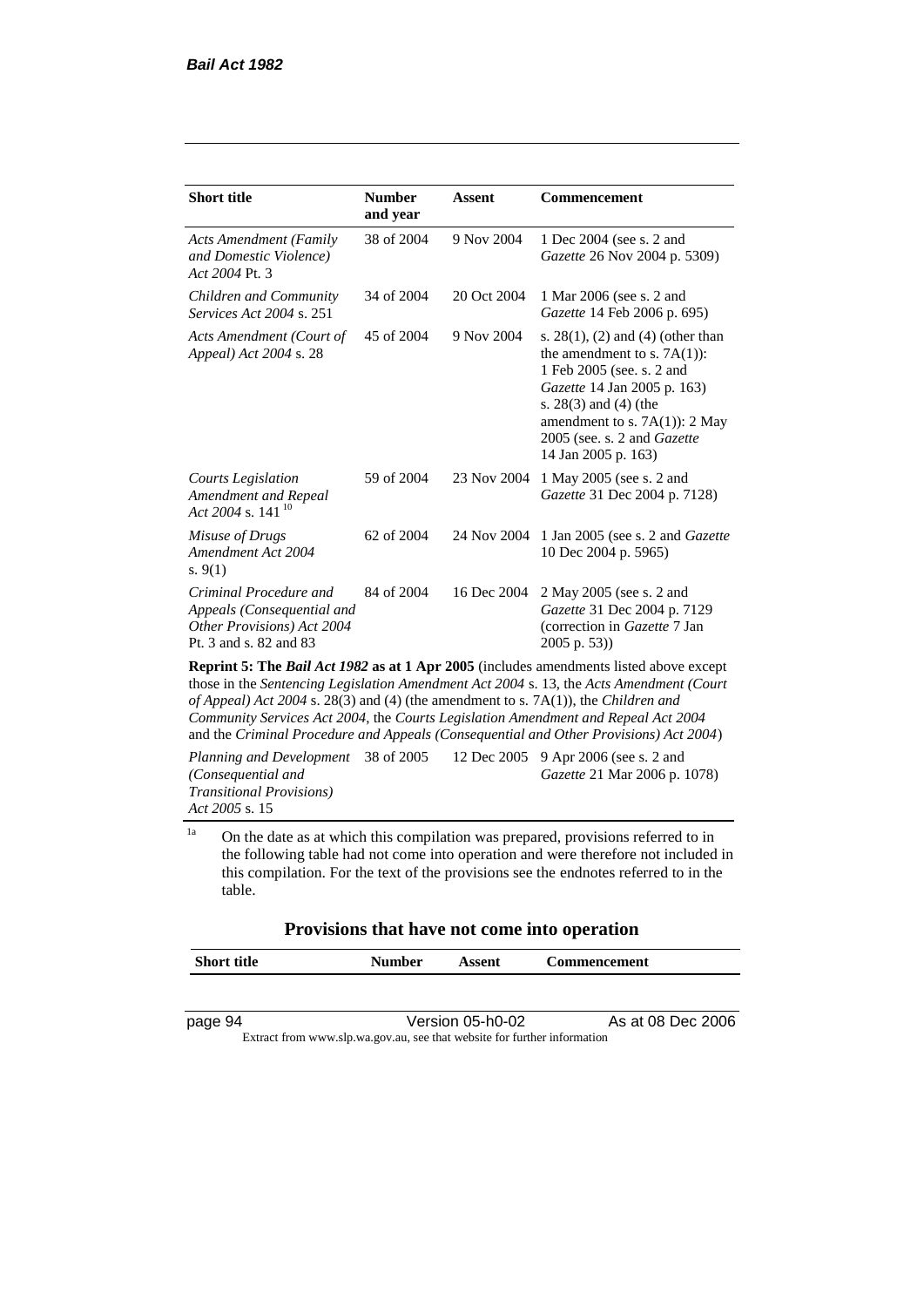| Short title | Number and year | Assent | Commencement |
|---|---|---|---|
| *Acts Amendment (Family and Domestic Violence) Act 2004* Pt. 3 | 38 of 2004 | 9 Nov 2004 | 1 Dec 2004 (see s. 2 and *Gazette* 26 Nov 2004 p. 5309) |
| *Children and Community Services Act 2004* s. 251 | 34 of 2004 | 20 Oct 2004 | 1 Mar 2006 (see s. 2 and *Gazette* 14 Feb 2006 p. 695) |
| *Acts Amendment (Court of Appeal) Act 2004* s. 28 | 45 of 2004 | 9 Nov 2004 | s. 28(1), (2) and (4) (other than the amendment to s. 7A(1)): 1 Feb 2005 (see. s. 2 and *Gazette* 14 Jan 2005 p. 163) s. 28(3) and (4) (the amendment to s. 7A(1)): 2 May 2005 (see. s. 2 and *Gazette* 14 Jan 2005 p. 163) |
| *Courts Legislation Amendment and Repeal Act 2004* s. 141 [10] | 59 of 2004 | 23 Nov 2004 | 1 May 2005 (see s. 2 and *Gazette* 31 Dec 2004 p. 7128) |
| *Misuse of Drugs Amendment Act 2004* s. 9(1) | 62 of 2004 | 24 Nov 2004 | 1 Jan 2005 (see s. 2 and *Gazette* 10 Dec 2004 p. 5965) |
| *Criminal Procedure and Appeals (Consequential and Other Provisions) Act 2004* Pt. 3 and s. 82 and 83 | 84 of 2004 | 16 Dec 2004 | 2 May 2005 (see s. 2 and *Gazette* 31 Dec 2004 p. 7129 (correction in *Gazette* 7 Jan 2005 p. 53)) |
| **Reprint 5: The *Bail Act 1982* as at 1 Apr 2005** (includes amendments listed above except those in the *Sentencing Legislation Amendment Act 2004* s. 13, the *Acts Amendment (Court of Appeal) Act 2004* s. 28(3) and (4) (the amendment to s. 7A(1)), the *Children and Community Services Act 2004*, the *Courts Legislation Amendment and Repeal Act 2004* and the *Criminal Procedure and Appeals (Consequential and Other Provisions) Act 2004*) | | | |
| *Planning and Development (Consequential and Transitional Provisions) Act 2005* s. 15 | 38 of 2005 | 12 Dec 2005 | 9 Apr 2006 (see s. 2 and *Gazette* 21 Mar 2006 p. 1078) |

[1a] On the date as at which this compilation was prepared, provisions referred to in the following table had not come into operation and were therefore not included in this compilation. For the text of the provisions see the endnotes referred to in the table.

## Provisions that have not come into operation

| Short title | Number | Assent | Commencement |
|---|---|---|---|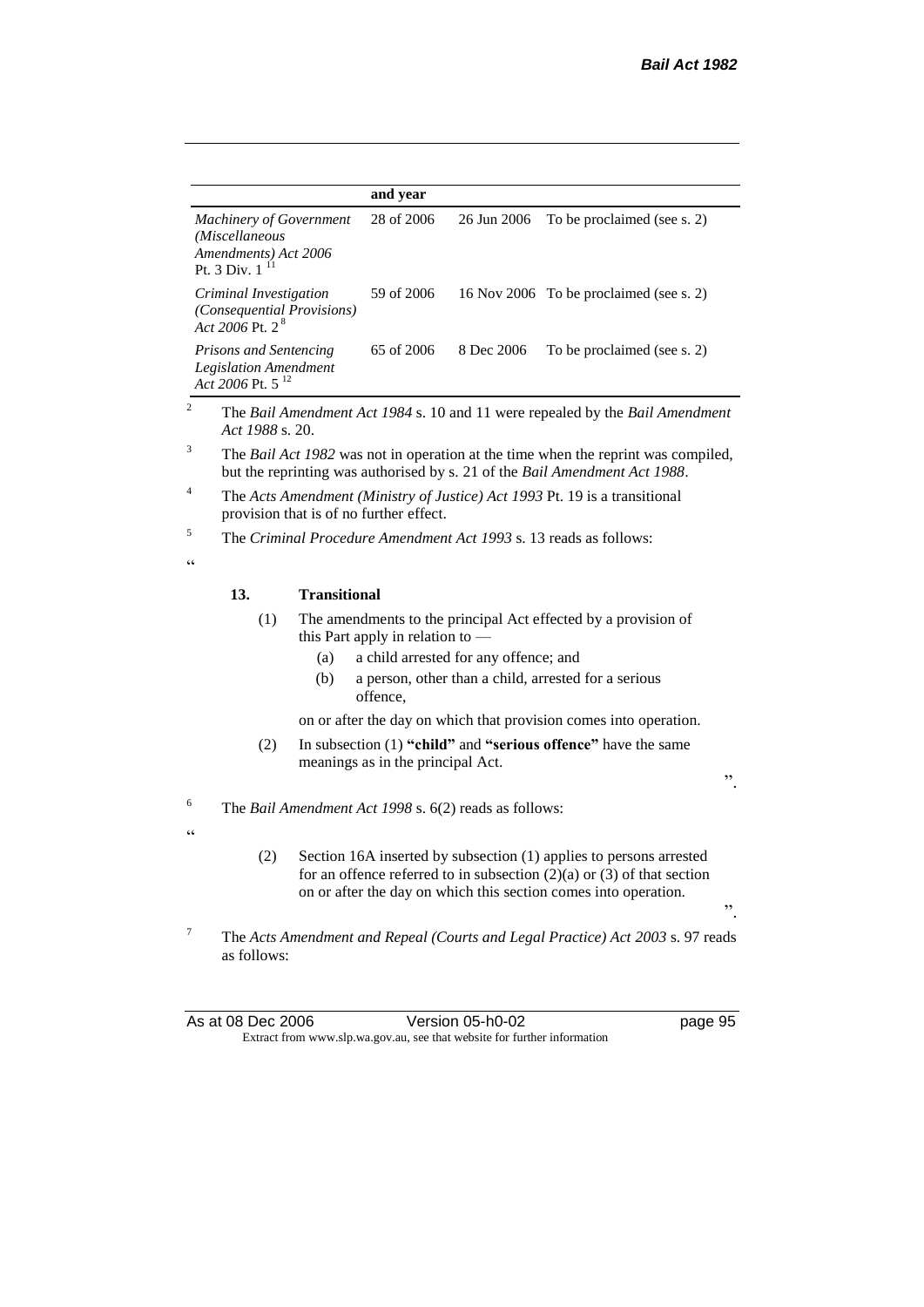| | and year | | |
|---|---|---|---|
| *Machinery of Government (Miscellaneous Amendments) Act 2006* Pt. 3 Div. 1 [11] | 28 of 2006 | 26 Jun 2006 | To be proclaimed (see s. 2) |
| *Criminal Investigation (Consequential Provisions) Act 2006* Pt. 2 [8] | 59 of 2006 | 16 Nov 2006 | To be proclaimed (see s. 2) |
| *Prisons and Sentencing Legislation Amendment Act 2006* Pt. 5 [12] | 65 of 2006 | 8 Dec 2006 | To be proclaimed (see s. 2) |

[2] The *Bail Amendment Act 1984* s. 10 and 11 were repealed by the *Bail Amendment Act 1988* s. 20.

[3] The *Bail Act 1982* was not in operation at the time when the reprint was compiled, but the reprinting was authorised by s. 21 of the *Bail Amendment Act 1988*.

[4] The *Acts Amendment (Ministry of Justice) Act 1993* Pt. 19 is a transitional provision that is of no further effect.

[5] The *Criminal Procedure Amendment Act 1993* s. 13 reads as follows:

"

**13. Transitional**

(1) The amendments to the principal Act effected by a provision of this Part apply in relation to —

(a) a child arrested for any offence; and

(b) a person, other than a child, arrested for a serious offence,

on or after the day on which that provision comes into operation.

(2) In subsection (1) **"child"** and **"serious offence"** have the same meanings as in the principal Act.

".

[6] The *Bail Amendment Act 1998* s. 6(2) reads as follows:

"

(2) Section 16A inserted by subsection (1) applies to persons arrested for an offence referred to in subsection (2)(a) or (3) of that section on or after the day on which this section comes into operation.

".

[7] The *Acts Amendment and Repeal (Courts and Legal Practice) Act 2003* s. 97 reads as follows: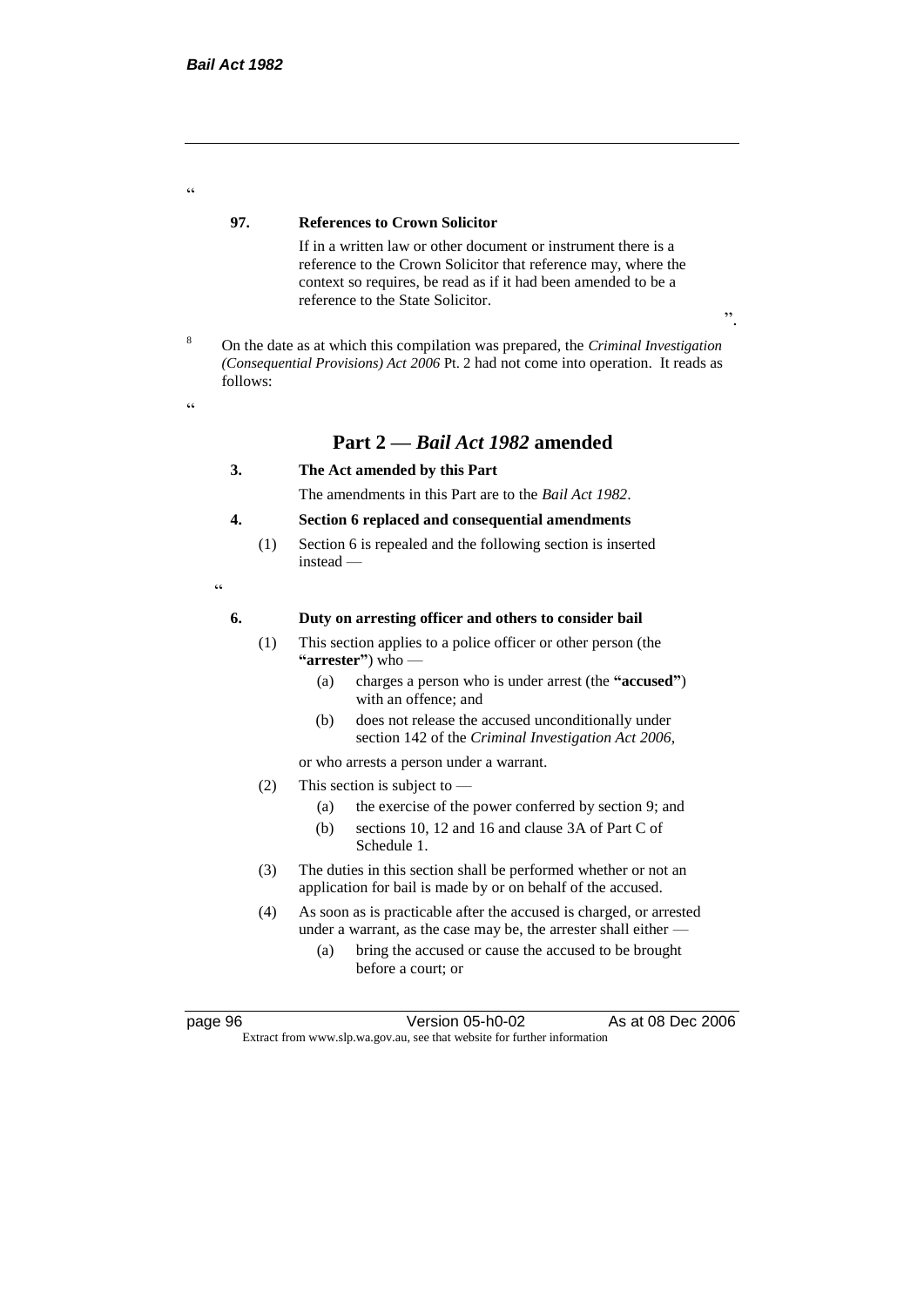"

**97. References to Crown Solicitor**

If in a written law or other document or instrument there is a reference to the Crown Solicitor that reference may, where the context so requires, be read as if it had been amended to be a reference to the State Solicitor.

".

[8] On the date as at which this compilation was prepared, the *Criminal Investigation (Consequential Provisions) Act 2006* Pt. 2 had not come into operation. It reads as follows:

"

## Part 2 — *Bail Act 1982* amended

**3. The Act amended by this Part**

The amendments in this Part are to the *Bail Act 1982*.

**4. Section 6 replaced and consequential amendments**

(1) Section 6 is repealed and the following section is inserted instead —

"

**6. Duty on arresting officer and others to consider bail**

(1) This section applies to a police officer or other person (the **"arrester"**) who —

(a) charges a person who is under arrest (the **"accused"**) with an offence; and

(b) does not release the accused unconditionally under section 142 of the *Criminal Investigation Act 2006*,

or who arrests a person under a warrant.

(2) This section is subject to —

(a) the exercise of the power conferred by section 9; and

(b) sections 10, 12 and 16 and clause 3A of Part C of Schedule 1.

(3) The duties in this section shall be performed whether or not an application for bail is made by or on behalf of the accused.

(4) As soon as is practicable after the accused is charged, or arrested under a warrant, as the case may be, the arrester shall either —

(a) bring the accused or cause the accused to be brought before a court; or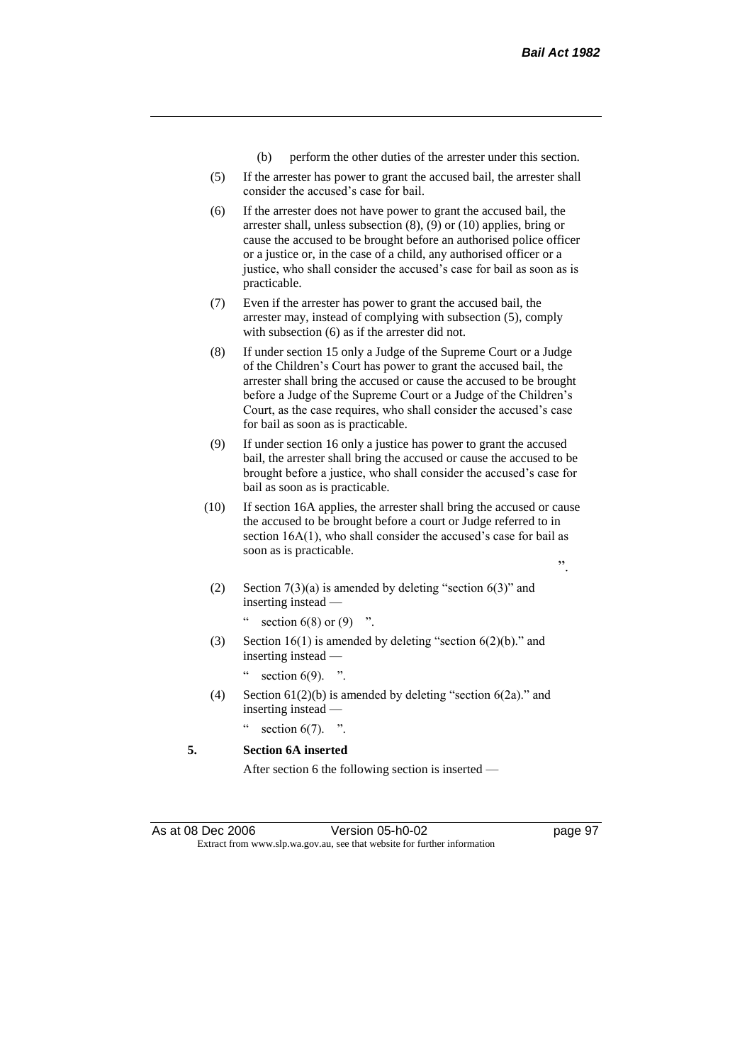(b) perform the other duties of the arrester under this section.

(5) If the arrester has power to grant the accused bail, the arrester shall consider the accused's case for bail.

(6) If the arrester does not have power to grant the accused bail, the arrester shall, unless subsection (8), (9) or (10) applies, bring or cause the accused to be brought before an authorised police officer or a justice or, in the case of a child, any authorised officer or a justice, who shall consider the accused's case for bail as soon as is practicable.

(7) Even if the arrester has power to grant the accused bail, the arrester may, instead of complying with subsection (5), comply with subsection (6) as if the arrester did not.

(8) If under section 15 only a Judge of the Supreme Court or a Judge of the Children's Court has power to grant the accused bail, the arrester shall bring the accused or cause the accused to be brought before a Judge of the Supreme Court or a Judge of the Children's Court, as the case requires, who shall consider the accused's case for bail as soon as is practicable.

(9) If under section 16 only a justice has power to grant the accused bail, the arrester shall bring the accused or cause the accused to be brought before a justice, who shall consider the accused's case for bail as soon as is practicable.

(10) If section 16A applies, the arrester shall bring the accused or cause the accused to be brought before a court or Judge referred to in section 16A(1), who shall consider the accused's case for bail as soon as is practicable.

".

(2) Section 7(3)(a) is amended by deleting "section 6(3)" and inserting instead —

" section 6(8) or (9) ".

(3) Section 16(1) is amended by deleting "section 6(2)(b)." and inserting instead —

" section 6(9). ".

(4) Section 61(2)(b) is amended by deleting "section 6(2a)." and inserting instead —

" section 6(7). ".

**5. Section 6A inserted**

After section 6 the following section is inserted —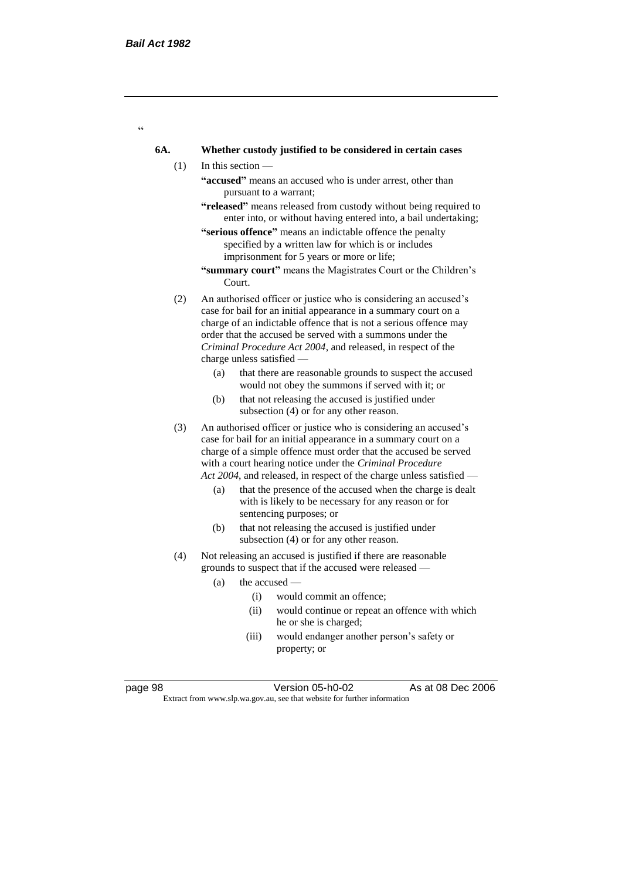"

### 6A. Whether custody justified to be considered in certain cases

(1) In this section —

**"accused"** means an accused who is under arrest, other than pursuant to a warrant;

**"released"** means released from custody without being required to enter into, or without having entered into, a bail undertaking;

**"serious offence"** means an indictable offence the penalty specified by a written law for which is or includes imprisonment for 5 years or more or life;

**"summary court"** means the Magistrates Court or the Children's Court.

(2) An authorised officer or justice who is considering an accused's case for bail for an initial appearance in a summary court on a charge of an indictable offence that is not a serious offence may order that the accused be served with a summons under the *Criminal Procedure Act 2004*, and released, in respect of the charge unless satisfied —

(a) that there are reasonable grounds to suspect the accused would not obey the summons if served with it; or

(b) that not releasing the accused is justified under subsection (4) or for any other reason.

(3) An authorised officer or justice who is considering an accused's case for bail for an initial appearance in a summary court on a charge of a simple offence must order that the accused be served with a court hearing notice under the *Criminal Procedure Act 2004*, and released, in respect of the charge unless satisfied —

(a) that the presence of the accused when the charge is dealt with is likely to be necessary for any reason or for sentencing purposes; or

(b) that not releasing the accused is justified under subsection (4) or for any other reason.

(4) Not releasing an accused is justified if there are reasonable grounds to suspect that if the accused were released —

(a) the accused —

(i) would commit an offence;

(ii) would continue or repeat an offence with which he or she is charged;

(iii) would endanger another person's safety or property; or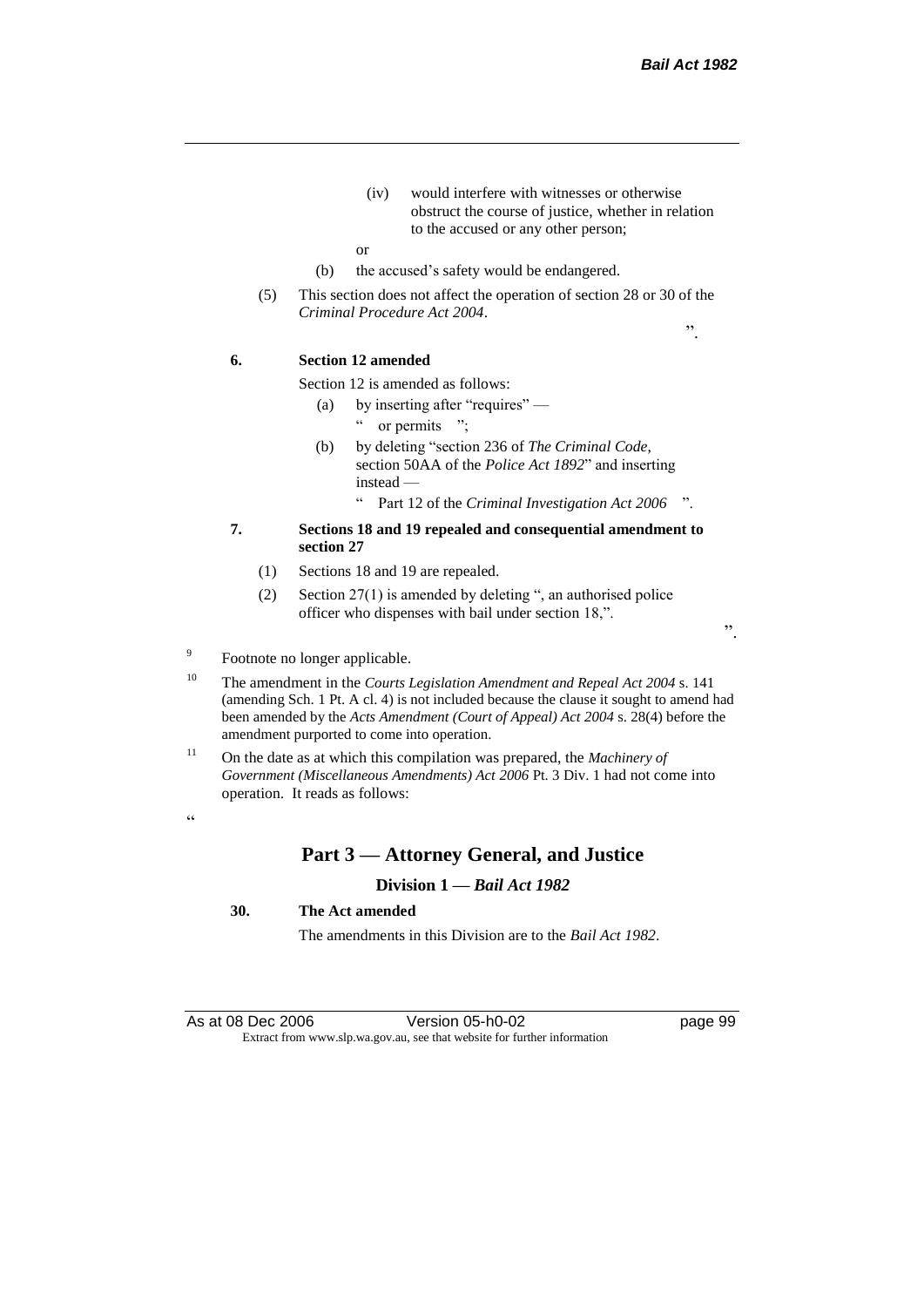(iv) would interfere with witnesses or otherwise obstruct the course of justice, whether in relation to the accused or any other person;

or

(b) the accused's safety would be endangered.

(5) This section does not affect the operation of section 28 or 30 of the *Criminal Procedure Act 2004*.

".

**6. Section 12 amended**

Section 12 is amended as follows:

(a) by inserting after "requires" —

" or permits ";

(b) by deleting "section 236 of *The Criminal Code*, section 50AA of the *Police Act 1892*" and inserting instead —

" Part 12 of the *Criminal Investigation Act 2006* ".

**7. Sections 18 and 19 repealed and consequential amendment to section 27**

(1) Sections 18 and 19 are repealed.

(2) Section 27(1) is amended by deleting ", an authorised police officer who dispenses with bail under section 18,".

".

[9] Footnote no longer applicable.

[10] The amendment in the *Courts Legislation Amendment and Repeal Act 2004* s. 141 (amending Sch. 1 Pt. A cl. 4) is not included because the clause it sought to amend had been amended by the *Acts Amendment (Court of Appeal) Act 2004* s. 28(4) before the amendment purported to come into operation.

[11] On the date as at which this compilation was prepared, the *Machinery of Government (Miscellaneous Amendments) Act 2006* Pt. 3 Div. 1 had not come into operation. It reads as follows:

"

## Part 3 — Attorney General, and Justice

### Division 1 — *Bail Act 1982*

**30. The Act amended**

The amendments in this Division are to the *Bail Act 1982*.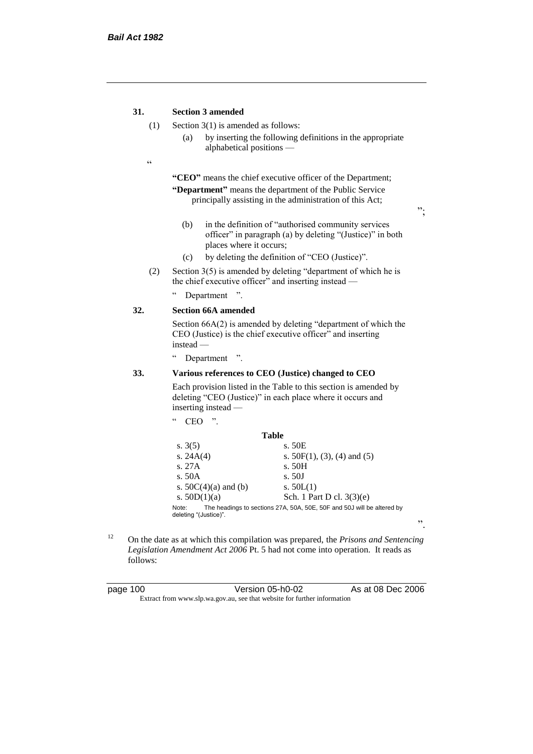**31. Section 3 amended**

(1) Section 3(1) is amended as follows:

(a) by inserting the following definitions in the appropriate alphabetical positions —

"

**"CEO"** means the chief executive officer of the Department;

**"Department"** means the department of the Public Service principally assisting in the administration of this Act;

";

(b) in the definition of "authorised community services officer" in paragraph (a) by deleting "(Justice)" in both places where it occurs;

(c) by deleting the definition of "CEO (Justice)".

(2) Section 3(5) is amended by deleting "department of which he is the chief executive officer" and inserting instead —

" Department ".

**32. Section 66A amended**

Section 66A(2) is amended by deleting "department of which the CEO (Justice) is the chief executive officer" and inserting instead —

" Department ".

**33. Various references to CEO (Justice) changed to CEO**

Each provision listed in the Table to this section is amended by deleting "CEO (Justice)" in each place where it occurs and inserting instead —

" CEO ".

**Table**

| | |
|---|---|
| s. 3(5) | s. 50E |
| s. 24A(4) | s. 50F(1), (3), (4) and (5) |
| s. 27A | s. 50H |
| s. 50A | s. 50J |
| s. 50C(4)(a) and (b) | s. 50L(1) |
| s. 50D(1)(a) | Sch. 1 Part D cl. 3(3)(e) |

Note: The headings to sections 27A, 50A, 50E, 50F and 50J will be altered by deleting "(Justice)".

".

[12] On the date as at which this compilation was prepared, the *Prisons and Sentencing Legislation Amendment Act 2006* Pt. 5 had not come into operation. It reads as follows: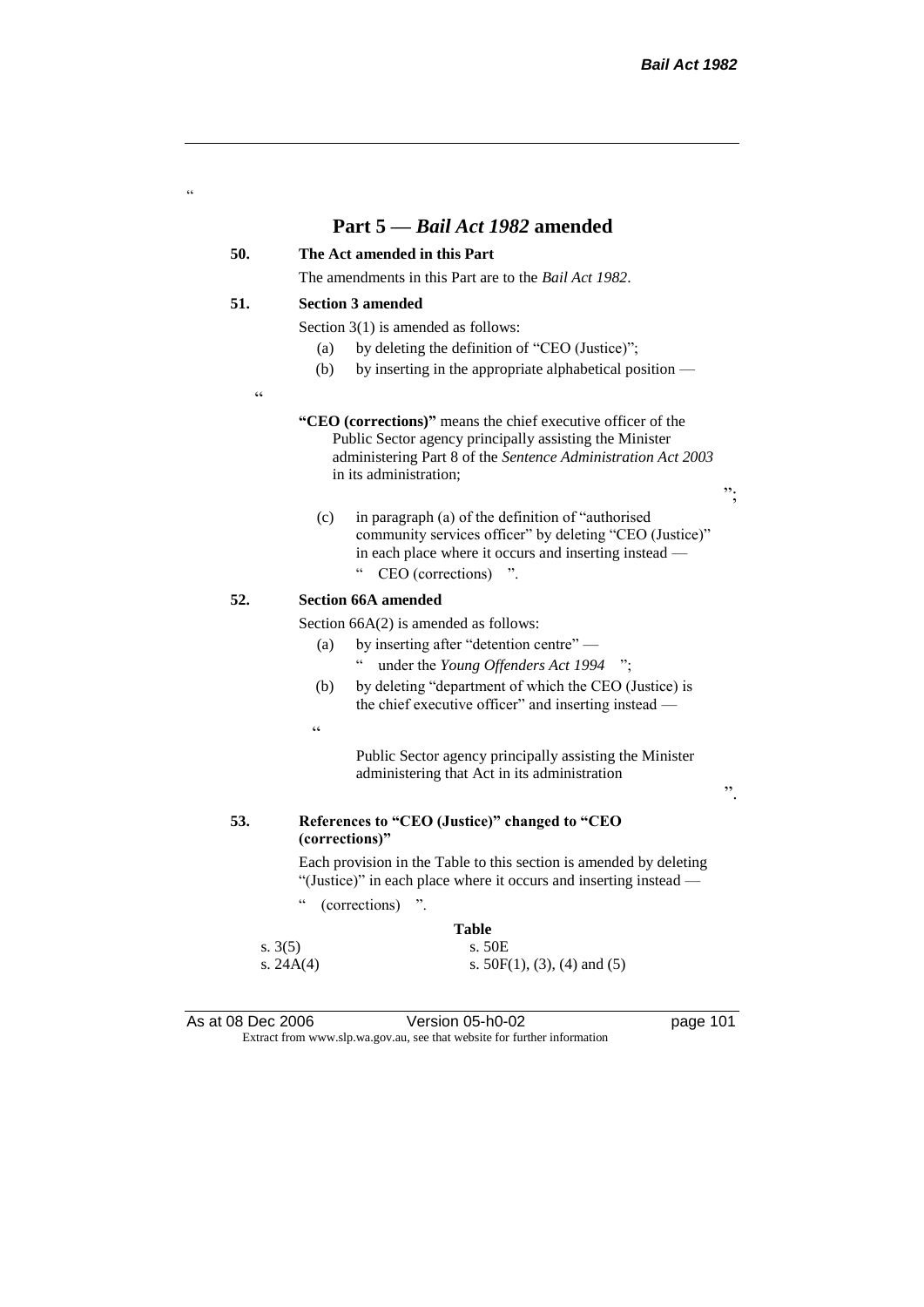"

## Part 5 — *Bail Act 1982* amended

**50. The Act amended in this Part**

The amendments in this Part are to the *Bail Act 1982*.

**51. Section 3 amended**

Section 3(1) is amended as follows:

(a) by deleting the definition of "CEO (Justice)";

(b) by inserting in the appropriate alphabetical position —

"

**"CEO (corrections)"** means the chief executive officer of the Public Sector agency principally assisting the Minister administering Part 8 of the *Sentence Administration Act 2003* in its administration;

";

(c) in paragraph (a) of the definition of "authorised community services officer" by deleting "CEO (Justice)" in each place where it occurs and inserting instead —

" CEO (corrections) ".

**52. Section 66A amended**

Section 66A(2) is amended as follows:

(a) by inserting after "detention centre" —

" under the *Young Offenders Act 1994* ";

(b) by deleting "department of which the CEO (Justice) is the chief executive officer" and inserting instead —

"

Public Sector agency principally assisting the Minister administering that Act in its administration

".

**53. References to "CEO (Justice)" changed to "CEO (corrections)"**

Each provision in the Table to this section is amended by deleting "(Justice)" in each place where it occurs and inserting instead —

" (corrections) ".

**Table**

| | |
|---|---|
| s. 3(5) | s. 50E |
| s. 24A(4) | s. 50F(1), (3), (4) and (5) |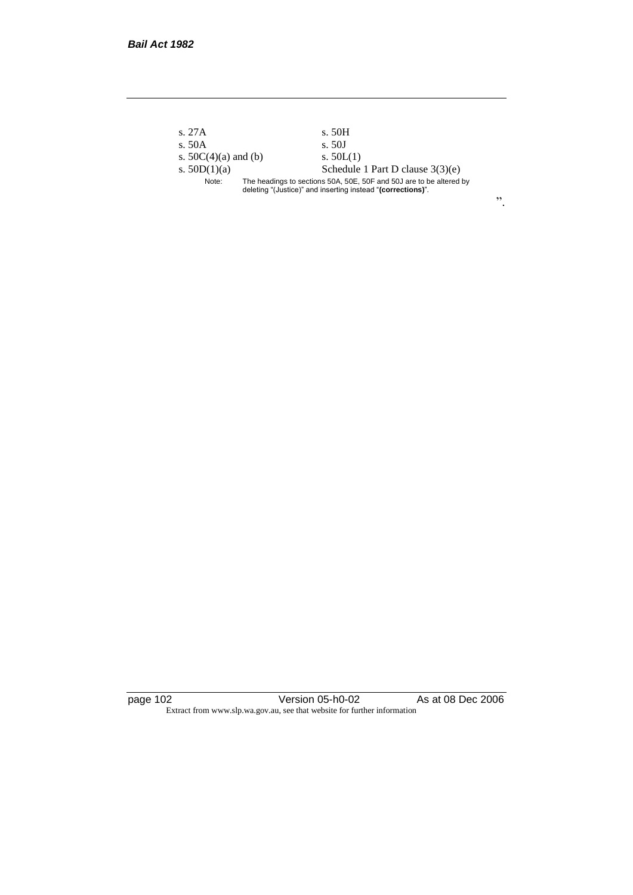| | |
|---|---|
| s. 27A | s. 50H |
| s. 50A | s. 50J |
| s. 50C(4)(a) and (b) | s. 50L(1) |
| s. 50D(1)(a) | Schedule 1 Part D clause 3(3)(e) |

Note: The headings to sections 50A, 50E, 50F and 50J are to be altered by deleting "(Justice)" and inserting instead "**(corrections)**".

".